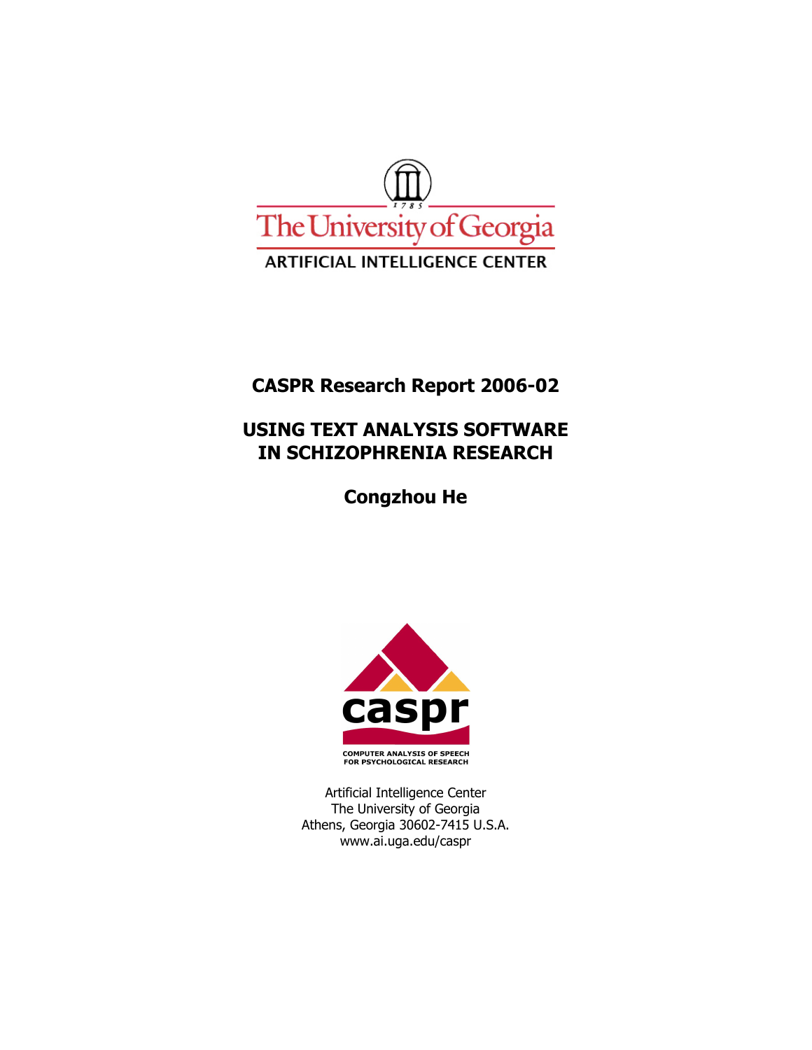The University of Georgia

ARTIFICIAL INTELLIGENCE CENTER

**CASPR Research Report 2006-02**

# USING TEXT ANALYSIS SOFTWARE IN SCHIZOPHRENIA RESEARCH

**Congzhou He**

caspr

COMPUTER ANALYSIS OF SPEECH FOR PSYCHOLOGICAL RESEARCH

Artificial Intelligence Center
The University of Georgia
Athens, Georgia 30602-7415 U.S.A.
www.ai.uga.edu/caspr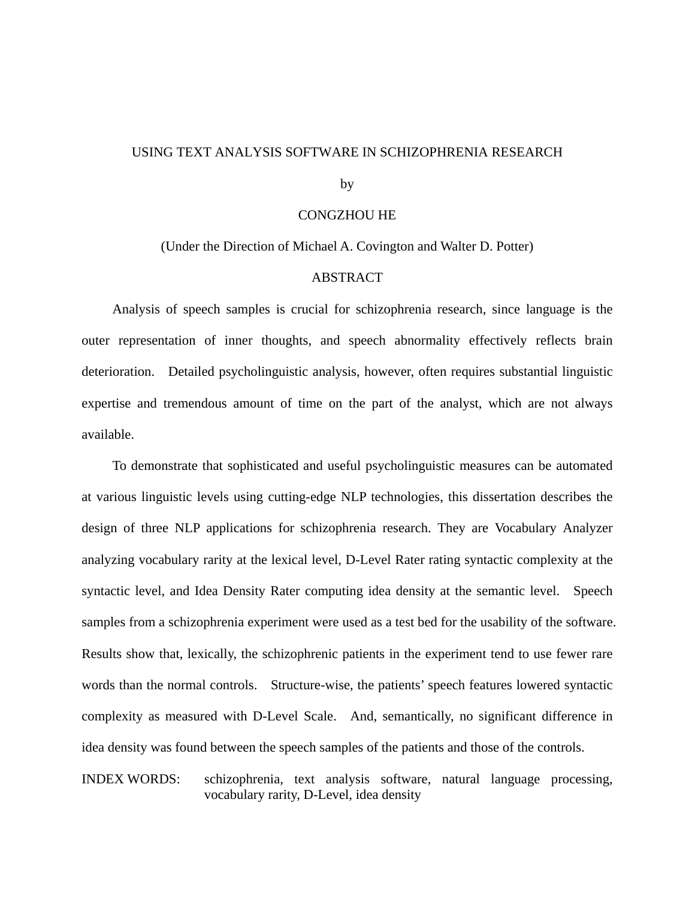USING TEXT ANALYSIS SOFTWARE IN SCHIZOPHRENIA RESEARCH

by

CONGZHOU HE

(Under the Direction of Michael A. Covington and Walter D. Potter)

## ABSTRACT

Analysis of speech samples is crucial for schizophrenia research, since language is the outer representation of inner thoughts, and speech abnormality effectively reflects brain deterioration. Detailed psycholinguistic analysis, however, often requires substantial linguistic expertise and tremendous amount of time on the part of the analyst, which are not always available.

To demonstrate that sophisticated and useful psycholinguistic measures can be automated at various linguistic levels using cutting-edge NLP technologies, this dissertation describes the design of three NLP applications for schizophrenia research. They are Vocabulary Analyzer analyzing vocabulary rarity at the lexical level, D-Level Rater rating syntactic complexity at the syntactic level, and Idea Density Rater computing idea density at the semantic level. Speech samples from a schizophrenia experiment were used as a test bed for the usability of the software. Results show that, lexically, the schizophrenic patients in the experiment tend to use fewer rare words than the normal controls. Structure-wise, the patients' speech features lowered syntactic complexity as measured with D-Level Scale. And, semantically, no significant difference in idea density was found between the speech samples of the patients and those of the controls.

INDEX WORDS: schizophrenia, text analysis software, natural language processing, vocabulary rarity, D-Level, idea density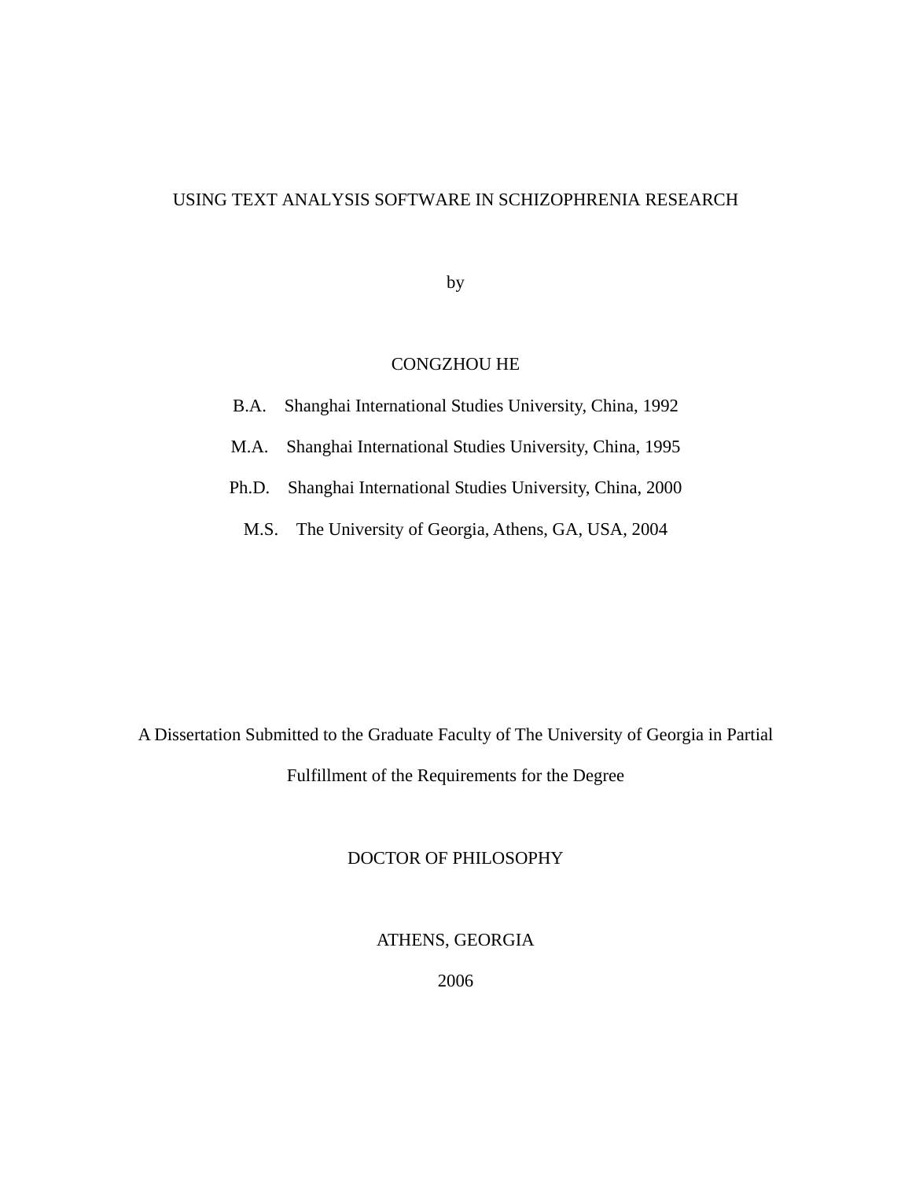# USING TEXT ANALYSIS SOFTWARE IN SCHIZOPHRENIA RESEARCH

by

CONGZHOU HE

B.A. Shanghai International Studies University, China, 1992

M.A. Shanghai International Studies University, China, 1995

Ph.D. Shanghai International Studies University, China, 2000

M.S. The University of Georgia, Athens, GA, USA, 2004

A Dissertation Submitted to the Graduate Faculty of The University of Georgia in Partial Fulfillment of the Requirements for the Degree

DOCTOR OF PHILOSOPHY

ATHENS, GEORGIA

2006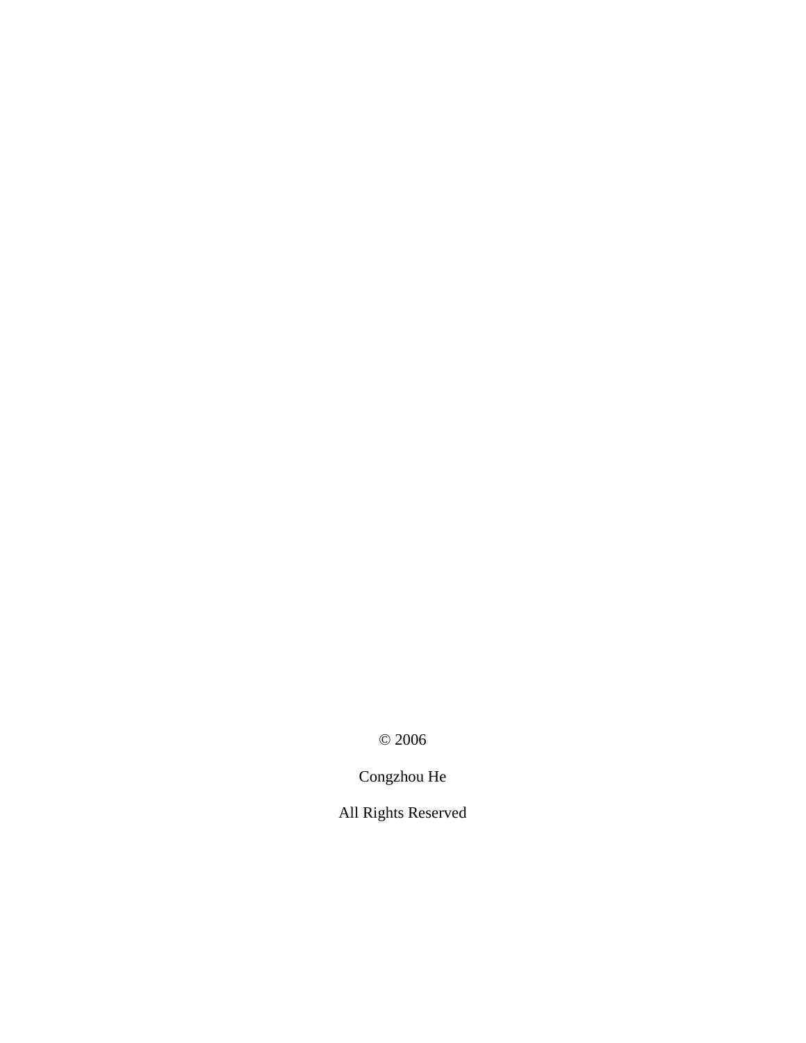© 2006

Congzhou He

All Rights Reserved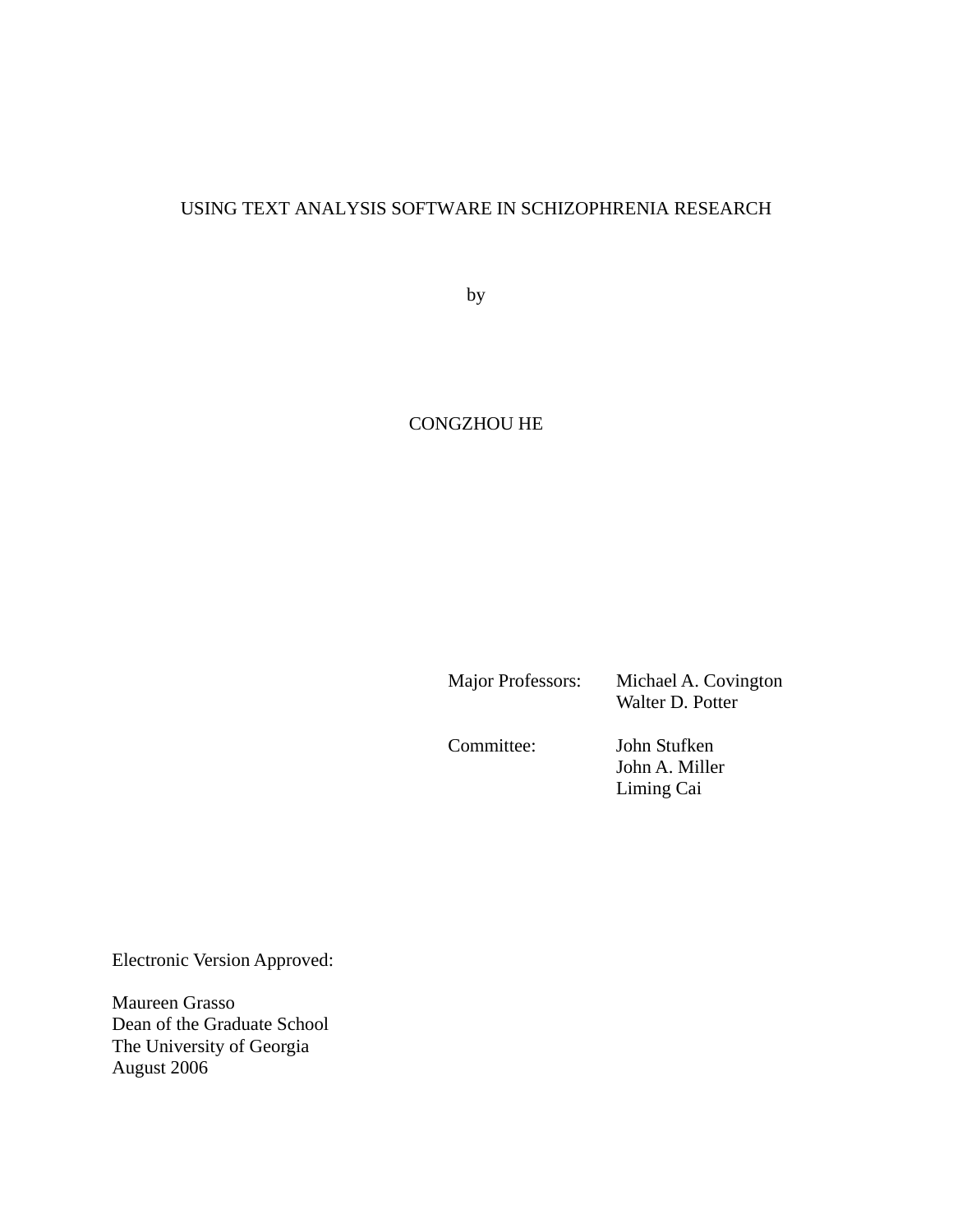USING TEXT ANALYSIS SOFTWARE IN SCHIZOPHRENIA RESEARCH

by

CONGZHOU HE

Major Professors: Michael A. Covington
Walter D. Potter

Committee: John Stufken
John A. Miller
Liming Cai

Electronic Version Approved:

Maureen Grasso
Dean of the Graduate School
The University of Georgia
August 2006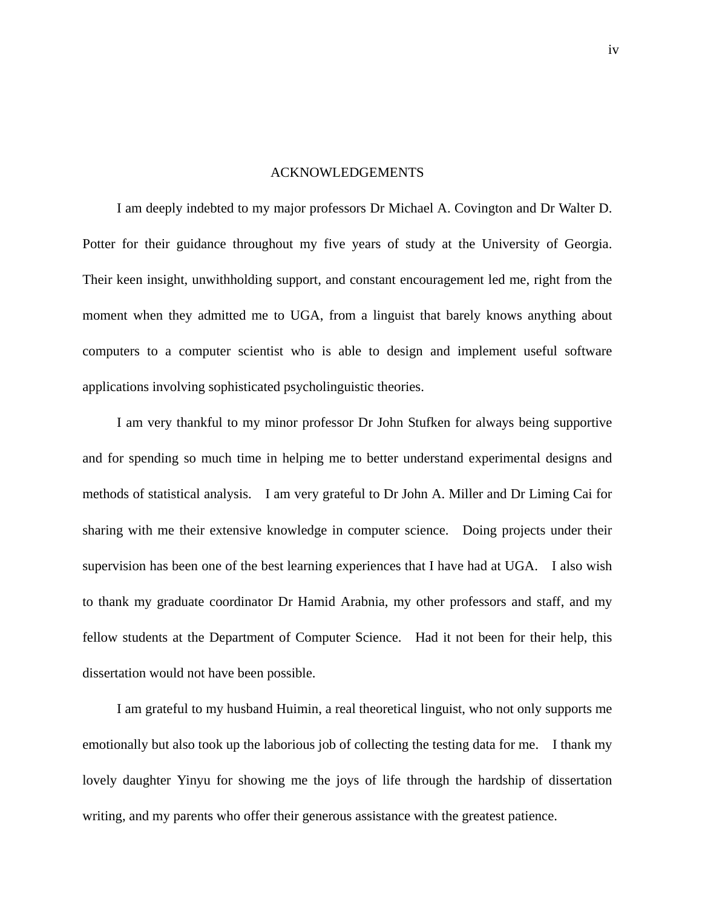# ACKNOWLEDGEMENTS

I am deeply indebted to my major professors Dr Michael A. Covington and Dr Walter D. Potter for their guidance throughout my five years of study at the University of Georgia. Their keen insight, unwithholding support, and constant encouragement led me, right from the moment when they admitted me to UGA, from a linguist that barely knows anything about computers to a computer scientist who is able to design and implement useful software applications involving sophisticated psycholinguistic theories.

I am very thankful to my minor professor Dr John Stufken for always being supportive and for spending so much time in helping me to better understand experimental designs and methods of statistical analysis. I am very grateful to Dr John A. Miller and Dr Liming Cai for sharing with me their extensive knowledge in computer science. Doing projects under their supervision has been one of the best learning experiences that I have had at UGA. I also wish to thank my graduate coordinator Dr Hamid Arabnia, my other professors and staff, and my fellow students at the Department of Computer Science. Had it not been for their help, this dissertation would not have been possible.

I am grateful to my husband Huimin, a real theoretical linguist, who not only supports me emotionally but also took up the laborious job of collecting the testing data for me. I thank my lovely daughter Yinyu for showing me the joys of life through the hardship of dissertation writing, and my parents who offer their generous assistance with the greatest patience.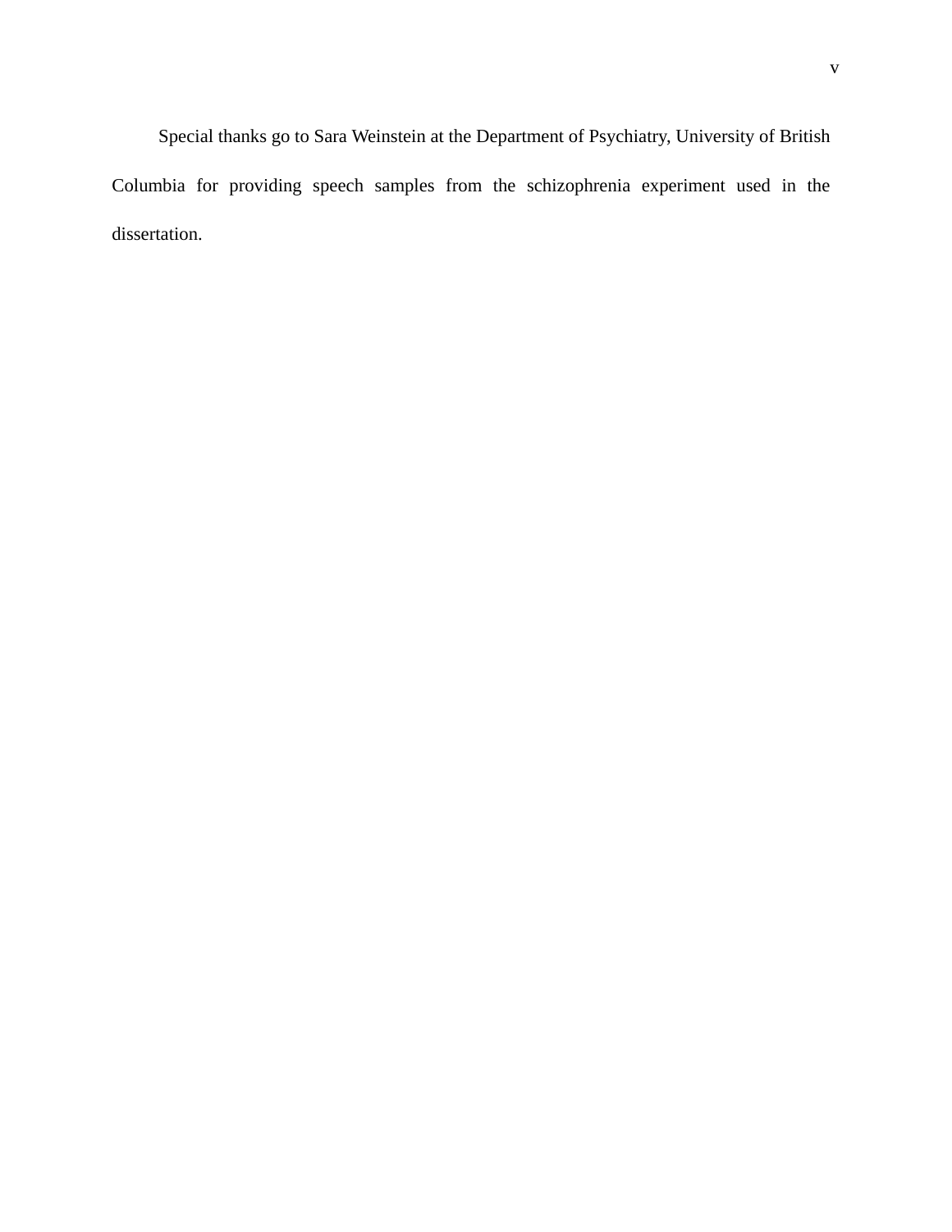Special thanks go to Sara Weinstein at the Department of Psychiatry, University of British Columbia for providing speech samples from the schizophrenia experiment used in the dissertation.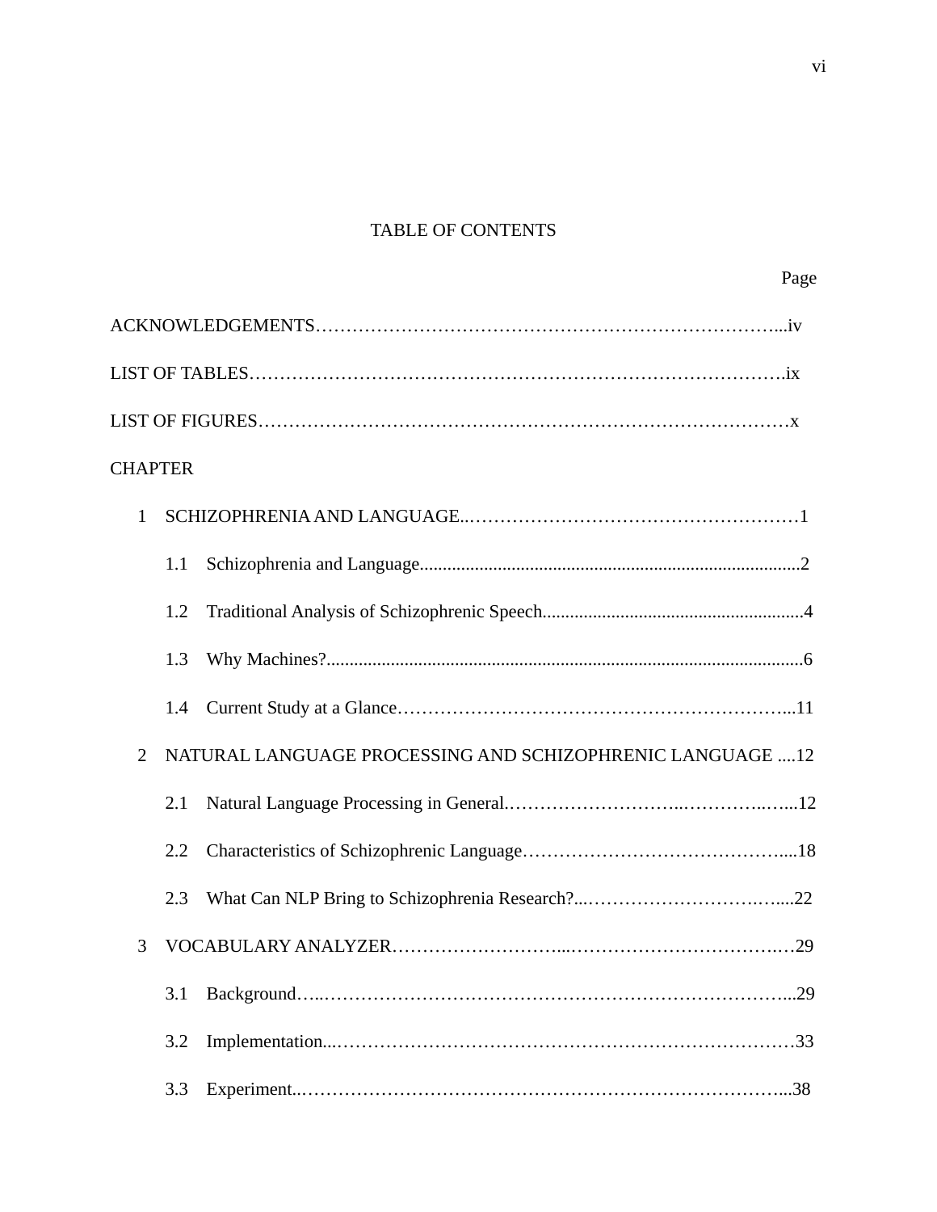# TABLE OF CONTENTS

| | Page |
|---|---|
| ACKNOWLEDGEMENTS | iv |
| LIST OF TABLES | ix |
| LIST OF FIGURES | x |
| CHAPTER | |
| 1 SCHIZOPHRENIA AND LANGUAGE | 1 |
| 1.1 Schizophrenia and Language | 2 |
| 1.2 Traditional Analysis of Schizophrenic Speech | 4 |
| 1.3 Why Machines? | 6 |
| 1.4 Current Study at a Glance | 11 |
| 2 NATURAL LANGUAGE PROCESSING AND SCHIZOPHRENIC LANGUAGE | 12 |
| 2.1 Natural Language Processing in General | 12 |
| 2.2 Characteristics of Schizophrenic Language | 18 |
| 2.3 What Can NLP Bring to Schizophrenia Research? | 22 |
| 3 VOCABULARY ANALYZER | 29 |
| 3.1 Background | 29 |
| 3.2 Implementation | 33 |
| 3.3 Experiment | 38 |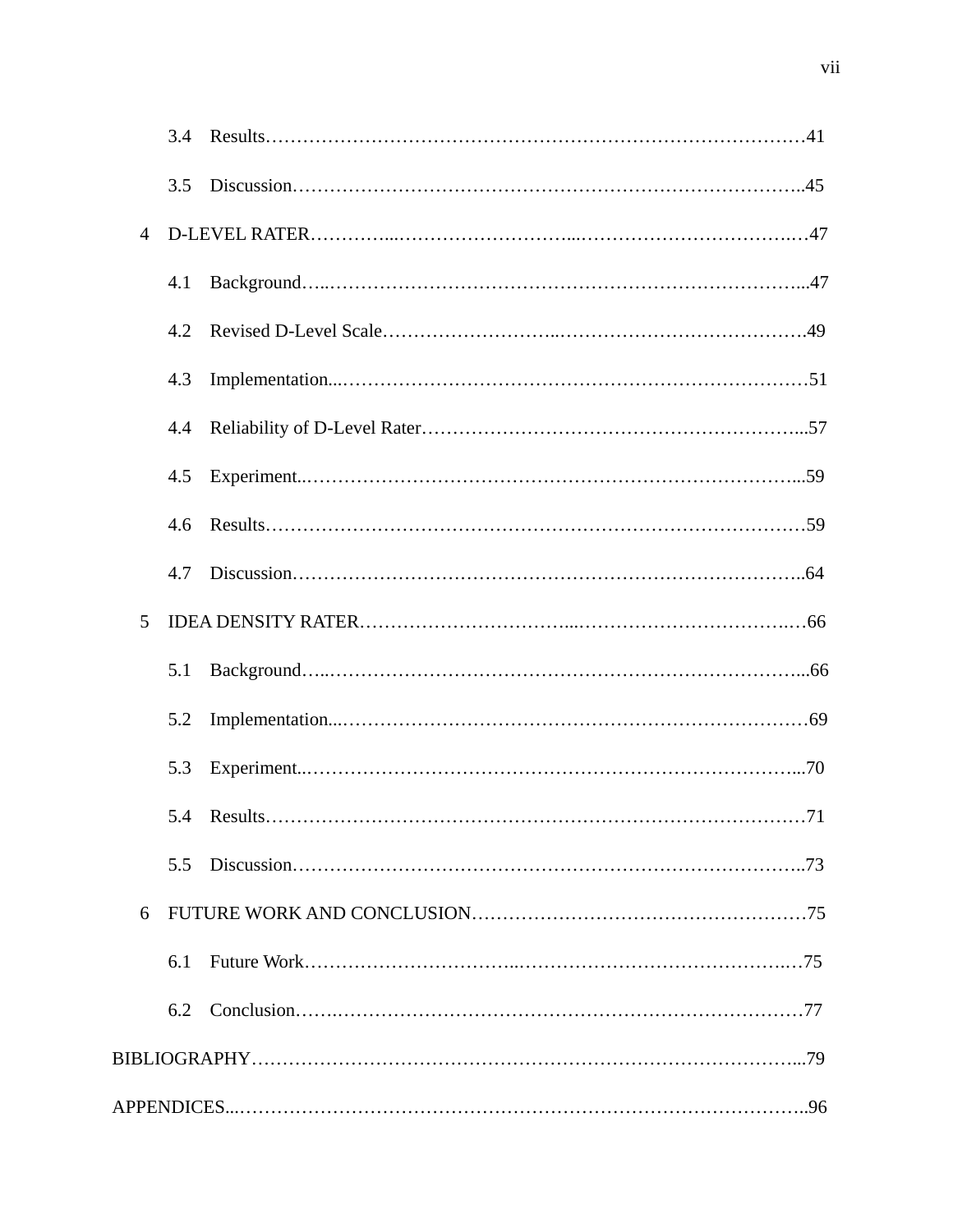3.4 Results…………………………………………………………………………41

3.5 Discussion……………………………………………………………………..45

4 D-LEVEL RATER…………..………………………...…………………………….…47

4.1 Background…..……………………………………………………………………...47

4.2 Revised D-Level Scale……………………...………………………………….49

4.3 Implementation...……………………………………………………………………51

4.4 Reliability of D-Level Rater…………….……………………………………...57

4.5 Experiment..…………………………………………………………………...59

4.6 Results…………………………………………………………………………59

4.7 Discussion……………………………………………………………………..64

5 IDEA DENSITY RATER…………………………...…………………………….…66

5.1 Background…..……………………………………………………………………...66

5.2 Implementation...……………………………………………………………………69

5.3 Experiment..…………………………………………………………………...70

5.4 Results…………………………………………………………………………71

5.5 Discussion……………………………………………………………………..73

6 FUTURE WORK AND CONCLUSION……………………………………………75

6.1 Future Work…………………………...…………………………………….…75

6.2 Conclusion…….…………………………………………………………………77

BIBLIOGRAPHY…………………………………………………………………………...79

APPENDICES...…………………………………………………………………………..96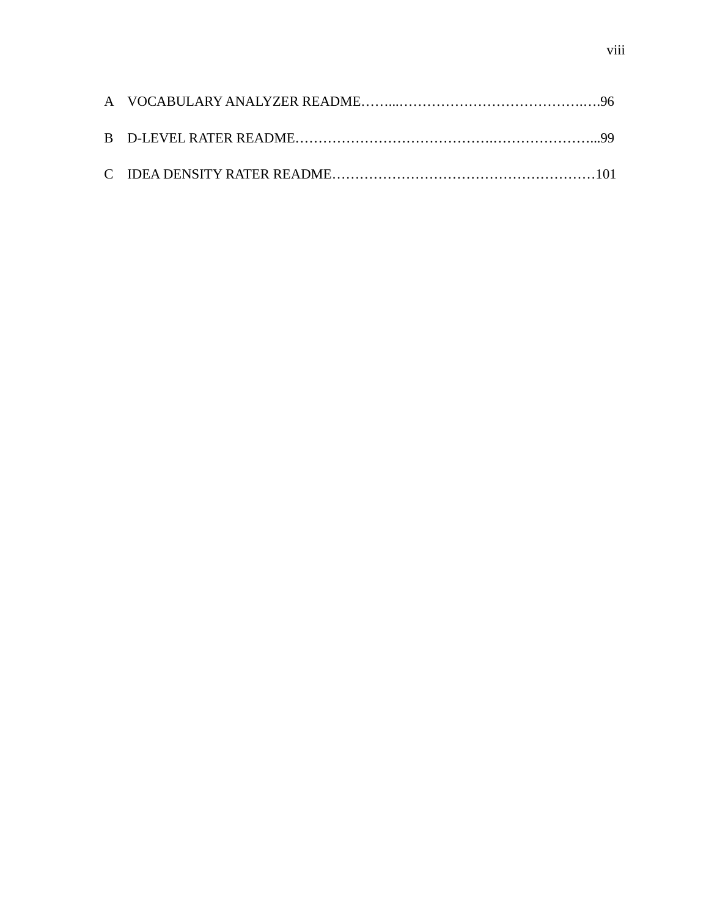A VOCABULARY ANALYZER README……...…………………………………..….96

B D-LEVEL RATER README…………………………………….…………………...99

C IDEA DENSITY RATER README…………………………………………………101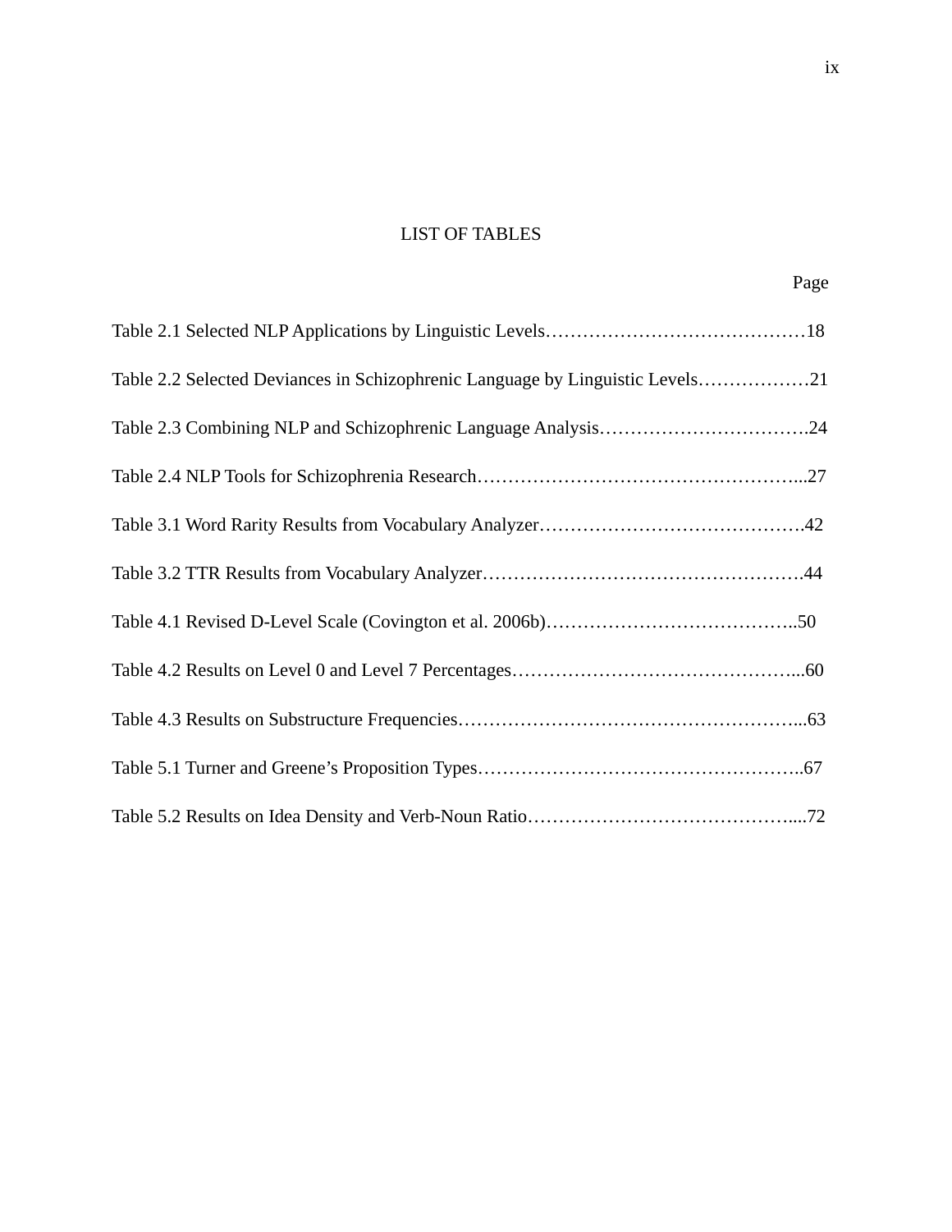# LIST OF TABLES

Page

Table 2.1 Selected NLP Applications by Linguistic Levels……………………………………18

Table 2.2 Selected Deviances in Schizophrenic Language by Linguistic Levels………………21

Table 2.3 Combining NLP and Schizophrenic Language Analysis…………………………….24

Table 2.4 NLP Tools for Schizophrenia Research…………………………………………….27

Table 3.1 Word Rarity Results from Vocabulary Analyzer…………………………………….42

Table 3.2 TTR Results from Vocabulary Analyzer…………………………………………….44

Table 4.1 Revised D-Level Scale (Covington et al. 2006b)…………………………………..50

Table 4.2 Results on Level 0 and Level 7 Percentages………………………………………...60

Table 4.3 Results on Substructure Frequencies………………………………………………...63

Table 5.1 Turner and Greene's Proposition Types……………………………………………..67

Table 5.2 Results on Idea Density and Verb-Noun Ratio……………………………………....72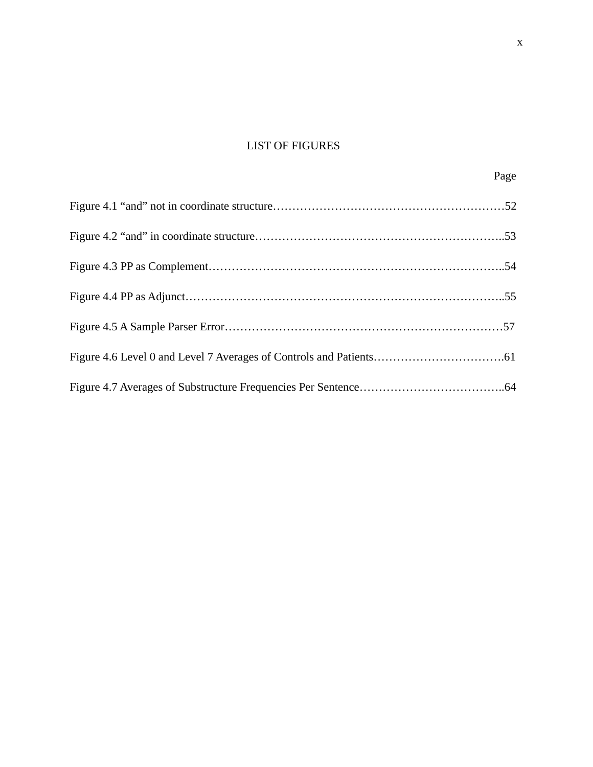# LIST OF FIGURES

| | Page |
|---|---|
| Figure 4.1 “and” not in coordinate structure | 52 |
| Figure 4.2 “and” in coordinate structure | 53 |
| Figure 4.3 PP as Complement | 54 |
| Figure 4.4 PP as Adjunct | 55 |
| Figure 4.5 A Sample Parser Error | 57 |
| Figure 4.6 Level 0 and Level 7 Averages of Controls and Patients | 61 |
| Figure 4.7 Averages of Substructure Frequencies Per Sentence | 64 |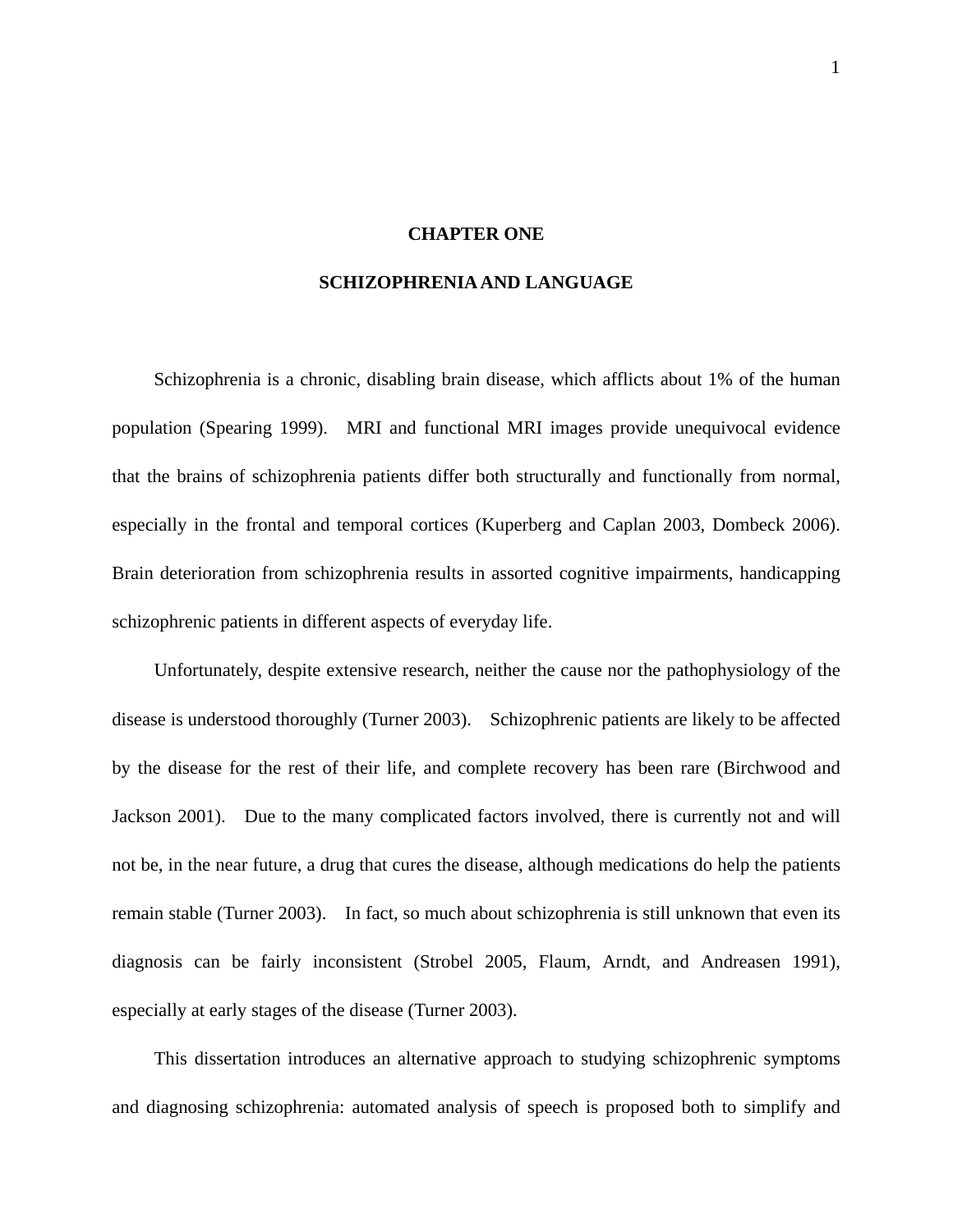# CHAPTER ONE

# SCHIZOPHRENIA AND LANGUAGE

Schizophrenia is a chronic, disabling brain disease, which afflicts about 1% of the human population (Spearing 1999). MRI and functional MRI images provide unequivocal evidence that the brains of schizophrenia patients differ both structurally and functionally from normal, especially in the frontal and temporal cortices (Kuperberg and Caplan 2003, Dombeck 2006). Brain deterioration from schizophrenia results in assorted cognitive impairments, handicapping schizophrenic patients in different aspects of everyday life.

Unfortunately, despite extensive research, neither the cause nor the pathophysiology of the disease is understood thoroughly (Turner 2003). Schizophrenic patients are likely to be affected by the disease for the rest of their life, and complete recovery has been rare (Birchwood and Jackson 2001). Due to the many complicated factors involved, there is currently not and will not be, in the near future, a drug that cures the disease, although medications do help the patients remain stable (Turner 2003). In fact, so much about schizophrenia is still unknown that even its diagnosis can be fairly inconsistent (Strobel 2005, Flaum, Arndt, and Andreasen 1991), especially at early stages of the disease (Turner 2003).

This dissertation introduces an alternative approach to studying schizophrenic symptoms and diagnosing schizophrenia: automated analysis of speech is proposed both to simplify and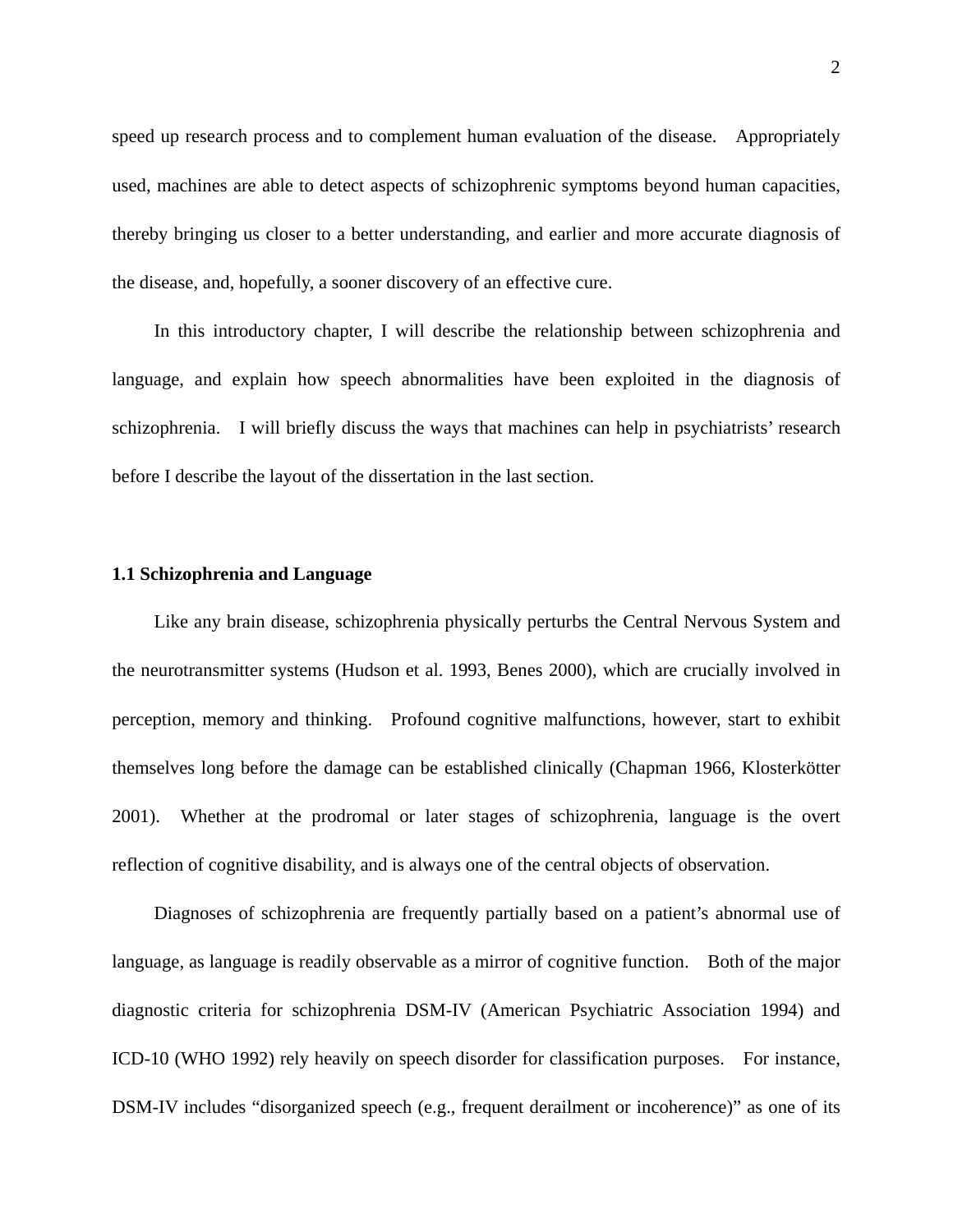speed up research process and to complement human evaluation of the disease. Appropriately used, machines are able to detect aspects of schizophrenic symptoms beyond human capacities, thereby bringing us closer to a better understanding, and earlier and more accurate diagnosis of the disease, and, hopefully, a sooner discovery of an effective cure.

In this introductory chapter, I will describe the relationship between schizophrenia and language, and explain how speech abnormalities have been exploited in the diagnosis of schizophrenia. I will briefly discuss the ways that machines can help in psychiatrists' research before I describe the layout of the dissertation in the last section.

### 1.1 Schizophrenia and Language

Like any brain disease, schizophrenia physically perturbs the Central Nervous System and the neurotransmitter systems (Hudson et al. 1993, Benes 2000), which are crucially involved in perception, memory and thinking. Profound cognitive malfunctions, however, start to exhibit themselves long before the damage can be established clinically (Chapman 1966, Klosterkötter 2001). Whether at the prodromal or later stages of schizophrenia, language is the overt reflection of cognitive disability, and is always one of the central objects of observation.

Diagnoses of schizophrenia are frequently partially based on a patient's abnormal use of language, as language is readily observable as a mirror of cognitive function. Both of the major diagnostic criteria for schizophrenia DSM-IV (American Psychiatric Association 1994) and ICD-10 (WHO 1992) rely heavily on speech disorder for classification purposes. For instance, DSM-IV includes "disorganized speech (e.g., frequent derailment or incoherence)" as one of its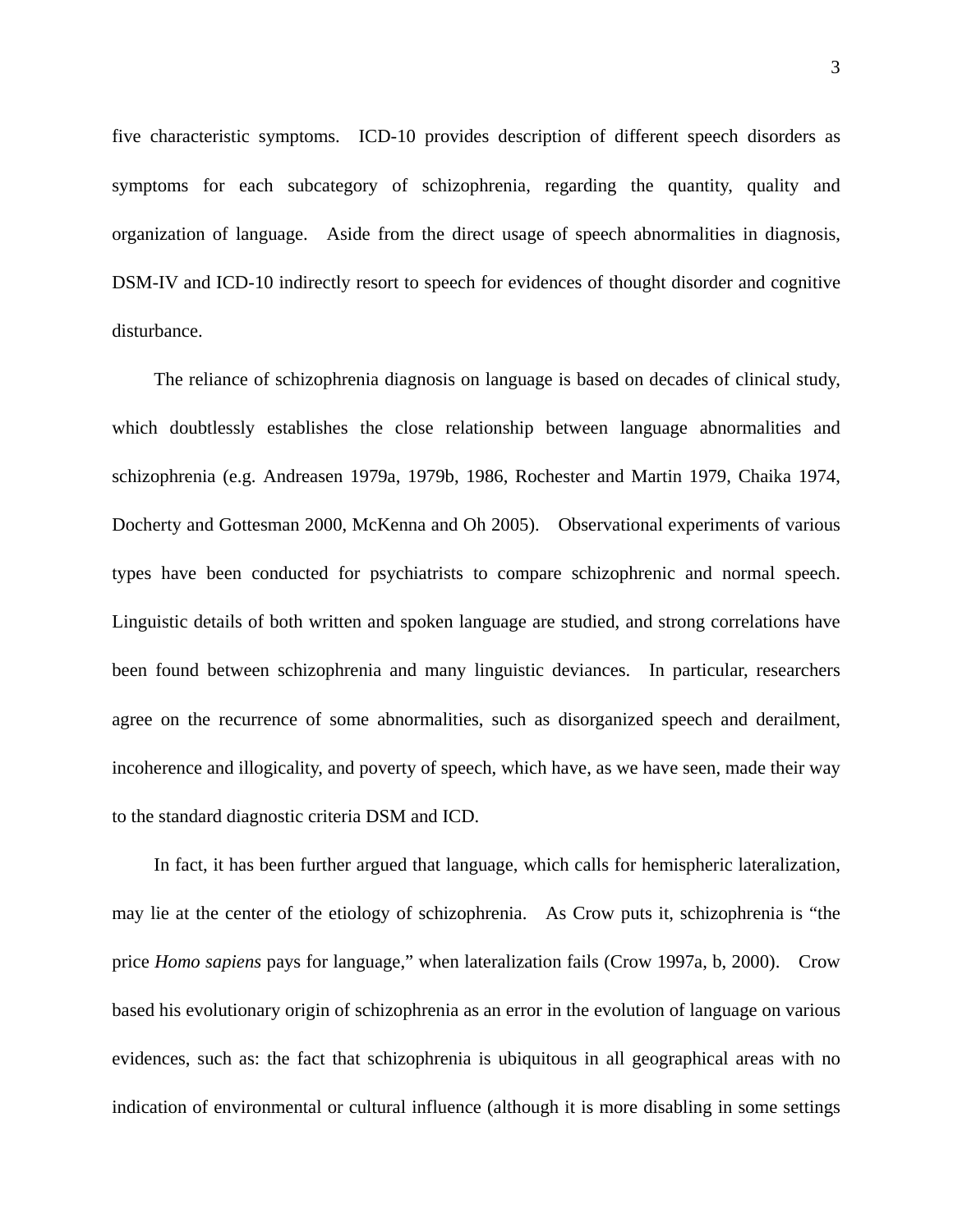five characteristic symptoms. ICD-10 provides description of different speech disorders as symptoms for each subcategory of schizophrenia, regarding the quantity, quality and organization of language. Aside from the direct usage of speech abnormalities in diagnosis, DSM-IV and ICD-10 indirectly resort to speech for evidences of thought disorder and cognitive disturbance.

The reliance of schizophrenia diagnosis on language is based on decades of clinical study, which doubtlessly establishes the close relationship between language abnormalities and schizophrenia (e.g. Andreasen 1979a, 1979b, 1986, Rochester and Martin 1979, Chaika 1974, Docherty and Gottesman 2000, McKenna and Oh 2005). Observational experiments of various types have been conducted for psychiatrists to compare schizophrenic and normal speech. Linguistic details of both written and spoken language are studied, and strong correlations have been found between schizophrenia and many linguistic deviances. In particular, researchers agree on the recurrence of some abnormalities, such as disorganized speech and derailment, incoherence and illogicality, and poverty of speech, which have, as we have seen, made their way to the standard diagnostic criteria DSM and ICD.

In fact, it has been further argued that language, which calls for hemispheric lateralization, may lie at the center of the etiology of schizophrenia. As Crow puts it, schizophrenia is "the price *Homo sapiens* pays for language," when lateralization fails (Crow 1997a, b, 2000). Crow based his evolutionary origin of schizophrenia as an error in the evolution of language on various evidences, such as: the fact that schizophrenia is ubiquitous in all geographical areas with no indication of environmental or cultural influence (although it is more disabling in some settings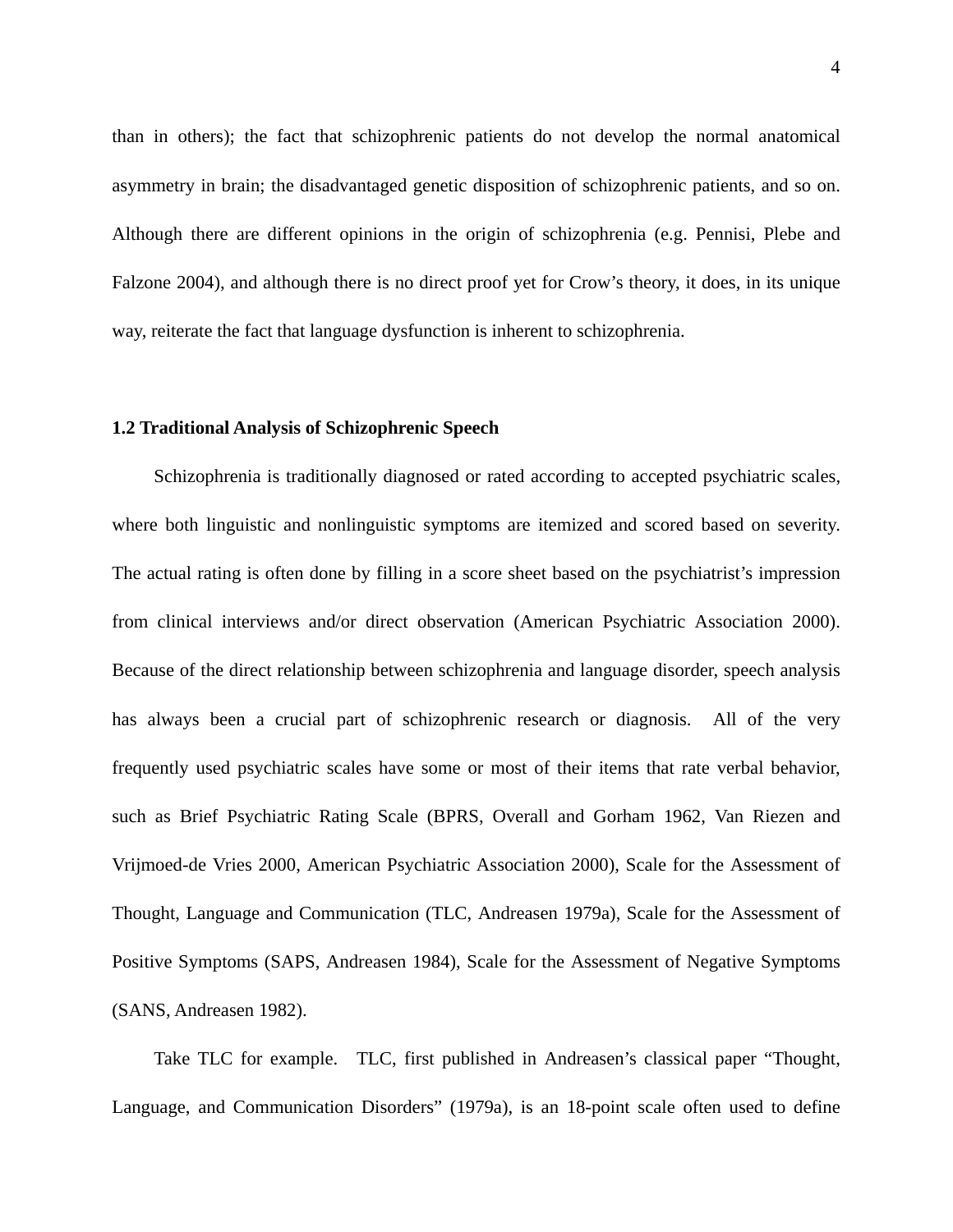than in others); the fact that schizophrenic patients do not develop the normal anatomical asymmetry in brain; the disadvantaged genetic disposition of schizophrenic patients, and so on. Although there are different opinions in the origin of schizophrenia (e.g. Pennisi, Plebe and Falzone 2004), and although there is no direct proof yet for Crow's theory, it does, in its unique way, reiterate the fact that language dysfunction is inherent to schizophrenia.

### 1.2 Traditional Analysis of Schizophrenic Speech

Schizophrenia is traditionally diagnosed or rated according to accepted psychiatric scales, where both linguistic and nonlinguistic symptoms are itemized and scored based on severity. The actual rating is often done by filling in a score sheet based on the psychiatrist's impression from clinical interviews and/or direct observation (American Psychiatric Association 2000). Because of the direct relationship between schizophrenia and language disorder, speech analysis has always been a crucial part of schizophrenic research or diagnosis. All of the very frequently used psychiatric scales have some or most of their items that rate verbal behavior, such as Brief Psychiatric Rating Scale (BPRS, Overall and Gorham 1962, Van Riezen and Vrijmoed-de Vries 2000, American Psychiatric Association 2000), Scale for the Assessment of Thought, Language and Communication (TLC, Andreasen 1979a), Scale for the Assessment of Positive Symptoms (SAPS, Andreasen 1984), Scale for the Assessment of Negative Symptoms (SANS, Andreasen 1982).

Take TLC for example. TLC, first published in Andreasen's classical paper "Thought, Language, and Communication Disorders" (1979a), is an 18-point scale often used to define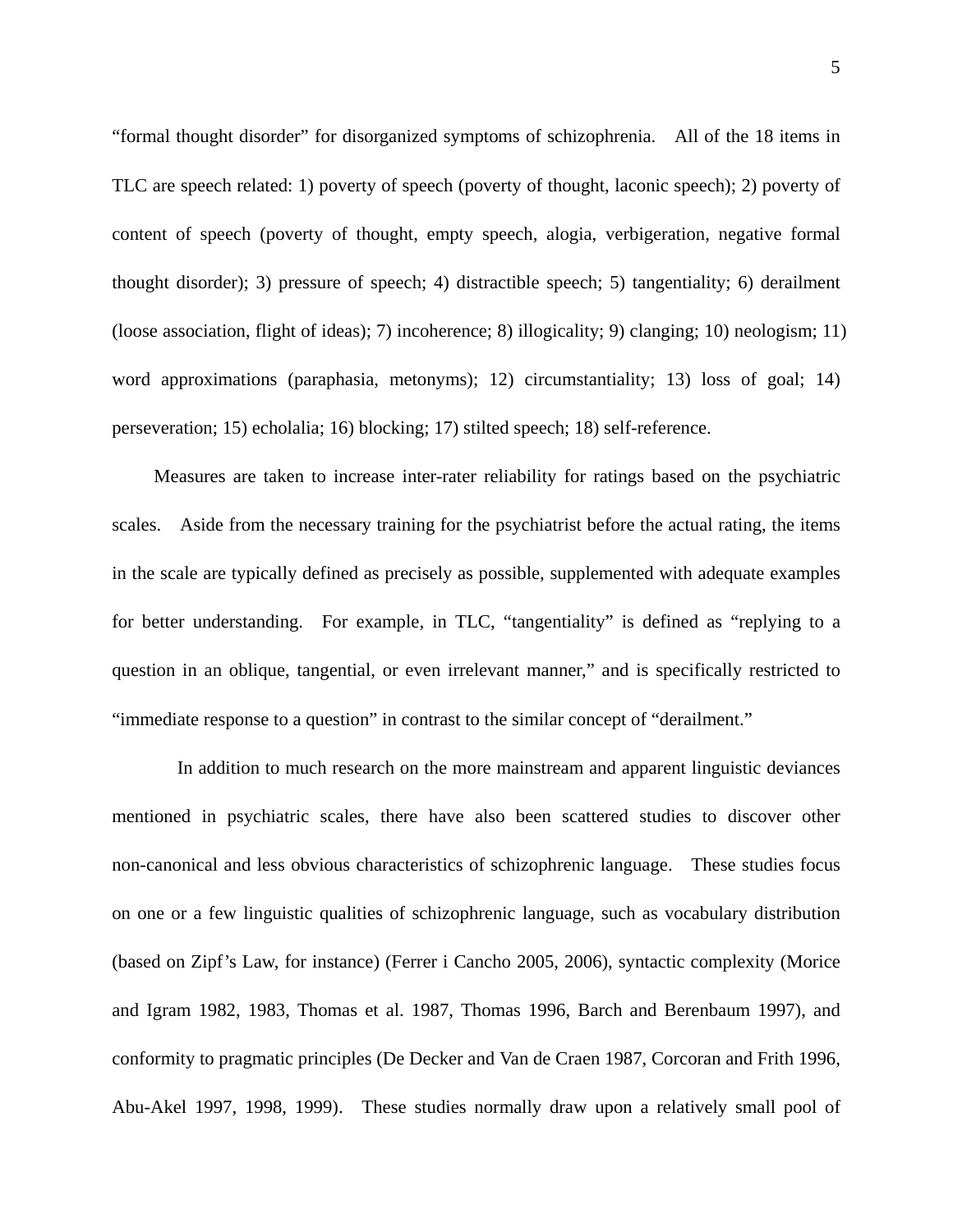"formal thought disorder" for disorganized symptoms of schizophrenia. All of the 18 items in TLC are speech related: 1) poverty of speech (poverty of thought, laconic speech); 2) poverty of content of speech (poverty of thought, empty speech, alogia, verbigeration, negative formal thought disorder); 3) pressure of speech; 4) distractible speech; 5) tangentiality; 6) derailment (loose association, flight of ideas); 7) incoherence; 8) illogicality; 9) clanging; 10) neologism; 11) word approximations (paraphasia, metonyms); 12) circumstantiality; 13) loss of goal; 14) perseveration; 15) echolalia; 16) blocking; 17) stilted speech; 18) self-reference.

Measures are taken to increase inter-rater reliability for ratings based on the psychiatric scales. Aside from the necessary training for the psychiatrist before the actual rating, the items in the scale are typically defined as precisely as possible, supplemented with adequate examples for better understanding. For example, in TLC, "tangentiality" is defined as "replying to a question in an oblique, tangential, or even irrelevant manner," and is specifically restricted to "immediate response to a question" in contrast to the similar concept of "derailment."

In addition to much research on the more mainstream and apparent linguistic deviances mentioned in psychiatric scales, there have also been scattered studies to discover other non-canonical and less obvious characteristics of schizophrenic language. These studies focus on one or a few linguistic qualities of schizophrenic language, such as vocabulary distribution (based on Zipf's Law, for instance) (Ferrer i Cancho 2005, 2006), syntactic complexity (Morice and Igram 1982, 1983, Thomas et al. 1987, Thomas 1996, Barch and Berenbaum 1997), and conformity to pragmatic principles (De Decker and Van de Craen 1987, Corcoran and Frith 1996, Abu-Akel 1997, 1998, 1999). These studies normally draw upon a relatively small pool of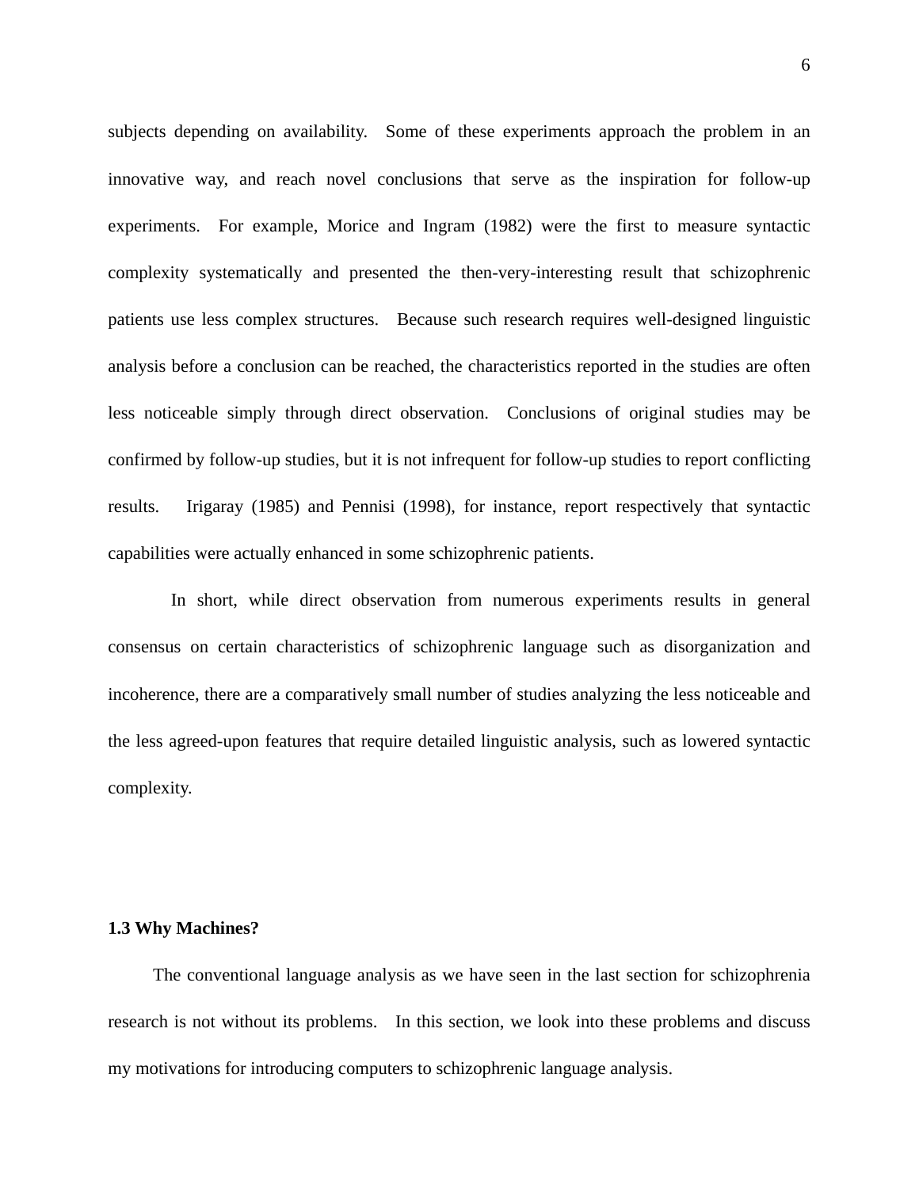subjects depending on availability. Some of these experiments approach the problem in an innovative way, and reach novel conclusions that serve as the inspiration for follow-up experiments. For example, Morice and Ingram (1982) were the first to measure syntactic complexity systematically and presented the then-very-interesting result that schizophrenic patients use less complex structures. Because such research requires well-designed linguistic analysis before a conclusion can be reached, the characteristics reported in the studies are often less noticeable simply through direct observation. Conclusions of original studies may be confirmed by follow-up studies, but it is not infrequent for follow-up studies to report conflicting results. Irigaray (1985) and Pennisi (1998), for instance, report respectively that syntactic capabilities were actually enhanced in some schizophrenic patients.

In short, while direct observation from numerous experiments results in general consensus on certain characteristics of schizophrenic language such as disorganization and incoherence, there are a comparatively small number of studies analyzing the less noticeable and the less agreed-upon features that require detailed linguistic analysis, such as lowered syntactic complexity.

### 1.3 Why Machines?

The conventional language analysis as we have seen in the last section for schizophrenia research is not without its problems. In this section, we look into these problems and discuss my motivations for introducing computers to schizophrenic language analysis.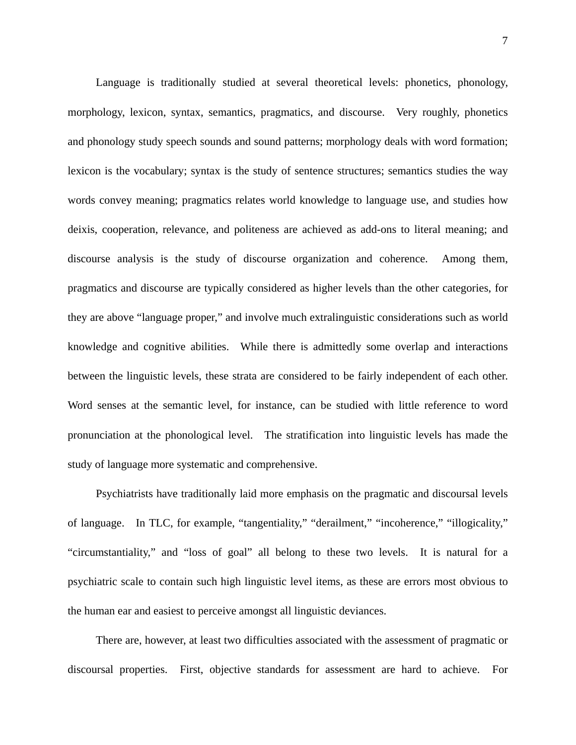Language is traditionally studied at several theoretical levels: phonetics, phonology, morphology, lexicon, syntax, semantics, pragmatics, and discourse. Very roughly, phonetics and phonology study speech sounds and sound patterns; morphology deals with word formation; lexicon is the vocabulary; syntax is the study of sentence structures; semantics studies the way words convey meaning; pragmatics relates world knowledge to language use, and studies how deixis, cooperation, relevance, and politeness are achieved as add-ons to literal meaning; and discourse analysis is the study of discourse organization and coherence. Among them, pragmatics and discourse are typically considered as higher levels than the other categories, for they are above "language proper," and involve much extralinguistic considerations such as world knowledge and cognitive abilities. While there is admittedly some overlap and interactions between the linguistic levels, these strata are considered to be fairly independent of each other. Word senses at the semantic level, for instance, can be studied with little reference to word pronunciation at the phonological level. The stratification into linguistic levels has made the study of language more systematic and comprehensive.

Psychiatrists have traditionally laid more emphasis on the pragmatic and discoursal levels of language. In TLC, for example, "tangentiality," "derailment," "incoherence," "illogicality," "circumstantiality," and "loss of goal" all belong to these two levels. It is natural for a psychiatric scale to contain such high linguistic level items, as these are errors most obvious to the human ear and easiest to perceive amongst all linguistic deviances.

There are, however, at least two difficulties associated with the assessment of pragmatic or discoursal properties. First, objective standards for assessment are hard to achieve. For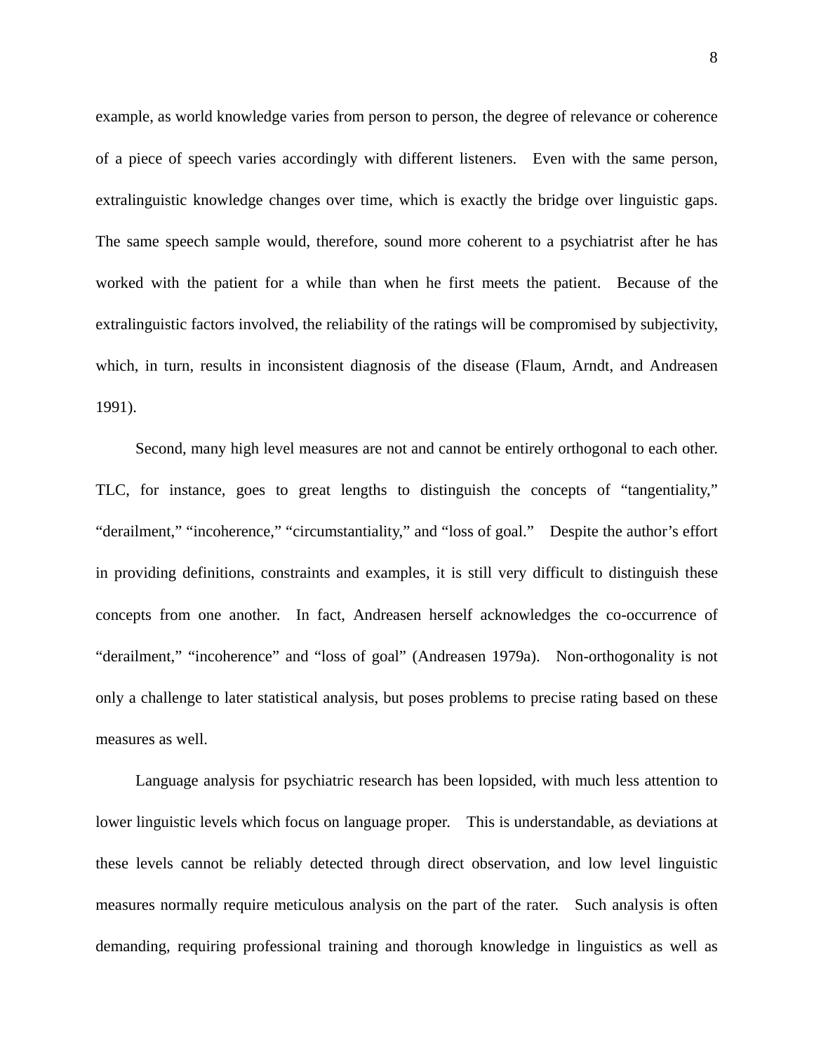example, as world knowledge varies from person to person, the degree of relevance or coherence of a piece of speech varies accordingly with different listeners. Even with the same person, extralinguistic knowledge changes over time, which is exactly the bridge over linguistic gaps. The same speech sample would, therefore, sound more coherent to a psychiatrist after he has worked with the patient for a while than when he first meets the patient. Because of the extralinguistic factors involved, the reliability of the ratings will be compromised by subjectivity, which, in turn, results in inconsistent diagnosis of the disease (Flaum, Arndt, and Andreasen 1991).

Second, many high level measures are not and cannot be entirely orthogonal to each other. TLC, for instance, goes to great lengths to distinguish the concepts of "tangentiality," "derailment," "incoherence," "circumstantiality," and "loss of goal." Despite the author's effort in providing definitions, constraints and examples, it is still very difficult to distinguish these concepts from one another. In fact, Andreasen herself acknowledges the co-occurrence of "derailment," "incoherence" and "loss of goal" (Andreasen 1979a). Non-orthogonality is not only a challenge to later statistical analysis, but poses problems to precise rating based on these measures as well.

Language analysis for psychiatric research has been lopsided, with much less attention to lower linguistic levels which focus on language proper. This is understandable, as deviations at these levels cannot be reliably detected through direct observation, and low level linguistic measures normally require meticulous analysis on the part of the rater. Such analysis is often demanding, requiring professional training and thorough knowledge in linguistics as well as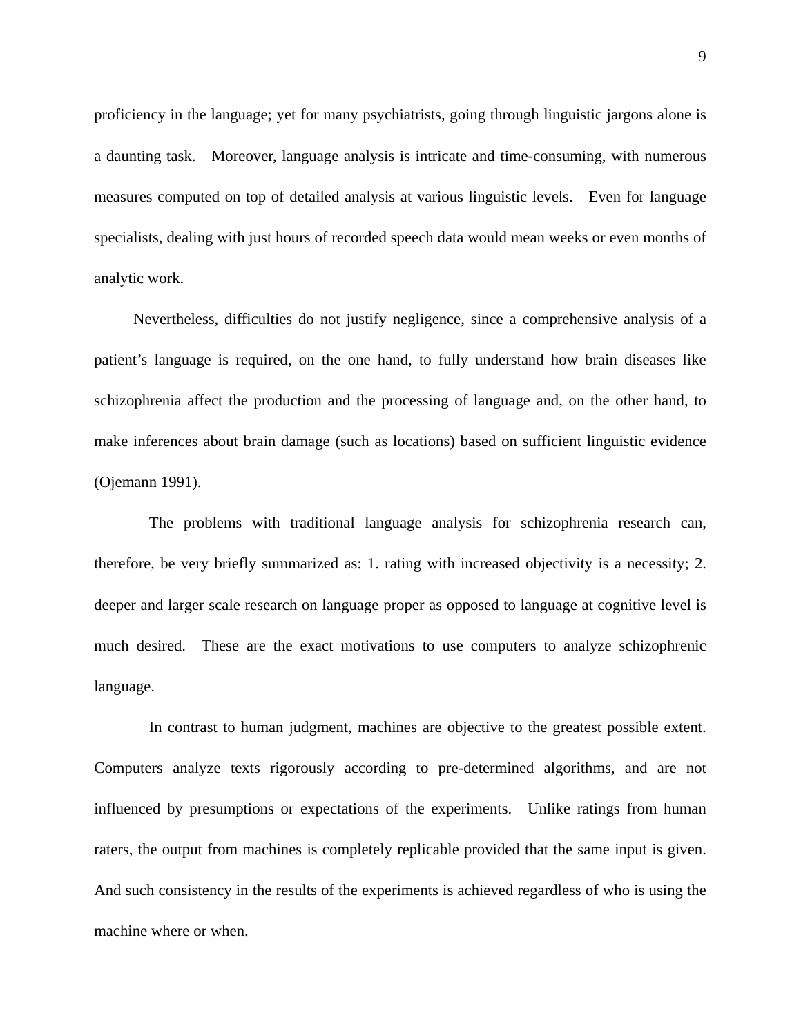proficiency in the language; yet for many psychiatrists, going through linguistic jargons alone is a daunting task. Moreover, language analysis is intricate and time-consuming, with numerous measures computed on top of detailed analysis at various linguistic levels. Even for language specialists, dealing with just hours of recorded speech data would mean weeks or even months of analytic work.

Nevertheless, difficulties do not justify negligence, since a comprehensive analysis of a patient's language is required, on the one hand, to fully understand how brain diseases like schizophrenia affect the production and the processing of language and, on the other hand, to make inferences about brain damage (such as locations) based on sufficient linguistic evidence (Ojemann 1991).

The problems with traditional language analysis for schizophrenia research can, therefore, be very briefly summarized as: 1. rating with increased objectivity is a necessity; 2. deeper and larger scale research on language proper as opposed to language at cognitive level is much desired. These are the exact motivations to use computers to analyze schizophrenic language.

In contrast to human judgment, machines are objective to the greatest possible extent. Computers analyze texts rigorously according to pre-determined algorithms, and are not influenced by presumptions or expectations of the experiments. Unlike ratings from human raters, the output from machines is completely replicable provided that the same input is given. And such consistency in the results of the experiments is achieved regardless of who is using the machine where or when.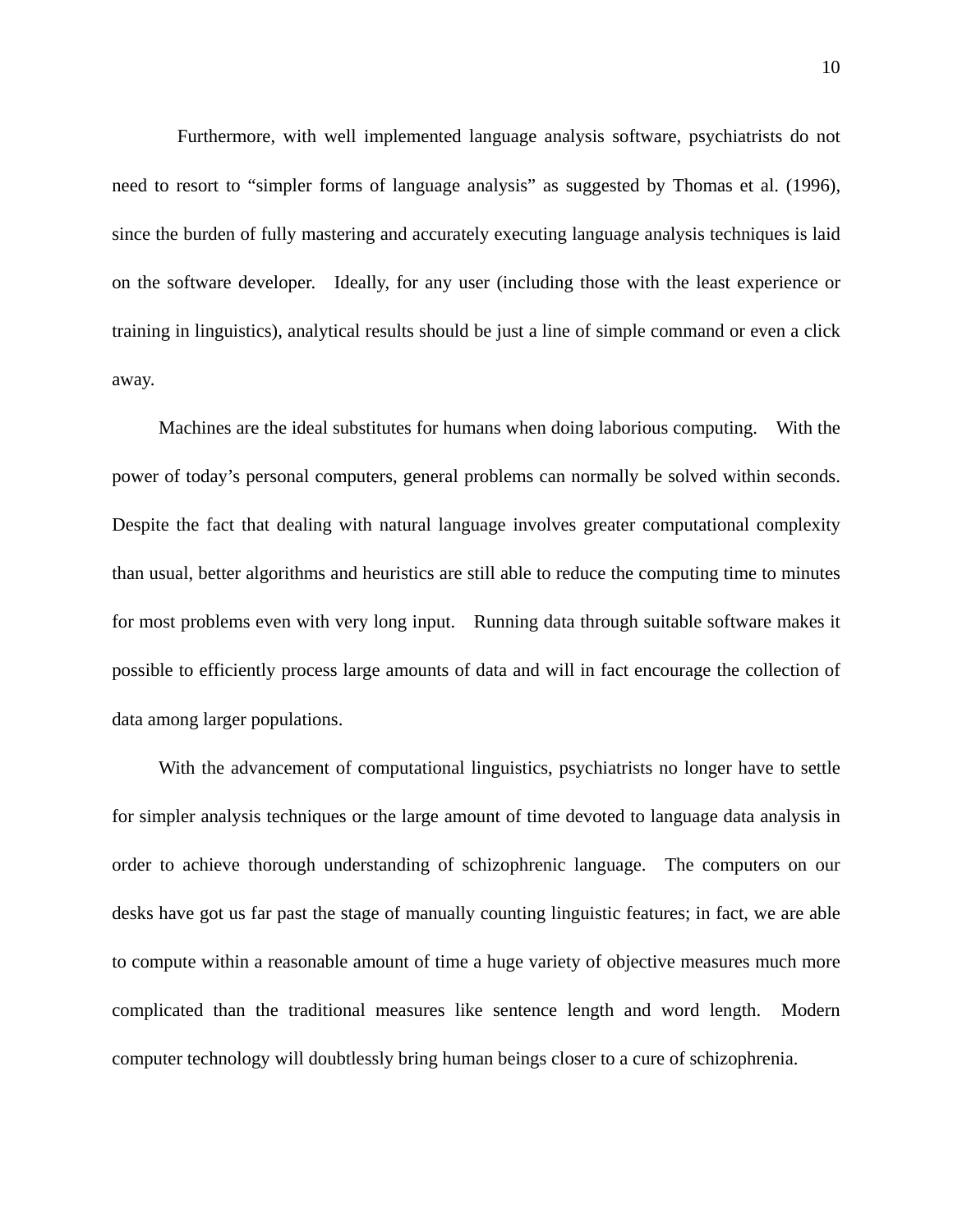Furthermore, with well implemented language analysis software, psychiatrists do not need to resort to "simpler forms of language analysis" as suggested by Thomas et al. (1996), since the burden of fully mastering and accurately executing language analysis techniques is laid on the software developer. Ideally, for any user (including those with the least experience or training in linguistics), analytical results should be just a line of simple command or even a click away.

Machines are the ideal substitutes for humans when doing laborious computing. With the power of today's personal computers, general problems can normally be solved within seconds. Despite the fact that dealing with natural language involves greater computational complexity than usual, better algorithms and heuristics are still able to reduce the computing time to minutes for most problems even with very long input. Running data through suitable software makes it possible to efficiently process large amounts of data and will in fact encourage the collection of data among larger populations.

With the advancement of computational linguistics, psychiatrists no longer have to settle for simpler analysis techniques or the large amount of time devoted to language data analysis in order to achieve thorough understanding of schizophrenic language. The computers on our desks have got us far past the stage of manually counting linguistic features; in fact, we are able to compute within a reasonable amount of time a huge variety of objective measures much more complicated than the traditional measures like sentence length and word length. Modern computer technology will doubtlessly bring human beings closer to a cure of schizophrenia.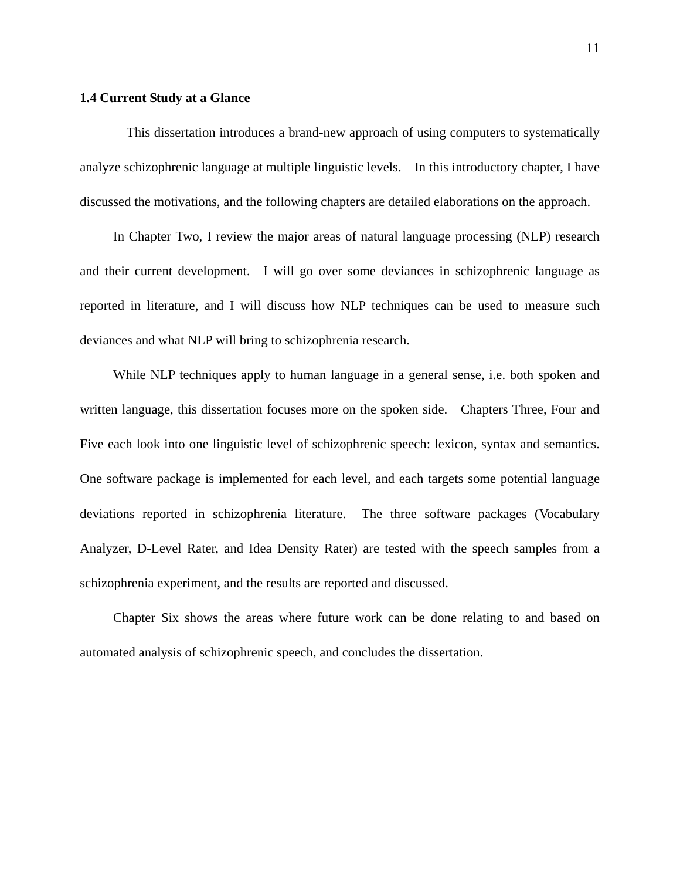### 1.4 Current Study at a Glance

This dissertation introduces a brand-new approach of using computers to systematically analyze schizophrenic language at multiple linguistic levels. In this introductory chapter, I have discussed the motivations, and the following chapters are detailed elaborations on the approach.

In Chapter Two, I review the major areas of natural language processing (NLP) research and their current development. I will go over some deviances in schizophrenic language as reported in literature, and I will discuss how NLP techniques can be used to measure such deviances and what NLP will bring to schizophrenia research.

While NLP techniques apply to human language in a general sense, i.e. both spoken and written language, this dissertation focuses more on the spoken side. Chapters Three, Four and Five each look into one linguistic level of schizophrenic speech: lexicon, syntax and semantics. One software package is implemented for each level, and each targets some potential language deviations reported in schizophrenia literature. The three software packages (Vocabulary Analyzer, D-Level Rater, and Idea Density Rater) are tested with the speech samples from a schizophrenia experiment, and the results are reported and discussed.

Chapter Six shows the areas where future work can be done relating to and based on automated analysis of schizophrenic speech, and concludes the dissertation.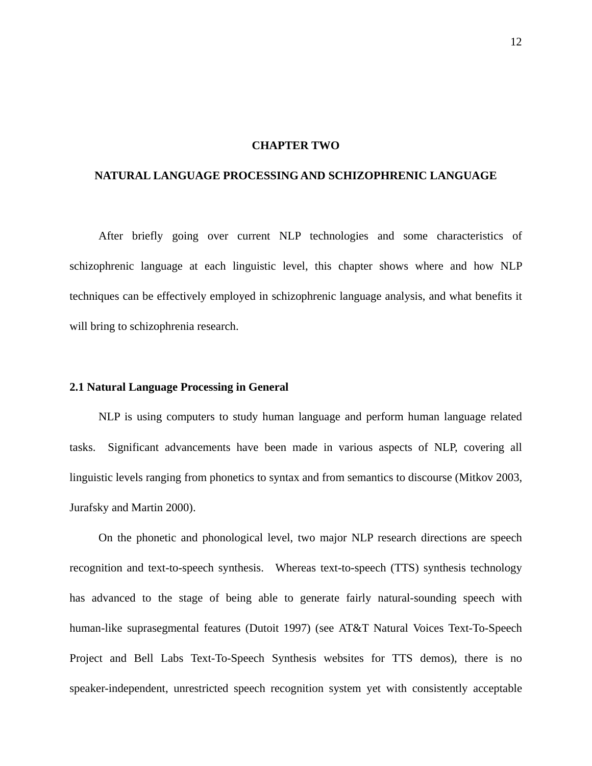# CHAPTER TWO

# NATURAL LANGUAGE PROCESSING AND SCHIZOPHRENIC LANGUAGE

After briefly going over current NLP technologies and some characteristics of schizophrenic language at each linguistic level, this chapter shows where and how NLP techniques can be effectively employed in schizophrenic language analysis, and what benefits it will bring to schizophrenia research.

## 2.1 Natural Language Processing in General

NLP is using computers to study human language and perform human language related tasks. Significant advancements have been made in various aspects of NLP, covering all linguistic levels ranging from phonetics to syntax and from semantics to discourse (Mitkov 2003, Jurafsky and Martin 2000).

On the phonetic and phonological level, two major NLP research directions are speech recognition and text-to-speech synthesis. Whereas text-to-speech (TTS) synthesis technology has advanced to the stage of being able to generate fairly natural-sounding speech with human-like suprasegmental features (Dutoit 1997) (see AT&T Natural Voices Text-To-Speech Project and Bell Labs Text-To-Speech Synthesis websites for TTS demos), there is no speaker-independent, unrestricted speech recognition system yet with consistently acceptable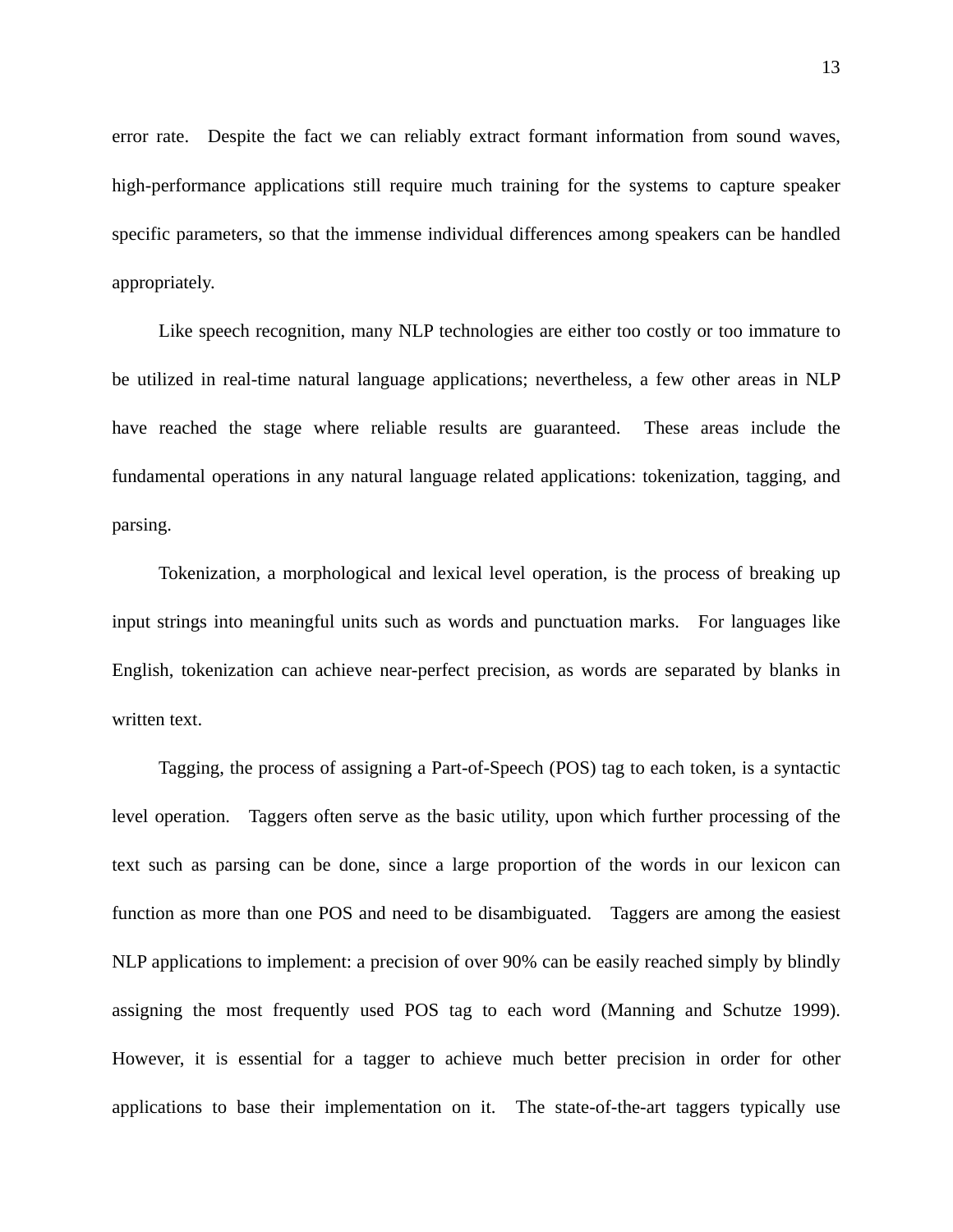error rate. Despite the fact we can reliably extract formant information from sound waves, high-performance applications still require much training for the systems to capture speaker specific parameters, so that the immense individual differences among speakers can be handled appropriately.

Like speech recognition, many NLP technologies are either too costly or too immature to be utilized in real-time natural language applications; nevertheless, a few other areas in NLP have reached the stage where reliable results are guaranteed. These areas include the fundamental operations in any natural language related applications: tokenization, tagging, and parsing.

Tokenization, a morphological and lexical level operation, is the process of breaking up input strings into meaningful units such as words and punctuation marks. For languages like English, tokenization can achieve near-perfect precision, as words are separated by blanks in written text.

Tagging, the process of assigning a Part-of-Speech (POS) tag to each token, is a syntactic level operation. Taggers often serve as the basic utility, upon which further processing of the text such as parsing can be done, since a large proportion of the words in our lexicon can function as more than one POS and need to be disambiguated. Taggers are among the easiest NLP applications to implement: a precision of over 90% can be easily reached simply by blindly assigning the most frequently used POS tag to each word (Manning and Schutze 1999). However, it is essential for a tagger to achieve much better precision in order for other applications to base their implementation on it. The state-of-the-art taggers typically use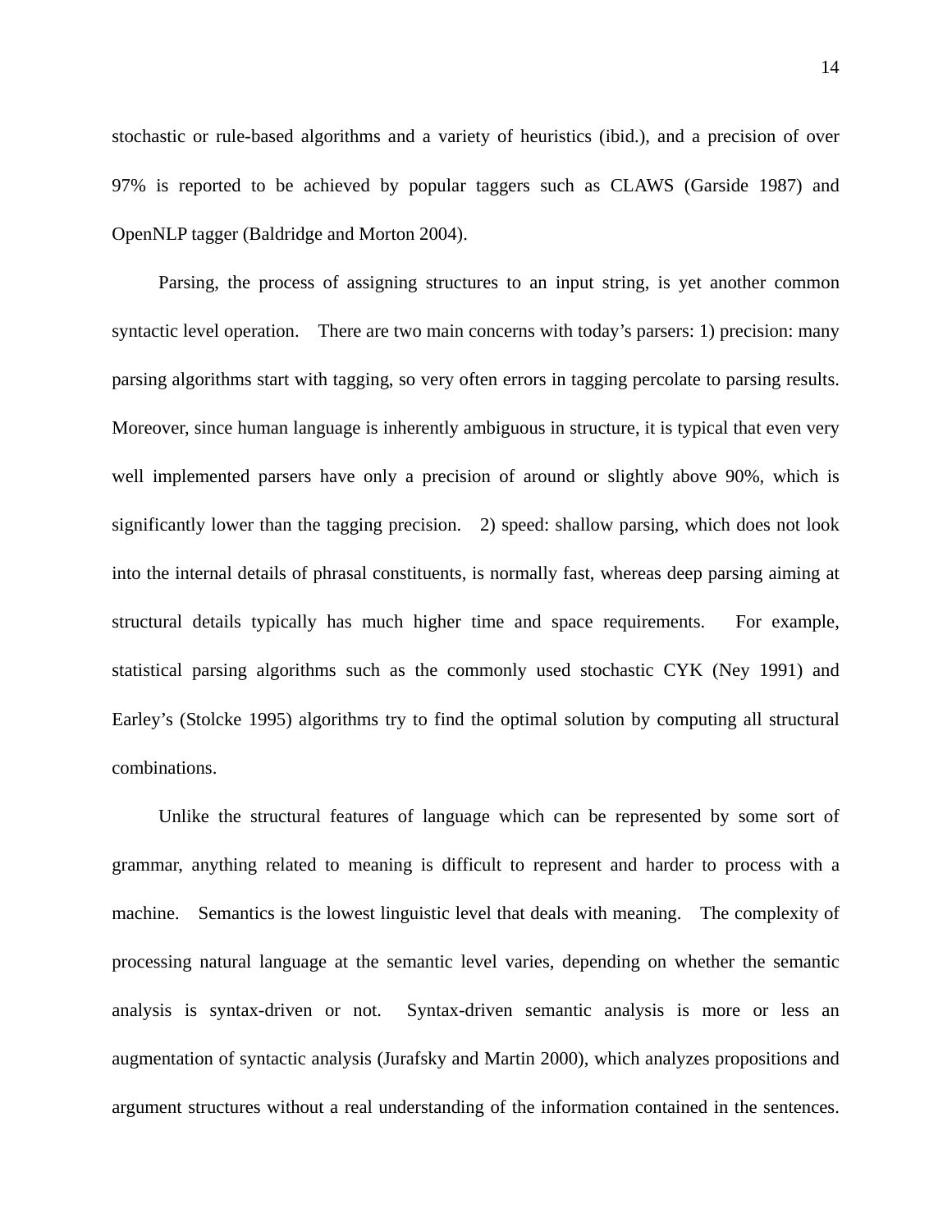stochastic or rule-based algorithms and a variety of heuristics (ibid.), and a precision of over 97% is reported to be achieved by popular taggers such as CLAWS (Garside 1987) and OpenNLP tagger (Baldridge and Morton 2004).

Parsing, the process of assigning structures to an input string, is yet another common syntactic level operation. There are two main concerns with today's parsers: 1) precision: many parsing algorithms start with tagging, so very often errors in tagging percolate to parsing results. Moreover, since human language is inherently ambiguous in structure, it is typical that even very well implemented parsers have only a precision of around or slightly above 90%, which is significantly lower than the tagging precision. 2) speed: shallow parsing, which does not look into the internal details of phrasal constituents, is normally fast, whereas deep parsing aiming at structural details typically has much higher time and space requirements. For example, statistical parsing algorithms such as the commonly used stochastic CYK (Ney 1991) and Earley's (Stolcke 1995) algorithms try to find the optimal solution by computing all structural combinations.

Unlike the structural features of language which can be represented by some sort of grammar, anything related to meaning is difficult to represent and harder to process with a machine. Semantics is the lowest linguistic level that deals with meaning. The complexity of processing natural language at the semantic level varies, depending on whether the semantic analysis is syntax-driven or not. Syntax-driven semantic analysis is more or less an augmentation of syntactic analysis (Jurafsky and Martin 2000), which analyzes propositions and argument structures without a real understanding of the information contained in the sentences.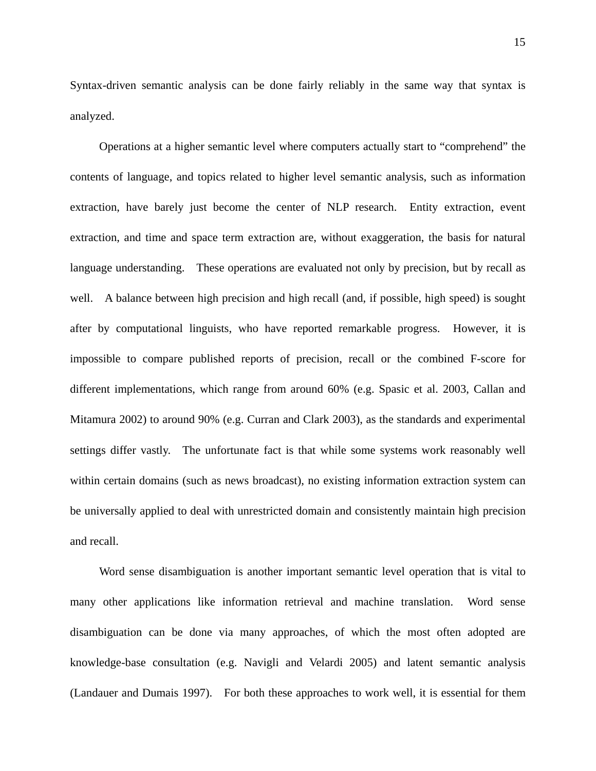Syntax-driven semantic analysis can be done fairly reliably in the same way that syntax is analyzed.

Operations at a higher semantic level where computers actually start to “comprehend” the contents of language, and topics related to higher level semantic analysis, such as information extraction, have barely just become the center of NLP research. Entity extraction, event extraction, and time and space term extraction are, without exaggeration, the basis for natural language understanding. These operations are evaluated not only by precision, but by recall as well. A balance between high precision and high recall (and, if possible, high speed) is sought after by computational linguists, who have reported remarkable progress. However, it is impossible to compare published reports of precision, recall or the combined F-score for different implementations, which range from around 60% (e.g. Spasic et al. 2003, Callan and Mitamura 2002) to around 90% (e.g. Curran and Clark 2003), as the standards and experimental settings differ vastly. The unfortunate fact is that while some systems work reasonably well within certain domains (such as news broadcast), no existing information extraction system can be universally applied to deal with unrestricted domain and consistently maintain high precision and recall.

Word sense disambiguation is another important semantic level operation that is vital to many other applications like information retrieval and machine translation. Word sense disambiguation can be done via many approaches, of which the most often adopted are knowledge-base consultation (e.g. Navigli and Velardi 2005) and latent semantic analysis (Landauer and Dumais 1997). For both these approaches to work well, it is essential for them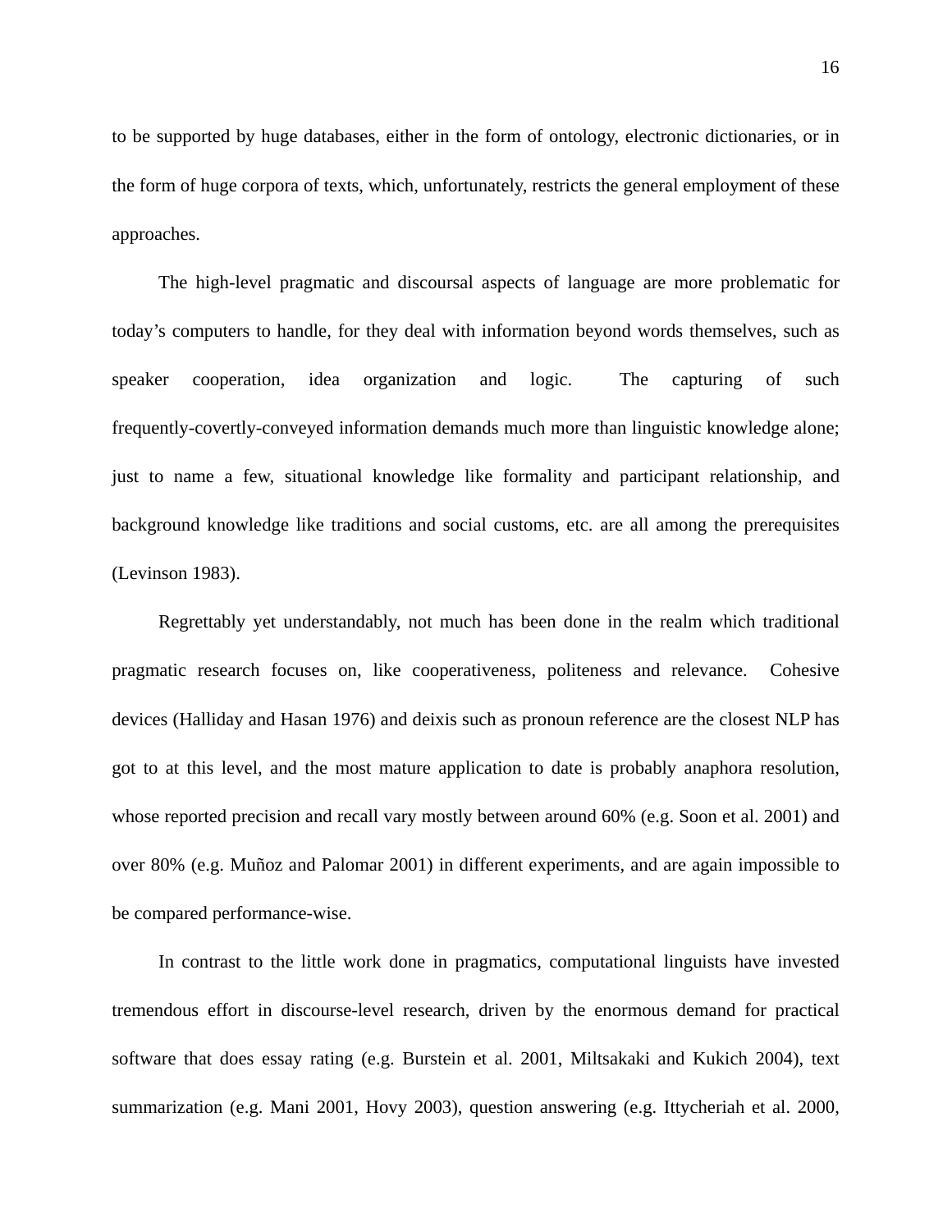to be supported by huge databases, either in the form of ontology, electronic dictionaries, or in the form of huge corpora of texts, which, unfortunately, restricts the general employment of these approaches.

The high-level pragmatic and discoursal aspects of language are more problematic for today's computers to handle, for they deal with information beyond words themselves, such as speaker cooperation, idea organization and logic. The capturing of such frequently-covertly-conveyed information demands much more than linguistic knowledge alone; just to name a few, situational knowledge like formality and participant relationship, and background knowledge like traditions and social customs, etc. are all among the prerequisites (Levinson 1983).

Regrettably yet understandably, not much has been done in the realm which traditional pragmatic research focuses on, like cooperativeness, politeness and relevance. Cohesive devices (Halliday and Hasan 1976) and deixis such as pronoun reference are the closest NLP has got to at this level, and the most mature application to date is probably anaphora resolution, whose reported precision and recall vary mostly between around 60% (e.g. Soon et al. 2001) and over 80% (e.g. Muñoz and Palomar 2001) in different experiments, and are again impossible to be compared performance-wise.

In contrast to the little work done in pragmatics, computational linguists have invested tremendous effort in discourse-level research, driven by the enormous demand for practical software that does essay rating (e.g. Burstein et al. 2001, Miltsakaki and Kukich 2004), text summarization (e.g. Mani 2001, Hovy 2003), question answering (e.g. Ittycheriah et al. 2000,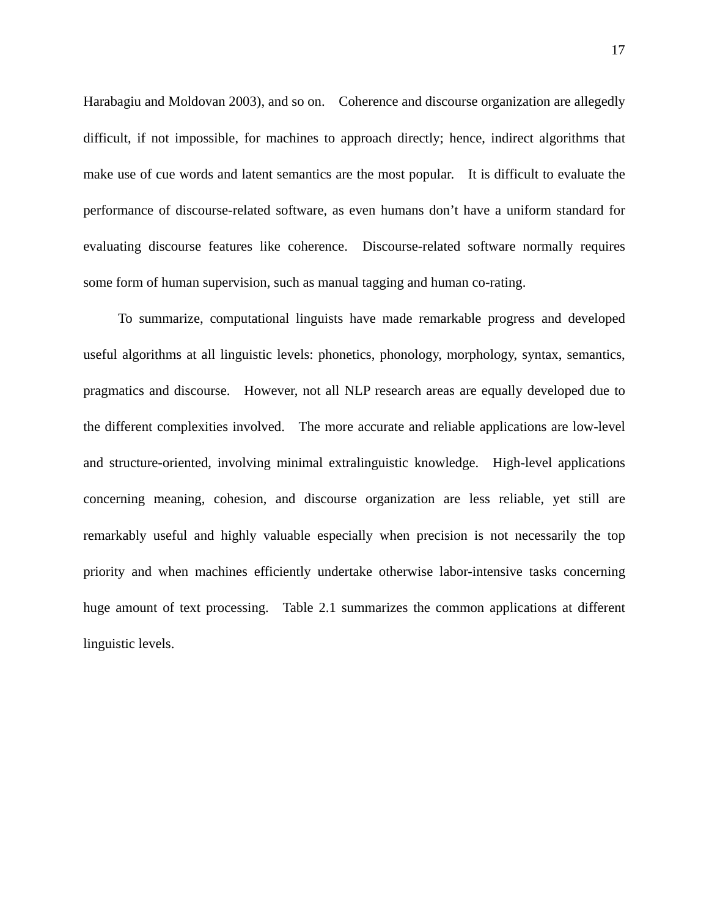Harabagiu and Moldovan 2003), and so on. Coherence and discourse organization are allegedly difficult, if not impossible, for machines to approach directly; hence, indirect algorithms that make use of cue words and latent semantics are the most popular. It is difficult to evaluate the performance of discourse-related software, as even humans don't have a uniform standard for evaluating discourse features like coherence. Discourse-related software normally requires some form of human supervision, such as manual tagging and human co-rating.

To summarize, computational linguists have made remarkable progress and developed useful algorithms at all linguistic levels: phonetics, phonology, morphology, syntax, semantics, pragmatics and discourse. However, not all NLP research areas are equally developed due to the different complexities involved. The more accurate and reliable applications are low-level and structure-oriented, involving minimal extralinguistic knowledge. High-level applications concerning meaning, cohesion, and discourse organization are less reliable, yet still are remarkably useful and highly valuable especially when precision is not necessarily the top priority and when machines efficiently undertake otherwise labor-intensive tasks concerning huge amount of text processing. Table 2.1 summarizes the common applications at different linguistic levels.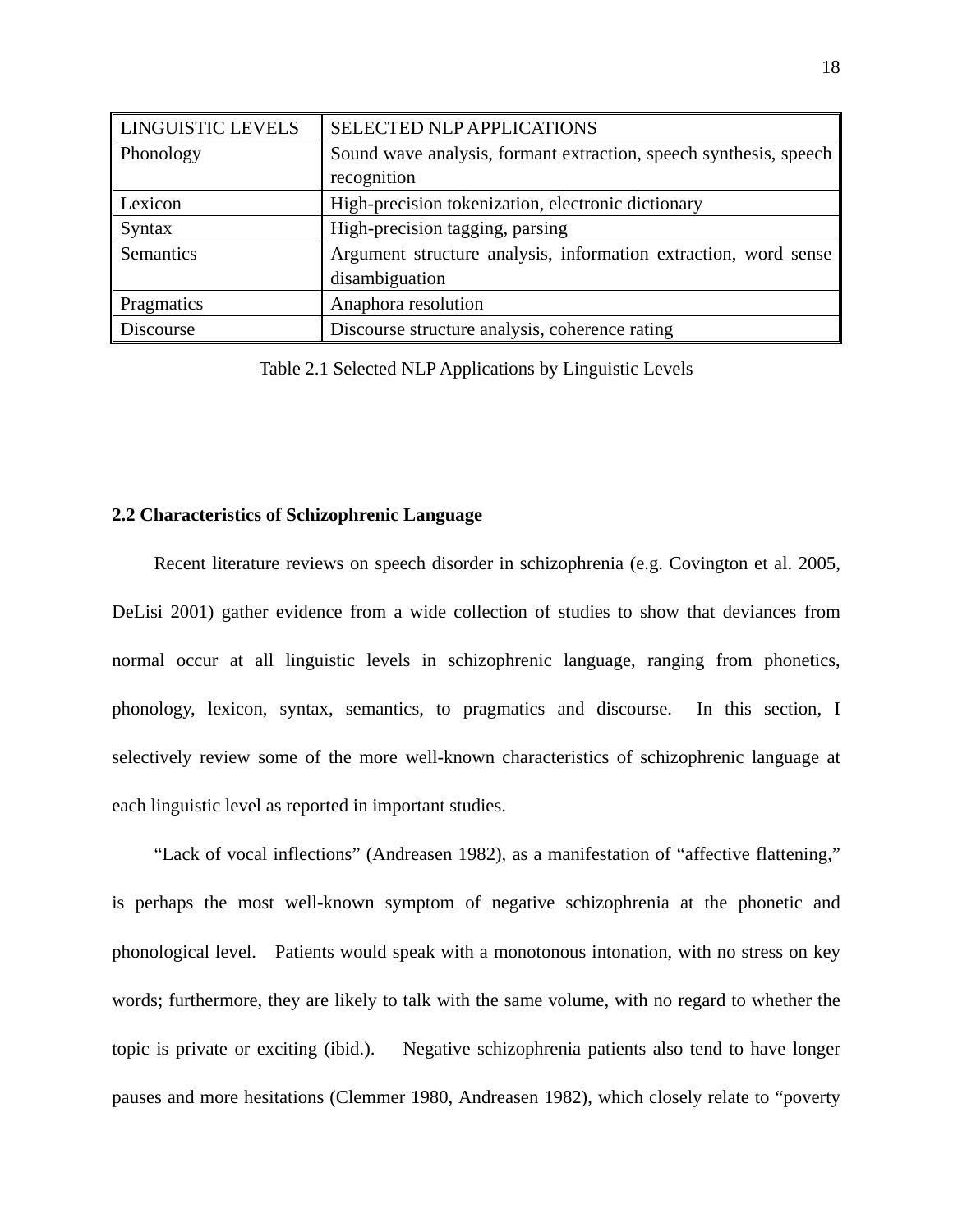| LINGUISTIC LEVELS | SELECTED NLP APPLICATIONS |
|---|---|
| Phonology | Sound wave analysis, formant extraction, speech synthesis, speech recognition |
| Lexicon | High-precision tokenization, electronic dictionary |
| Syntax | High-precision tagging, parsing |
| Semantics | Argument structure analysis, information extraction, word sense disambiguation |
| Pragmatics | Anaphora resolution |
| Discourse | Discourse structure analysis, coherence rating |

Table 2.1 Selected NLP Applications by Linguistic Levels

### 2.2 Characteristics of Schizophrenic Language

Recent literature reviews on speech disorder in schizophrenia (e.g. Covington et al. 2005, DeLisi 2001) gather evidence from a wide collection of studies to show that deviances from normal occur at all linguistic levels in schizophrenic language, ranging from phonetics, phonology, lexicon, syntax, semantics, to pragmatics and discourse. In this section, I selectively review some of the more well-known characteristics of schizophrenic language at each linguistic level as reported in important studies.

"Lack of vocal inflections" (Andreasen 1982), as a manifestation of "affective flattening," is perhaps the most well-known symptom of negative schizophrenia at the phonetic and phonological level. Patients would speak with a monotonous intonation, with no stress on key words; furthermore, they are likely to talk with the same volume, with no regard to whether the topic is private or exciting (ibid.). Negative schizophrenia patients also tend to have longer pauses and more hesitations (Clemmer 1980, Andreasen 1982), which closely relate to "poverty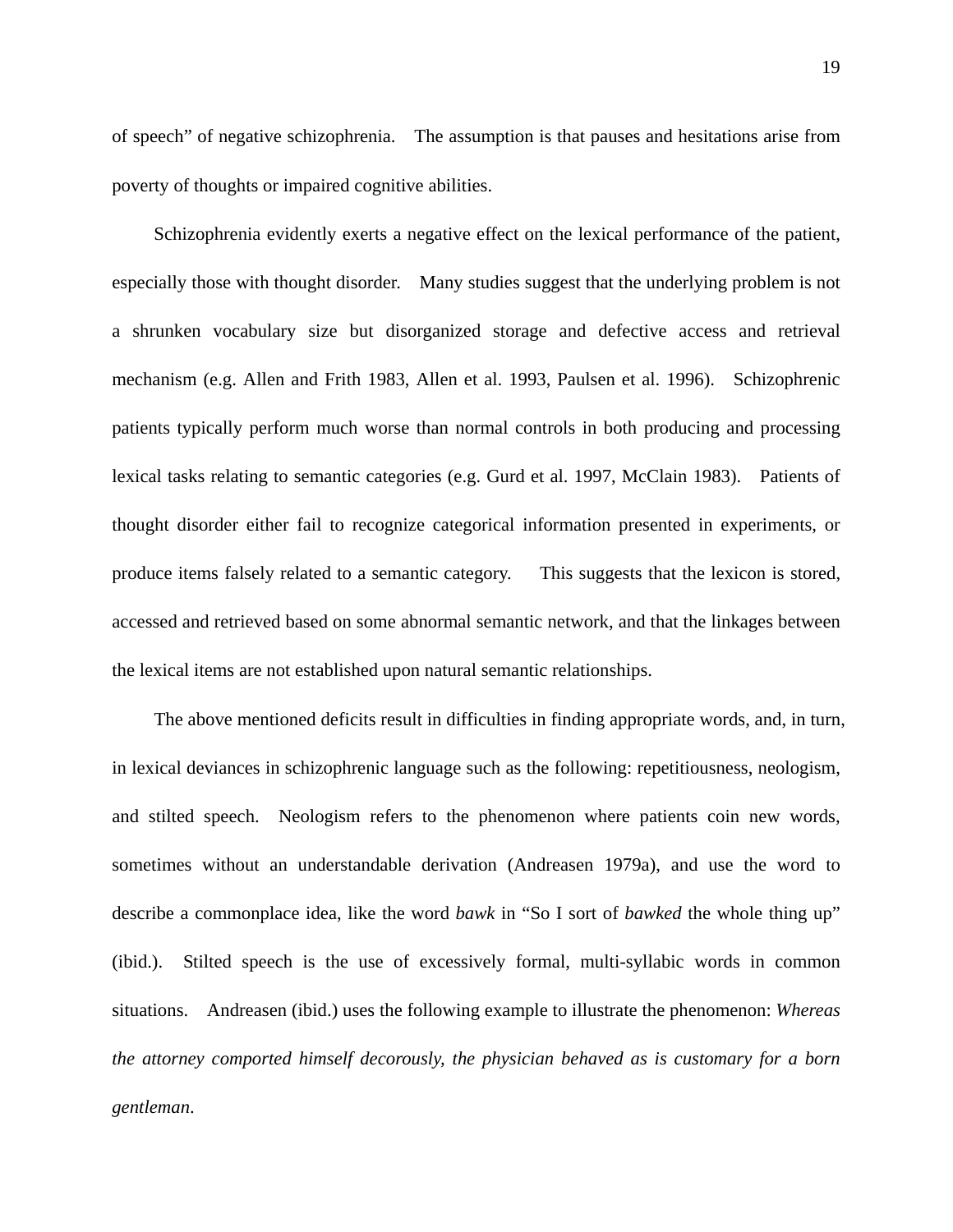of speech" of negative schizophrenia. The assumption is that pauses and hesitations arise from poverty of thoughts or impaired cognitive abilities.

Schizophrenia evidently exerts a negative effect on the lexical performance of the patient, especially those with thought disorder. Many studies suggest that the underlying problem is not a shrunken vocabulary size but disorganized storage and defective access and retrieval mechanism (e.g. Allen and Frith 1983, Allen et al. 1993, Paulsen et al. 1996). Schizophrenic patients typically perform much worse than normal controls in both producing and processing lexical tasks relating to semantic categories (e.g. Gurd et al. 1997, McClain 1983). Patients of thought disorder either fail to recognize categorical information presented in experiments, or produce items falsely related to a semantic category. This suggests that the lexicon is stored, accessed and retrieved based on some abnormal semantic network, and that the linkages between the lexical items are not established upon natural semantic relationships.

The above mentioned deficits result in difficulties in finding appropriate words, and, in turn, in lexical deviances in schizophrenic language such as the following: repetitiousness, neologism, and stilted speech. Neologism refers to the phenomenon where patients coin new words, sometimes without an understandable derivation (Andreasen 1979a), and use the word to describe a commonplace idea, like the word *bawk* in "So I sort of *bawked* the whole thing up" (ibid.). Stilted speech is the use of excessively formal, multi-syllabic words in common situations. Andreasen (ibid.) uses the following example to illustrate the phenomenon: *Whereas the attorney comported himself decorously, the physician behaved as is customary for a born gentleman*.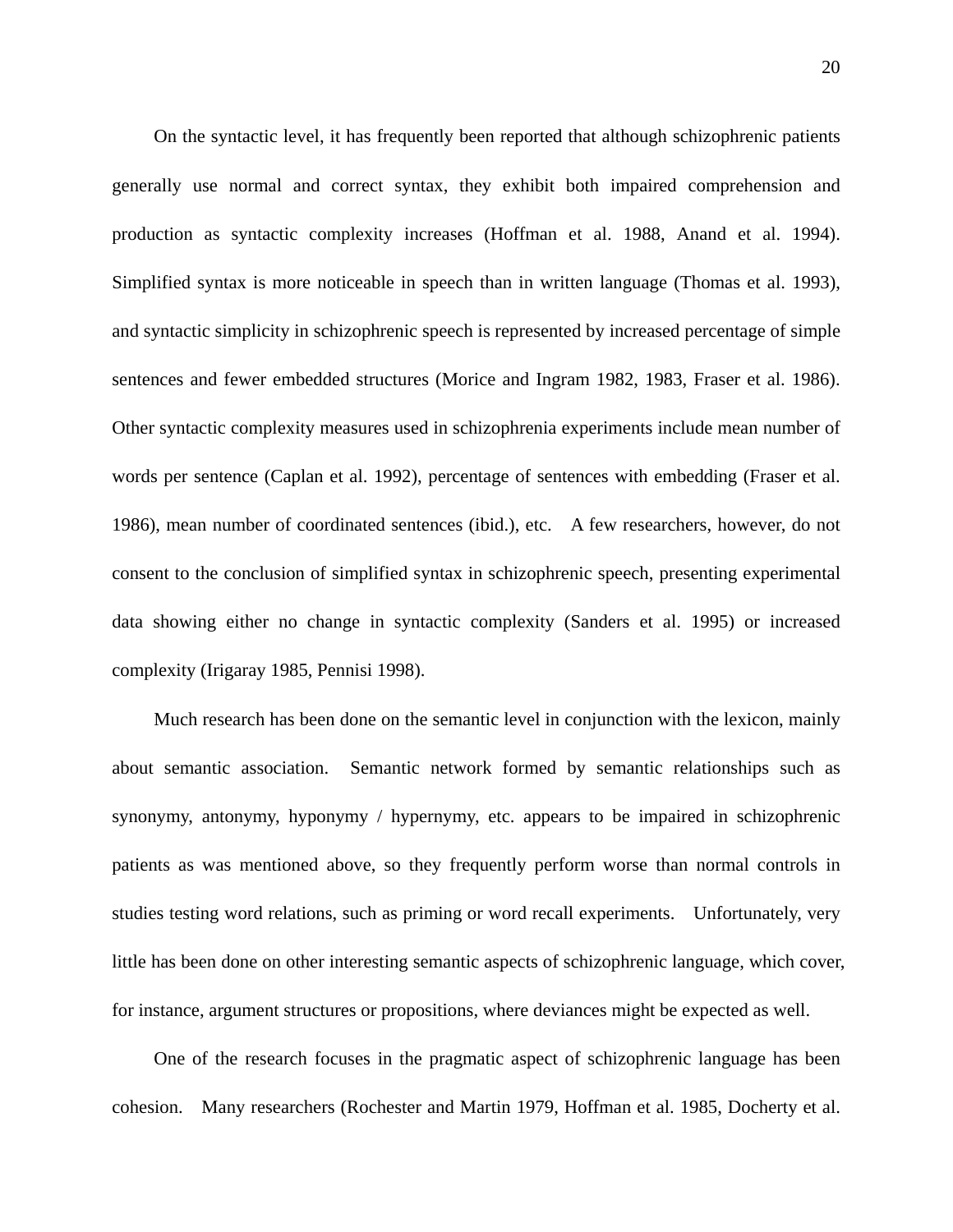On the syntactic level, it has frequently been reported that although schizophrenic patients generally use normal and correct syntax, they exhibit both impaired comprehension and production as syntactic complexity increases (Hoffman et al. 1988, Anand et al. 1994). Simplified syntax is more noticeable in speech than in written language (Thomas et al. 1993), and syntactic simplicity in schizophrenic speech is represented by increased percentage of simple sentences and fewer embedded structures (Morice and Ingram 1982, 1983, Fraser et al. 1986). Other syntactic complexity measures used in schizophrenia experiments include mean number of words per sentence (Caplan et al. 1992), percentage of sentences with embedding (Fraser et al. 1986), mean number of coordinated sentences (ibid.), etc. A few researchers, however, do not consent to the conclusion of simplified syntax in schizophrenic speech, presenting experimental data showing either no change in syntactic complexity (Sanders et al. 1995) or increased complexity (Irigaray 1985, Pennisi 1998).

Much research has been done on the semantic level in conjunction with the lexicon, mainly about semantic association. Semantic network formed by semantic relationships such as synonymy, antonymy, hyponymy / hypernymy, etc. appears to be impaired in schizophrenic patients as was mentioned above, so they frequently perform worse than normal controls in studies testing word relations, such as priming or word recall experiments. Unfortunately, very little has been done on other interesting semantic aspects of schizophrenic language, which cover, for instance, argument structures or propositions, where deviances might be expected as well.

One of the research focuses in the pragmatic aspect of schizophrenic language has been cohesion. Many researchers (Rochester and Martin 1979, Hoffman et al. 1985, Docherty et al.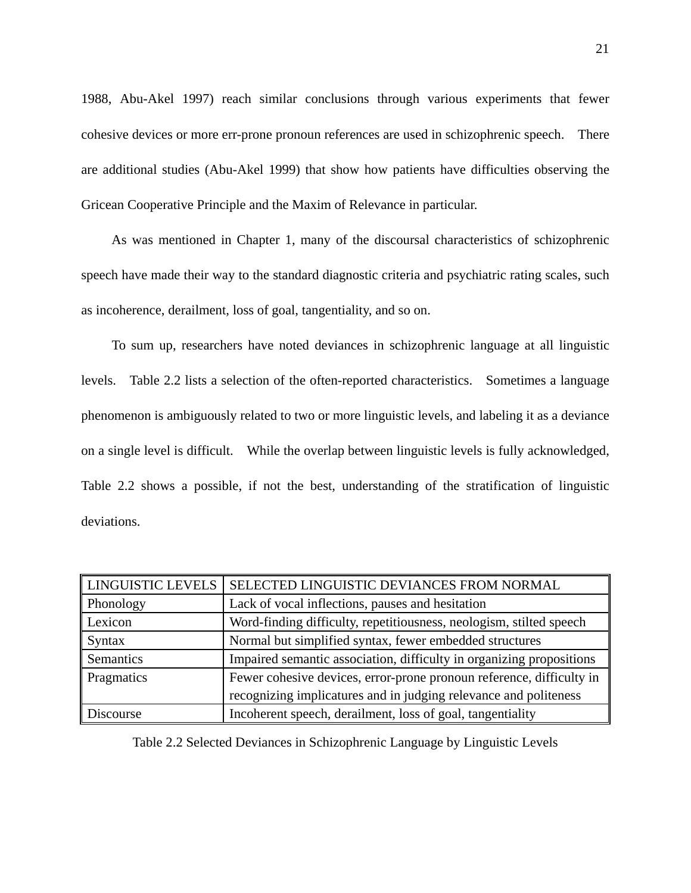1988, Abu-Akel 1997) reach similar conclusions through various experiments that fewer cohesive devices or more err-prone pronoun references are used in schizophrenic speech. There are additional studies (Abu-Akel 1999) that show how patients have difficulties observing the Gricean Cooperative Principle and the Maxim of Relevance in particular.

As was mentioned in Chapter 1, many of the discoursal characteristics of schizophrenic speech have made their way to the standard diagnostic criteria and psychiatric rating scales, such as incoherence, derailment, loss of goal, tangentiality, and so on.

To sum up, researchers have noted deviances in schizophrenic language at all linguistic levels. Table 2.2 lists a selection of the often-reported characteristics. Sometimes a language phenomenon is ambiguously related to two or more linguistic levels, and labeling it as a deviance on a single level is difficult. While the overlap between linguistic levels is fully acknowledged, Table 2.2 shows a possible, if not the best, understanding of the stratification of linguistic deviations.

| LINGUISTIC LEVELS | SELECTED LINGUISTIC DEVIANCES FROM NORMAL |
|---|---|
| Phonology | Lack of vocal inflections, pauses and hesitation |
| Lexicon | Word-finding difficulty, repetitiousness, neologism, stilted speech |
| Syntax | Normal but simplified syntax, fewer embedded structures |
| Semantics | Impaired semantic association, difficulty in organizing propositions |
| Pragmatics | Fewer cohesive devices, error-prone pronoun reference, difficulty in recognizing implicatures and in judging relevance and politeness |
| Discourse | Incoherent speech, derailment, loss of goal, tangentiality |

Table 2.2 Selected Deviances in Schizophrenic Language by Linguistic Levels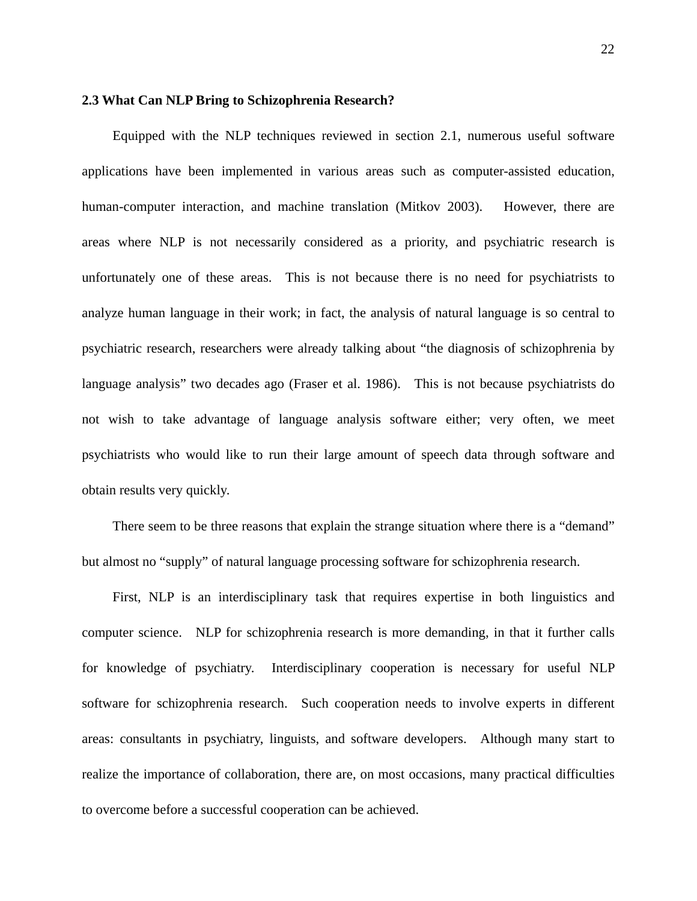### 2.3 What Can NLP Bring to Schizophrenia Research?

Equipped with the NLP techniques reviewed in section 2.1, numerous useful software applications have been implemented in various areas such as computer-assisted education, human-computer interaction, and machine translation (Mitkov 2003). However, there are areas where NLP is not necessarily considered as a priority, and psychiatric research is unfortunately one of these areas. This is not because there is no need for psychiatrists to analyze human language in their work; in fact, the analysis of natural language is so central to psychiatric research, researchers were already talking about "the diagnosis of schizophrenia by language analysis" two decades ago (Fraser et al. 1986). This is not because psychiatrists do not wish to take advantage of language analysis software either; very often, we meet psychiatrists who would like to run their large amount of speech data through software and obtain results very quickly.

There seem to be three reasons that explain the strange situation where there is a "demand" but almost no "supply" of natural language processing software for schizophrenia research.

First, NLP is an interdisciplinary task that requires expertise in both linguistics and computer science. NLP for schizophrenia research is more demanding, in that it further calls for knowledge of psychiatry. Interdisciplinary cooperation is necessary for useful NLP software for schizophrenia research. Such cooperation needs to involve experts in different areas: consultants in psychiatry, linguists, and software developers. Although many start to realize the importance of collaboration, there are, on most occasions, many practical difficulties to overcome before a successful cooperation can be achieved.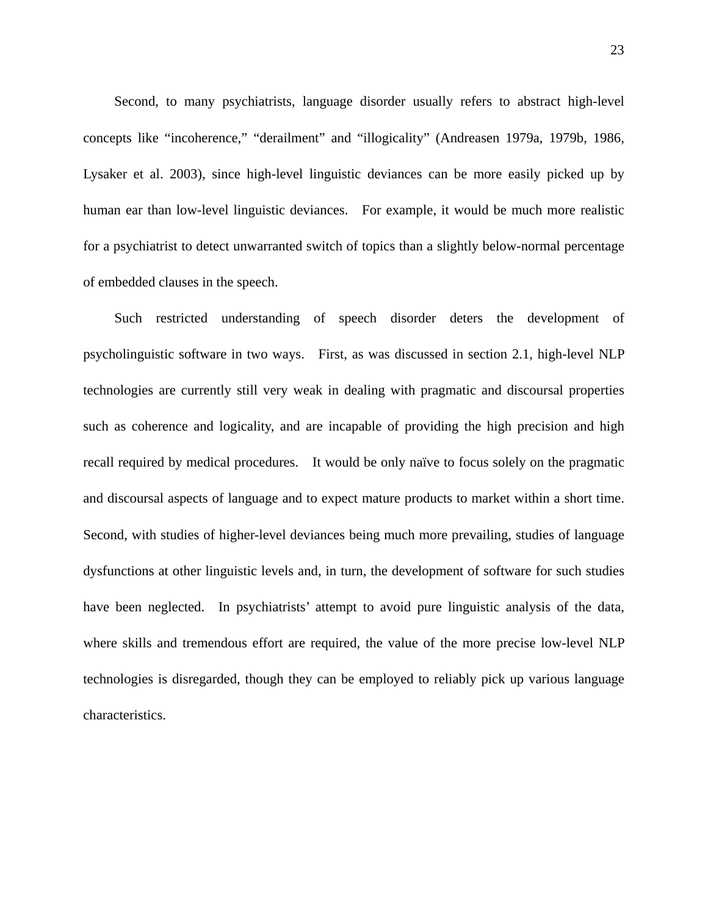Second, to many psychiatrists, language disorder usually refers to abstract high-level concepts like "incoherence," "derailment" and "illogicality" (Andreasen 1979a, 1979b, 1986, Lysaker et al. 2003), since high-level linguistic deviances can be more easily picked up by human ear than low-level linguistic deviances. For example, it would be much more realistic for a psychiatrist to detect unwarranted switch of topics than a slightly below-normal percentage of embedded clauses in the speech.

Such restricted understanding of speech disorder deters the development of psycholinguistic software in two ways. First, as was discussed in section 2.1, high-level NLP technologies are currently still very weak in dealing with pragmatic and discoursal properties such as coherence and logicality, and are incapable of providing the high precision and high recall required by medical procedures. It would be only naïve to focus solely on the pragmatic and discoursal aspects of language and to expect mature products to market within a short time. Second, with studies of higher-level deviances being much more prevailing, studies of language dysfunctions at other linguistic levels and, in turn, the development of software for such studies have been neglected. In psychiatrists' attempt to avoid pure linguistic analysis of the data, where skills and tremendous effort are required, the value of the more precise low-level NLP technologies is disregarded, though they can be employed to reliably pick up various language characteristics.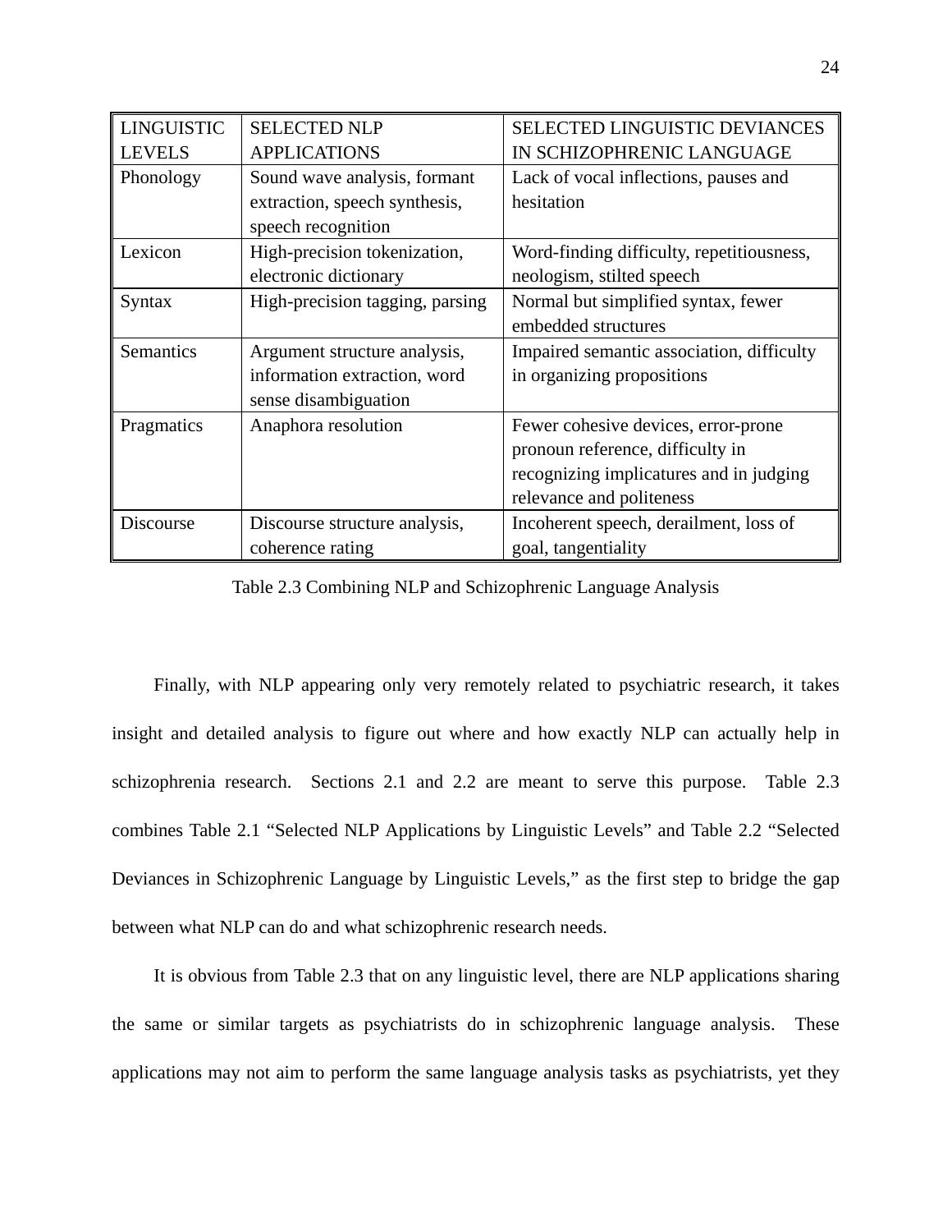| LINGUISTIC LEVELS | SELECTED NLP APPLICATIONS | SELECTED LINGUISTIC DEVIANCES IN SCHIZOPHRENIC LANGUAGE |
|---|---|---|
| Phonology | Sound wave analysis, formant extraction, speech synthesis, speech recognition | Lack of vocal inflections, pauses and hesitation |
| Lexicon | High-precision tokenization, electronic dictionary | Word-finding difficulty, repetitiousness, neologism, stilted speech |
| Syntax | High-precision tagging, parsing | Normal but simplified syntax, fewer embedded structures |
| Semantics | Argument structure analysis, information extraction, word sense disambiguation | Impaired semantic association, difficulty in organizing propositions |
| Pragmatics | Anaphora resolution | Fewer cohesive devices, error-prone pronoun reference, difficulty in recognizing implicatures and in judging relevance and politeness |
| Discourse | Discourse structure analysis, coherence rating | Incoherent speech, derailment, loss of goal, tangentiality |

Table 2.3 Combining NLP and Schizophrenic Language Analysis

Finally, with NLP appearing only very remotely related to psychiatric research, it takes insight and detailed analysis to figure out where and how exactly NLP can actually help in schizophrenia research. Sections 2.1 and 2.2 are meant to serve this purpose. Table 2.3 combines Table 2.1 "Selected NLP Applications by Linguistic Levels" and Table 2.2 "Selected Deviances in Schizophrenic Language by Linguistic Levels," as the first step to bridge the gap between what NLP can do and what schizophrenic research needs.

It is obvious from Table 2.3 that on any linguistic level, there are NLP applications sharing the same or similar targets as psychiatrists do in schizophrenic language analysis. These applications may not aim to perform the same language analysis tasks as psychiatrists, yet they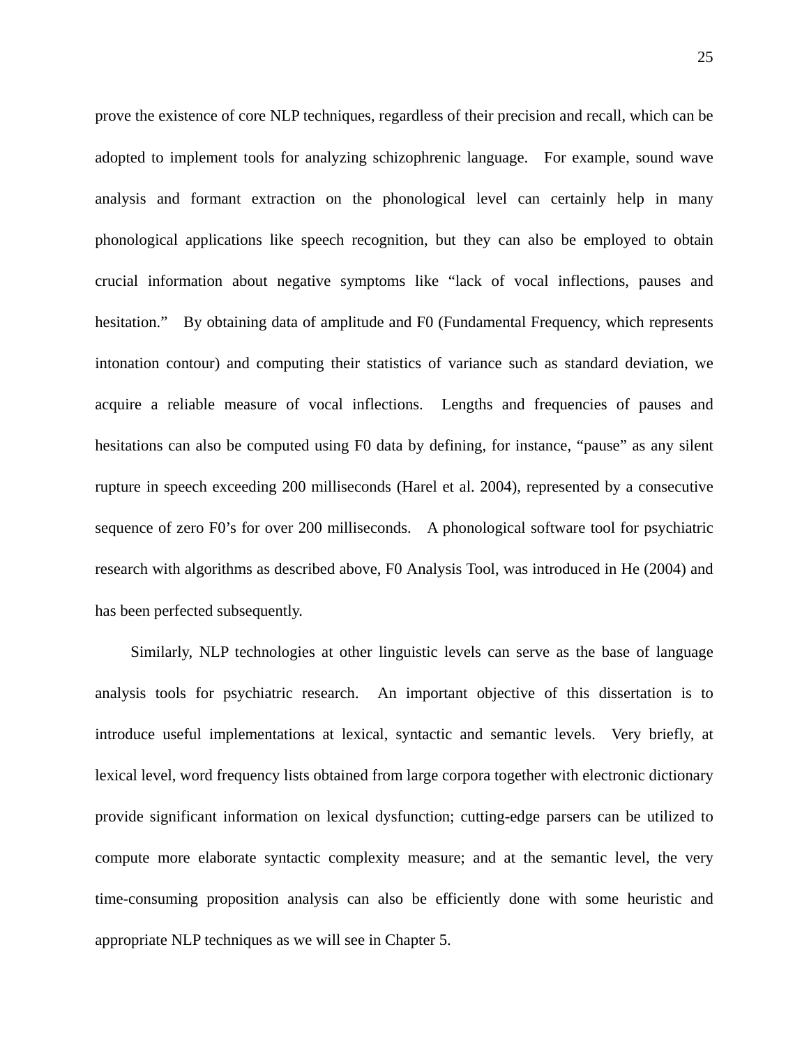prove the existence of core NLP techniques, regardless of their precision and recall, which can be adopted to implement tools for analyzing schizophrenic language. For example, sound wave analysis and formant extraction on the phonological level can certainly help in many phonological applications like speech recognition, but they can also be employed to obtain crucial information about negative symptoms like "lack of vocal inflections, pauses and hesitation." By obtaining data of amplitude and F0 (Fundamental Frequency, which represents intonation contour) and computing their statistics of variance such as standard deviation, we acquire a reliable measure of vocal inflections. Lengths and frequencies of pauses and hesitations can also be computed using F0 data by defining, for instance, "pause" as any silent rupture in speech exceeding 200 milliseconds (Harel et al. 2004), represented by a consecutive sequence of zero F0's for over 200 milliseconds. A phonological software tool for psychiatric research with algorithms as described above, F0 Analysis Tool, was introduced in He (2004) and has been perfected subsequently.

Similarly, NLP technologies at other linguistic levels can serve as the base of language analysis tools for psychiatric research. An important objective of this dissertation is to introduce useful implementations at lexical, syntactic and semantic levels. Very briefly, at lexical level, word frequency lists obtained from large corpora together with electronic dictionary provide significant information on lexical dysfunction; cutting-edge parsers can be utilized to compute more elaborate syntactic complexity measure; and at the semantic level, the very time-consuming proposition analysis can also be efficiently done with some heuristic and appropriate NLP techniques as we will see in Chapter 5.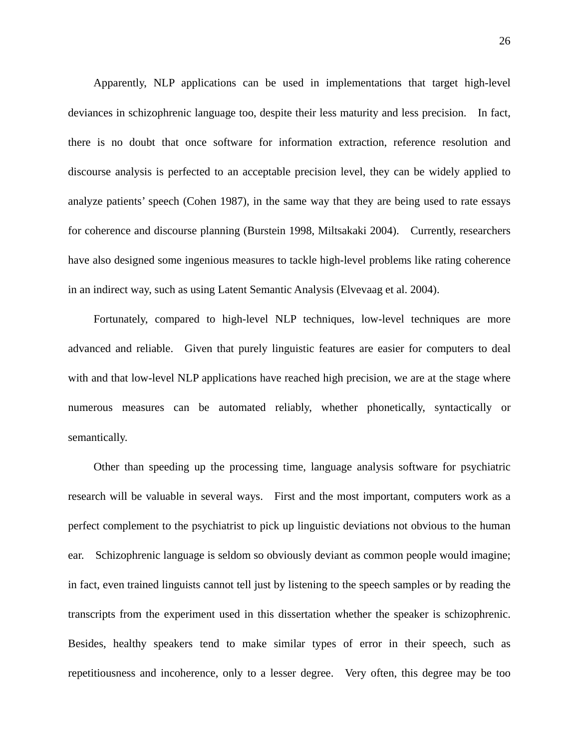Apparently, NLP applications can be used in implementations that target high-level deviances in schizophrenic language too, despite their less maturity and less precision. In fact, there is no doubt that once software for information extraction, reference resolution and discourse analysis is perfected to an acceptable precision level, they can be widely applied to analyze patients' speech (Cohen 1987), in the same way that they are being used to rate essays for coherence and discourse planning (Burstein 1998, Miltsakaki 2004). Currently, researchers have also designed some ingenious measures to tackle high-level problems like rating coherence in an indirect way, such as using Latent Semantic Analysis (Elvevaag et al. 2004).

Fortunately, compared to high-level NLP techniques, low-level techniques are more advanced and reliable. Given that purely linguistic features are easier for computers to deal with and that low-level NLP applications have reached high precision, we are at the stage where numerous measures can be automated reliably, whether phonetically, syntactically or semantically.

Other than speeding up the processing time, language analysis software for psychiatric research will be valuable in several ways. First and the most important, computers work as a perfect complement to the psychiatrist to pick up linguistic deviations not obvious to the human ear. Schizophrenic language is seldom so obviously deviant as common people would imagine; in fact, even trained linguists cannot tell just by listening to the speech samples or by reading the transcripts from the experiment used in this dissertation whether the speaker is schizophrenic. Besides, healthy speakers tend to make similar types of error in their speech, such as repetitiousness and incoherence, only to a lesser degree. Very often, this degree may be too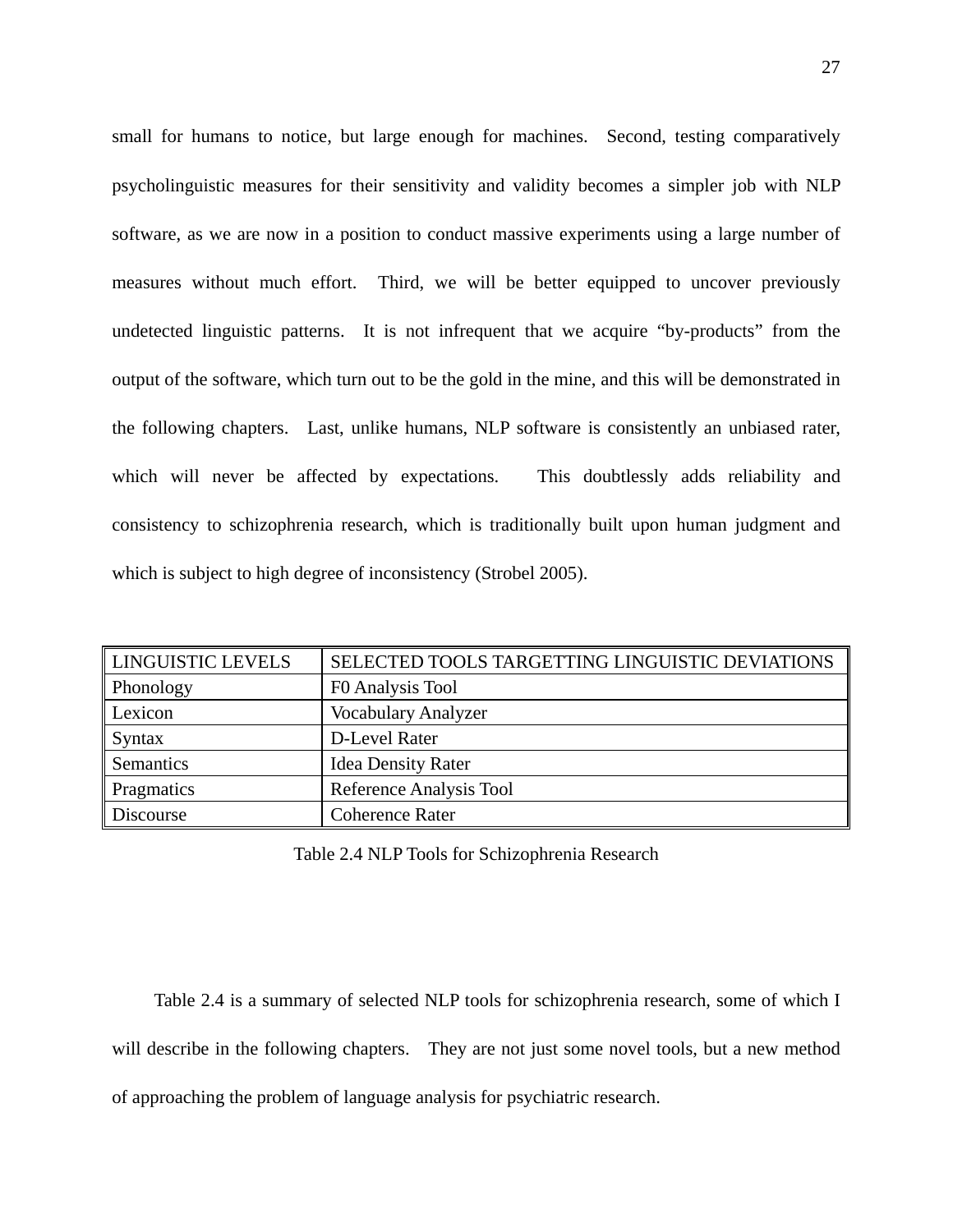small for humans to notice, but large enough for machines. Second, testing comparatively psycholinguistic measures for their sensitivity and validity becomes a simpler job with NLP software, as we are now in a position to conduct massive experiments using a large number of measures without much effort. Third, we will be better equipped to uncover previously undetected linguistic patterns. It is not infrequent that we acquire "by-products" from the output of the software, which turn out to be the gold in the mine, and this will be demonstrated in the following chapters. Last, unlike humans, NLP software is consistently an unbiased rater, which will never be affected by expectations. This doubtlessly adds reliability and consistency to schizophrenia research, which is traditionally built upon human judgment and which is subject to high degree of inconsistency (Strobel 2005).

| LINGUISTIC LEVELS | SELECTED TOOLS TARGETTING LINGUISTIC DEVIATIONS |
|---|---|
| Phonology | F0 Analysis Tool |
| Lexicon | Vocabulary Analyzer |
| Syntax | D-Level Rater |
| Semantics | Idea Density Rater |
| Pragmatics | Reference Analysis Tool |
| Discourse | Coherence Rater |

Table 2.4 NLP Tools for Schizophrenia Research

Table 2.4 is a summary of selected NLP tools for schizophrenia research, some of which I will describe in the following chapters. They are not just some novel tools, but a new method of approaching the problem of language analysis for psychiatric research.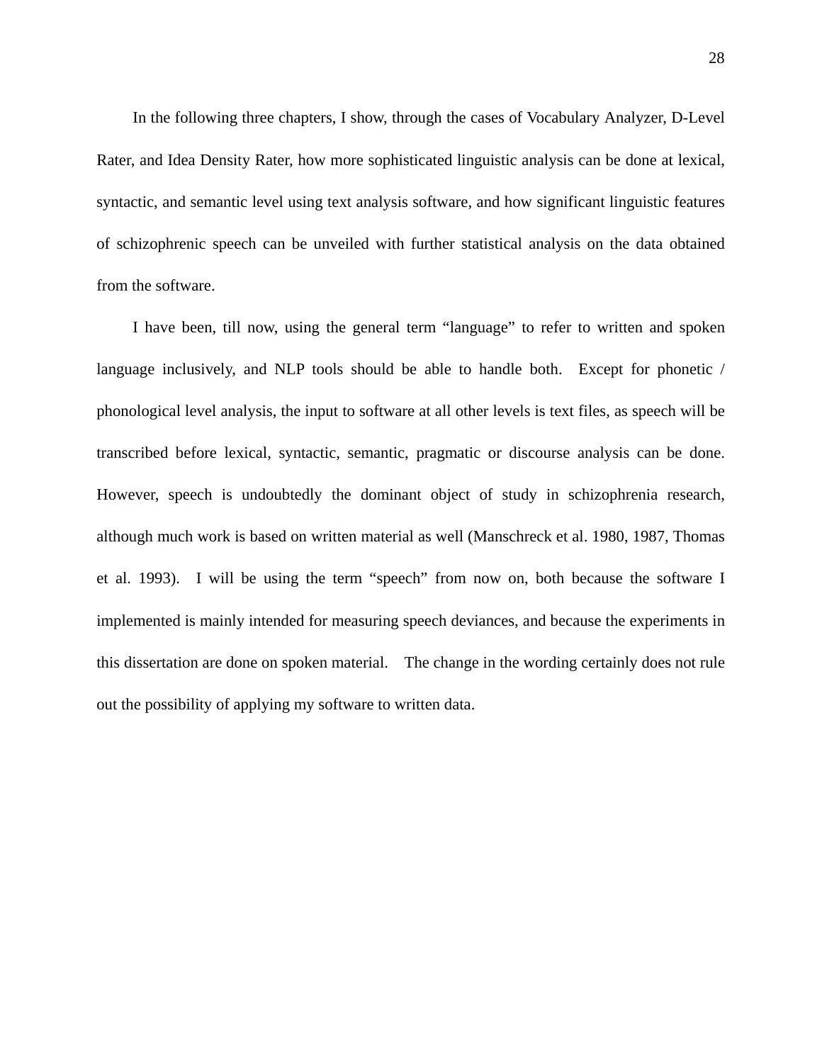In the following three chapters, I show, through the cases of Vocabulary Analyzer, D-Level Rater, and Idea Density Rater, how more sophisticated linguistic analysis can be done at lexical, syntactic, and semantic level using text analysis software, and how significant linguistic features of schizophrenic speech can be unveiled with further statistical analysis on the data obtained from the software.

I have been, till now, using the general term "language" to refer to written and spoken language inclusively, and NLP tools should be able to handle both. Except for phonetic / phonological level analysis, the input to software at all other levels is text files, as speech will be transcribed before lexical, syntactic, semantic, pragmatic or discourse analysis can be done. However, speech is undoubtedly the dominant object of study in schizophrenia research, although much work is based on written material as well (Manschreck et al. 1980, 1987, Thomas et al. 1993). I will be using the term "speech" from now on, both because the software I implemented is mainly intended for measuring speech deviances, and because the experiments in this dissertation are done on spoken material. The change in the wording certainly does not rule out the possibility of applying my software to written data.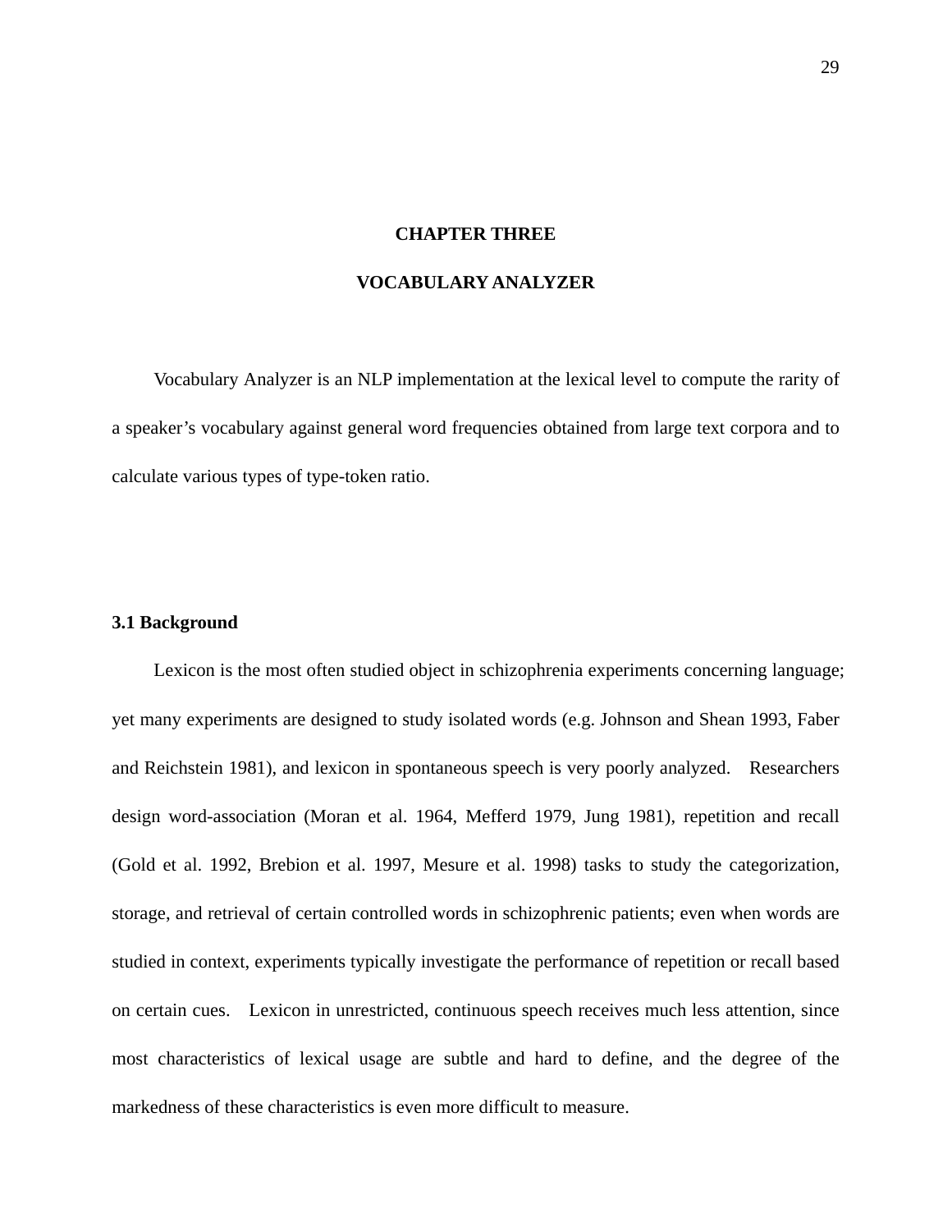# CHAPTER THREE

# VOCABULARY ANALYZER

Vocabulary Analyzer is an NLP implementation at the lexical level to compute the rarity of a speaker's vocabulary against general word frequencies obtained from large text corpora and to calculate various types of type-token ratio.

## 3.1 Background

Lexicon is the most often studied object in schizophrenia experiments concerning language; yet many experiments are designed to study isolated words (e.g. Johnson and Shean 1993, Faber and Reichstein 1981), and lexicon in spontaneous speech is very poorly analyzed. Researchers design word-association (Moran et al. 1964, Mefferd 1979, Jung 1981), repetition and recall (Gold et al. 1992, Brebion et al. 1997, Mesure et al. 1998) tasks to study the categorization, storage, and retrieval of certain controlled words in schizophrenic patients; even when words are studied in context, experiments typically investigate the performance of repetition or recall based on certain cues. Lexicon in unrestricted, continuous speech receives much less attention, since most characteristics of lexical usage are subtle and hard to define, and the degree of the markedness of these characteristics is even more difficult to measure.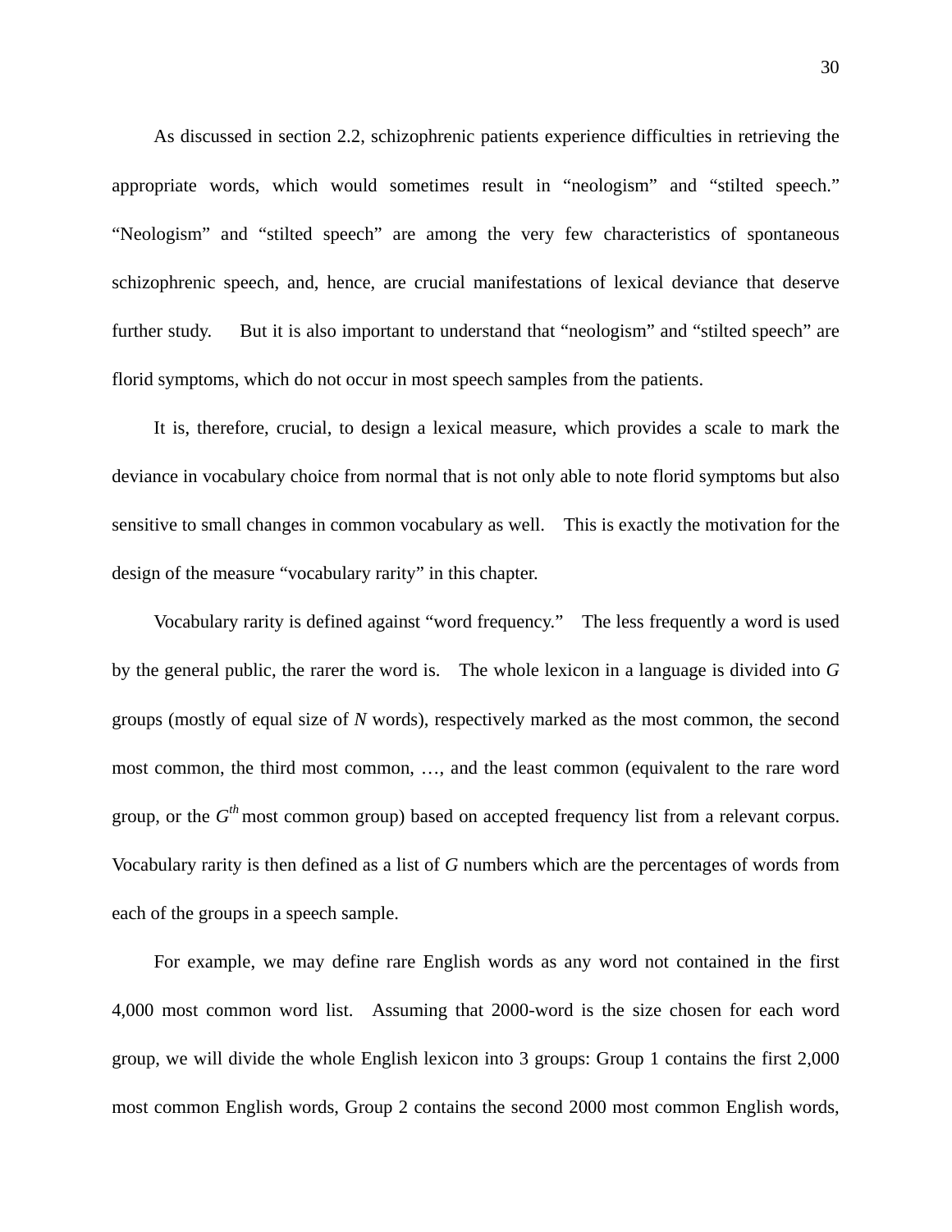As discussed in section 2.2, schizophrenic patients experience difficulties in retrieving the appropriate words, which would sometimes result in “neologism” and “stilted speech.” “Neologism” and “stilted speech” are among the very few characteristics of spontaneous schizophrenic speech, and, hence, are crucial manifestations of lexical deviance that deserve further study. But it is also important to understand that “neologism” and “stilted speech” are florid symptoms, which do not occur in most speech samples from the patients.

It is, therefore, crucial, to design a lexical measure, which provides a scale to mark the deviance in vocabulary choice from normal that is not only able to note florid symptoms but also sensitive to small changes in common vocabulary as well. This is exactly the motivation for the design of the measure “vocabulary rarity” in this chapter.

Vocabulary rarity is defined against “word frequency.” The less frequently a word is used by the general public, the rarer the word is. The whole lexicon in a language is divided into $G$ groups (mostly of equal size of $N$ words), respectively marked as the most common, the second most common, the third most common, …, and the least common (equivalent to the rare word group, or the $G^{th}$ most common group) based on accepted frequency list from a relevant corpus. Vocabulary rarity is then defined as a list of $G$ numbers which are the percentages of words from each of the groups in a speech sample.

For example, we may define rare English words as any word not contained in the first 4,000 most common word list. Assuming that 2000-word is the size chosen for each word group, we will divide the whole English lexicon into 3 groups: Group 1 contains the first 2,000 most common English words, Group 2 contains the second 2000 most common English words,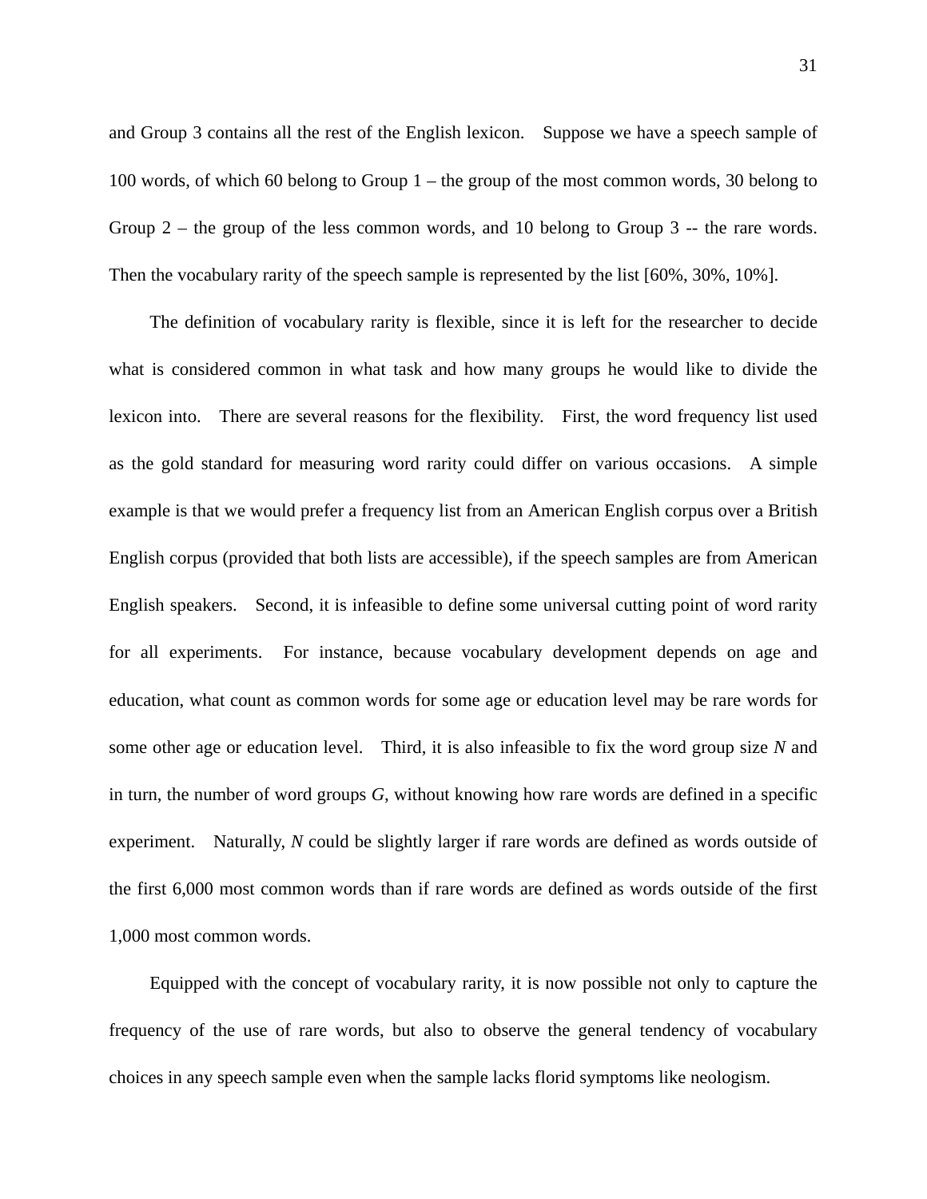and Group 3 contains all the rest of the English lexicon. Suppose we have a speech sample of 100 words, of which 60 belong to Group 1 – the group of the most common words, 30 belong to Group 2 – the group of the less common words, and 10 belong to Group 3 -- the rare words. Then the vocabulary rarity of the speech sample is represented by the list [60%, 30%, 10%].

The definition of vocabulary rarity is flexible, since it is left for the researcher to decide what is considered common in what task and how many groups he would like to divide the lexicon into. There are several reasons for the flexibility. First, the word frequency list used as the gold standard for measuring word rarity could differ on various occasions. A simple example is that we would prefer a frequency list from an American English corpus over a British English corpus (provided that both lists are accessible), if the speech samples are from American English speakers. Second, it is infeasible to define some universal cutting point of word rarity for all experiments. For instance, because vocabulary development depends on age and education, what count as common words for some age or education level may be rare words for some other age or education level. Third, it is also infeasible to fix the word group size $N$ and in turn, the number of word groups $G$, without knowing how rare words are defined in a specific experiment. Naturally, $N$ could be slightly larger if rare words are defined as words outside of the first 6,000 most common words than if rare words are defined as words outside of the first 1,000 most common words.

Equipped with the concept of vocabulary rarity, it is now possible not only to capture the frequency of the use of rare words, but also to observe the general tendency of vocabulary choices in any speech sample even when the sample lacks florid symptoms like neologism.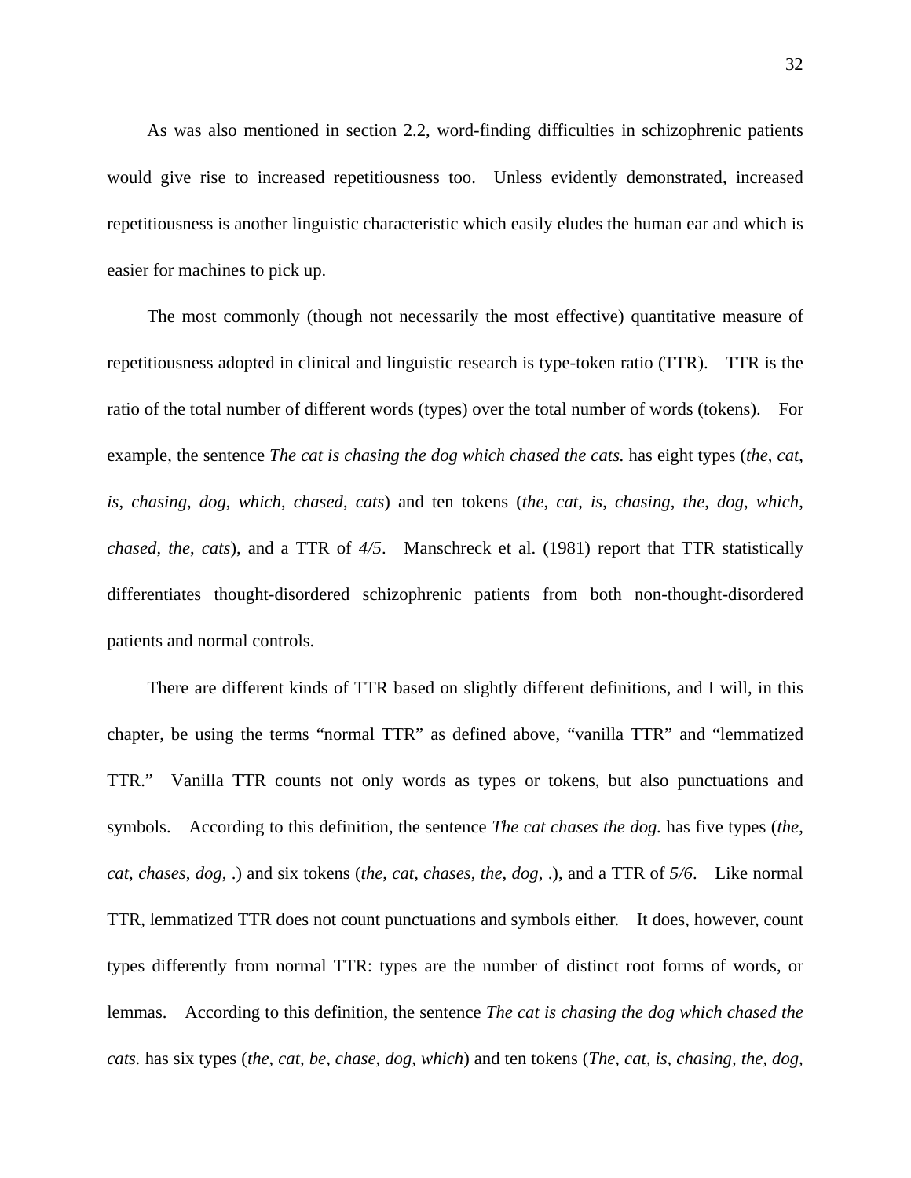As was also mentioned in section 2.2, word-finding difficulties in schizophrenic patients would give rise to increased repetitiousness too. Unless evidently demonstrated, increased repetitiousness is another linguistic characteristic which easily eludes the human ear and which is easier for machines to pick up.

The most commonly (though not necessarily the most effective) quantitative measure of repetitiousness adopted in clinical and linguistic research is type-token ratio (TTR). TTR is the ratio of the total number of different words (types) over the total number of words (tokens). For example, the sentence *The cat is chasing the dog which chased the cats.* has eight types (*the*, *cat*, *is*, *chasing*, *dog*, *which*, *chased*, *cats*) and ten tokens (*the*, *cat*, *is*, *chasing*, *the*, *dog*, *which*, *chased*, *the*, *cats*), and a TTR of *4/5*. Manschreck et al. (1981) report that TTR statistically differentiates thought-disordered schizophrenic patients from both non-thought-disordered patients and normal controls.

There are different kinds of TTR based on slightly different definitions, and I will, in this chapter, be using the terms "normal TTR" as defined above, "vanilla TTR" and "lemmatized TTR." Vanilla TTR counts not only words as types or tokens, but also punctuations and symbols. According to this definition, the sentence *The cat chases the dog.* has five types (*the*, *cat*, *chases*, *dog*, .) and six tokens (*the*, *cat*, *chases*, *the*, *dog*, .), and a TTR of *5/6*. Like normal TTR, lemmatized TTR does not count punctuations and symbols either. It does, however, count types differently from normal TTR: types are the number of distinct root forms of words, or lemmas. According to this definition, the sentence *The cat is chasing the dog which chased the cats.* has six types (*the*, *cat*, *be*, *chase*, *dog*, *which*) and ten tokens (*The*, *cat*, *is*, *chasing*, *the*, *dog*,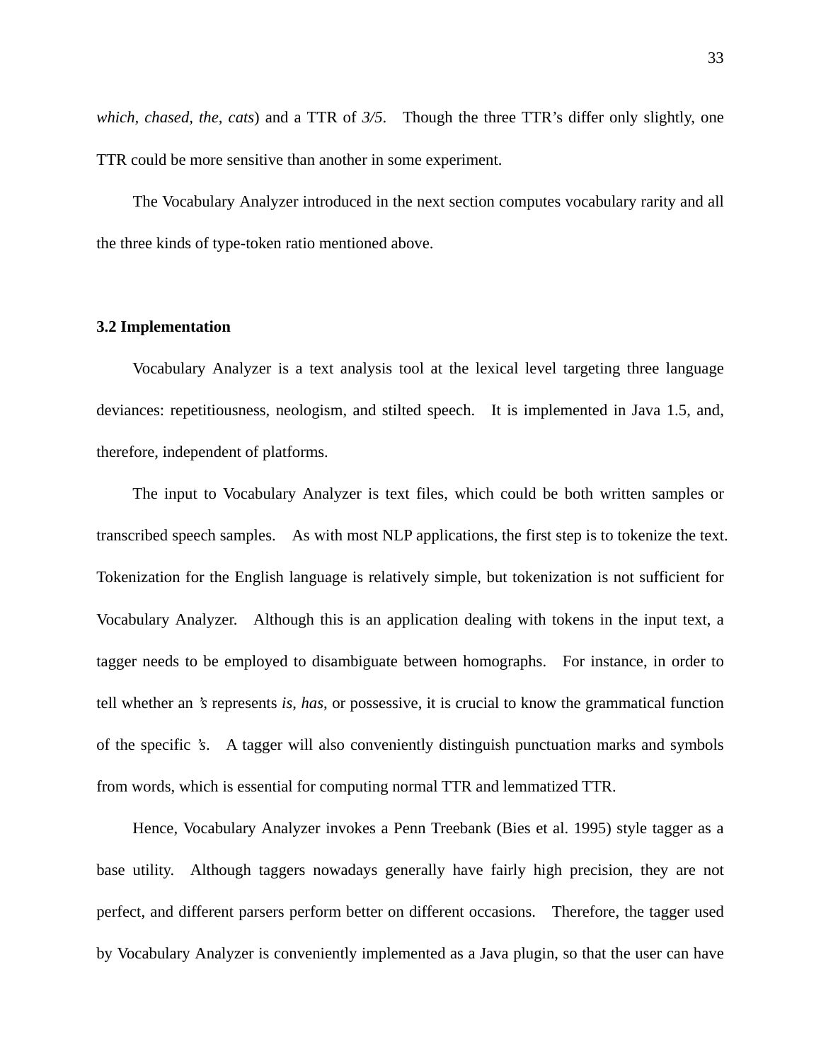*which*, *chased*, *the*, *cats*) and a TTR of *3/5*. Though the three TTR's differ only slightly, one TTR could be more sensitive than another in some experiment.

The Vocabulary Analyzer introduced in the next section computes vocabulary rarity and all the three kinds of type-token ratio mentioned above.

### 3.2 Implementation

Vocabulary Analyzer is a text analysis tool at the lexical level targeting three language deviances: repetitiousness, neologism, and stilted speech. It is implemented in Java 1.5, and, therefore, independent of platforms.

The input to Vocabulary Analyzer is text files, which could be both written samples or transcribed speech samples. As with most NLP applications, the first step is to tokenize the text. Tokenization for the English language is relatively simple, but tokenization is not sufficient for Vocabulary Analyzer. Although this is an application dealing with tokens in the input text, a tagger needs to be employed to disambiguate between homographs. For instance, in order to tell whether an *'s* represents *is*, *has*, or possessive, it is crucial to know the grammatical function of the specific *'s*. A tagger will also conveniently distinguish punctuation marks and symbols from words, which is essential for computing normal TTR and lemmatized TTR.

Hence, Vocabulary Analyzer invokes a Penn Treebank (Bies et al. 1995) style tagger as a base utility. Although taggers nowadays generally have fairly high precision, they are not perfect, and different parsers perform better on different occasions. Therefore, the tagger used by Vocabulary Analyzer is conveniently implemented as a Java plugin, so that the user can have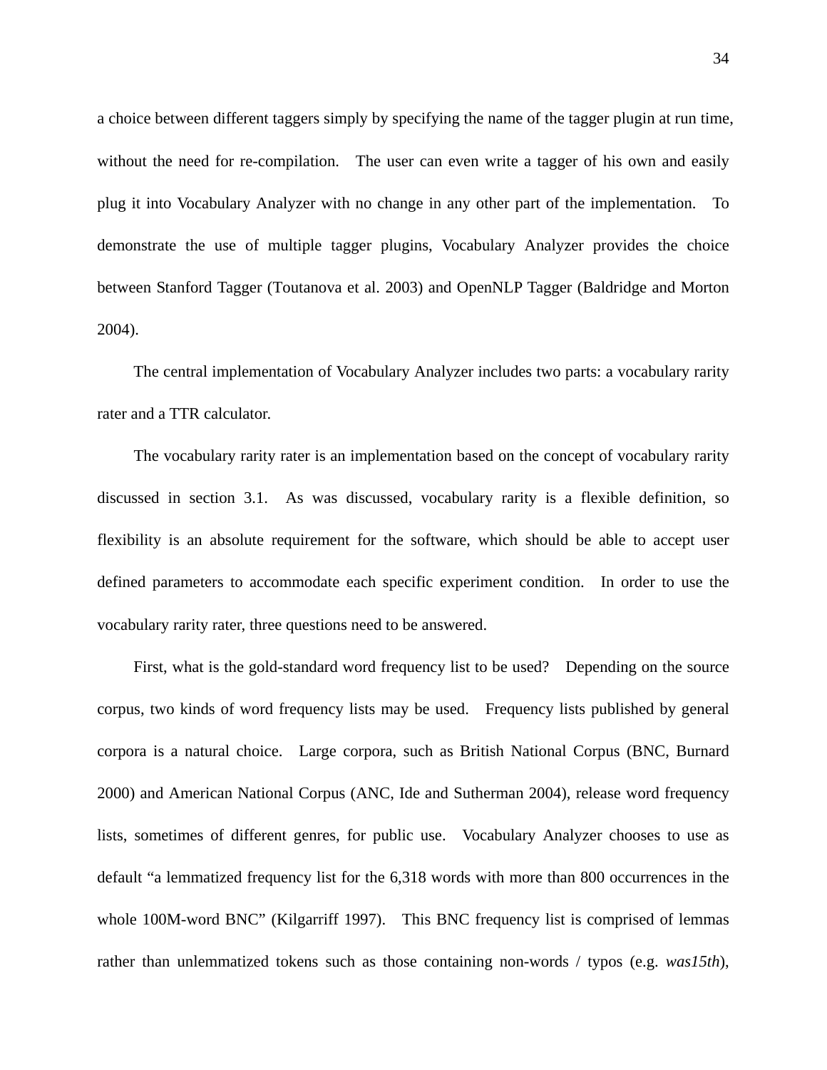a choice between different taggers simply by specifying the name of the tagger plugin at run time, without the need for re-compilation. The user can even write a tagger of his own and easily plug it into Vocabulary Analyzer with no change in any other part of the implementation. To demonstrate the use of multiple tagger plugins, Vocabulary Analyzer provides the choice between Stanford Tagger (Toutanova et al. 2003) and OpenNLP Tagger (Baldridge and Morton 2004).

The central implementation of Vocabulary Analyzer includes two parts: a vocabulary rarity rater and a TTR calculator.

The vocabulary rarity rater is an implementation based on the concept of vocabulary rarity discussed in section 3.1. As was discussed, vocabulary rarity is a flexible definition, so flexibility is an absolute requirement for the software, which should be able to accept user defined parameters to accommodate each specific experiment condition. In order to use the vocabulary rarity rater, three questions need to be answered.

First, what is the gold-standard word frequency list to be used? Depending on the source corpus, two kinds of word frequency lists may be used. Frequency lists published by general corpora is a natural choice. Large corpora, such as British National Corpus (BNC, Burnard 2000) and American National Corpus (ANC, Ide and Sutherman 2004), release word frequency lists, sometimes of different genres, for public use. Vocabulary Analyzer chooses to use as default “a lemmatized frequency list for the 6,318 words with more than 800 occurrences in the whole 100M-word BNC” (Kilgarriff 1997). This BNC frequency list is comprised of lemmas rather than unlemmatized tokens such as those containing non-words / typos (e.g. *was15th*),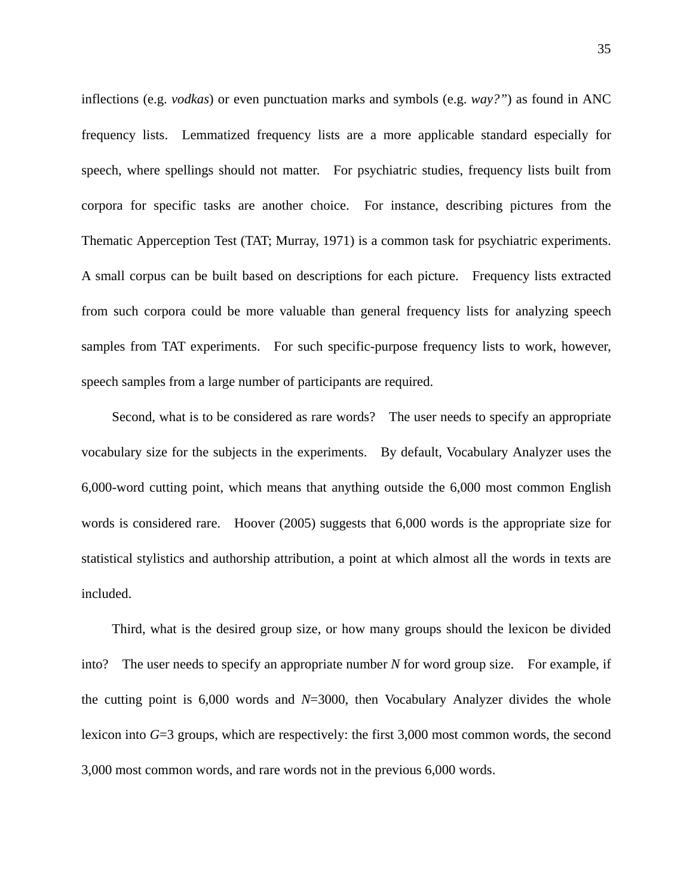inflections (e.g. *vodkas*) or even punctuation marks and symbols (e.g. *way?"*) as found in ANC frequency lists. Lemmatized frequency lists are a more applicable standard especially for speech, where spellings should not matter. For psychiatric studies, frequency lists built from corpora for specific tasks are another choice. For instance, describing pictures from the Thematic Apperception Test (TAT; Murray, 1971) is a common task for psychiatric experiments. A small corpus can be built based on descriptions for each picture. Frequency lists extracted from such corpora could be more valuable than general frequency lists for analyzing speech samples from TAT experiments. For such specific-purpose frequency lists to work, however, speech samples from a large number of participants are required.

Second, what is to be considered as rare words? The user needs to specify an appropriate vocabulary size for the subjects in the experiments. By default, Vocabulary Analyzer uses the 6,000-word cutting point, which means that anything outside the 6,000 most common English words is considered rare. Hoover (2005) suggests that 6,000 words is the appropriate size for statistical stylistics and authorship attribution, a point at which almost all the words in texts are included.

Third, what is the desired group size, or how many groups should the lexicon be divided into? The user needs to specify an appropriate number $N$ for word group size. For example, if the cutting point is 6,000 words and $N$=3000, then Vocabulary Analyzer divides the whole lexicon into $G$=3 groups, which are respectively: the first 3,000 most common words, the second 3,000 most common words, and rare words not in the previous 6,000 words.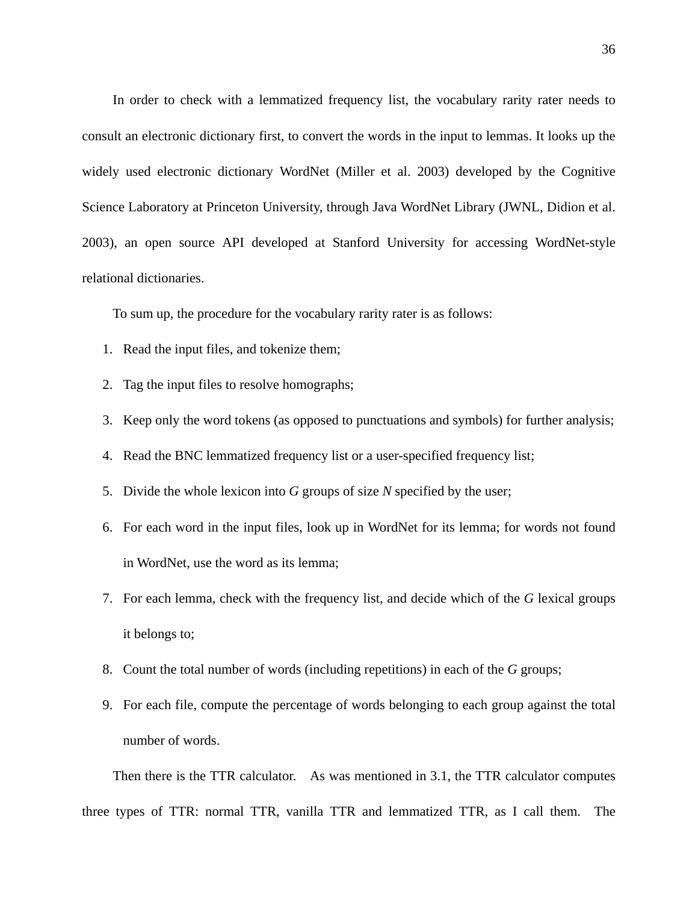In order to check with a lemmatized frequency list, the vocabulary rarity rater needs to consult an electronic dictionary first, to convert the words in the input to lemmas. It looks up the widely used electronic dictionary WordNet (Miller et al. 2003) developed by the Cognitive Science Laboratory at Princeton University, through Java WordNet Library (JWNL, Didion et al. 2003), an open source API developed at Stanford University for accessing WordNet-style relational dictionaries.

To sum up, the procedure for the vocabulary rarity rater is as follows:

1. Read the input files, and tokenize them;
2. Tag the input files to resolve homographs;
3. Keep only the word tokens (as opposed to punctuations and symbols) for further analysis;
4. Read the BNC lemmatized frequency list or a user-specified frequency list;
5. Divide the whole lexicon into *G* groups of size *N* specified by the user;
6. For each word in the input files, look up in WordNet for its lemma; for words not found in WordNet, use the word as its lemma;
7. For each lemma, check with the frequency list, and decide which of the *G* lexical groups it belongs to;
8. Count the total number of words (including repetitions) in each of the *G* groups;
9. For each file, compute the percentage of words belonging to each group against the total number of words.

Then there is the TTR calculator. As was mentioned in 3.1, the TTR calculator computes three types of TTR: normal TTR, vanilla TTR and lemmatized TTR, as I call them. The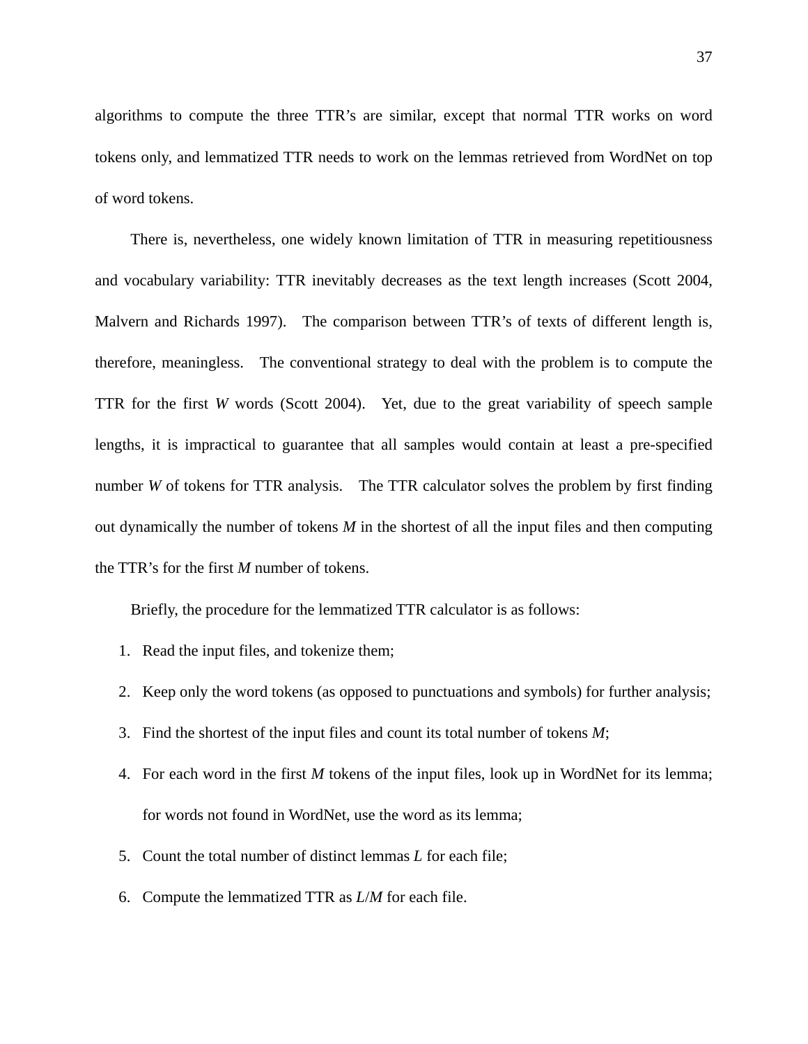algorithms to compute the three TTR's are similar, except that normal TTR works on word tokens only, and lemmatized TTR needs to work on the lemmas retrieved from WordNet on top of word tokens.

There is, nevertheless, one widely known limitation of TTR in measuring repetitiousness and vocabulary variability: TTR inevitably decreases as the text length increases (Scott 2004, Malvern and Richards 1997). The comparison between TTR's of texts of different length is, therefore, meaningless. The conventional strategy to deal with the problem is to compute the TTR for the first $W$ words (Scott 2004). Yet, due to the great variability of speech sample lengths, it is impractical to guarantee that all samples would contain at least a pre-specified number $W$ of tokens for TTR analysis. The TTR calculator solves the problem by first finding out dynamically the number of tokens $M$ in the shortest of all the input files and then computing the TTR's for the first $M$ number of tokens.

Briefly, the procedure for the lemmatized TTR calculator is as follows:

1. Read the input files, and tokenize them;
2. Keep only the word tokens (as opposed to punctuations and symbols) for further analysis;
3. Find the shortest of the input files and count its total number of tokens $M$;
4. For each word in the first $M$ tokens of the input files, look up in WordNet for its lemma; for words not found in WordNet, use the word as its lemma;
5. Count the total number of distinct lemmas $L$ for each file;
6. Compute the lemmatized TTR as $L/M$ for each file.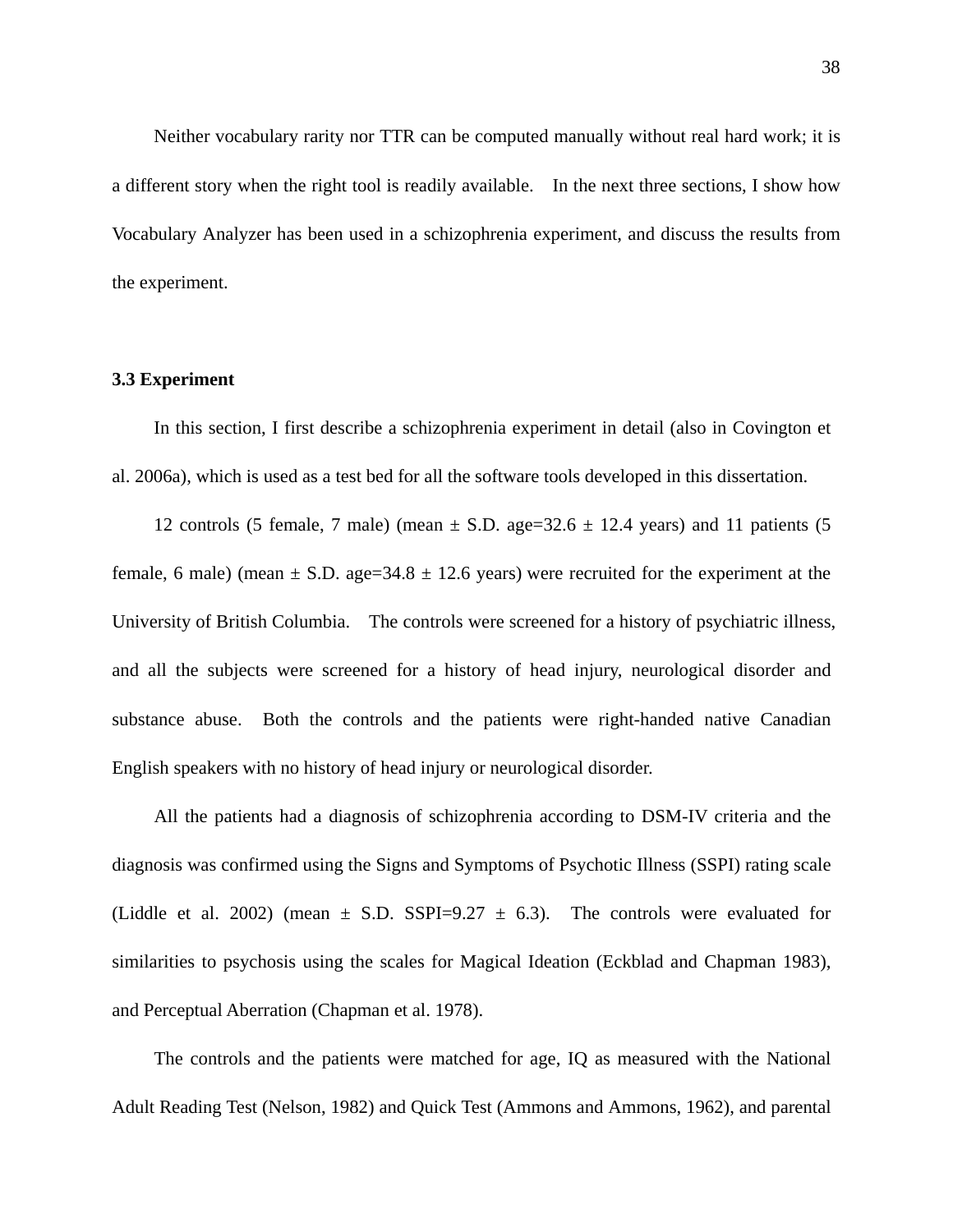Neither vocabulary rarity nor TTR can be computed manually without real hard work; it is a different story when the right tool is readily available. In the next three sections, I show how Vocabulary Analyzer has been used in a schizophrenia experiment, and discuss the results from the experiment.

### 3.3 Experiment

In this section, I first describe a schizophrenia experiment in detail (also in Covington et al. 2006a), which is used as a test bed for all the software tools developed in this dissertation.

12 controls (5 female, 7 male) (mean ± S.D. age=32.6 ± 12.4 years) and 11 patients (5 female, 6 male) (mean ± S.D. age=34.8 ± 12.6 years) were recruited for the experiment at the University of British Columbia. The controls were screened for a history of psychiatric illness, and all the subjects were screened for a history of head injury, neurological disorder and substance abuse. Both the controls and the patients were right-handed native Canadian English speakers with no history of head injury or neurological disorder.

All the patients had a diagnosis of schizophrenia according to DSM-IV criteria and the diagnosis was confirmed using the Signs and Symptoms of Psychotic Illness (SSPI) rating scale (Liddle et al. 2002) (mean ± S.D. SSPI=9.27 ± 6.3). The controls were evaluated for similarities to psychosis using the scales for Magical Ideation (Eckblad and Chapman 1983), and Perceptual Aberration (Chapman et al. 1978).

The controls and the patients were matched for age, IQ as measured with the National Adult Reading Test (Nelson, 1982) and Quick Test (Ammons and Ammons, 1962), and parental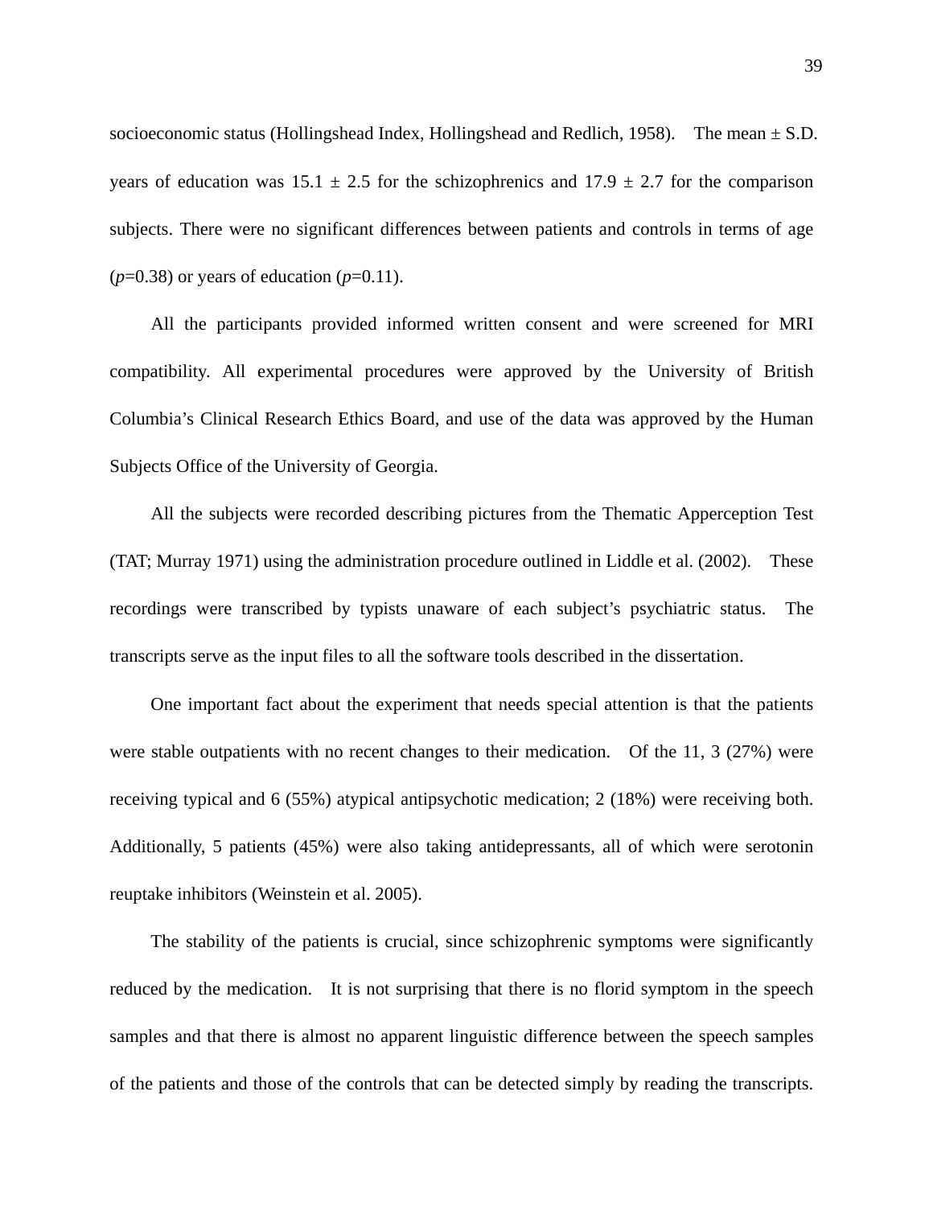socioeconomic status (Hollingshead Index, Hollingshead and Redlich, 1958). The mean ± S.D. years of education was 15.1 ± 2.5 for the schizophrenics and 17.9 ± 2.7 for the comparison subjects. There were no significant differences between patients and controls in terms of age ($p$=0.38) or years of education ($p$=0.11).

All the participants provided informed written consent and were screened for MRI compatibility. All experimental procedures were approved by the University of British Columbia's Clinical Research Ethics Board, and use of the data was approved by the Human Subjects Office of the University of Georgia.

All the subjects were recorded describing pictures from the Thematic Apperception Test (TAT; Murray 1971) using the administration procedure outlined in Liddle et al. (2002). These recordings were transcribed by typists unaware of each subject's psychiatric status. The transcripts serve as the input files to all the software tools described in the dissertation.

One important fact about the experiment that needs special attention is that the patients were stable outpatients with no recent changes to their medication. Of the 11, 3 (27%) were receiving typical and 6 (55%) atypical antipsychotic medication; 2 (18%) were receiving both. Additionally, 5 patients (45%) were also taking antidepressants, all of which were serotonin reuptake inhibitors (Weinstein et al. 2005).

The stability of the patients is crucial, since schizophrenic symptoms were significantly reduced by the medication. It is not surprising that there is no florid symptom in the speech samples and that there is almost no apparent linguistic difference between the speech samples of the patients and those of the controls that can be detected simply by reading the transcripts.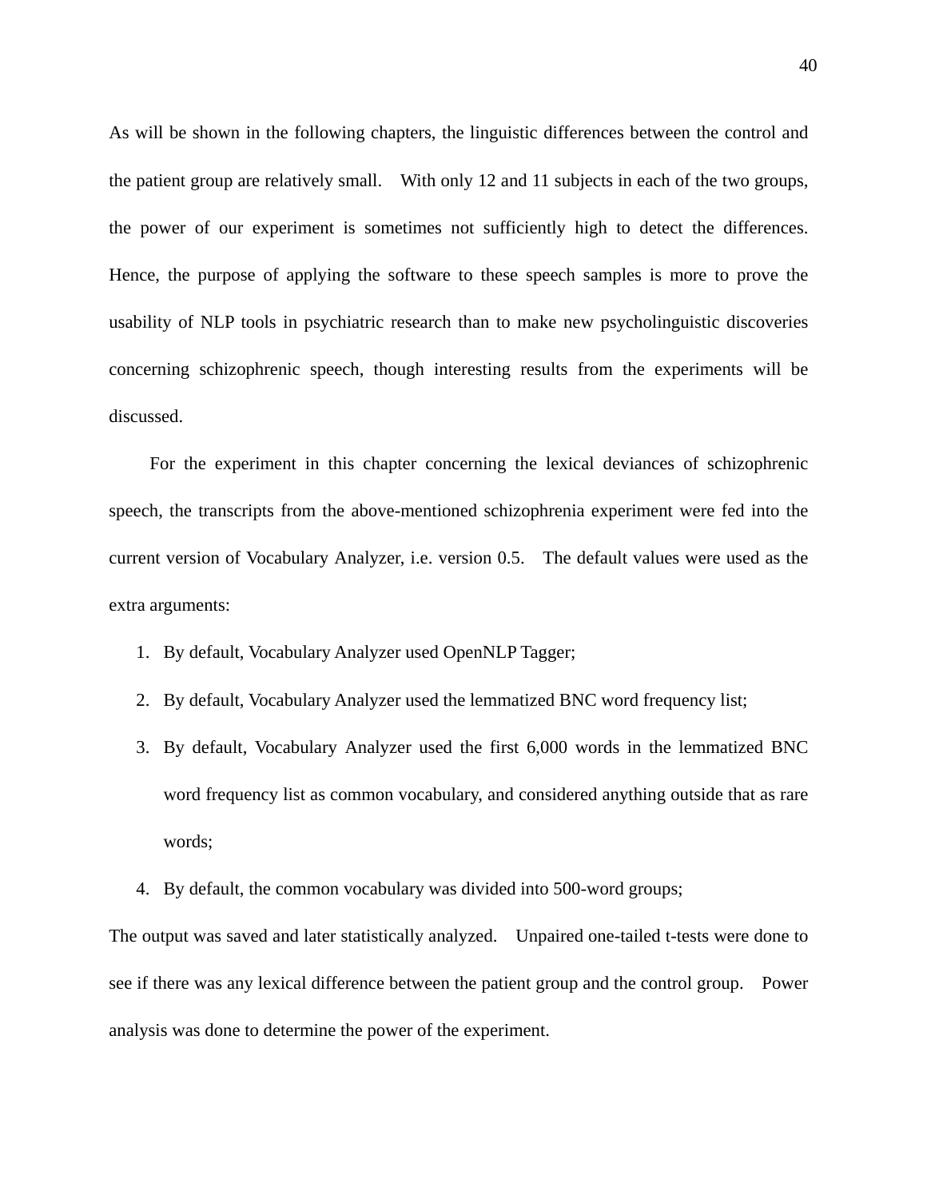As will be shown in the following chapters, the linguistic differences between the control and the patient group are relatively small. With only 12 and 11 subjects in each of the two groups, the power of our experiment is sometimes not sufficiently high to detect the differences. Hence, the purpose of applying the software to these speech samples is more to prove the usability of NLP tools in psychiatric research than to make new psycholinguistic discoveries concerning schizophrenic speech, though interesting results from the experiments will be discussed.

For the experiment in this chapter concerning the lexical deviances of schizophrenic speech, the transcripts from the above-mentioned schizophrenia experiment were fed into the current version of Vocabulary Analyzer, i.e. version 0.5. The default values were used as the extra arguments:

1. By default, Vocabulary Analyzer used OpenNLP Tagger;
2. By default, Vocabulary Analyzer used the lemmatized BNC word frequency list;
3. By default, Vocabulary Analyzer used the first 6,000 words in the lemmatized BNC word frequency list as common vocabulary, and considered anything outside that as rare words;
4. By default, the common vocabulary was divided into 500-word groups;

The output was saved and later statistically analyzed. Unpaired one-tailed t-tests were done to see if there was any lexical difference between the patient group and the control group. Power analysis was done to determine the power of the experiment.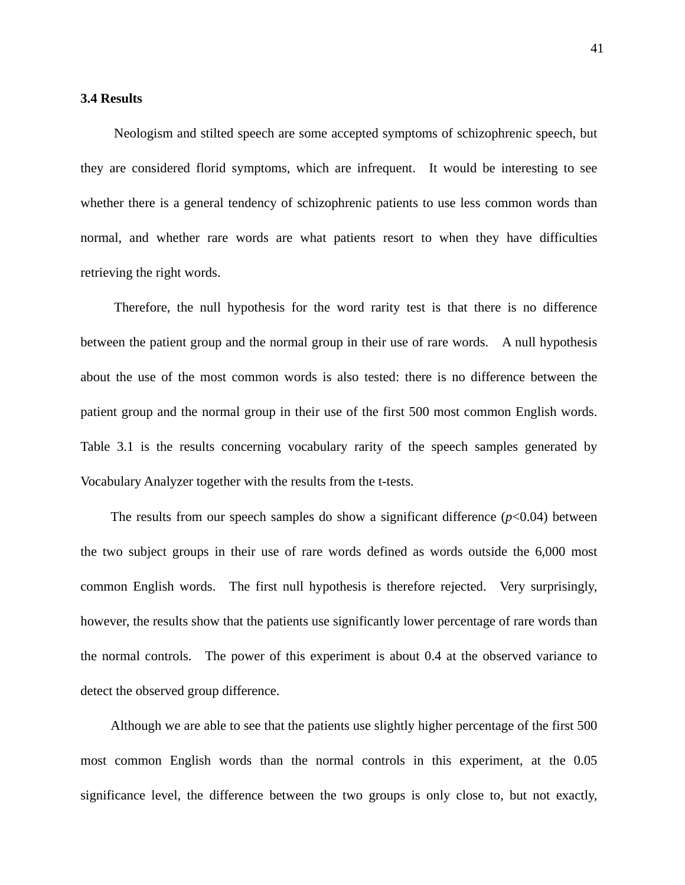### 3.4 Results

Neologism and stilted speech are some accepted symptoms of schizophrenic speech, but they are considered florid symptoms, which are infrequent. It would be interesting to see whether there is a general tendency of schizophrenic patients to use less common words than normal, and whether rare words are what patients resort to when they have difficulties retrieving the right words.

Therefore, the null hypothesis for the word rarity test is that there is no difference between the patient group and the normal group in their use of rare words. A null hypothesis about the use of the most common words is also tested: there is no difference between the patient group and the normal group in their use of the first 500 most common English words. Table 3.1 is the results concerning vocabulary rarity of the speech samples generated by Vocabulary Analyzer together with the results from the t-tests.

The results from our speech samples do show a significant difference ($p<0.04$) between the two subject groups in their use of rare words defined as words outside the 6,000 most common English words. The first null hypothesis is therefore rejected. Very surprisingly, however, the results show that the patients use significantly lower percentage of rare words than the normal controls. The power of this experiment is about 0.4 at the observed variance to detect the observed group difference.

Although we are able to see that the patients use slightly higher percentage of the first 500 most common English words than the normal controls in this experiment, at the 0.05 significance level, the difference between the two groups is only close to, but not exactly,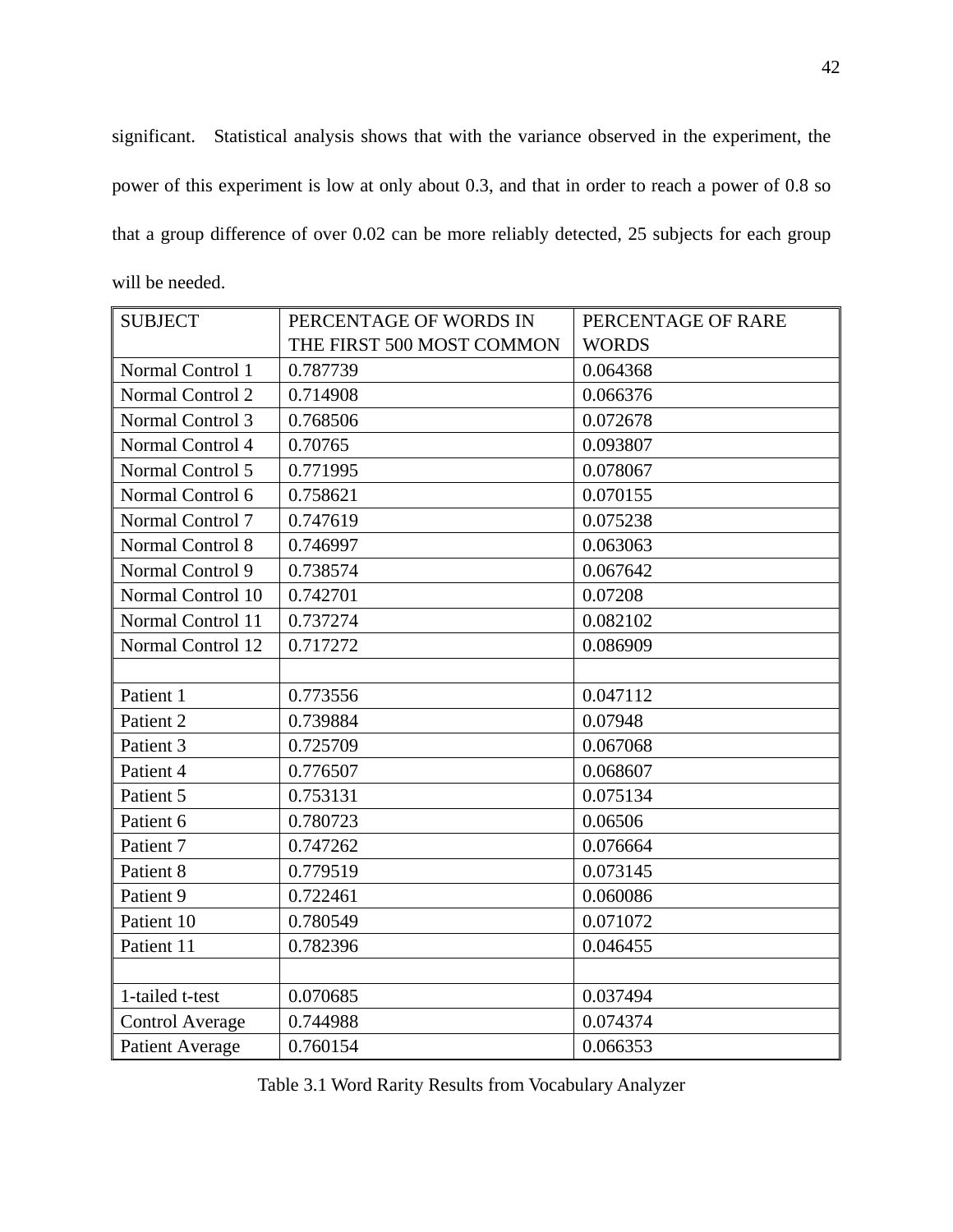significant. Statistical analysis shows that with the variance observed in the experiment, the power of this experiment is low at only about 0.3, and that in order to reach a power of 0.8 so that a group difference of over 0.02 can be more reliably detected, 25 subjects for each group will be needed.

| SUBJECT | PERCENTAGE OF WORDS IN THE FIRST 500 MOST COMMON | PERCENTAGE OF RARE WORDS |
|---|---|---|
| Normal Control 1 | 0.787739 | 0.064368 |
| Normal Control 2 | 0.714908 | 0.066376 |
| Normal Control 3 | 0.768506 | 0.072678 |
| Normal Control 4 | 0.70765 | 0.093807 |
| Normal Control 5 | 0.771995 | 0.078067 |
| Normal Control 6 | 0.758621 | 0.070155 |
| Normal Control 7 | 0.747619 | 0.075238 |
| Normal Control 8 | 0.746997 | 0.063063 |
| Normal Control 9 | 0.738574 | 0.067642 |
| Normal Control 10 | 0.742701 | 0.07208 |
| Normal Control 11 | 0.737274 | 0.082102 |
| Normal Control 12 | 0.717272 | 0.086909 |
| | | |
| Patient 1 | 0.773556 | 0.047112 |
| Patient 2 | 0.739884 | 0.07948 |
| Patient 3 | 0.725709 | 0.067068 |
| Patient 4 | 0.776507 | 0.068607 |
| Patient 5 | 0.753131 | 0.075134 |
| Patient 6 | 0.780723 | 0.06506 |
| Patient 7 | 0.747262 | 0.076664 |
| Patient 8 | 0.779519 | 0.073145 |
| Patient 9 | 0.722461 | 0.060086 |
| Patient 10 | 0.780549 | 0.071072 |
| Patient 11 | 0.782396 | 0.046455 |
| | | |
| 1-tailed t-test | 0.070685 | 0.037494 |
| Control Average | 0.744988 | 0.074374 |
| Patient Average | 0.760154 | 0.066353 |

Table 3.1 Word Rarity Results from Vocabulary Analyzer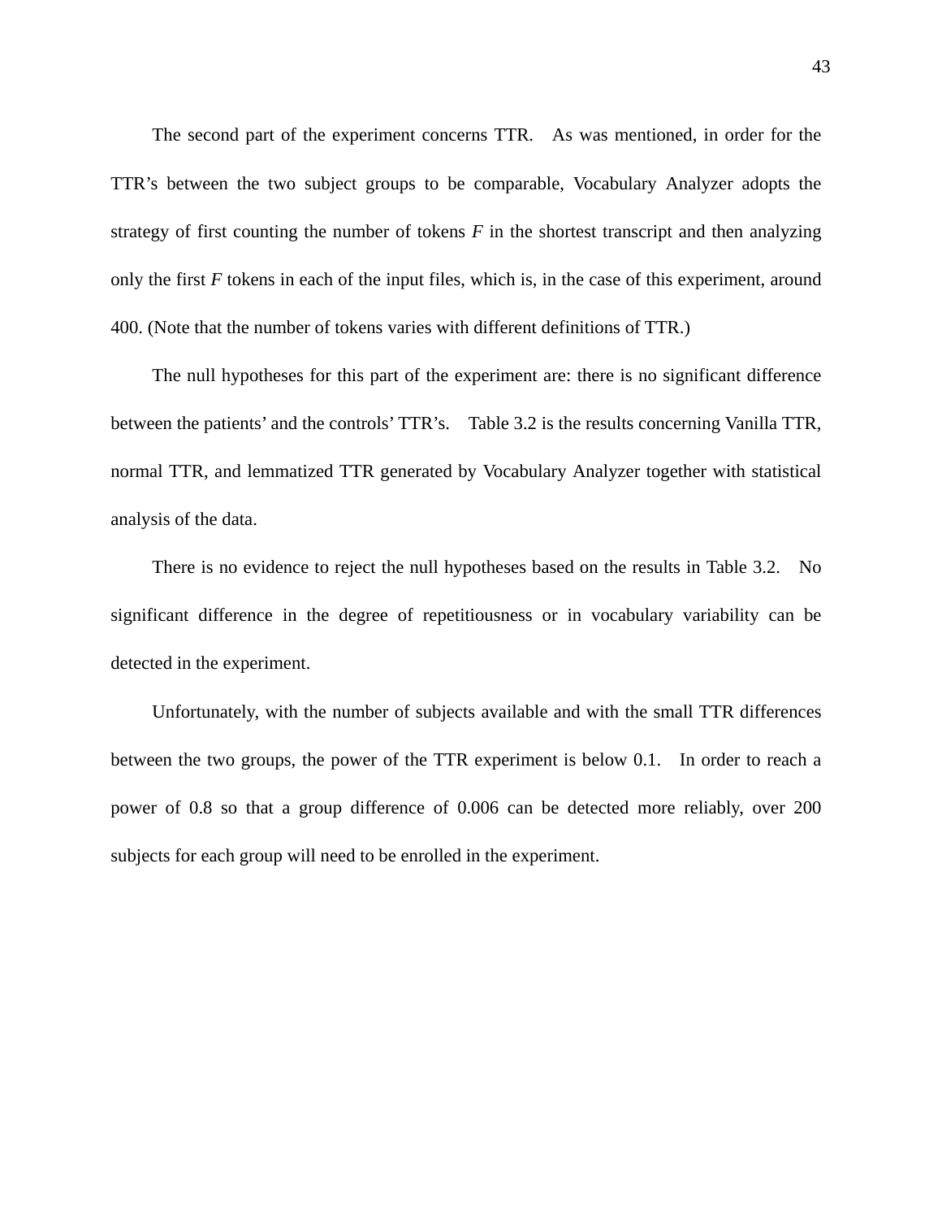The second part of the experiment concerns TTR. As was mentioned, in order for the TTR's between the two subject groups to be comparable, Vocabulary Analyzer adopts the strategy of first counting the number of tokens *F* in the shortest transcript and then analyzing only the first *F* tokens in each of the input files, which is, in the case of this experiment, around 400. (Note that the number of tokens varies with different definitions of TTR.)

The null hypotheses for this part of the experiment are: there is no significant difference between the patients' and the controls' TTR's. Table 3.2 is the results concerning Vanilla TTR, normal TTR, and lemmatized TTR generated by Vocabulary Analyzer together with statistical analysis of the data.

There is no evidence to reject the null hypotheses based on the results in Table 3.2. No significant difference in the degree of repetitiousness or in vocabulary variability can be detected in the experiment.

Unfortunately, with the number of subjects available and with the small TTR differences between the two groups, the power of the TTR experiment is below 0.1. In order to reach a power of 0.8 so that a group difference of 0.006 can be detected more reliably, over 200 subjects for each group will need to be enrolled in the experiment.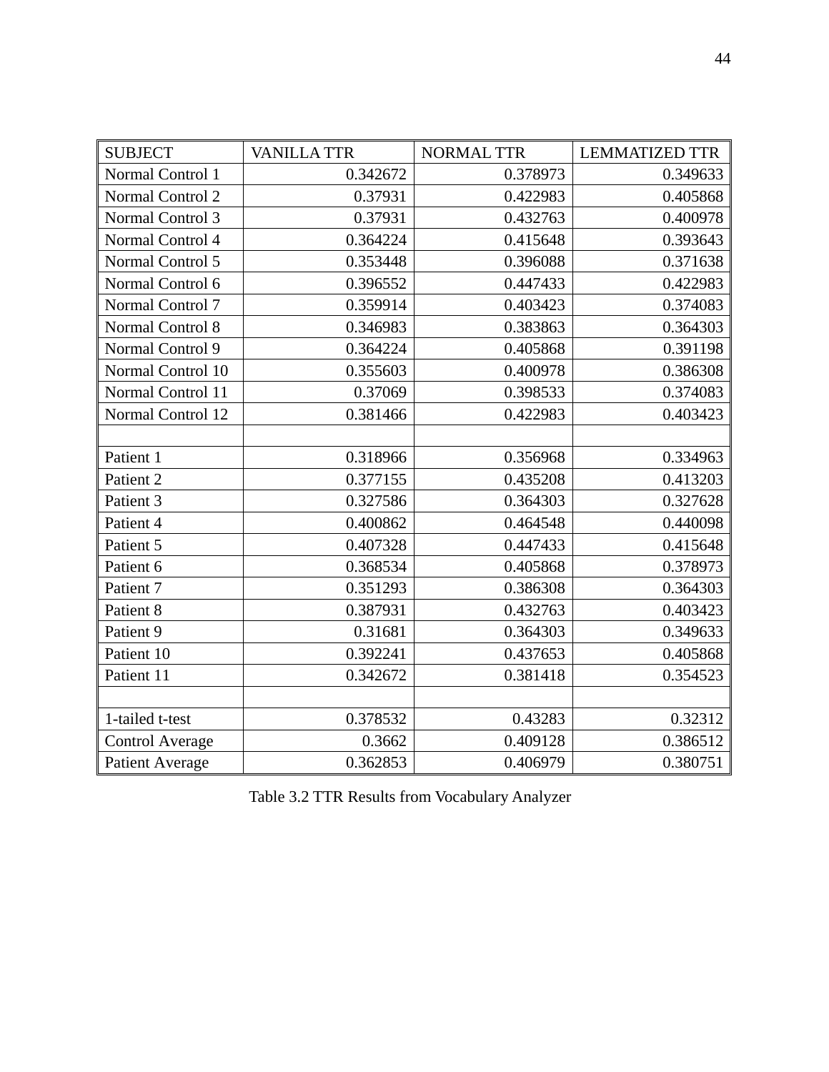| SUBJECT | VANILLA TTR | NORMAL TTR | LEMMATIZED TTR |
|---|---|---|---|
| Normal Control 1 | 0.342672 | 0.378973 | 0.349633 |
| Normal Control 2 | 0.37931 | 0.422983 | 0.405868 |
| Normal Control 3 | 0.37931 | 0.432763 | 0.400978 |
| Normal Control 4 | 0.364224 | 0.415648 | 0.393643 |
| Normal Control 5 | 0.353448 | 0.396088 | 0.371638 |
| Normal Control 6 | 0.396552 | 0.447433 | 0.422983 |
| Normal Control 7 | 0.359914 | 0.403423 | 0.374083 |
| Normal Control 8 | 0.346983 | 0.383863 | 0.364303 |
| Normal Control 9 | 0.364224 | 0.405868 | 0.391198 |
| Normal Control 10 | 0.355603 | 0.400978 | 0.386308 |
| Normal Control 11 | 0.37069 | 0.398533 | 0.374083 |
| Normal Control 12 | 0.381466 | 0.422983 | 0.403423 |
| | | | |
| Patient 1 | 0.318966 | 0.356968 | 0.334963 |
| Patient 2 | 0.377155 | 0.435208 | 0.413203 |
| Patient 3 | 0.327586 | 0.364303 | 0.327628 |
| Patient 4 | 0.400862 | 0.464548 | 0.440098 |
| Patient 5 | 0.407328 | 0.447433 | 0.415648 |
| Patient 6 | 0.368534 | 0.405868 | 0.378973 |
| Patient 7 | 0.351293 | 0.386308 | 0.364303 |
| Patient 8 | 0.387931 | 0.432763 | 0.403423 |
| Patient 9 | 0.31681 | 0.364303 | 0.349633 |
| Patient 10 | 0.392241 | 0.437653 | 0.405868 |
| Patient 11 | 0.342672 | 0.381418 | 0.354523 |
| | | | |
| 1-tailed t-test | 0.378532 | 0.43283 | 0.32312 |
| Control Average | 0.3662 | 0.409128 | 0.386512 |
| Patient Average | 0.362853 | 0.406979 | 0.380751 |

Table 3.2 TTR Results from Vocabulary Analyzer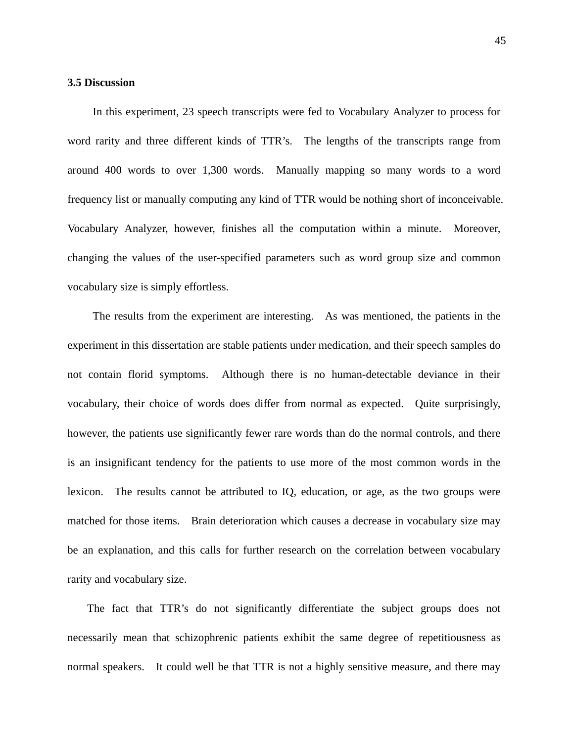### 3.5 Discussion

In this experiment, 23 speech transcripts were fed to Vocabulary Analyzer to process for word rarity and three different kinds of TTR's. The lengths of the transcripts range from around 400 words to over 1,300 words. Manually mapping so many words to a word frequency list or manually computing any kind of TTR would be nothing short of inconceivable. Vocabulary Analyzer, however, finishes all the computation within a minute. Moreover, changing the values of the user-specified parameters such as word group size and common vocabulary size is simply effortless.

The results from the experiment are interesting. As was mentioned, the patients in the experiment in this dissertation are stable patients under medication, and their speech samples do not contain florid symptoms. Although there is no human-detectable deviance in their vocabulary, their choice of words does differ from normal as expected. Quite surprisingly, however, the patients use significantly fewer rare words than do the normal controls, and there is an insignificant tendency for the patients to use more of the most common words in the lexicon. The results cannot be attributed to IQ, education, or age, as the two groups were matched for those items. Brain deterioration which causes a decrease in vocabulary size may be an explanation, and this calls for further research on the correlation between vocabulary rarity and vocabulary size.

The fact that TTR's do not significantly differentiate the subject groups does not necessarily mean that schizophrenic patients exhibit the same degree of repetitiousness as normal speakers. It could well be that TTR is not a highly sensitive measure, and there may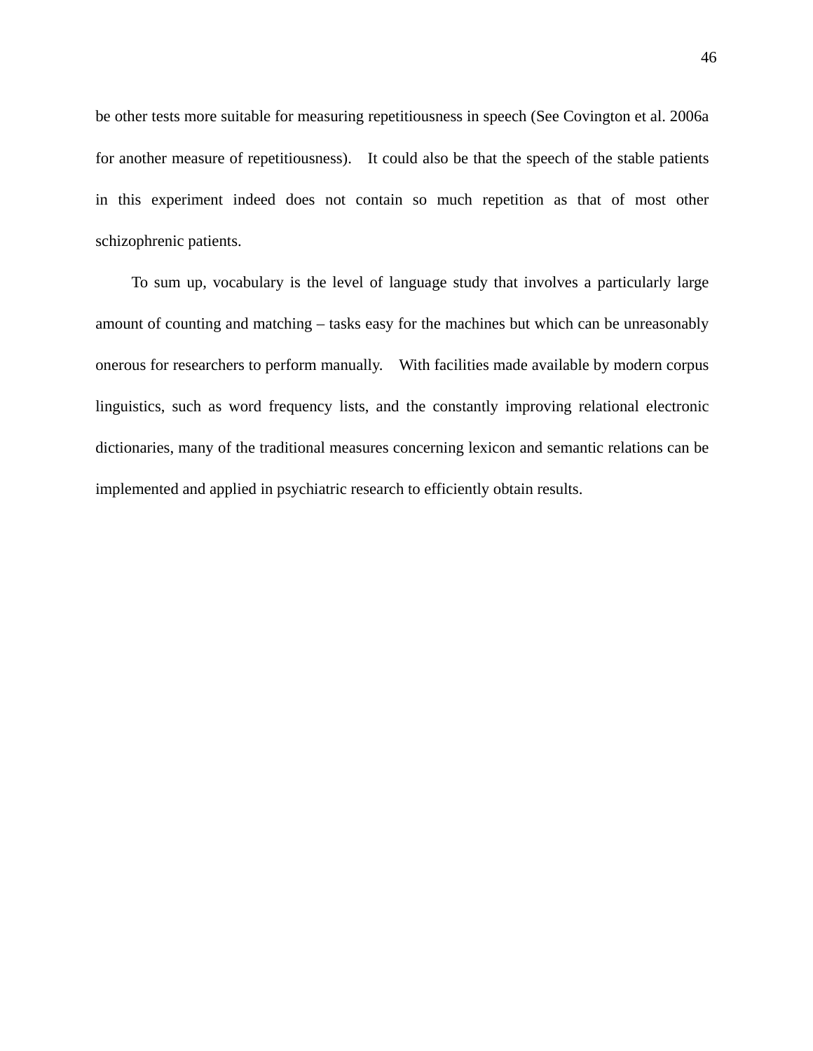be other tests more suitable for measuring repetitiousness in speech (See Covington et al. 2006a for another measure of repetitiousness). It could also be that the speech of the stable patients in this experiment indeed does not contain so much repetition as that of most other schizophrenic patients.

To sum up, vocabulary is the level of language study that involves a particularly large amount of counting and matching – tasks easy for the machines but which can be unreasonably onerous for researchers to perform manually. With facilities made available by modern corpus linguistics, such as word frequency lists, and the constantly improving relational electronic dictionaries, many of the traditional measures concerning lexicon and semantic relations can be implemented and applied in psychiatric research to efficiently obtain results.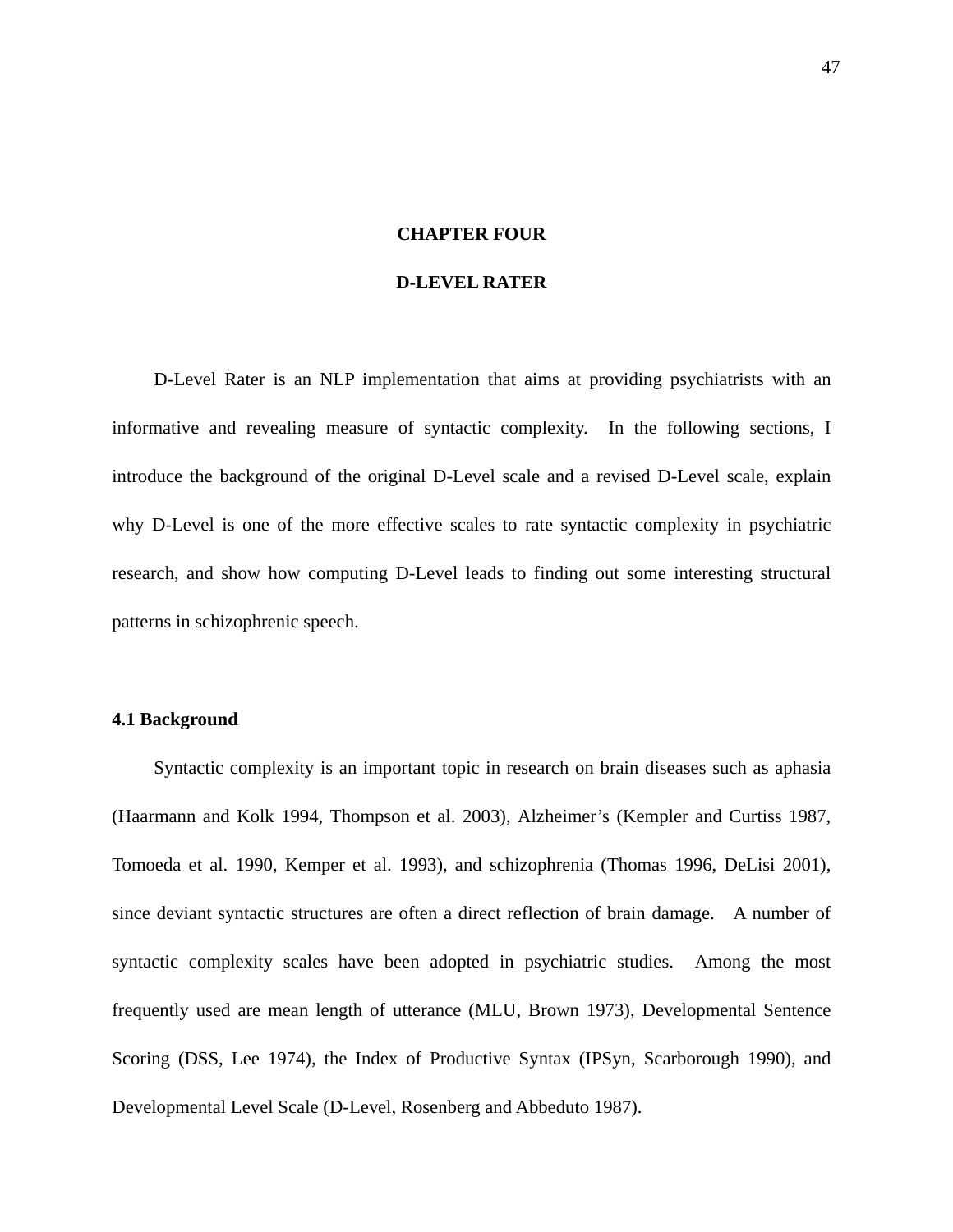# CHAPTER FOUR

# D-LEVEL RATER

D-Level Rater is an NLP implementation that aims at providing psychiatrists with an informative and revealing measure of syntactic complexity. In the following sections, I introduce the background of the original D-Level scale and a revised D-Level scale, explain why D-Level is one of the more effective scales to rate syntactic complexity in psychiatric research, and show how computing D-Level leads to finding out some interesting structural patterns in schizophrenic speech.

## 4.1 Background

Syntactic complexity is an important topic in research on brain diseases such as aphasia (Haarmann and Kolk 1994, Thompson et al. 2003), Alzheimer's (Kempler and Curtiss 1987, Tomoeda et al. 1990, Kemper et al. 1993), and schizophrenia (Thomas 1996, DeLisi 2001), since deviant syntactic structures are often a direct reflection of brain damage. A number of syntactic complexity scales have been adopted in psychiatric studies. Among the most frequently used are mean length of utterance (MLU, Brown 1973), Developmental Sentence Scoring (DSS, Lee 1974), the Index of Productive Syntax (IPSyn, Scarborough 1990), and Developmental Level Scale (D-Level, Rosenberg and Abbeduto 1987).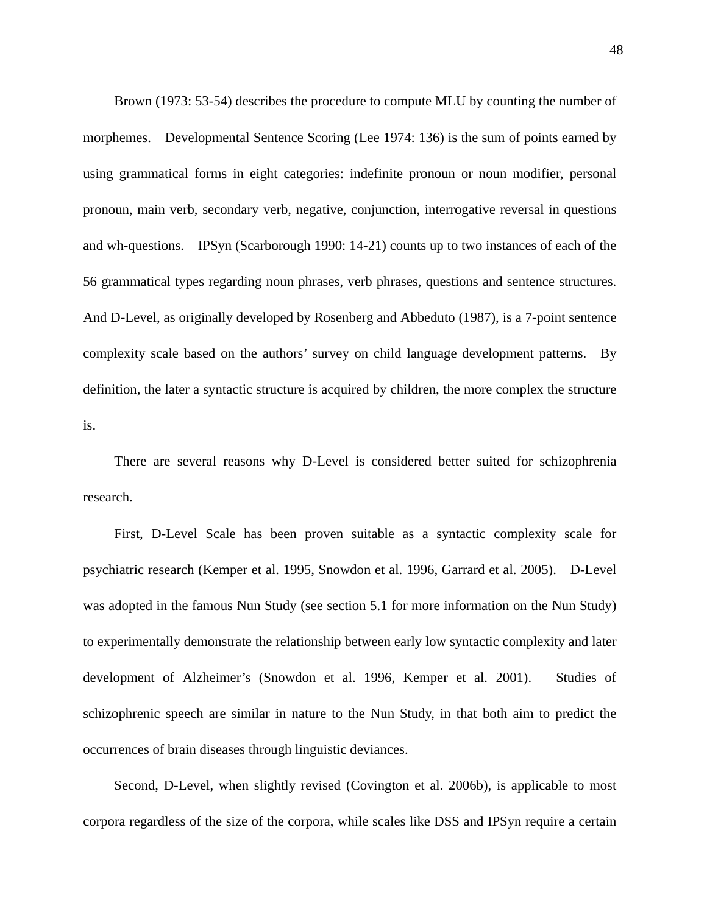Brown (1973: 53-54) describes the procedure to compute MLU by counting the number of morphemes. Developmental Sentence Scoring (Lee 1974: 136) is the sum of points earned by using grammatical forms in eight categories: indefinite pronoun or noun modifier, personal pronoun, main verb, secondary verb, negative, conjunction, interrogative reversal in questions and wh-questions. IPSyn (Scarborough 1990: 14-21) counts up to two instances of each of the 56 grammatical types regarding noun phrases, verb phrases, questions and sentence structures. And D-Level, as originally developed by Rosenberg and Abbeduto (1987), is a 7-point sentence complexity scale based on the authors' survey on child language development patterns. By definition, the later a syntactic structure is acquired by children, the more complex the structure is.

There are several reasons why D-Level is considered better suited for schizophrenia research.

First, D-Level Scale has been proven suitable as a syntactic complexity scale for psychiatric research (Kemper et al. 1995, Snowdon et al. 1996, Garrard et al. 2005). D-Level was adopted in the famous Nun Study (see section 5.1 for more information on the Nun Study) to experimentally demonstrate the relationship between early low syntactic complexity and later development of Alzheimer's (Snowdon et al. 1996, Kemper et al. 2001). Studies of schizophrenic speech are similar in nature to the Nun Study, in that both aim to predict the occurrences of brain diseases through linguistic deviances.

Second, D-Level, when slightly revised (Covington et al. 2006b), is applicable to most corpora regardless of the size of the corpora, while scales like DSS and IPSyn require a certain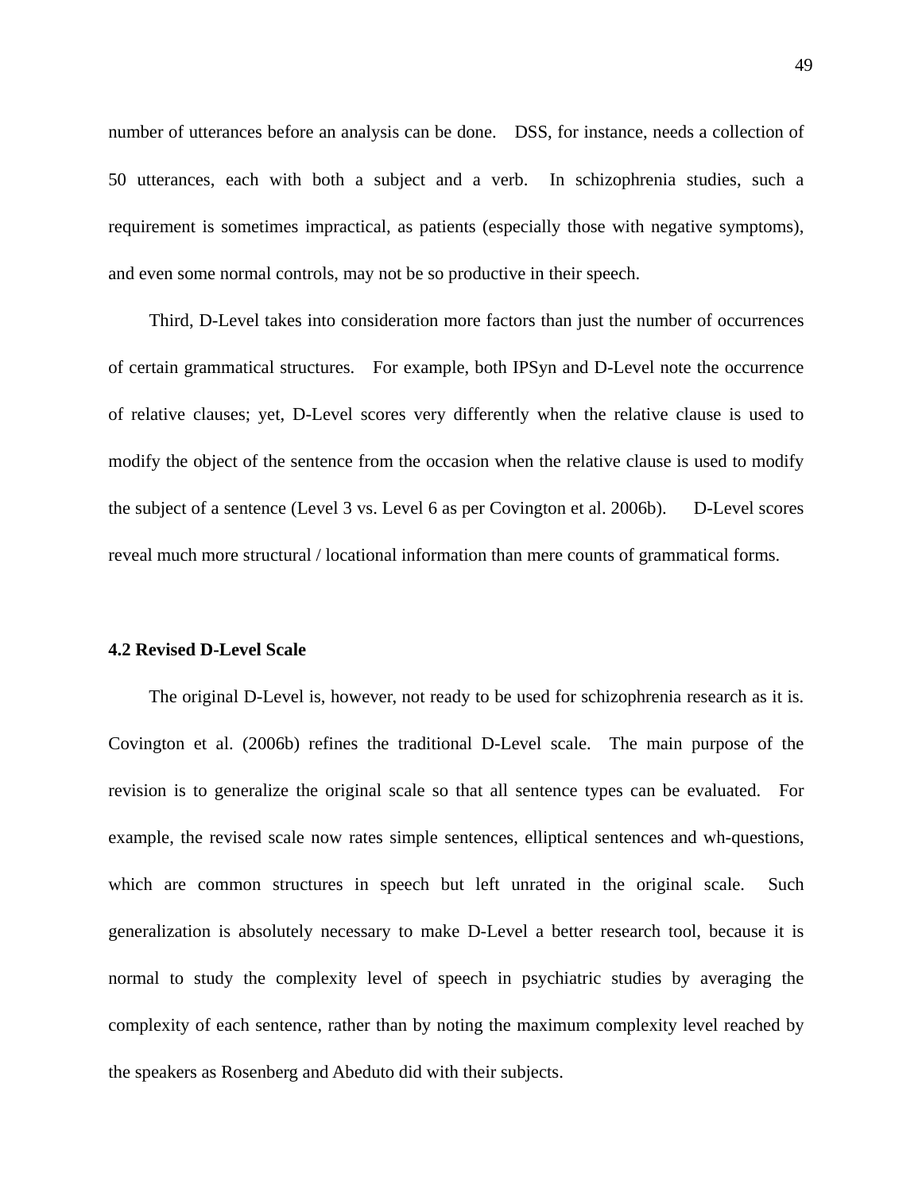number of utterances before an analysis can be done. DSS, for instance, needs a collection of 50 utterances, each with both a subject and a verb. In schizophrenia studies, such a requirement is sometimes impractical, as patients (especially those with negative symptoms), and even some normal controls, may not be so productive in their speech.

Third, D-Level takes into consideration more factors than just the number of occurrences of certain grammatical structures. For example, both IPSyn and D-Level note the occurrence of relative clauses; yet, D-Level scores very differently when the relative clause is used to modify the object of the sentence from the occasion when the relative clause is used to modify the subject of a sentence (Level 3 vs. Level 6 as per Covington et al. 2006b). D-Level scores reveal much more structural / locational information than mere counts of grammatical forms.

### 4.2 Revised D-Level Scale

The original D-Level is, however, not ready to be used for schizophrenia research as it is. Covington et al. (2006b) refines the traditional D-Level scale. The main purpose of the revision is to generalize the original scale so that all sentence types can be evaluated. For example, the revised scale now rates simple sentences, elliptical sentences and wh-questions, which are common structures in speech but left unrated in the original scale. Such generalization is absolutely necessary to make D-Level a better research tool, because it is normal to study the complexity level of speech in psychiatric studies by averaging the complexity of each sentence, rather than by noting the maximum complexity level reached by the speakers as Rosenberg and Abeduto did with their subjects.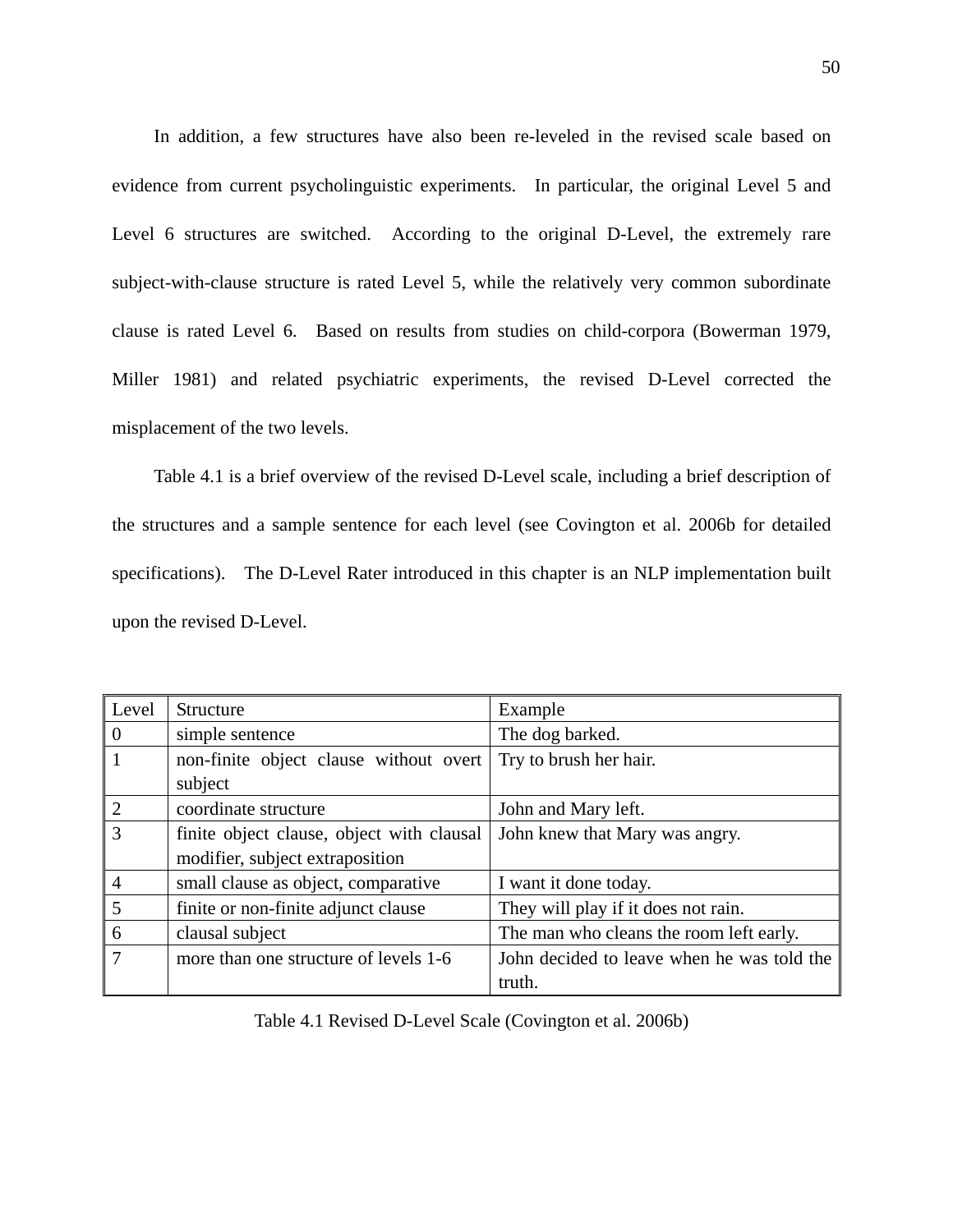In addition, a few structures have also been re-leveled in the revised scale based on evidence from current psycholinguistic experiments. In particular, the original Level 5 and Level 6 structures are switched. According to the original D-Level, the extremely rare subject-with-clause structure is rated Level 5, while the relatively very common subordinate clause is rated Level 6. Based on results from studies on child-corpora (Bowerman 1979, Miller 1981) and related psychiatric experiments, the revised D-Level corrected the misplacement of the two levels.

Table 4.1 is a brief overview of the revised D-Level scale, including a brief description of the structures and a sample sentence for each level (see Covington et al. 2006b for detailed specifications). The D-Level Rater introduced in this chapter is an NLP implementation built upon the revised D-Level.

| Level | Structure | Example |
|---|---|---|
| 0 | simple sentence | The dog barked. |
| 1 | non-finite object clause without overt subject | Try to brush her hair. |
| 2 | coordinate structure | John and Mary left. |
| 3 | finite object clause, object with clausal modifier, subject extraposition | John knew that Mary was angry. |
| 4 | small clause as object, comparative | I want it done today. |
| 5 | finite or non-finite adjunct clause | They will play if it does not rain. |
| 6 | clausal subject | The man who cleans the room left early. |
| 7 | more than one structure of levels 1-6 | John decided to leave when he was told the truth. |

Table 4.1 Revised D-Level Scale (Covington et al. 2006b)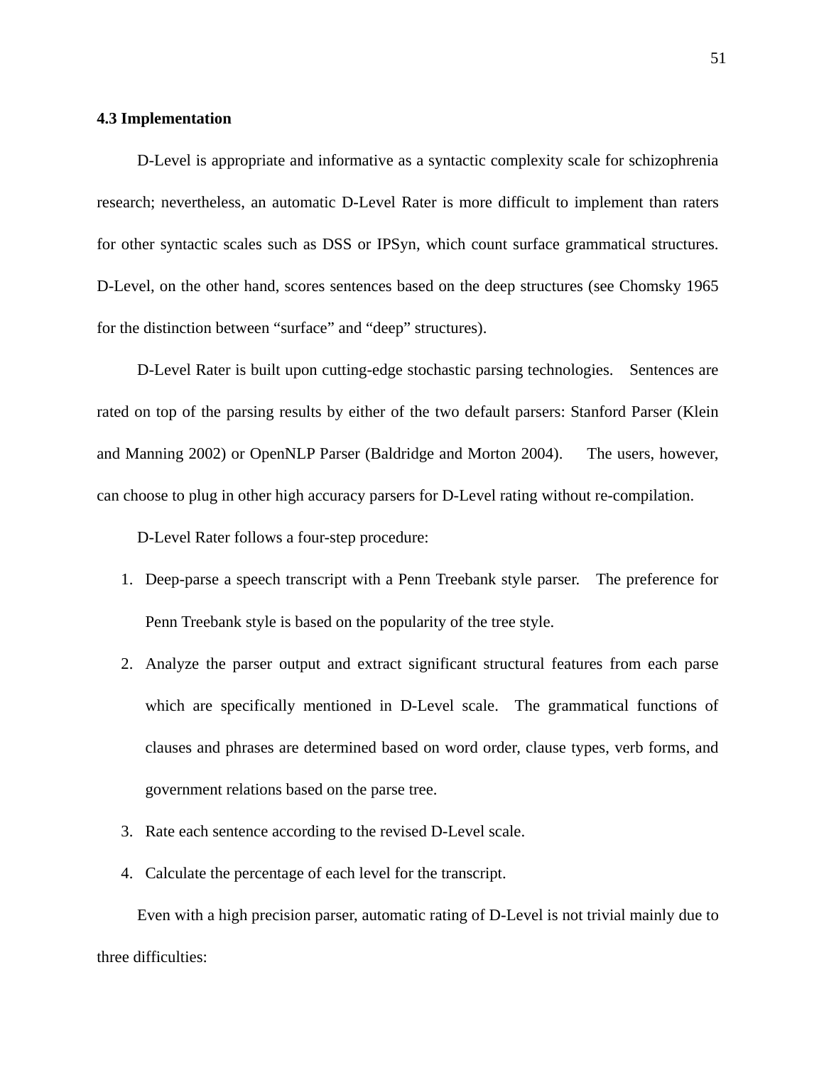### 4.3 Implementation

D-Level is appropriate and informative as a syntactic complexity scale for schizophrenia research; nevertheless, an automatic D-Level Rater is more difficult to implement than raters for other syntactic scales such as DSS or IPSyn, which count surface grammatical structures. D-Level, on the other hand, scores sentences based on the deep structures (see Chomsky 1965 for the distinction between "surface" and "deep" structures).

D-Level Rater is built upon cutting-edge stochastic parsing technologies. Sentences are rated on top of the parsing results by either of the two default parsers: Stanford Parser (Klein and Manning 2002) or OpenNLP Parser (Baldridge and Morton 2004). The users, however, can choose to plug in other high accuracy parsers for D-Level rating without re-compilation.

D-Level Rater follows a four-step procedure:

1. Deep-parse a speech transcript with a Penn Treebank style parser. The preference for Penn Treebank style is based on the popularity of the tree style.
2. Analyze the parser output and extract significant structural features from each parse which are specifically mentioned in D-Level scale. The grammatical functions of clauses and phrases are determined based on word order, clause types, verb forms, and government relations based on the parse tree.
3. Rate each sentence according to the revised D-Level scale.
4. Calculate the percentage of each level for the transcript.

Even with a high precision parser, automatic rating of D-Level is not trivial mainly due to three difficulties: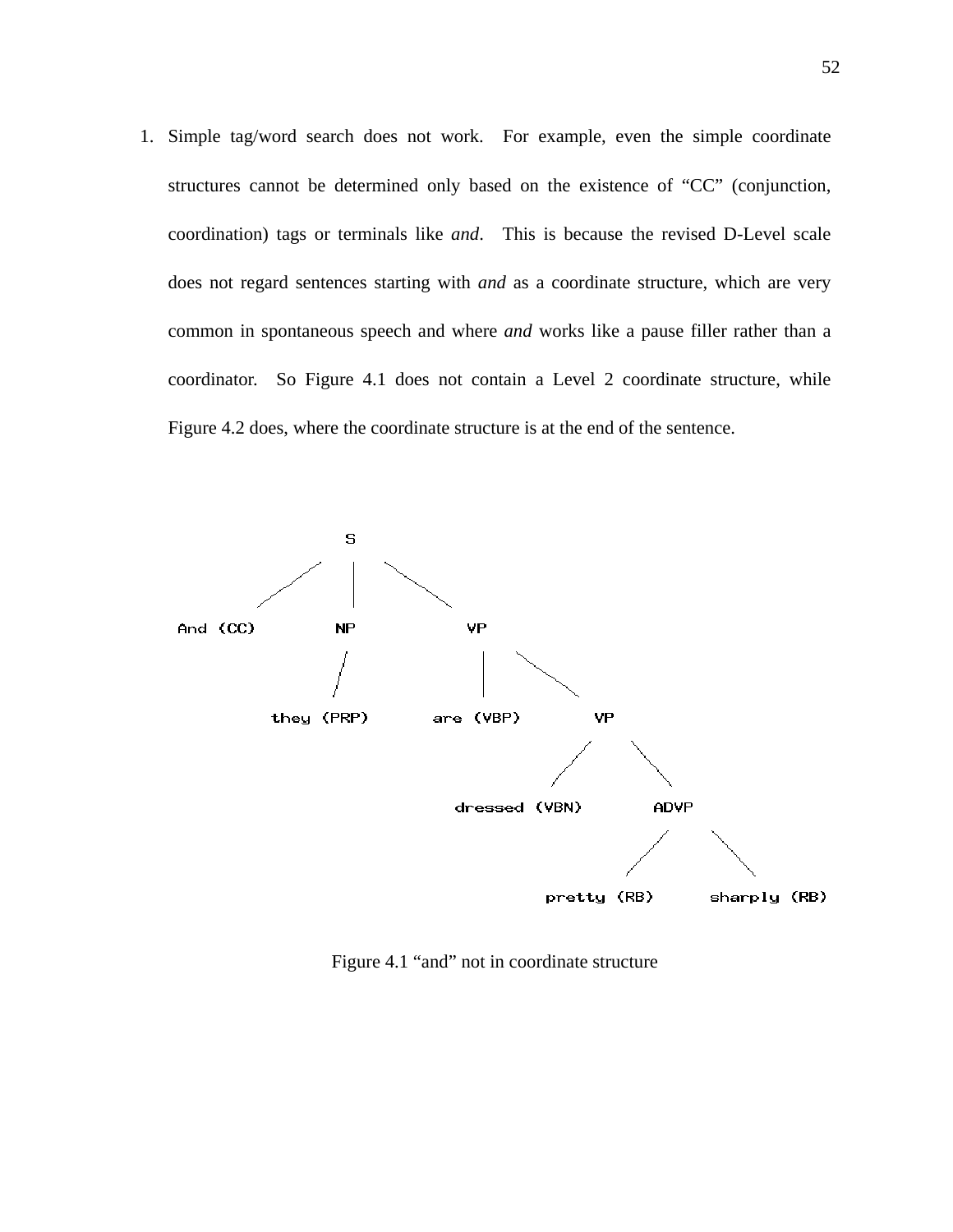1. Simple tag/word search does not work. For example, even the simple coordinate structures cannot be determined only based on the existence of "CC" (conjunction, coordination) tags or terminals like *and*. This is because the revised D-Level scale does not regard sentences starting with *and* as a coordinate structure, which are very common in spontaneous speech and where *and* works like a pause filler rather than a coordinator. So Figure 4.1 does not contain a Level 2 coordinate structure, while Figure 4.2 does, where the coordinate structure is at the end of the sentence.

```
                    S
          /         |         \
    And (CC)        NP          VP
                    |          /    \
              they (PRP)  are (VBP)   VP
                                    /     \
                           dressed (VBN)   ADVP
                                          /     \
                                   pretty (RB)  sharply (RB)
```

Figure 4.1 "and" not in coordinate structure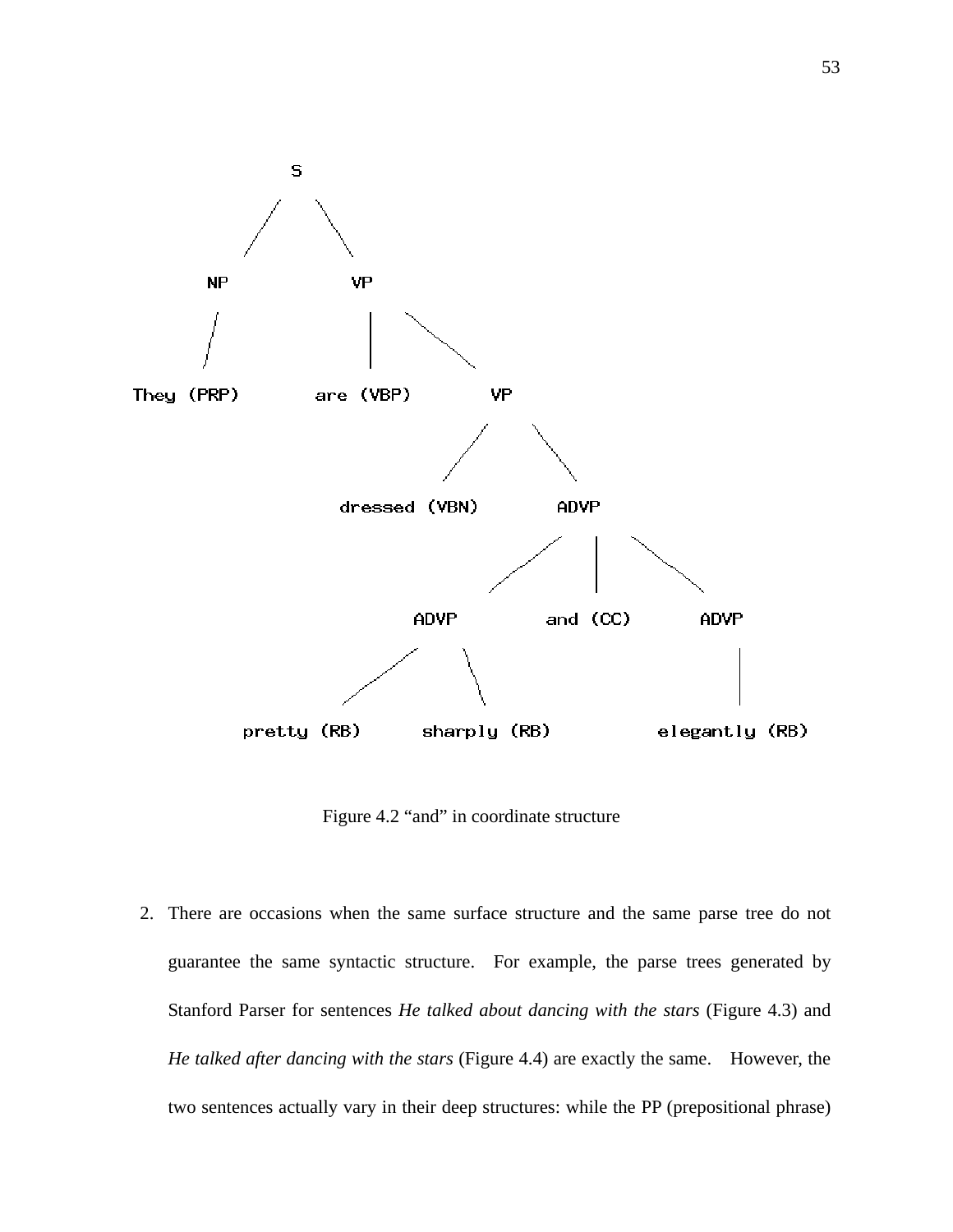```
S
├── NP
│   └── They (PRP)
└── VP
    ├── are (VBP)
    └── VP
        ├── dressed (VBN)
        └── ADVP
            ├── ADVP
            │   ├── pretty (RB)
            │   └── sharply (RB)
            ├── and (CC)
            └── ADVP
                └── elegantly (RB)
```

Figure 4.2 “and” in coordinate structure

2. There are occasions when the same surface structure and the same parse tree do not guarantee the same syntactic structure. For example, the parse trees generated by Stanford Parser for sentences *He talked about dancing with the stars* (Figure 4.3) and *He talked after dancing with the stars* (Figure 4.4) are exactly the same. However, the two sentences actually vary in their deep structures: while the PP (prepositional phrase)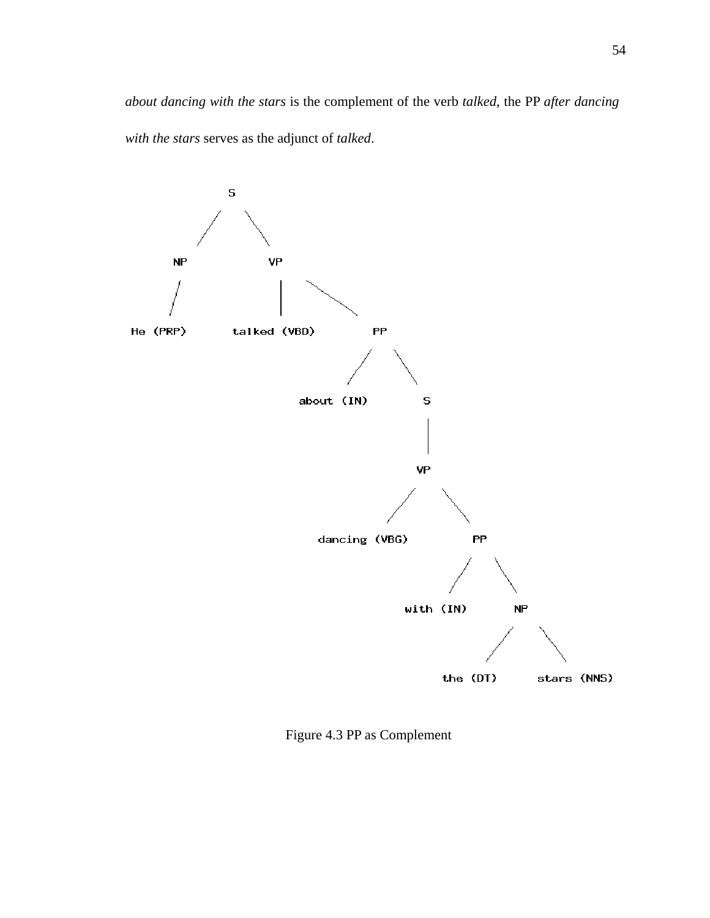*about dancing with the stars* is the complement of the verb *talked*, the PP *after dancing with the stars* serves as the adjunct of *talked*.

```
S
├── NP
│   └── He (PRP)
└── VP
    ├── talked (VBD)
    └── PP
        ├── about (IN)
        └── S
            └── VP
                ├── dancing (VBG)
                └── PP
                    ├── with (IN)
                    └── NP
                        ├── the (DT)
                        └── stars (NNS)
```

Figure 4.3 PP as Complement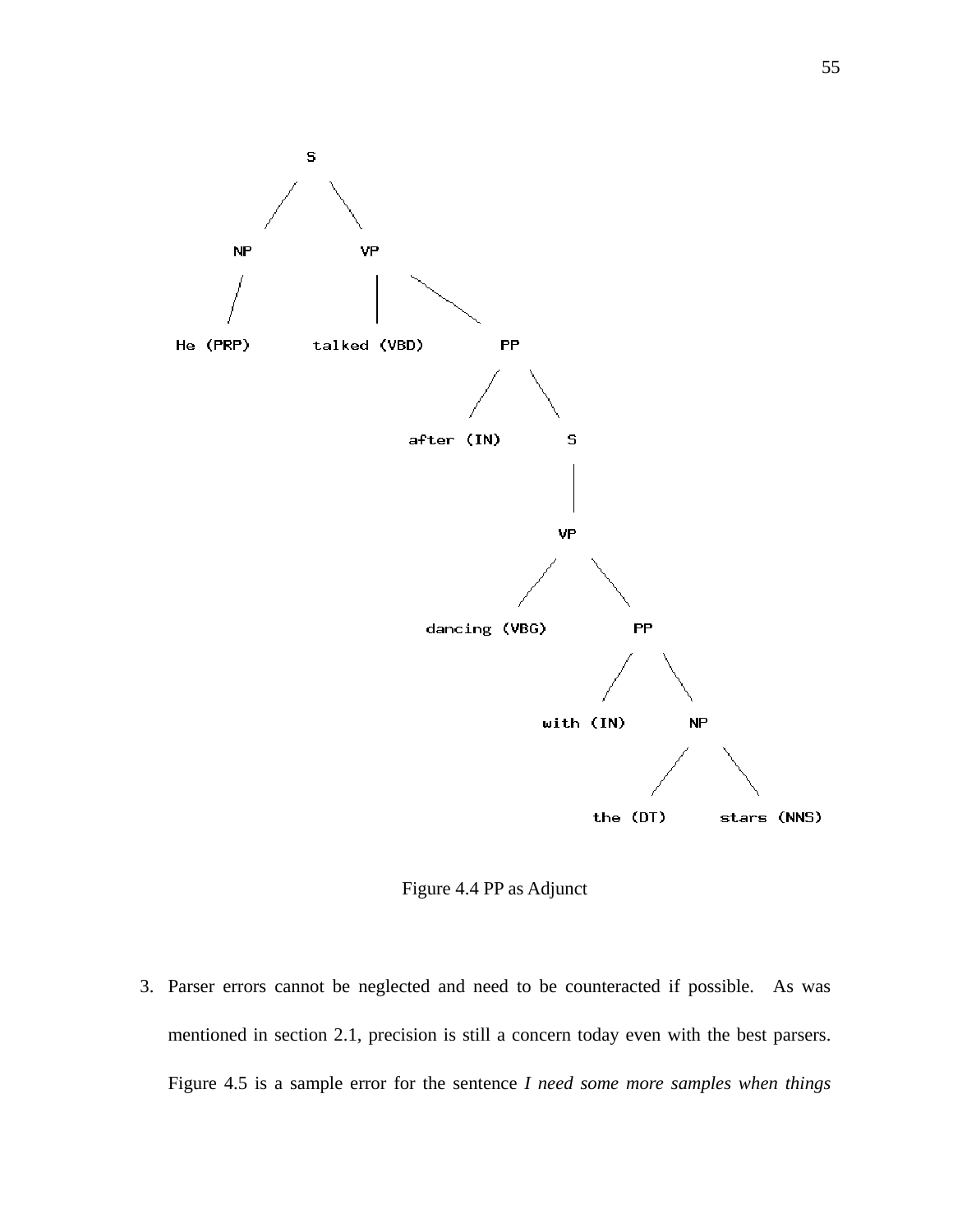```
S
├── NP
│   └── He (PRP)
└── VP
    ├── talked (VBD)
    └── PP
        ├── after (IN)
        └── S
            └── VP
                ├── dancing (VBG)
                └── PP
                    ├── with (IN)
                    └── NP
                        ├── the (DT)
                        └── stars (NNS)
```

Figure 4.4 PP as Adjunct

3. Parser errors cannot be neglected and need to be counteracted if possible. As was mentioned in section 2.1, precision is still a concern today even with the best parsers. Figure 4.5 is a sample error for the sentence *I need some more samples when things*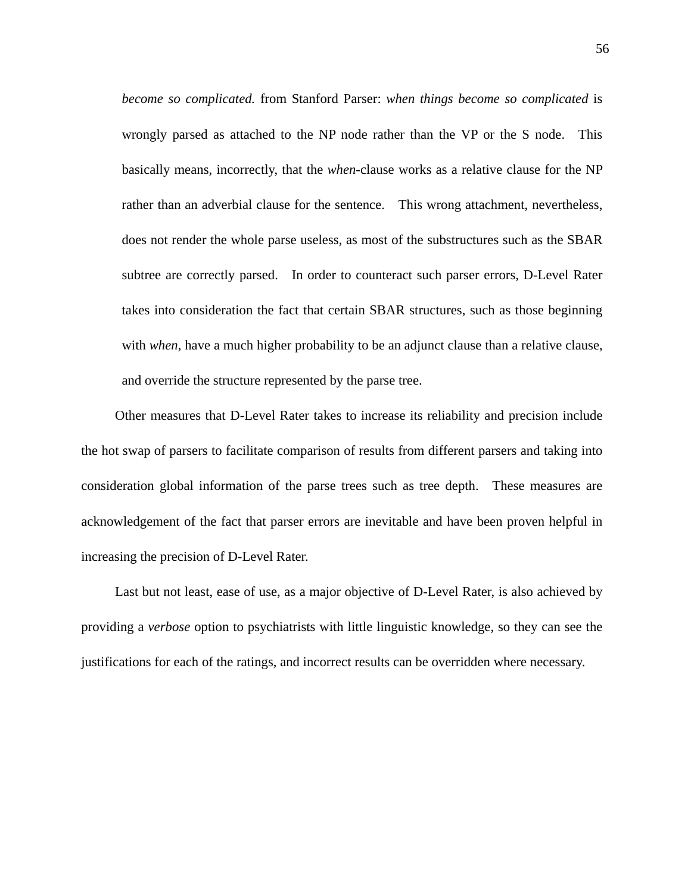*become so complicated.* from Stanford Parser: *when things become so complicated* is wrongly parsed as attached to the NP node rather than the VP or the S node. This basically means, incorrectly, that the *when*-clause works as a relative clause for the NP rather than an adverbial clause for the sentence. This wrong attachment, nevertheless, does not render the whole parse useless, as most of the substructures such as the SBAR subtree are correctly parsed. In order to counteract such parser errors, D-Level Rater takes into consideration the fact that certain SBAR structures, such as those beginning with *when*, have a much higher probability to be an adjunct clause than a relative clause, and override the structure represented by the parse tree.

Other measures that D-Level Rater takes to increase its reliability and precision include the hot swap of parsers to facilitate comparison of results from different parsers and taking into consideration global information of the parse trees such as tree depth. These measures are acknowledgement of the fact that parser errors are inevitable and have been proven helpful in increasing the precision of D-Level Rater.

Last but not least, ease of use, as a major objective of D-Level Rater, is also achieved by providing a *verbose* option to psychiatrists with little linguistic knowledge, so they can see the justifications for each of the ratings, and incorrect results can be overridden where necessary.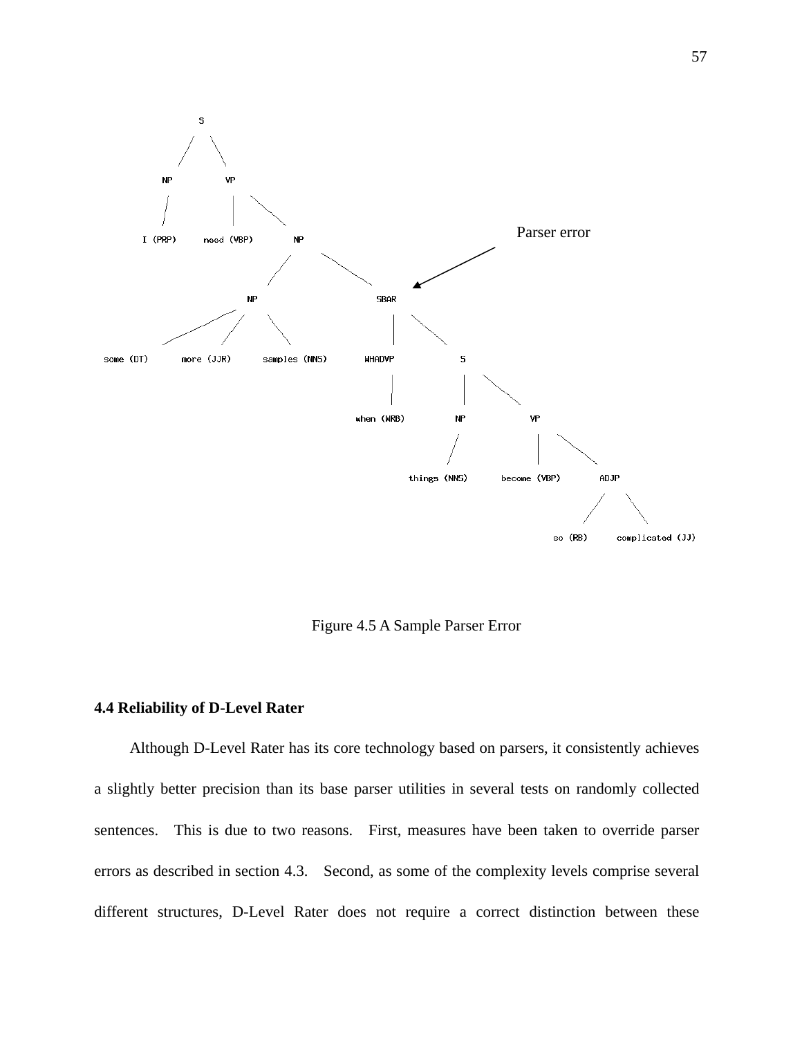Figure 4.5 A Sample Parser Error

**4.4 Reliability of D-Level Rater**

Although D-Level Rater has its core technology based on parsers, it consistently achieves a slightly better precision than its base parser utilities in several tests on randomly collected sentences. This is due to two reasons. First, measures have been taken to override parser errors as described in section 4.3. Second, as some of the complexity levels comprise several different structures, D-Level Rater does not require a correct distinction between these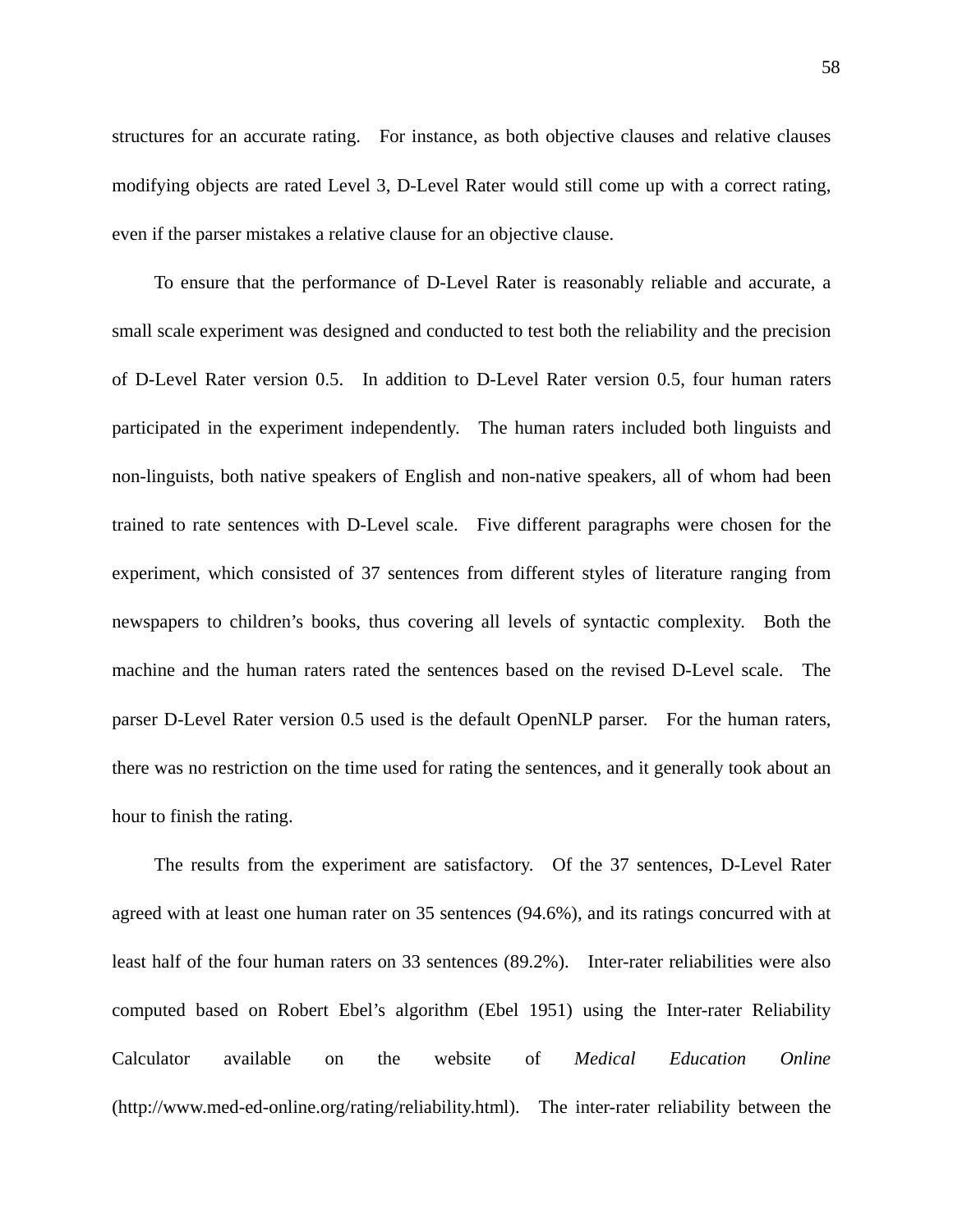structures for an accurate rating. For instance, as both objective clauses and relative clauses modifying objects are rated Level 3, D-Level Rater would still come up with a correct rating, even if the parser mistakes a relative clause for an objective clause.

To ensure that the performance of D-Level Rater is reasonably reliable and accurate, a small scale experiment was designed and conducted to test both the reliability and the precision of D-Level Rater version 0.5. In addition to D-Level Rater version 0.5, four human raters participated in the experiment independently. The human raters included both linguists and non-linguists, both native speakers of English and non-native speakers, all of whom had been trained to rate sentences with D-Level scale. Five different paragraphs were chosen for the experiment, which consisted of 37 sentences from different styles of literature ranging from newspapers to children's books, thus covering all levels of syntactic complexity. Both the machine and the human raters rated the sentences based on the revised D-Level scale. The parser D-Level Rater version 0.5 used is the default OpenNLP parser. For the human raters, there was no restriction on the time used for rating the sentences, and it generally took about an hour to finish the rating.

The results from the experiment are satisfactory. Of the 37 sentences, D-Level Rater agreed with at least one human rater on 35 sentences (94.6%), and its ratings concurred with at least half of the four human raters on 33 sentences (89.2%). Inter-rater reliabilities were also computed based on Robert Ebel's algorithm (Ebel 1951) using the Inter-rater Reliability Calculator available on the website of *Medical Education Online* (http://www.med-ed-online.org/rating/reliability.html). The inter-rater reliability between the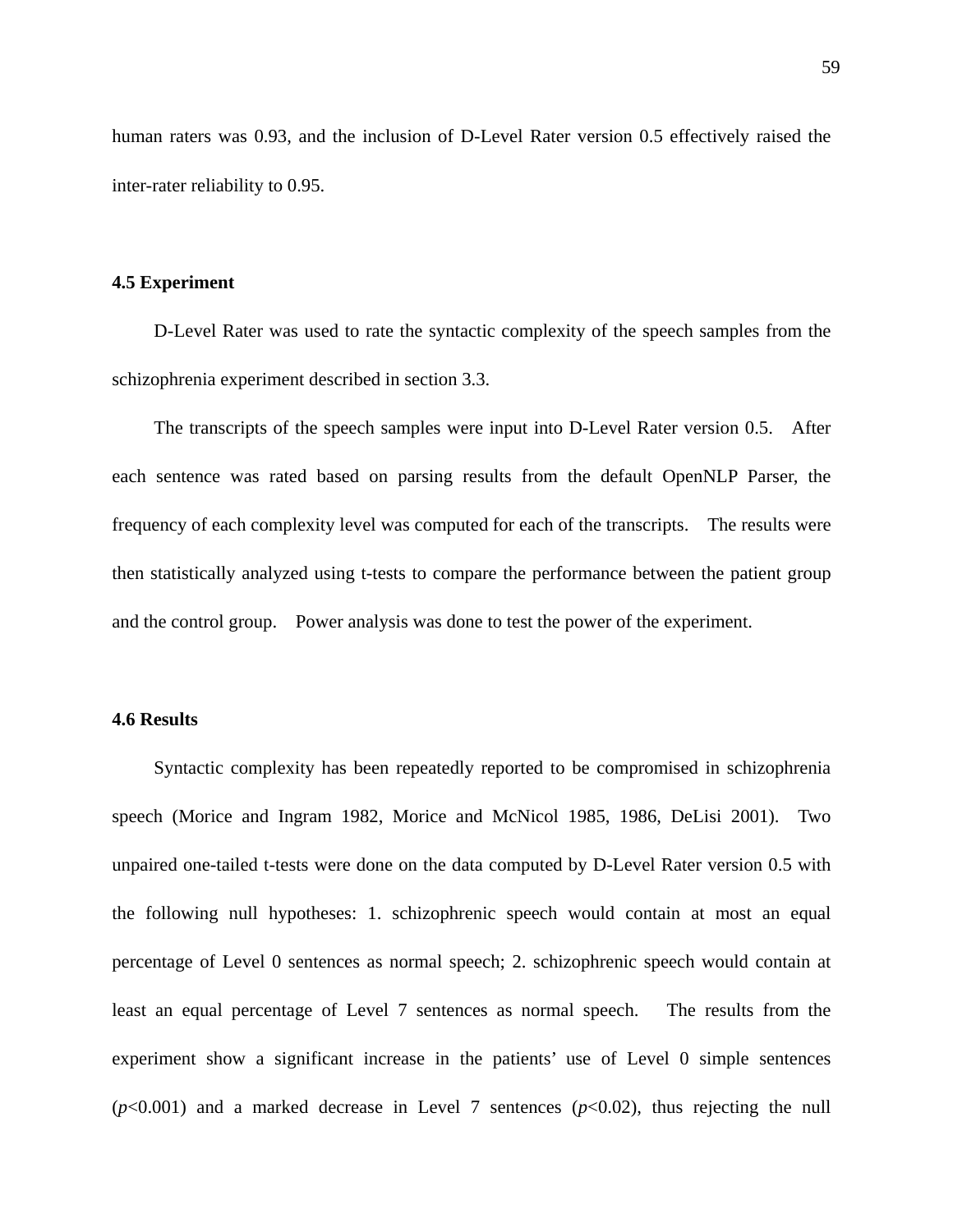human raters was 0.93, and the inclusion of D-Level Rater version 0.5 effectively raised the inter-rater reliability to 0.95.

### 4.5 Experiment

D-Level Rater was used to rate the syntactic complexity of the speech samples from the schizophrenia experiment described in section 3.3.

The transcripts of the speech samples were input into D-Level Rater version 0.5. After each sentence was rated based on parsing results from the default OpenNLP Parser, the frequency of each complexity level was computed for each of the transcripts. The results were then statistically analyzed using t-tests to compare the performance between the patient group and the control group. Power analysis was done to test the power of the experiment.

### 4.6 Results

Syntactic complexity has been repeatedly reported to be compromised in schizophrenia speech (Morice and Ingram 1982, Morice and McNicol 1985, 1986, DeLisi 2001). Two unpaired one-tailed t-tests were done on the data computed by D-Level Rater version 0.5 with the following null hypotheses: 1. schizophrenic speech would contain at most an equal percentage of Level 0 sentences as normal speech; 2. schizophrenic speech would contain at least an equal percentage of Level 7 sentences as normal speech. The results from the experiment show a significant increase in the patients' use of Level 0 simple sentences ($p<0.001$) and a marked decrease in Level 7 sentences ($p<0.02$), thus rejecting the null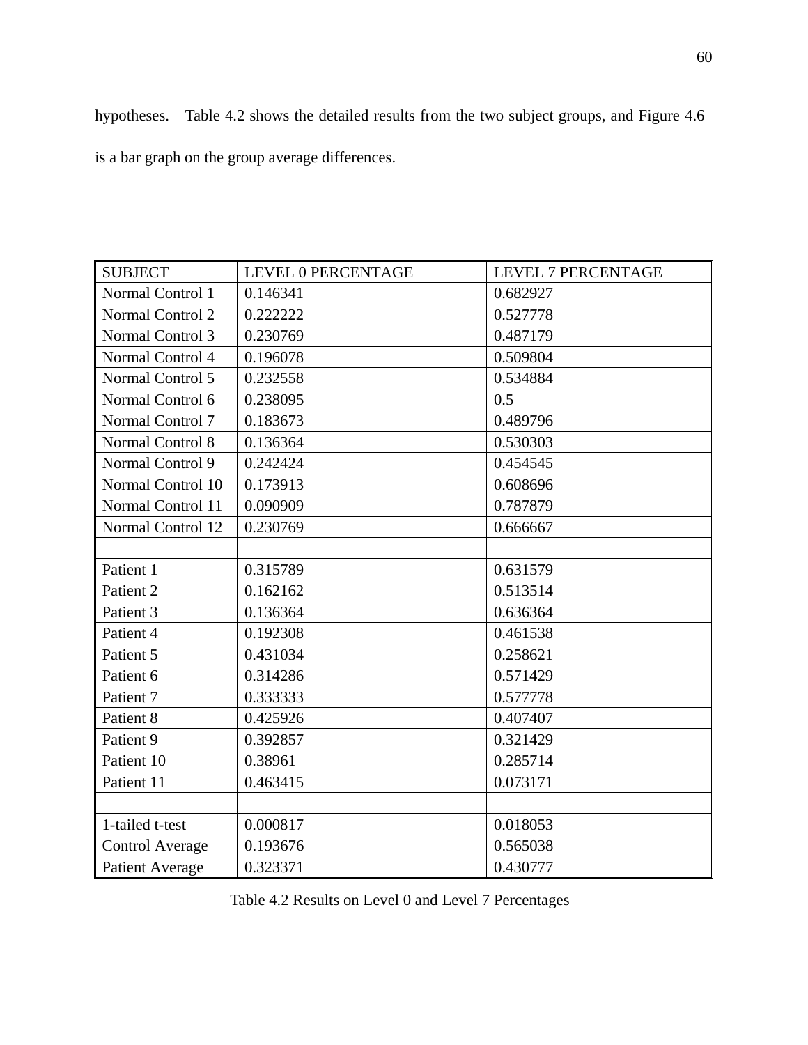hypotheses. Table 4.2 shows the detailed results from the two subject groups, and Figure 4.6 is a bar graph on the group average differences.

| SUBJECT | LEVEL 0 PERCENTAGE | LEVEL 7 PERCENTAGE |
|---|---|---|
| Normal Control 1 | 0.146341 | 0.682927 |
| Normal Control 2 | 0.222222 | 0.527778 |
| Normal Control 3 | 0.230769 | 0.487179 |
| Normal Control 4 | 0.196078 | 0.509804 |
| Normal Control 5 | 0.232558 | 0.534884 |
| Normal Control 6 | 0.238095 | 0.5 |
| Normal Control 7 | 0.183673 | 0.489796 |
| Normal Control 8 | 0.136364 | 0.530303 |
| Normal Control 9 | 0.242424 | 0.454545 |
| Normal Control 10 | 0.173913 | 0.608696 |
| Normal Control 11 | 0.090909 | 0.787879 |
| Normal Control 12 | 0.230769 | 0.666667 |
| | | |
| Patient 1 | 0.315789 | 0.631579 |
| Patient 2 | 0.162162 | 0.513514 |
| Patient 3 | 0.136364 | 0.636364 |
| Patient 4 | 0.192308 | 0.461538 |
| Patient 5 | 0.431034 | 0.258621 |
| Patient 6 | 0.314286 | 0.571429 |
| Patient 7 | 0.333333 | 0.577778 |
| Patient 8 | 0.425926 | 0.407407 |
| Patient 9 | 0.392857 | 0.321429 |
| Patient 10 | 0.38961 | 0.285714 |
| Patient 11 | 0.463415 | 0.073171 |
| | | |
| 1-tailed t-test | 0.000817 | 0.018053 |
| Control Average | 0.193676 | 0.565038 |
| Patient Average | 0.323371 | 0.430777 |

Table 4.2 Results on Level 0 and Level 7 Percentages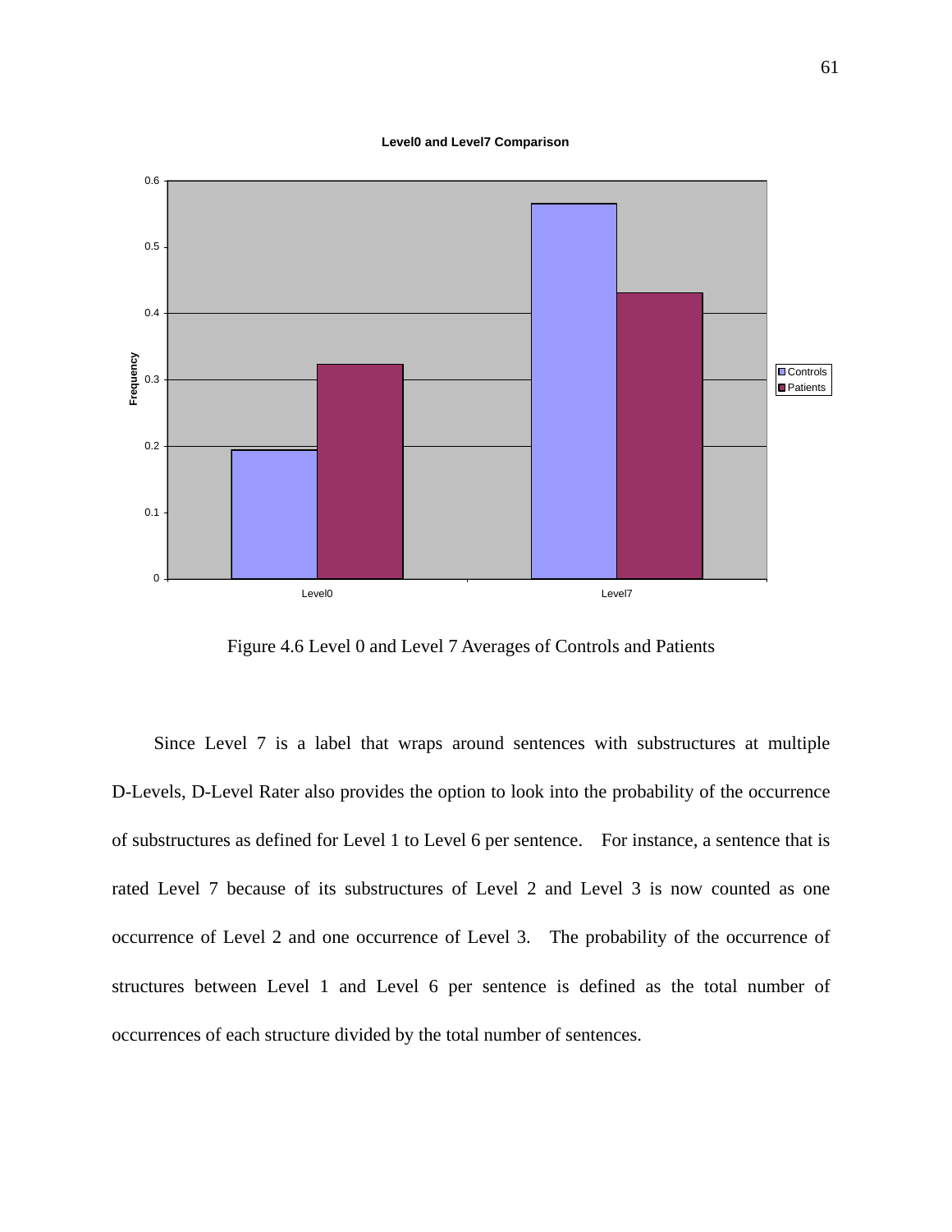Figure 4.6 Level 0 and Level 7 Averages of Controls and Patients

Since Level 7 is a label that wraps around sentences with substructures at multiple D-Levels, D-Level Rater also provides the option to look into the probability of the occurrence of substructures as defined for Level 1 to Level 6 per sentence. For instance, a sentence that is rated Level 7 because of its substructures of Level 2 and Level 3 is now counted as one occurrence of Level 2 and one occurrence of Level 3. The probability of the occurrence of structures between Level 1 and Level 6 per sentence is defined as the total number of occurrences of each structure divided by the total number of sentences.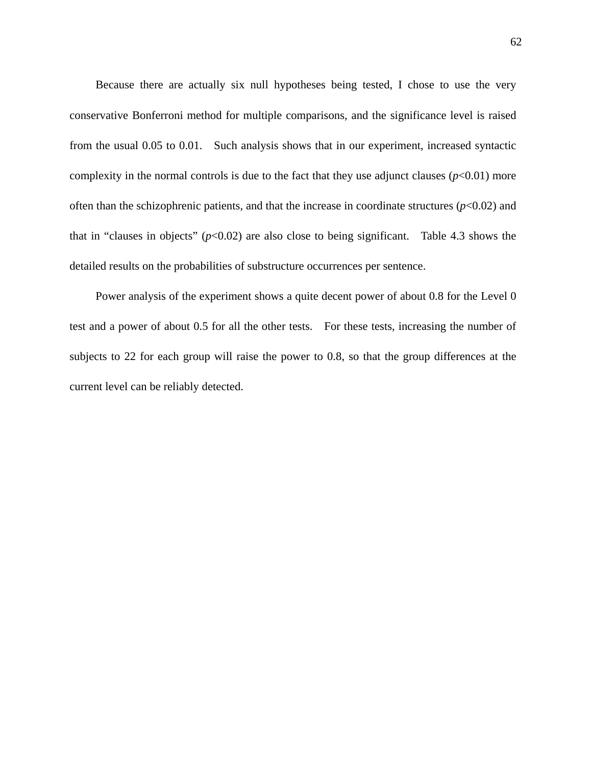Because there are actually six null hypotheses being tested, I chose to use the very conservative Bonferroni method for multiple comparisons, and the significance level is raised from the usual 0.05 to 0.01. Such analysis shows that in our experiment, increased syntactic complexity in the normal controls is due to the fact that they use adjunct clauses ($p<0.01$) more often than the schizophrenic patients, and that the increase in coordinate structures ($p<0.02$) and that in "clauses in objects" ($p<0.02$) are also close to being significant. Table 4.3 shows the detailed results on the probabilities of substructure occurrences per sentence.

Power analysis of the experiment shows a quite decent power of about 0.8 for the Level 0 test and a power of about 0.5 for all the other tests. For these tests, increasing the number of subjects to 22 for each group will raise the power to 0.8, so that the group differences at the current level can be reliably detected.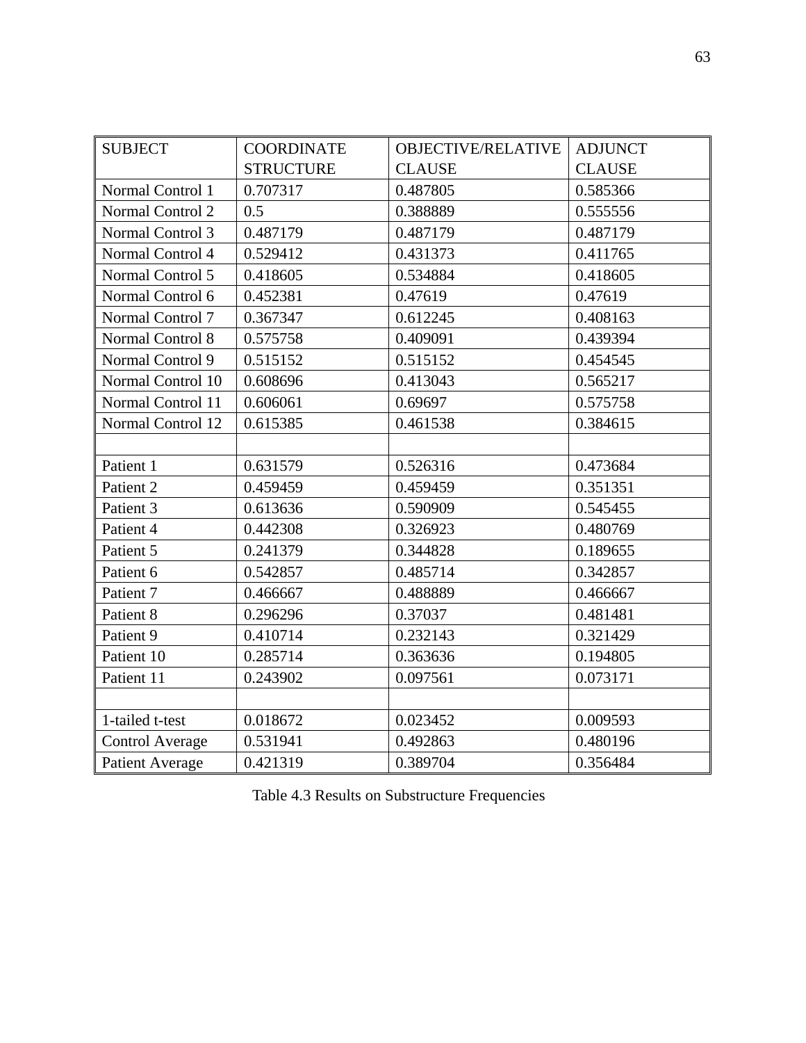| SUBJECT | COORDINATE STRUCTURE | OBJECTIVE/RELATIVE CLAUSE | ADJUNCT CLAUSE |
|---|---|---|---|
| Normal Control 1 | 0.707317 | 0.487805 | 0.585366 |
| Normal Control 2 | 0.5 | 0.388889 | 0.555556 |
| Normal Control 3 | 0.487179 | 0.487179 | 0.487179 |
| Normal Control 4 | 0.529412 | 0.431373 | 0.411765 |
| Normal Control 5 | 0.418605 | 0.534884 | 0.418605 |
| Normal Control 6 | 0.452381 | 0.47619 | 0.47619 |
| Normal Control 7 | 0.367347 | 0.612245 | 0.408163 |
| Normal Control 8 | 0.575758 | 0.409091 | 0.439394 |
| Normal Control 9 | 0.515152 | 0.515152 | 0.454545 |
| Normal Control 10 | 0.608696 | 0.413043 | 0.565217 |
| Normal Control 11 | 0.606061 | 0.69697 | 0.575758 |
| Normal Control 12 | 0.615385 | 0.461538 | 0.384615 |
| | | | |
| Patient 1 | 0.631579 | 0.526316 | 0.473684 |
| Patient 2 | 0.459459 | 0.459459 | 0.351351 |
| Patient 3 | 0.613636 | 0.590909 | 0.545455 |
| Patient 4 | 0.442308 | 0.326923 | 0.480769 |
| Patient 5 | 0.241379 | 0.344828 | 0.189655 |
| Patient 6 | 0.542857 | 0.485714 | 0.342857 |
| Patient 7 | 0.466667 | 0.488889 | 0.466667 |
| Patient 8 | 0.296296 | 0.37037 | 0.481481 |
| Patient 9 | 0.410714 | 0.232143 | 0.321429 |
| Patient 10 | 0.285714 | 0.363636 | 0.194805 |
| Patient 11 | 0.243902 | 0.097561 | 0.073171 |
| | | | |
| 1-tailed t-test | 0.018672 | 0.023452 | 0.009593 |
| Control Average | 0.531941 | 0.492863 | 0.480196 |
| Patient Average | 0.421319 | 0.389704 | 0.356484 |

Table 4.3 Results on Substructure Frequencies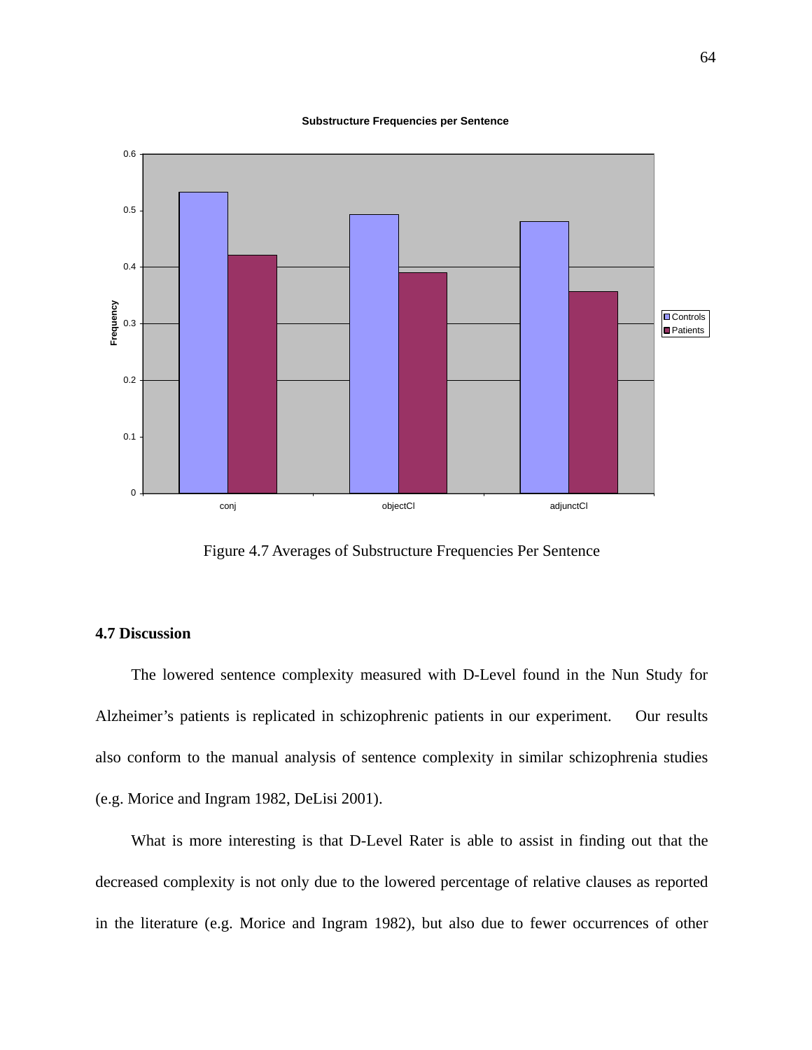Figure 4.7 Averages of Substructure Frequencies Per Sentence

### 4.7 Discussion

The lowered sentence complexity measured with D-Level found in the Nun Study for Alzheimer's patients is replicated in schizophrenic patients in our experiment. Our results also conform to the manual analysis of sentence complexity in similar schizophrenia studies (e.g. Morice and Ingram 1982, DeLisi 2001).

What is more interesting is that D-Level Rater is able to assist in finding out that the decreased complexity is not only due to the lowered percentage of relative clauses as reported in the literature (e.g. Morice and Ingram 1982), but also due to fewer occurrences of other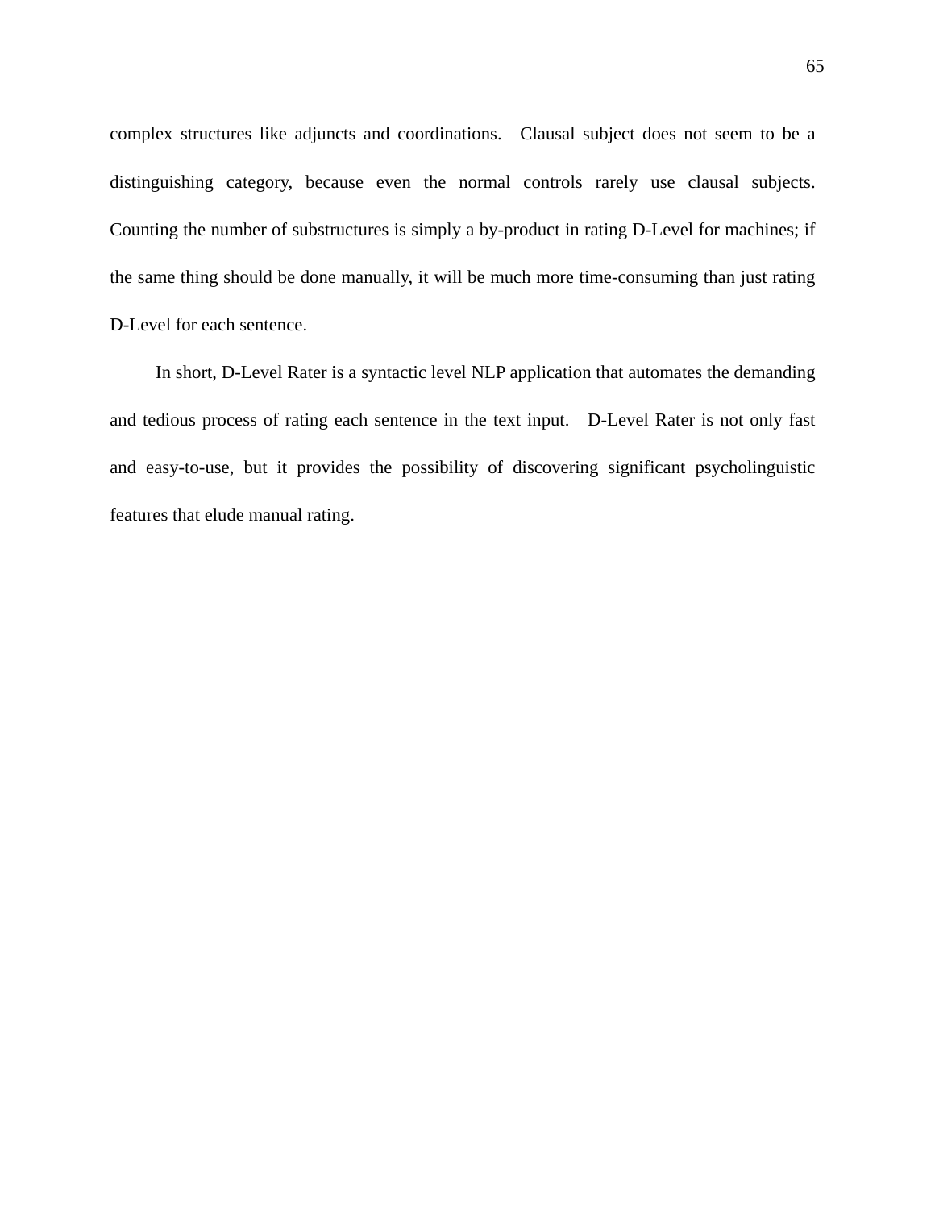complex structures like adjuncts and coordinations. Clausal subject does not seem to be a distinguishing category, because even the normal controls rarely use clausal subjects. Counting the number of substructures is simply a by-product in rating D-Level for machines; if the same thing should be done manually, it will be much more time-consuming than just rating D-Level for each sentence.

In short, D-Level Rater is a syntactic level NLP application that automates the demanding and tedious process of rating each sentence in the text input. D-Level Rater is not only fast and easy-to-use, but it provides the possibility of discovering significant psycholinguistic features that elude manual rating.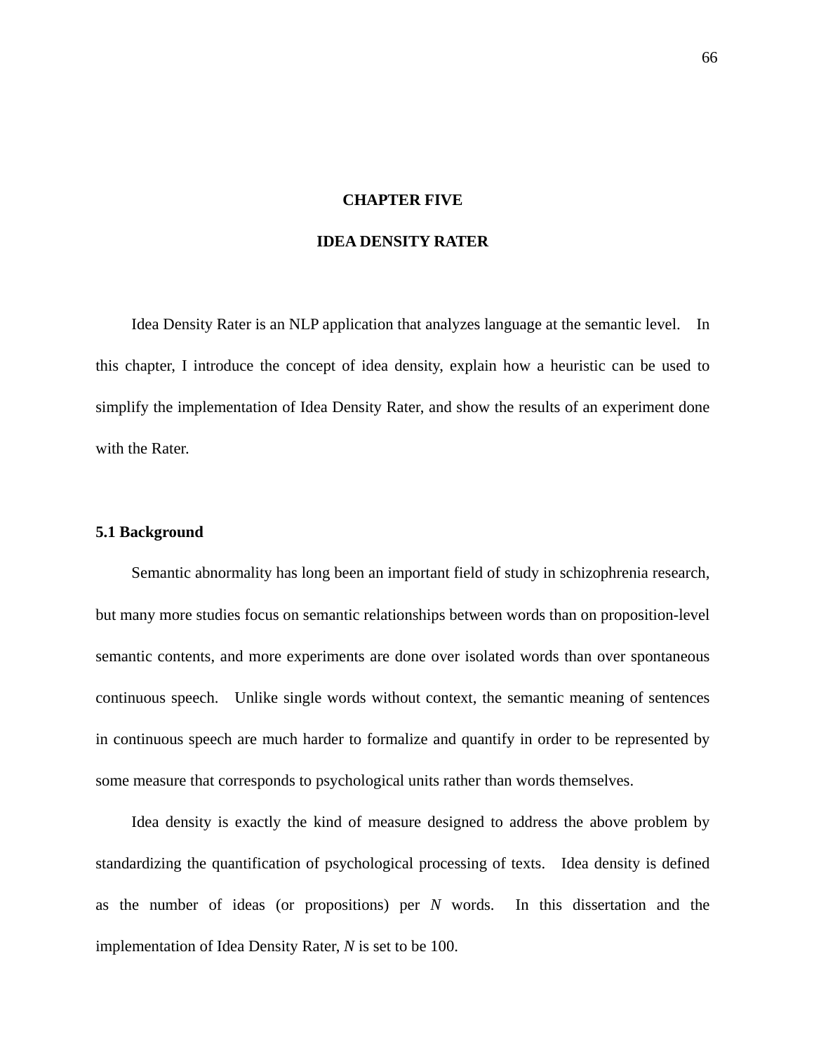# CHAPTER FIVE

# IDEA DENSITY RATER

Idea Density Rater is an NLP application that analyzes language at the semantic level. In this chapter, I introduce the concept of idea density, explain how a heuristic can be used to simplify the implementation of Idea Density Rater, and show the results of an experiment done with the Rater.

## 5.1 Background

Semantic abnormality has long been an important field of study in schizophrenia research, but many more studies focus on semantic relationships between words than on proposition-level semantic contents, and more experiments are done over isolated words than over spontaneous continuous speech. Unlike single words without context, the semantic meaning of sentences in continuous speech are much harder to formalize and quantify in order to be represented by some measure that corresponds to psychological units rather than words themselves.

Idea density is exactly the kind of measure designed to address the above problem by standardizing the quantification of psychological processing of texts. Idea density is defined as the number of ideas (or propositions) per *N* words. In this dissertation and the implementation of Idea Density Rater, *N* is set to be 100.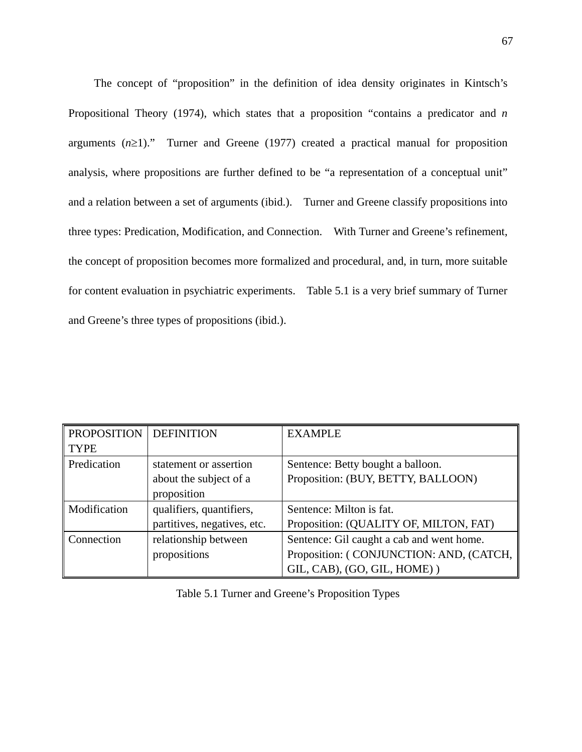The concept of "proposition" in the definition of idea density originates in Kintsch's Propositional Theory (1974), which states that a proposition "contains a predicator and *n* arguments ($n \geq 1$)." Turner and Greene (1977) created a practical manual for proposition analysis, where propositions are further defined to be "a representation of a conceptual unit" and a relation between a set of arguments (ibid.). Turner and Greene classify propositions into three types: Predication, Modification, and Connection. With Turner and Greene's refinement, the concept of proposition becomes more formalized and procedural, and, in turn, more suitable for content evaluation in psychiatric experiments. Table 5.1 is a very brief summary of Turner and Greene's three types of propositions (ibid.).

| PROPOSITION TYPE | DEFINITION | EXAMPLE |
|---|---|---|
| Predication | statement or assertion about the subject of a proposition | Sentence: Betty bought a balloon.<br>Proposition: (BUY, BETTY, BALLOON) |
| Modification | qualifiers, quantifiers, partitives, negatives, etc. | Sentence: Milton is fat.<br>Proposition: (QUALITY OF, MILTON, FAT) |
| Connection | relationship between propositions | Sentence: Gil caught a cab and went home.<br>Proposition: ( CONJUNCTION: AND, (CATCH, GIL, CAB), (GO, GIL, HOME) ) |

Table 5.1 Turner and Greene's Proposition Types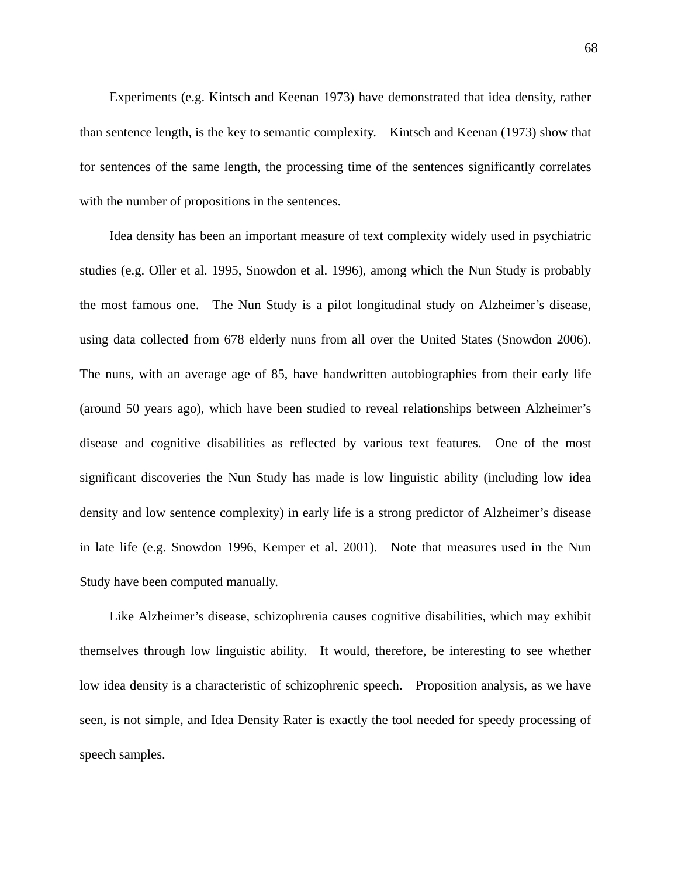Experiments (e.g. Kintsch and Keenan 1973) have demonstrated that idea density, rather than sentence length, is the key to semantic complexity. Kintsch and Keenan (1973) show that for sentences of the same length, the processing time of the sentences significantly correlates with the number of propositions in the sentences.

Idea density has been an important measure of text complexity widely used in psychiatric studies (e.g. Oller et al. 1995, Snowdon et al. 1996), among which the Nun Study is probably the most famous one. The Nun Study is a pilot longitudinal study on Alzheimer's disease, using data collected from 678 elderly nuns from all over the United States (Snowdon 2006). The nuns, with an average age of 85, have handwritten autobiographies from their early life (around 50 years ago), which have been studied to reveal relationships between Alzheimer's disease and cognitive disabilities as reflected by various text features. One of the most significant discoveries the Nun Study has made is low linguistic ability (including low idea density and low sentence complexity) in early life is a strong predictor of Alzheimer's disease in late life (e.g. Snowdon 1996, Kemper et al. 2001). Note that measures used in the Nun Study have been computed manually.

Like Alzheimer's disease, schizophrenia causes cognitive disabilities, which may exhibit themselves through low linguistic ability. It would, therefore, be interesting to see whether low idea density is a characteristic of schizophrenic speech. Proposition analysis, as we have seen, is not simple, and Idea Density Rater is exactly the tool needed for speedy processing of speech samples.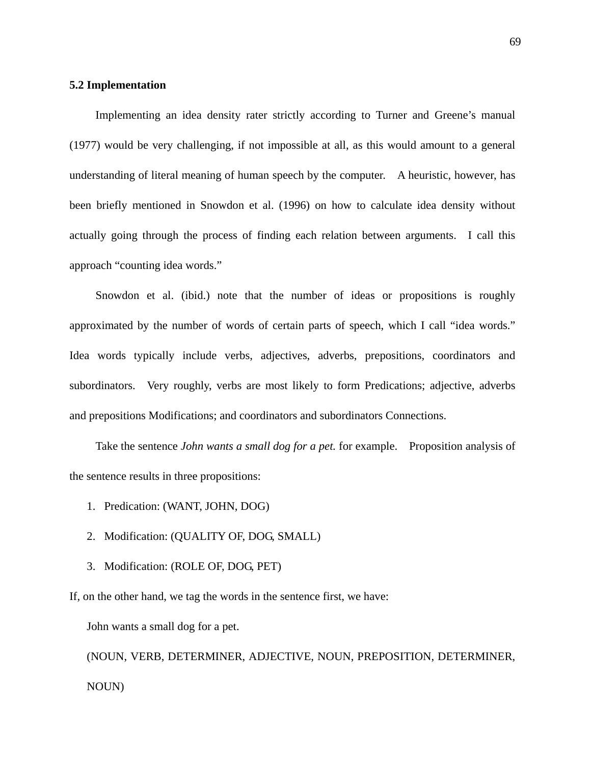## 5.2 Implementation

Implementing an idea density rater strictly according to Turner and Greene’s manual (1977) would be very challenging, if not impossible at all, as this would amount to a general understanding of literal meaning of human speech by the computer. A heuristic, however, has been briefly mentioned in Snowdon et al. (1996) on how to calculate idea density without actually going through the process of finding each relation between arguments. I call this approach “counting idea words.”

Snowdon et al. (ibid.) note that the number of ideas or propositions is roughly approximated by the number of words of certain parts of speech, which I call “idea words.” Idea words typically include verbs, adjectives, adverbs, prepositions, coordinators and subordinators. Very roughly, verbs are most likely to form Predications; adjective, adverbs and prepositions Modifications; and coordinators and subordinators Connections.

Take the sentence *John wants a small dog for a pet.* for example. Proposition analysis of the sentence results in three propositions:

1. Predication: (WANT, JOHN, DOG)
2. Modification: (QUALITY OF, DOG, SMALL)
3. Modification: (ROLE OF, DOG, PET)

If, on the other hand, we tag the words in the sentence first, we have:

John wants a small dog for a pet.

(NOUN, VERB, DETERMINER, ADJECTIVE, NOUN, PREPOSITION, DETERMINER, NOUN)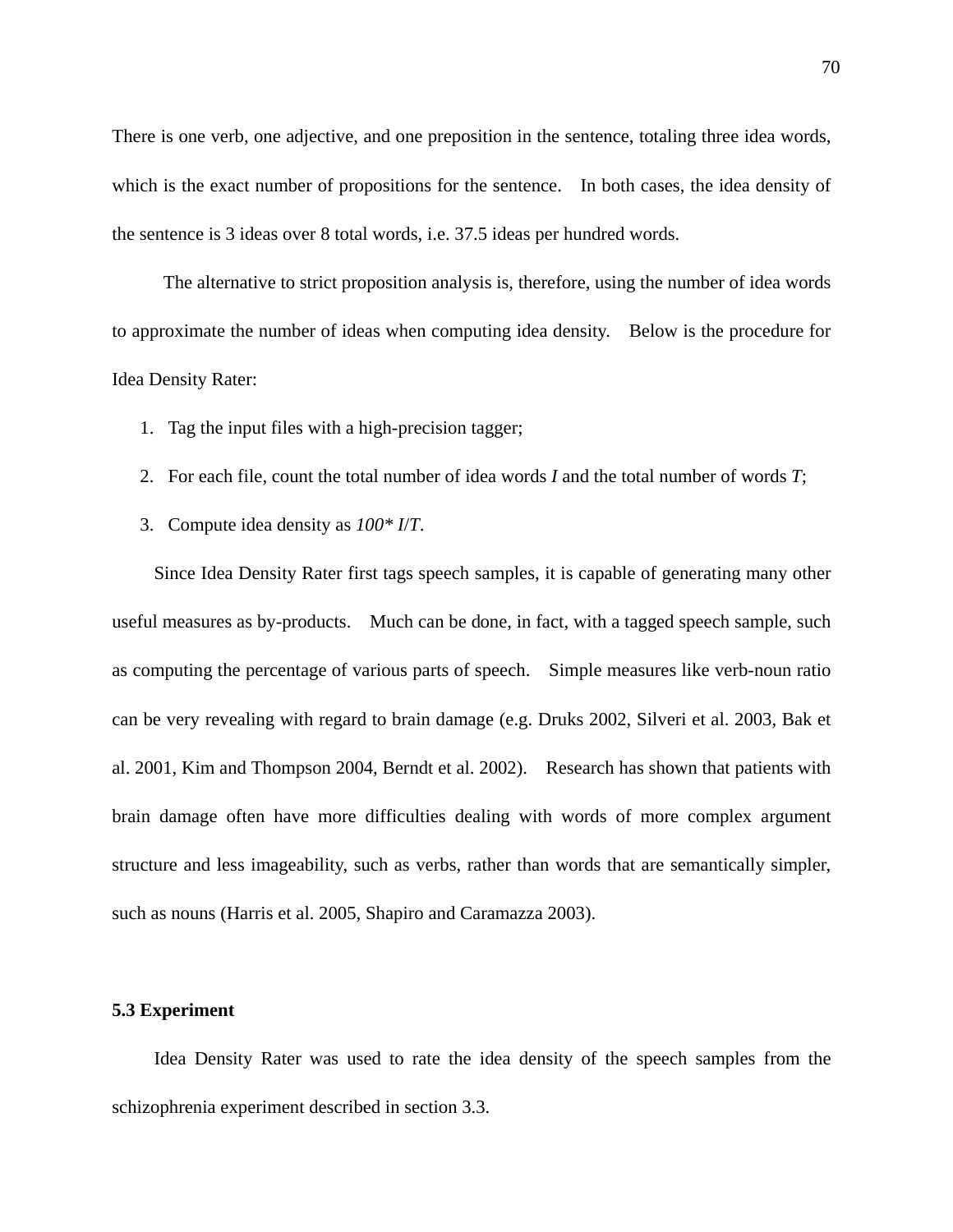There is one verb, one adjective, and one preposition in the sentence, totaling three idea words, which is the exact number of propositions for the sentence. In both cases, the idea density of the sentence is 3 ideas over 8 total words, i.e. 37.5 ideas per hundred words.

The alternative to strict proposition analysis is, therefore, using the number of idea words to approximate the number of ideas when computing idea density. Below is the procedure for Idea Density Rater:

1. Tag the input files with a high-precision tagger;
2. For each file, count the total number of idea words *I* and the total number of words *T*;
3. Compute idea density as *100\* I*/*T*.

Since Idea Density Rater first tags speech samples, it is capable of generating many other useful measures as by-products. Much can be done, in fact, with a tagged speech sample, such as computing the percentage of various parts of speech. Simple measures like verb-noun ratio can be very revealing with regard to brain damage (e.g. Druks 2002, Silveri et al. 2003, Bak et al. 2001, Kim and Thompson 2004, Berndt et al. 2002). Research has shown that patients with brain damage often have more difficulties dealing with words of more complex argument structure and less imageability, such as verbs, rather than words that are semantically simpler, such as nouns (Harris et al. 2005, Shapiro and Caramazza 2003).

### 5.3 Experiment

Idea Density Rater was used to rate the idea density of the speech samples from the schizophrenia experiment described in section 3.3.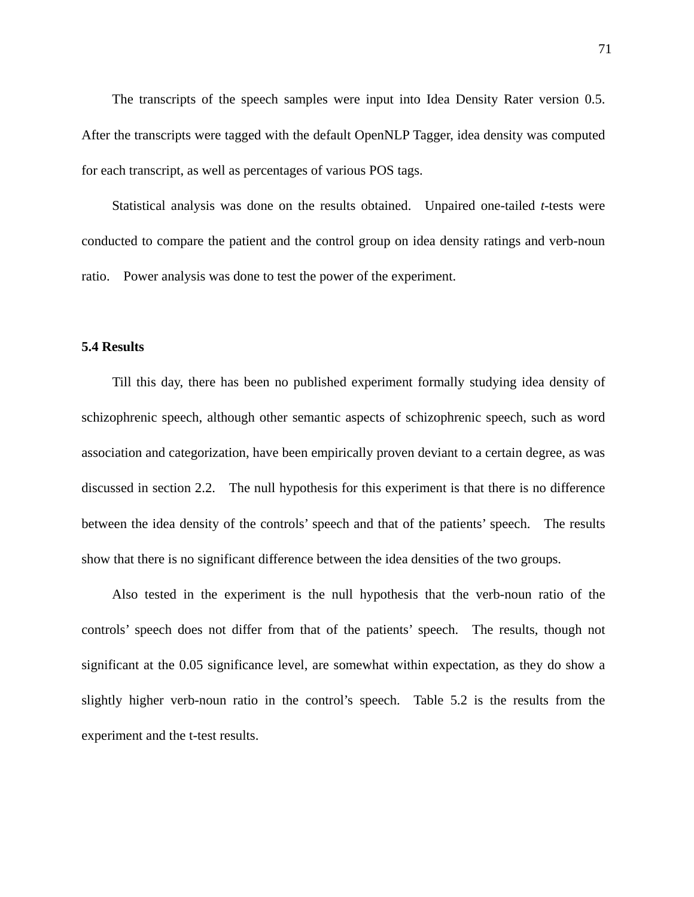The transcripts of the speech samples were input into Idea Density Rater version 0.5. After the transcripts were tagged with the default OpenNLP Tagger, idea density was computed for each transcript, as well as percentages of various POS tags.

Statistical analysis was done on the results obtained. Unpaired one-tailed *t*-tests were conducted to compare the patient and the control group on idea density ratings and verb-noun ratio. Power analysis was done to test the power of the experiment.

### 5.4 Results

Till this day, there has been no published experiment formally studying idea density of schizophrenic speech, although other semantic aspects of schizophrenic speech, such as word association and categorization, have been empirically proven deviant to a certain degree, as was discussed in section 2.2. The null hypothesis for this experiment is that there is no difference between the idea density of the controls' speech and that of the patients' speech. The results show that there is no significant difference between the idea densities of the two groups.

Also tested in the experiment is the null hypothesis that the verb-noun ratio of the controls' speech does not differ from that of the patients' speech. The results, though not significant at the 0.05 significance level, are somewhat within expectation, as they do show a slightly higher verb-noun ratio in the control's speech. Table 5.2 is the results from the experiment and the t-test results.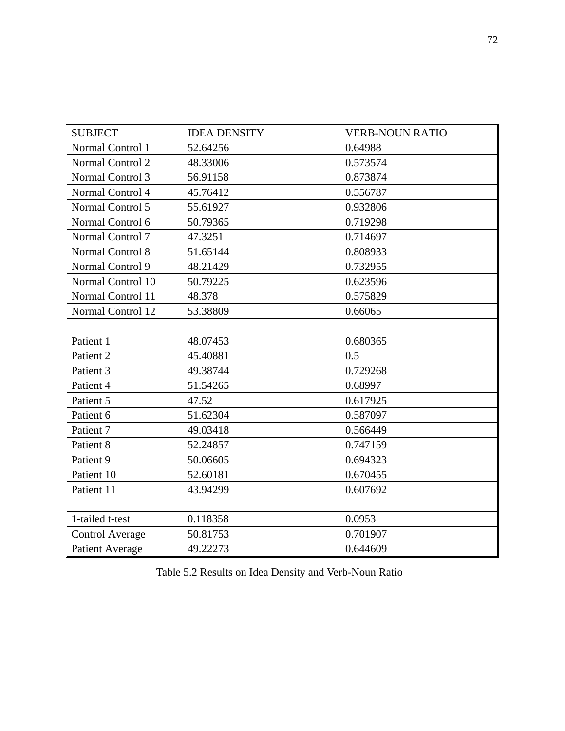| SUBJECT | IDEA DENSITY | VERB-NOUN RATIO |
|---|---|---|
| Normal Control 1 | 52.64256 | 0.64988 |
| Normal Control 2 | 48.33006 | 0.573574 |
| Normal Control 3 | 56.91158 | 0.873874 |
| Normal Control 4 | 45.76412 | 0.556787 |
| Normal Control 5 | 55.61927 | 0.932806 |
| Normal Control 6 | 50.79365 | 0.719298 |
| Normal Control 7 | 47.3251 | 0.714697 |
| Normal Control 8 | 51.65144 | 0.808933 |
| Normal Control 9 | 48.21429 | 0.732955 |
| Normal Control 10 | 50.79225 | 0.623596 |
| Normal Control 11 | 48.378 | 0.575829 |
| Normal Control 12 | 53.38809 | 0.66065 |
| | | |
| Patient 1 | 48.07453 | 0.680365 |
| Patient 2 | 45.40881 | 0.5 |
| Patient 3 | 49.38744 | 0.729268 |
| Patient 4 | 51.54265 | 0.68997 |
| Patient 5 | 47.52 | 0.617925 |
| Patient 6 | 51.62304 | 0.587097 |
| Patient 7 | 49.03418 | 0.566449 |
| Patient 8 | 52.24857 | 0.747159 |
| Patient 9 | 50.06605 | 0.694323 |
| Patient 10 | 52.60181 | 0.670455 |
| Patient 11 | 43.94299 | 0.607692 |
| | | |
| 1-tailed t-test | 0.118358 | 0.0953 |
| Control Average | 50.81753 | 0.701907 |
| Patient Average | 49.22273 | 0.644609 |

Table 5.2 Results on Idea Density and Verb-Noun Ratio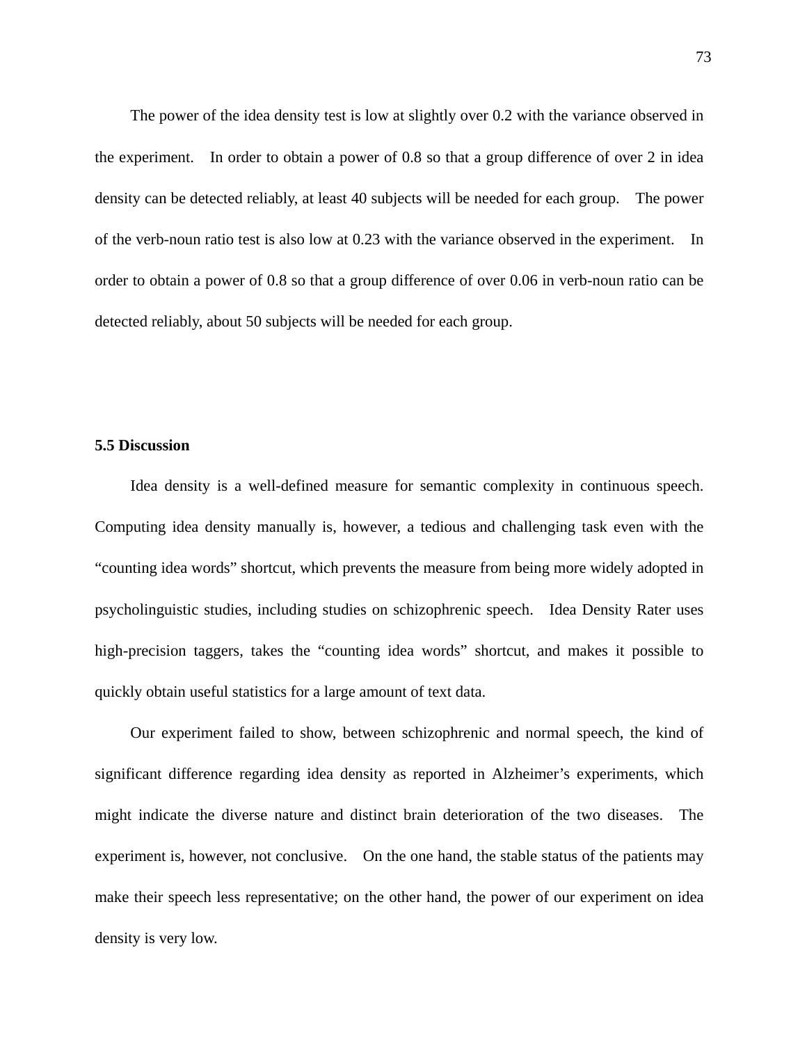The power of the idea density test is low at slightly over 0.2 with the variance observed in the experiment. In order to obtain a power of 0.8 so that a group difference of over 2 in idea density can be detected reliably, at least 40 subjects will be needed for each group. The power of the verb-noun ratio test is also low at 0.23 with the variance observed in the experiment. In order to obtain a power of 0.8 so that a group difference of over 0.06 in verb-noun ratio can be detected reliably, about 50 subjects will be needed for each group.

### 5.5 Discussion

Idea density is a well-defined measure for semantic complexity in continuous speech. Computing idea density manually is, however, a tedious and challenging task even with the "counting idea words" shortcut, which prevents the measure from being more widely adopted in psycholinguistic studies, including studies on schizophrenic speech. Idea Density Rater uses high-precision taggers, takes the "counting idea words" shortcut, and makes it possible to quickly obtain useful statistics for a large amount of text data.

Our experiment failed to show, between schizophrenic and normal speech, the kind of significant difference regarding idea density as reported in Alzheimer's experiments, which might indicate the diverse nature and distinct brain deterioration of the two diseases. The experiment is, however, not conclusive. On the one hand, the stable status of the patients may make their speech less representative; on the other hand, the power of our experiment on idea density is very low.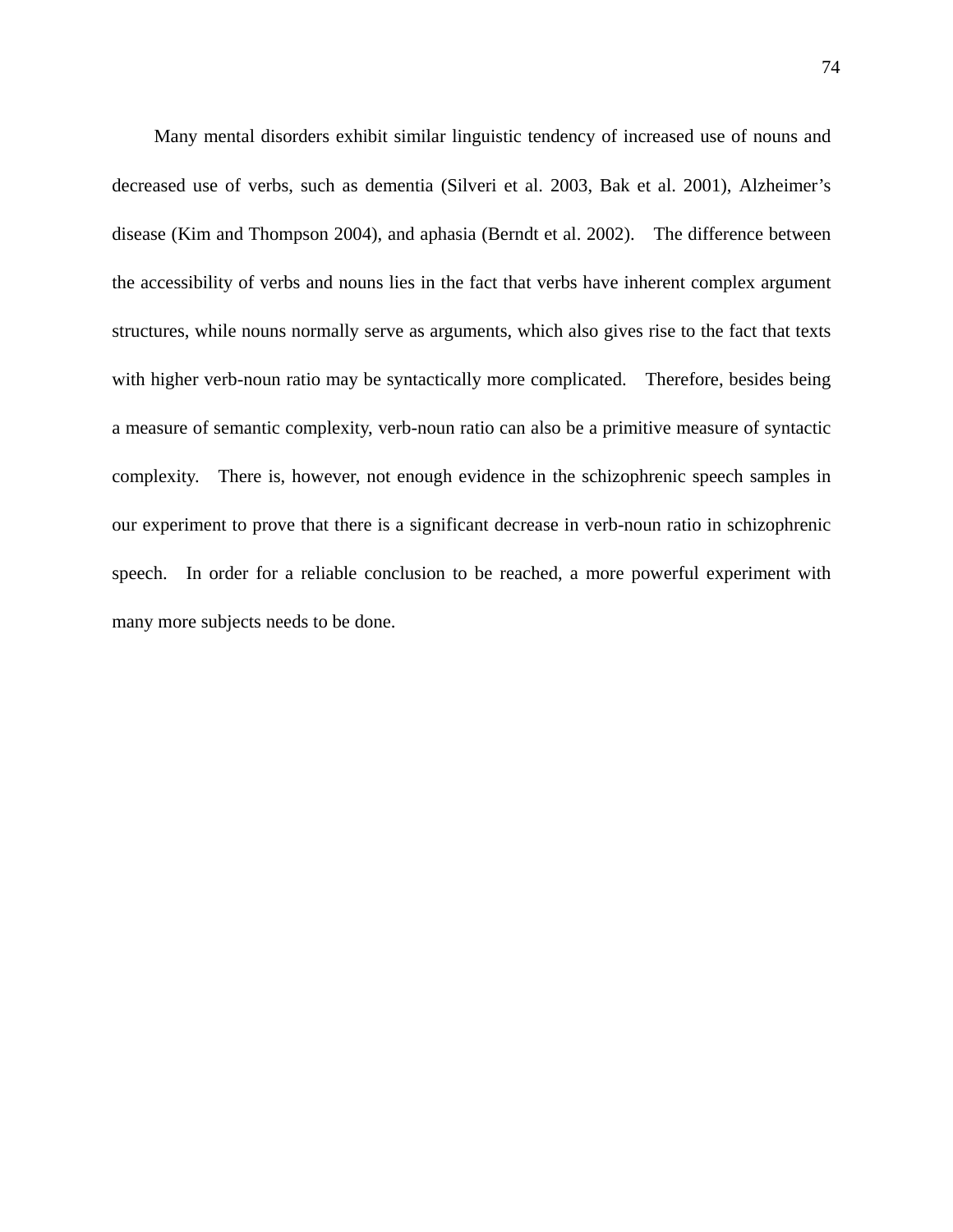Many mental disorders exhibit similar linguistic tendency of increased use of nouns and decreased use of verbs, such as dementia (Silveri et al. 2003, Bak et al. 2001), Alzheimer's disease (Kim and Thompson 2004), and aphasia (Berndt et al. 2002). The difference between the accessibility of verbs and nouns lies in the fact that verbs have inherent complex argument structures, while nouns normally serve as arguments, which also gives rise to the fact that texts with higher verb-noun ratio may be syntactically more complicated. Therefore, besides being a measure of semantic complexity, verb-noun ratio can also be a primitive measure of syntactic complexity. There is, however, not enough evidence in the schizophrenic speech samples in our experiment to prove that there is a significant decrease in verb-noun ratio in schizophrenic speech. In order for a reliable conclusion to be reached, a more powerful experiment with many more subjects needs to be done.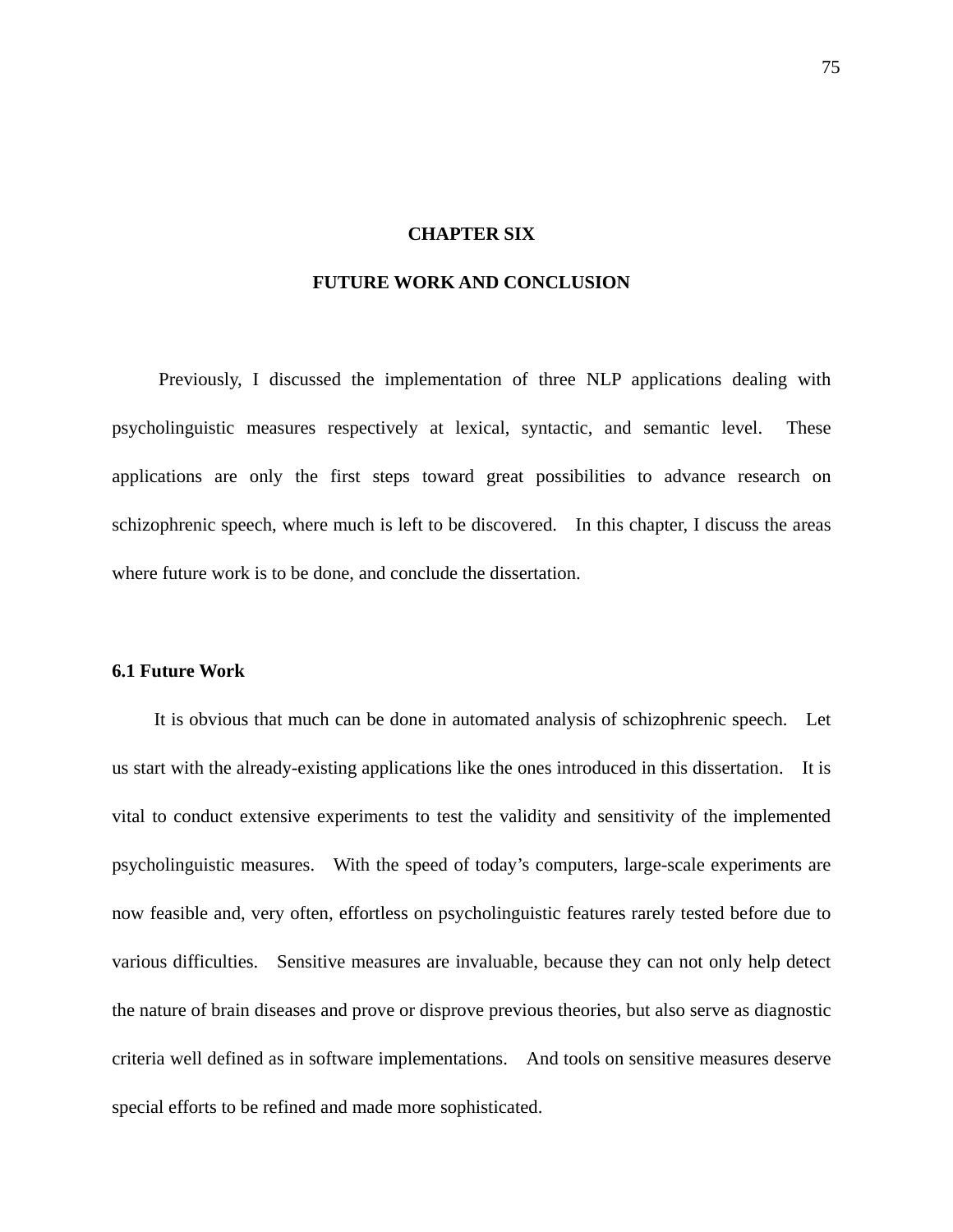# CHAPTER SIX

# FUTURE WORK AND CONCLUSION

Previously, I discussed the implementation of three NLP applications dealing with psycholinguistic measures respectively at lexical, syntactic, and semantic level. These applications are only the first steps toward great possibilities to advance research on schizophrenic speech, where much is left to be discovered. In this chapter, I discuss the areas where future work is to be done, and conclude the dissertation.

## 6.1 Future Work

It is obvious that much can be done in automated analysis of schizophrenic speech. Let us start with the already-existing applications like the ones introduced in this dissertation. It is vital to conduct extensive experiments to test the validity and sensitivity of the implemented psycholinguistic measures. With the speed of today's computers, large-scale experiments are now feasible and, very often, effortless on psycholinguistic features rarely tested before due to various difficulties. Sensitive measures are invaluable, because they can not only help detect the nature of brain diseases and prove or disprove previous theories, but also serve as diagnostic criteria well defined as in software implementations. And tools on sensitive measures deserve special efforts to be refined and made more sophisticated.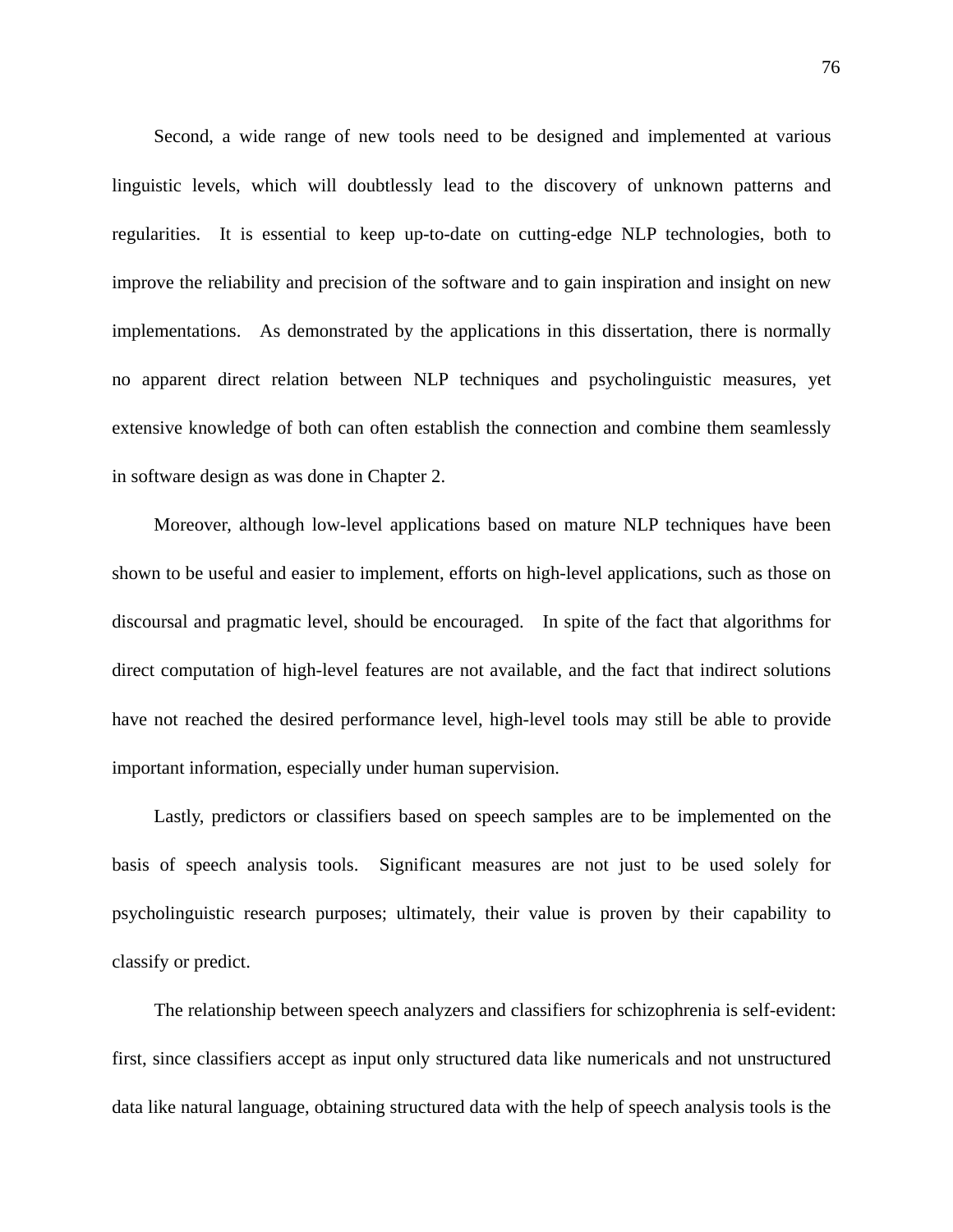Second, a wide range of new tools need to be designed and implemented at various linguistic levels, which will doubtlessly lead to the discovery of unknown patterns and regularities. It is essential to keep up-to-date on cutting-edge NLP technologies, both to improve the reliability and precision of the software and to gain inspiration and insight on new implementations. As demonstrated by the applications in this dissertation, there is normally no apparent direct relation between NLP techniques and psycholinguistic measures, yet extensive knowledge of both can often establish the connection and combine them seamlessly in software design as was done in Chapter 2.

Moreover, although low-level applications based on mature NLP techniques have been shown to be useful and easier to implement, efforts on high-level applications, such as those on discoursal and pragmatic level, should be encouraged. In spite of the fact that algorithms for direct computation of high-level features are not available, and the fact that indirect solutions have not reached the desired performance level, high-level tools may still be able to provide important information, especially under human supervision.

Lastly, predictors or classifiers based on speech samples are to be implemented on the basis of speech analysis tools. Significant measures are not just to be used solely for psycholinguistic research purposes; ultimately, their value is proven by their capability to classify or predict.

The relationship between speech analyzers and classifiers for schizophrenia is self-evident: first, since classifiers accept as input only structured data like numericals and not unstructured data like natural language, obtaining structured data with the help of speech analysis tools is the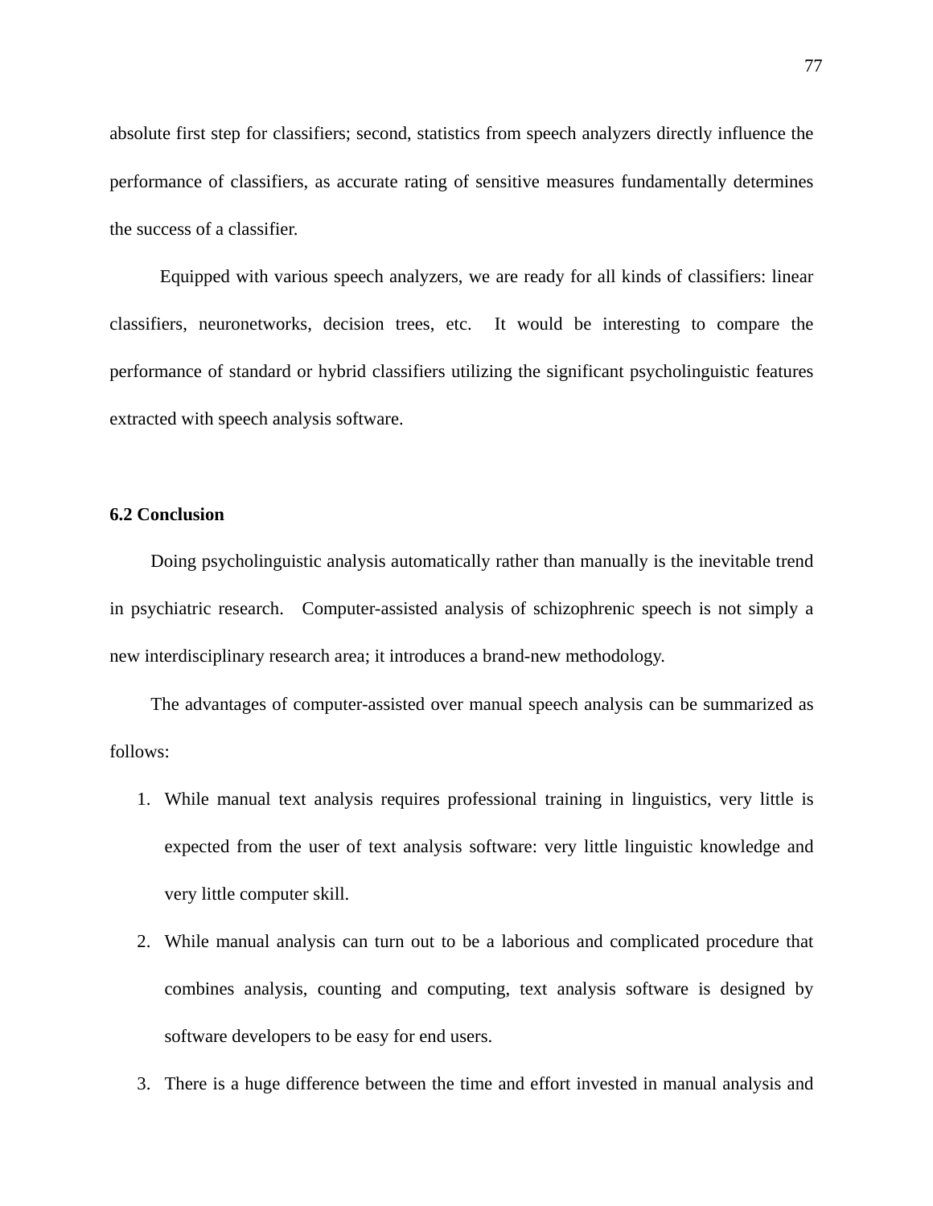absolute first step for classifiers; second, statistics from speech analyzers directly influence the performance of classifiers, as accurate rating of sensitive measures fundamentally determines the success of a classifier.

Equipped with various speech analyzers, we are ready for all kinds of classifiers: linear classifiers, neuronetworks, decision trees, etc. It would be interesting to compare the performance of standard or hybrid classifiers utilizing the significant psycholinguistic features extracted with speech analysis software.

### 6.2 Conclusion

Doing psycholinguistic analysis automatically rather than manually is the inevitable trend in psychiatric research. Computer-assisted analysis of schizophrenic speech is not simply a new interdisciplinary research area; it introduces a brand-new methodology.

The advantages of computer-assisted over manual speech analysis can be summarized as follows:

1. While manual text analysis requires professional training in linguistics, very little is expected from the user of text analysis software: very little linguistic knowledge and very little computer skill.
2. While manual analysis can turn out to be a laborious and complicated procedure that combines analysis, counting and computing, text analysis software is designed by software developers to be easy for end users.
3. There is a huge difference between the time and effort invested in manual analysis and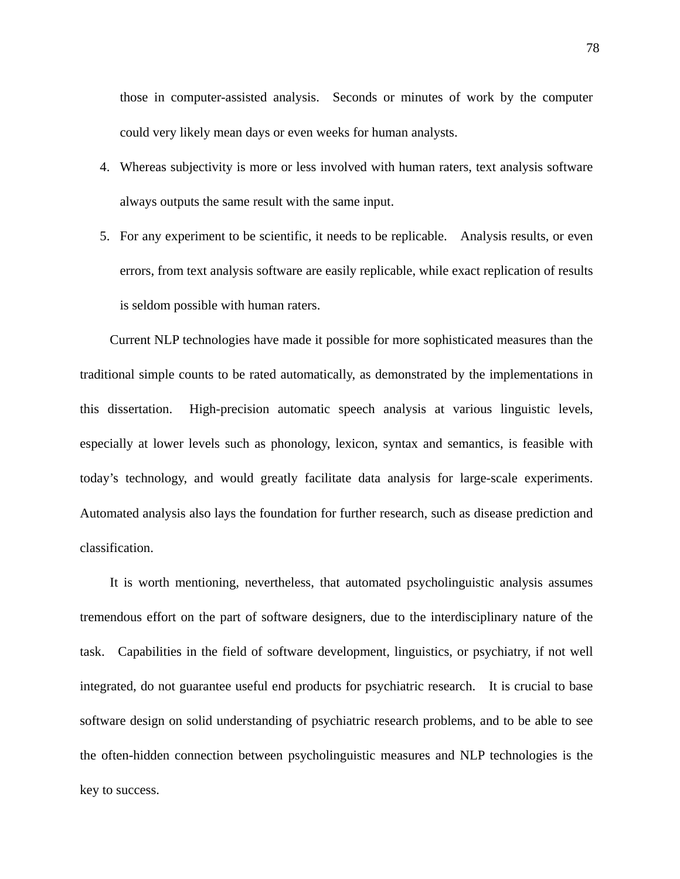those in computer-assisted analysis. Seconds or minutes of work by the computer could very likely mean days or even weeks for human analysts.

4. Whereas subjectivity is more or less involved with human raters, text analysis software always outputs the same result with the same input.
5. For any experiment to be scientific, it needs to be replicable. Analysis results, or even errors, from text analysis software are easily replicable, while exact replication of results is seldom possible with human raters.

Current NLP technologies have made it possible for more sophisticated measures than the traditional simple counts to be rated automatically, as demonstrated by the implementations in this dissertation. High-precision automatic speech analysis at various linguistic levels, especially at lower levels such as phonology, lexicon, syntax and semantics, is feasible with today's technology, and would greatly facilitate data analysis for large-scale experiments. Automated analysis also lays the foundation for further research, such as disease prediction and classification.

It is worth mentioning, nevertheless, that automated psycholinguistic analysis assumes tremendous effort on the part of software designers, due to the interdisciplinary nature of the task. Capabilities in the field of software development, linguistics, or psychiatry, if not well integrated, do not guarantee useful end products for psychiatric research. It is crucial to base software design on solid understanding of psychiatric research problems, and to be able to see the often-hidden connection between psycholinguistic measures and NLP technologies is the key to success.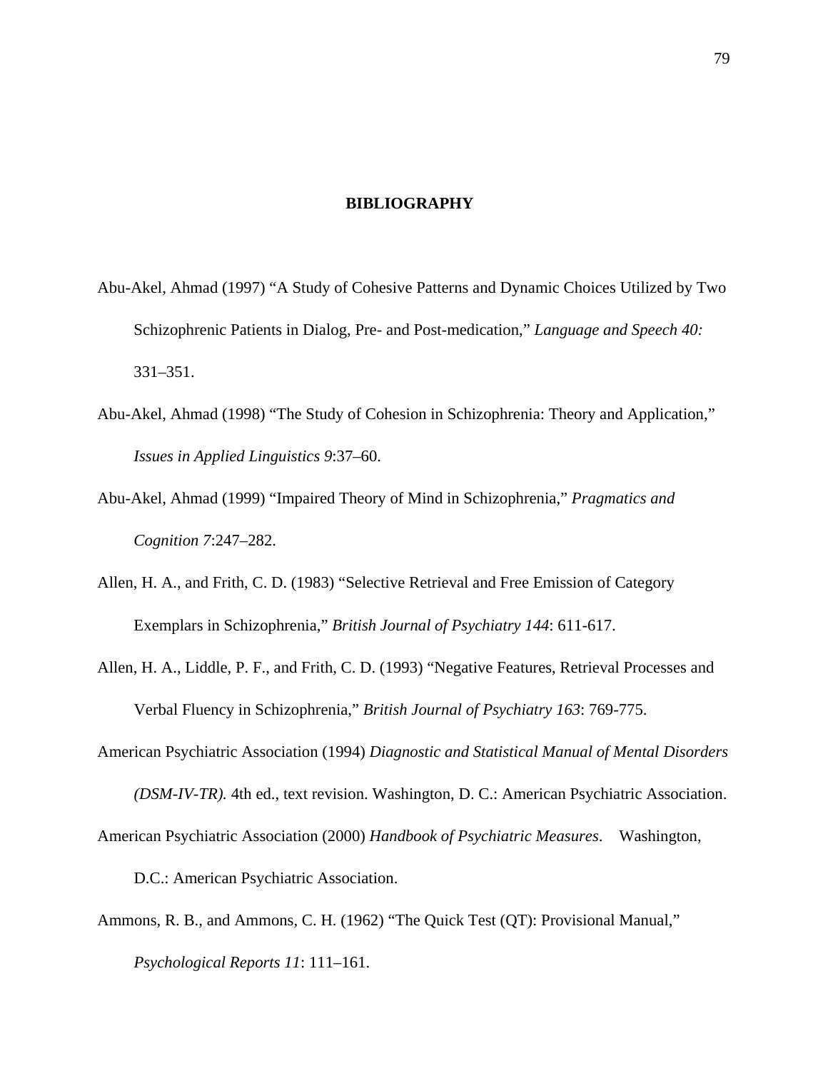# BIBLIOGRAPHY

Abu-Akel, Ahmad (1997) "A Study of Cohesive Patterns and Dynamic Choices Utilized by Two Schizophrenic Patients in Dialog, Pre- and Post-medication," *Language and Speech 40:* 331–351.

Abu-Akel, Ahmad (1998) "The Study of Cohesion in Schizophrenia: Theory and Application," *Issues in Applied Linguistics 9*:37–60.

Abu-Akel, Ahmad (1999) "Impaired Theory of Mind in Schizophrenia," *Pragmatics and Cognition 7*:247–282.

Allen, H. A., and Frith, C. D. (1983) "Selective Retrieval and Free Emission of Category Exemplars in Schizophrenia," *British Journal of Psychiatry 144*: 611-617.

Allen, H. A., Liddle, P. F., and Frith, C. D. (1993) "Negative Features, Retrieval Processes and Verbal Fluency in Schizophrenia," *British Journal of Psychiatry 163*: 769-775.

American Psychiatric Association (1994) *Diagnostic and Statistical Manual of Mental Disorders (DSM-IV-TR).* 4th ed., text revision. Washington, D. C.: American Psychiatric Association.

American Psychiatric Association (2000) *Handbook of Psychiatric Measures*. Washington, D.C.: American Psychiatric Association.

Ammons, R. B., and Ammons, C. H. (1962) "The Quick Test (QT): Provisional Manual," *Psychological Reports 11*: 111–161.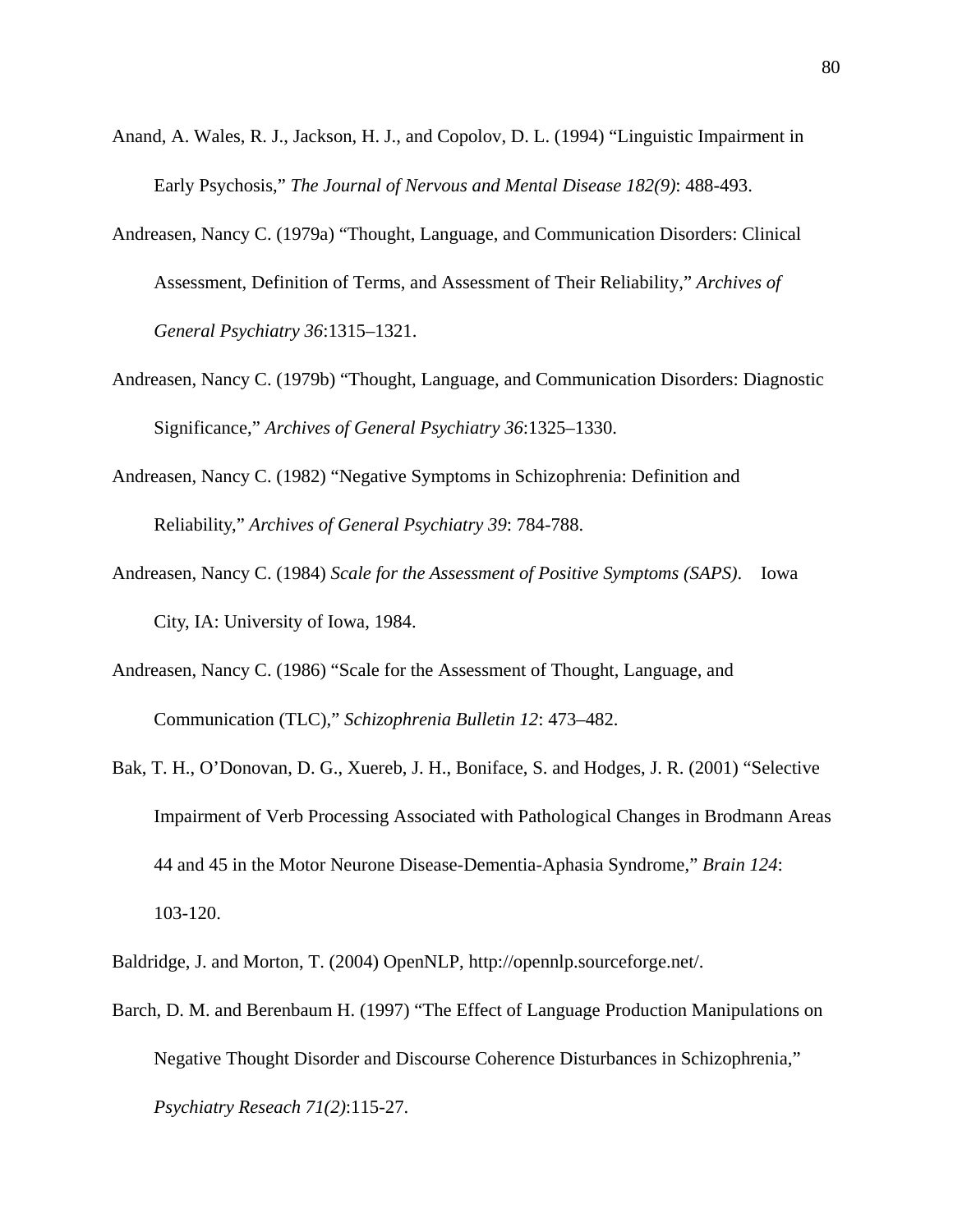Anand, A. Wales, R. J., Jackson, H. J., and Copolov, D. L. (1994) "Linguistic Impairment in Early Psychosis," *The Journal of Nervous and Mental Disease 182(9)*: 488-493.

Andreasen, Nancy C. (1979a) "Thought, Language, and Communication Disorders: Clinical Assessment, Definition of Terms, and Assessment of Their Reliability," *Archives of General Psychiatry 36*:1315–1321.

Andreasen, Nancy C. (1979b) "Thought, Language, and Communication Disorders: Diagnostic Significance," *Archives of General Psychiatry 36*:1325–1330.

Andreasen, Nancy C. (1982) "Negative Symptoms in Schizophrenia: Definition and Reliability," *Archives of General Psychiatry 39*: 784-788.

Andreasen, Nancy C. (1984) *Scale for the Assessment of Positive Symptoms (SAPS)*. Iowa City, IA: University of Iowa, 1984.

Andreasen, Nancy C. (1986) "Scale for the Assessment of Thought, Language, and Communication (TLC)," *Schizophrenia Bulletin 12*: 473–482.

Bak, T. H., O'Donovan, D. G., Xuereb, J. H., Boniface, S. and Hodges, J. R. (2001) "Selective Impairment of Verb Processing Associated with Pathological Changes in Brodmann Areas 44 and 45 in the Motor Neurone Disease-Dementia-Aphasia Syndrome," *Brain 124*: 103-120.

Baldridge, J. and Morton, T. (2004) OpenNLP, http://opennlp.sourceforge.net/.

Barch, D. M. and Berenbaum H. (1997) "The Effect of Language Production Manipulations on Negative Thought Disorder and Discourse Coherence Disturbances in Schizophrenia," *Psychiatry Reseach 71(2)*:115-27.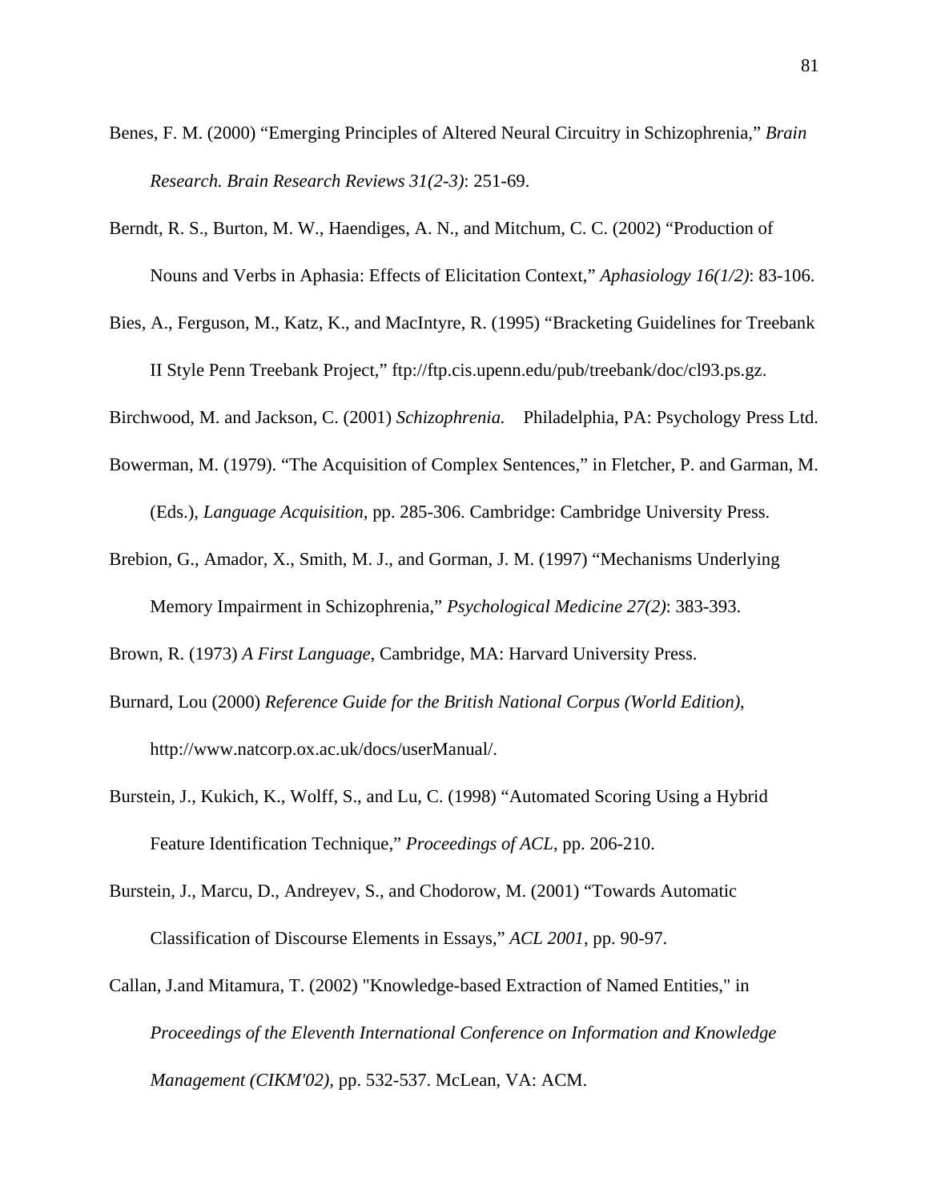Benes, F. M. (2000) “Emerging Principles of Altered Neural Circuitry in Schizophrenia,” *Brain Research. Brain Research Reviews 31(2-3)*: 251-69.

Berndt, R. S., Burton, M. W., Haendiges, A. N., and Mitchum, C. C. (2002) “Production of Nouns and Verbs in Aphasia: Effects of Elicitation Context,” *Aphasiology 16(1/2)*: 83-106.

Bies, A., Ferguson, M., Katz, K., and MacIntyre, R. (1995) “Bracketing Guidelines for Treebank II Style Penn Treebank Project,” ftp://ftp.cis.upenn.edu/pub/treebank/doc/cl93.ps.gz.

Birchwood, M. and Jackson, C. (2001) *Schizophrenia.* Philadelphia, PA: Psychology Press Ltd.

Bowerman, M. (1979). “The Acquisition of Complex Sentences,” in Fletcher, P. and Garman, M. (Eds.), *Language Acquisition,* pp. 285-306. Cambridge: Cambridge University Press.

Brebion, G., Amador, X., Smith, M. J., and Gorman, J. M. (1997) “Mechanisms Underlying Memory Impairment in Schizophrenia,” *Psychological Medicine 27(2)*: 383-393.

Brown, R. (1973) *A First Language*, Cambridge, MA: Harvard University Press.

Burnard, Lou (2000) *Reference Guide for the British National Corpus (World Edition)*, http://www.natcorp.ox.ac.uk/docs/userManual/.

Burstein, J., Kukich, K., Wolff, S., and Lu, C. (1998) “Automated Scoring Using a Hybrid Feature Identification Technique,” *Proceedings of ACL*, pp. 206-210.

Burstein, J., Marcu, D., Andreyev, S., and Chodorow, M. (2001) “Towards Automatic Classification of Discourse Elements in Essays,” *ACL 2001*, pp. 90-97.

Callan, J.and Mitamura, T. (2002) "Knowledge-based Extraction of Named Entities," in *Proceedings of the Eleventh International Conference on Information and Knowledge Management (CIKM'02),* pp. 532-537. McLean, VA: ACM.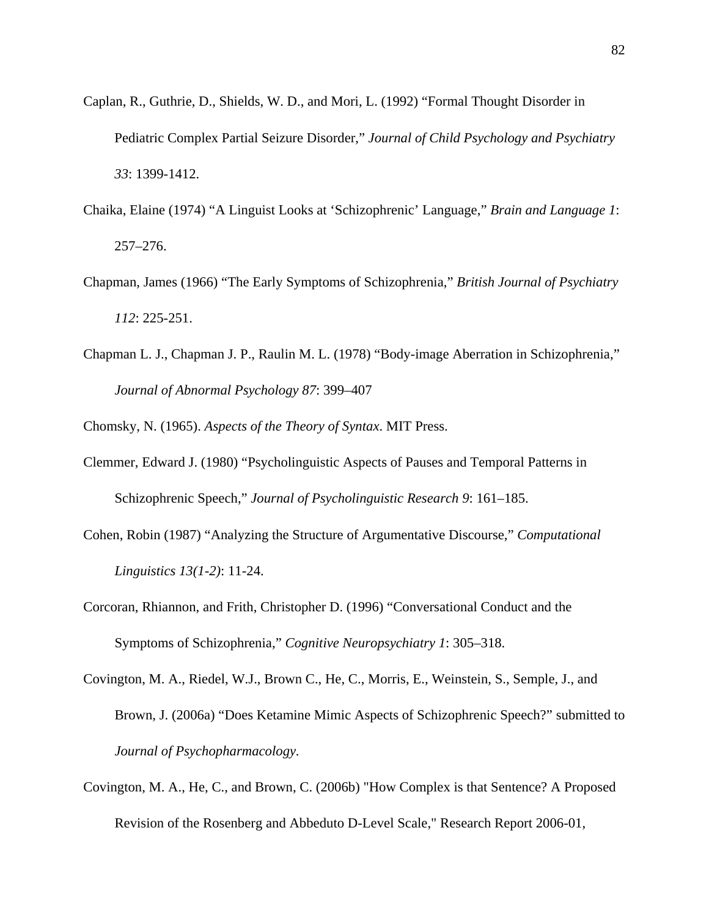Caplan, R., Guthrie, D., Shields, W. D., and Mori, L. (1992) "Formal Thought Disorder in Pediatric Complex Partial Seizure Disorder," *Journal of Child Psychology and Psychiatry 33*: 1399-1412.

Chaika, Elaine (1974) "A Linguist Looks at 'Schizophrenic' Language," *Brain and Language 1*: 257–276.

Chapman, James (1966) "The Early Symptoms of Schizophrenia," *British Journal of Psychiatry 112*: 225-251.

Chapman L. J., Chapman J. P., Raulin M. L. (1978) "Body-image Aberration in Schizophrenia," *Journal of Abnormal Psychology 87*: 399–407

Chomsky, N. (1965). *Aspects of the Theory of Syntax*. MIT Press.

Clemmer, Edward J. (1980) "Psycholinguistic Aspects of Pauses and Temporal Patterns in Schizophrenic Speech," *Journal of Psycholinguistic Research 9*: 161–185.

Cohen, Robin (1987) "Analyzing the Structure of Argumentative Discourse," *Computational Linguistics 13(1-2)*: 11-24.

Corcoran, Rhiannon, and Frith, Christopher D. (1996) "Conversational Conduct and the Symptoms of Schizophrenia," *Cognitive Neuropsychiatry 1*: 305–318.

Covington, M. A., Riedel, W.J., Brown C., He, C., Morris, E., Weinstein, S., Semple, J., and Brown, J. (2006a) "Does Ketamine Mimic Aspects of Schizophrenic Speech?" submitted to *Journal of Psychopharmacology*.

Covington, M. A., He, C., and Brown, C. (2006b) "How Complex is that Sentence? A Proposed Revision of the Rosenberg and Abbeduto D-Level Scale," Research Report 2006-01,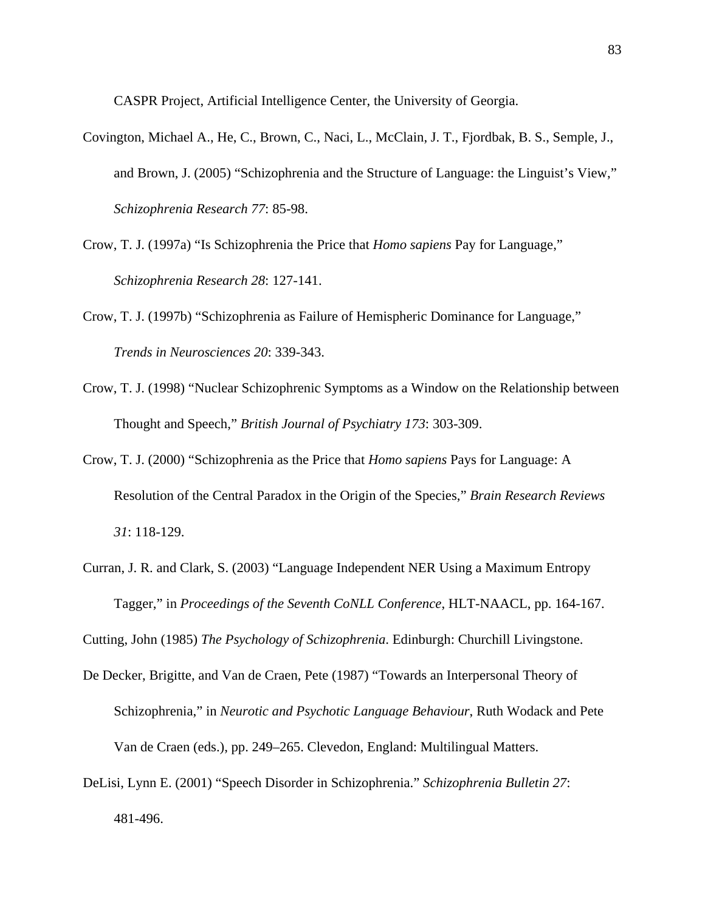CASPR Project, Artificial Intelligence Center, the University of Georgia.

Covington, Michael A., He, C., Brown, C., Naci, L., McClain, J. T., Fjordbak, B. S., Semple, J., and Brown, J. (2005) "Schizophrenia and the Structure of Language: the Linguist's View," *Schizophrenia Research 77*: 85-98.

Crow, T. J. (1997a) "Is Schizophrenia the Price that *Homo sapiens* Pay for Language," *Schizophrenia Research 28*: 127-141.

Crow, T. J. (1997b) "Schizophrenia as Failure of Hemispheric Dominance for Language," *Trends in Neurosciences 20*: 339-343.

Crow, T. J. (1998) "Nuclear Schizophrenic Symptoms as a Window on the Relationship between Thought and Speech," *British Journal of Psychiatry 173*: 303-309.

Crow, T. J. (2000) "Schizophrenia as the Price that *Homo sapiens* Pays for Language: A Resolution of the Central Paradox in the Origin of the Species," *Brain Research Reviews 31*: 118-129.

Curran, J. R. and Clark, S. (2003) "Language Independent NER Using a Maximum Entropy Tagger," in *Proceedings of the Seventh CoNLL Conference*, HLT-NAACL, pp. 164-167.

Cutting, John (1985) *The Psychology of Schizophrenia*. Edinburgh: Churchill Livingstone.

De Decker, Brigitte, and Van de Craen, Pete (1987) "Towards an Interpersonal Theory of Schizophrenia," in *Neurotic and Psychotic Language Behaviour*, Ruth Wodack and Pete Van de Craen (eds.), pp. 249–265. Clevedon, England: Multilingual Matters.

DeLisi, Lynn E. (2001) "Speech Disorder in Schizophrenia." *Schizophrenia Bulletin 27*: 481-496.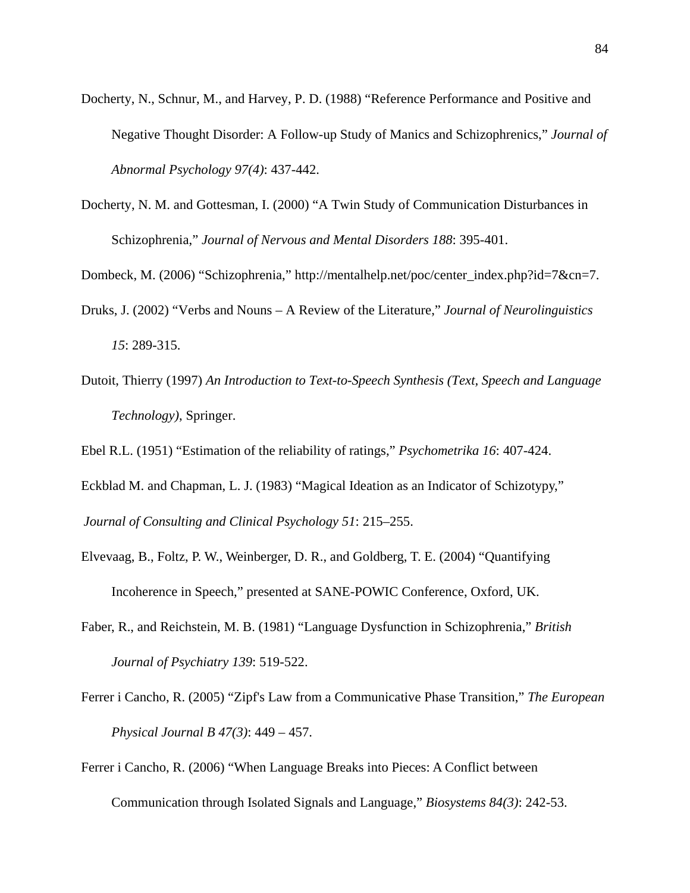Docherty, N., Schnur, M., and Harvey, P. D. (1988) "Reference Performance and Positive and Negative Thought Disorder: A Follow-up Study of Manics and Schizophrenics," *Journal of Abnormal Psychology 97(4)*: 437-442.

Docherty, N. M. and Gottesman, I. (2000) "A Twin Study of Communication Disturbances in Schizophrenia," *Journal of Nervous and Mental Disorders 188*: 395-401.

Dombeck, M. (2006) "Schizophrenia," http://mentalhelp.net/poc/center_index.php?id=7&cn=7.

Druks, J. (2002) "Verbs and Nouns – A Review of the Literature," *Journal of Neurolinguistics 15*: 289-315.

Dutoit, Thierry (1997) *An Introduction to Text-to-Speech Synthesis (Text, Speech and Language Technology)*, Springer.

Ebel R.L. (1951) "Estimation of the reliability of ratings," *Psychometrika 16*: 407-424.

Eckblad M. and Chapman, L. J. (1983) "Magical Ideation as an Indicator of Schizotypy," *Journal of Consulting and Clinical Psychology 51*: 215–255.

Elvevaag, B., Foltz, P. W., Weinberger, D. R., and Goldberg, T. E. (2004) "Quantifying Incoherence in Speech," presented at SANE-POWIC Conference, Oxford, UK.

Faber, R., and Reichstein, M. B. (1981) "Language Dysfunction in Schizophrenia," *British Journal of Psychiatry 139*: 519-522.

Ferrer i Cancho, R. (2005) "Zipf's Law from a Communicative Phase Transition," *The European Physical Journal B 47(3)*: 449 – 457.

Ferrer i Cancho, R. (2006) "When Language Breaks into Pieces: A Conflict between Communication through Isolated Signals and Language," *Biosystems 84(3)*: 242-53.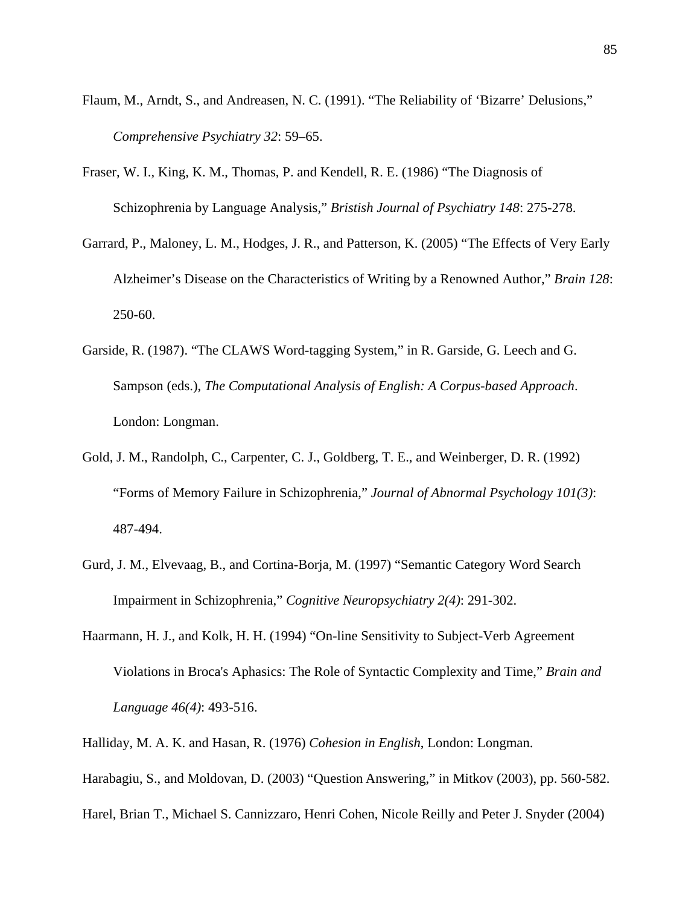Flaum, M., Arndt, S., and Andreasen, N. C. (1991). “The Reliability of ‘Bizarre’ Delusions,” *Comprehensive Psychiatry 32*: 59–65.

Fraser, W. I., King, K. M., Thomas, P. and Kendell, R. E. (1986) “The Diagnosis of Schizophrenia by Language Analysis,” *Bristish Journal of Psychiatry 148*: 275-278.

Garrard, P., Maloney, L. M., Hodges, J. R., and Patterson, K. (2005) “The Effects of Very Early Alzheimer’s Disease on the Characteristics of Writing by a Renowned Author,” *Brain 128*: 250-60.

Garside, R. (1987). “The CLAWS Word-tagging System,” in R. Garside, G. Leech and G. Sampson (eds.), *The Computational Analysis of English: A Corpus-based Approach*. London: Longman.

Gold, J. M., Randolph, C., Carpenter, C. J., Goldberg, T. E., and Weinberger, D. R. (1992) “Forms of Memory Failure in Schizophrenia,” *Journal of Abnormal Psychology 101(3)*: 487-494.

Gurd, J. M., Elvevaag, B., and Cortina-Borja, M. (1997) “Semantic Category Word Search Impairment in Schizophrenia,” *Cognitive Neuropsychiatry 2(4)*: 291-302.

Haarmann, H. J., and Kolk, H. H. (1994) “On-line Sensitivity to Subject-Verb Agreement Violations in Broca's Aphasics: The Role of Syntactic Complexity and Time,” *Brain and Language 46(4)*: 493-516.

Halliday, M. A. K. and Hasan, R. (1976) *Cohesion in English*, London: Longman.

Harabagiu, S., and Moldovan, D. (2003) “Question Answering,” in Mitkov (2003), pp. 560-582.

Harel, Brian T., Michael S. Cannizzaro, Henri Cohen, Nicole Reilly and Peter J. Snyder (2004)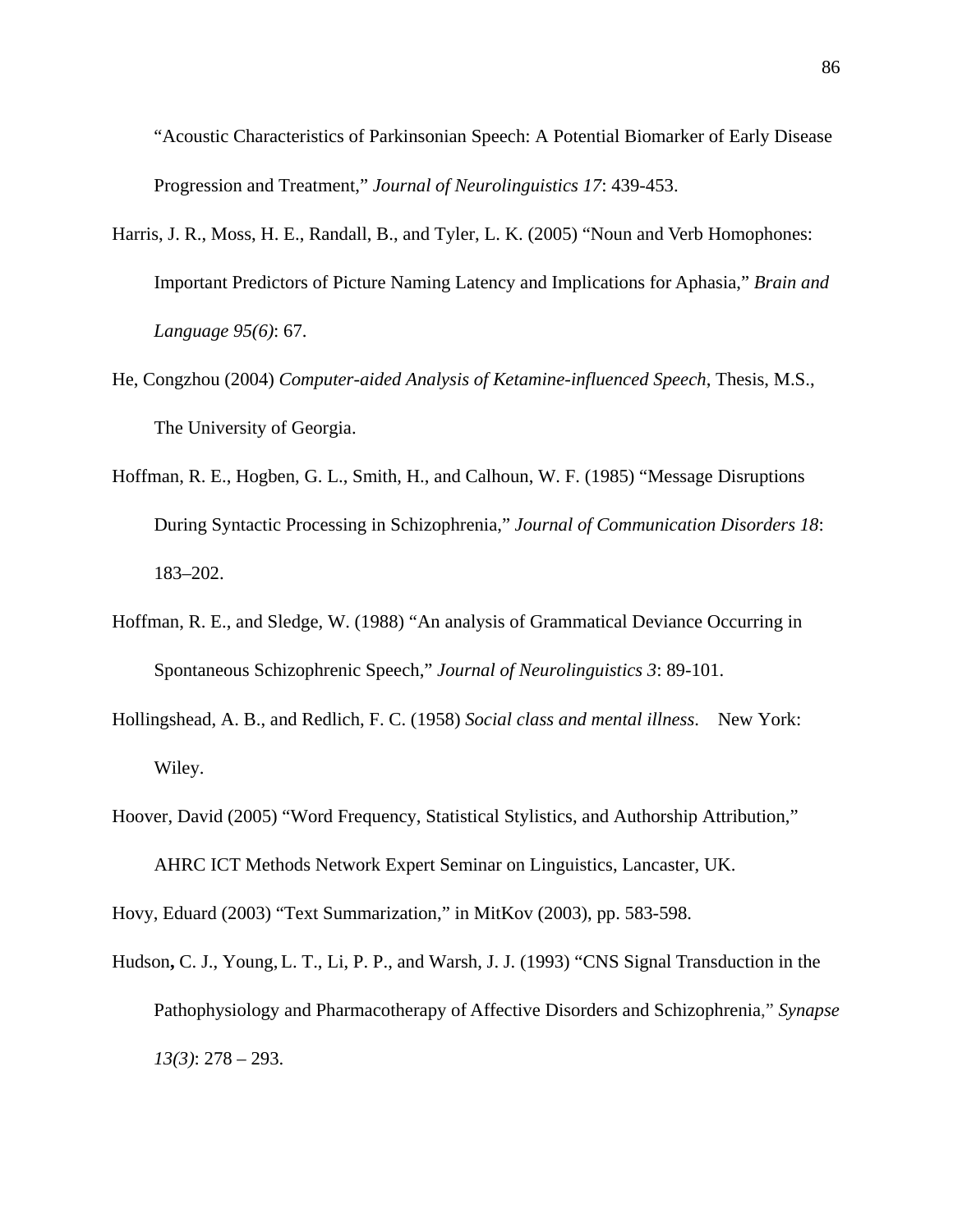"Acoustic Characteristics of Parkinsonian Speech: A Potential Biomarker of Early Disease Progression and Treatment," *Journal of Neurolinguistics 17*: 439-453.

Harris, J. R., Moss, H. E., Randall, B., and Tyler, L. K. (2005) "Noun and Verb Homophones: Important Predictors of Picture Naming Latency and Implications for Aphasia," *Brain and Language 95(6)*: 67.

He, Congzhou (2004) *Computer-aided Analysis of Ketamine-influenced Speech*, Thesis, M.S., The University of Georgia.

Hoffman, R. E., Hogben, G. L., Smith, H., and Calhoun, W. F. (1985) "Message Disruptions During Syntactic Processing in Schizophrenia," *Journal of Communication Disorders 18*: 183–202.

Hoffman, R. E., and Sledge, W. (1988) "An analysis of Grammatical Deviance Occurring in Spontaneous Schizophrenic Speech," *Journal of Neurolinguistics 3*: 89-101.

Hollingshead, A. B., and Redlich, F. C. (1958) *Social class and mental illness*. New York: Wiley.

Hoover, David (2005) "Word Frequency, Statistical Stylistics, and Authorship Attribution," AHRC ICT Methods Network Expert Seminar on Linguistics, Lancaster, UK.

Hovy, Eduard (2003) "Text Summarization," in MitKov (2003), pp. 583-598.

Hudson, C. J., Young, L. T., Li, P. P., and Warsh, J. J. (1993) "CNS Signal Transduction in the Pathophysiology and Pharmacotherapy of Affective Disorders and Schizophrenia," *Synapse 13(3)*: 278 – 293.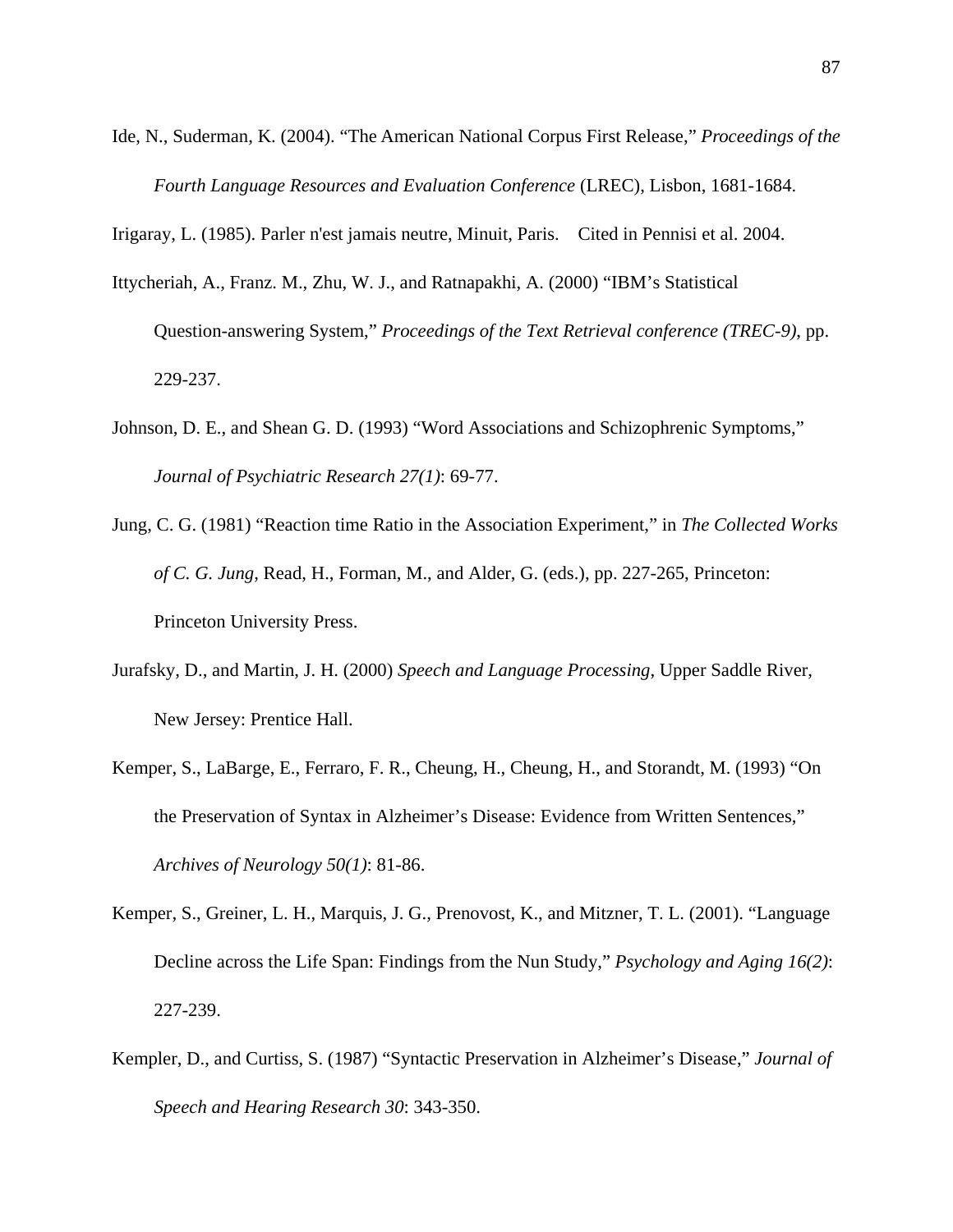Ide, N., Suderman, K. (2004). "The American National Corpus First Release," *Proceedings of the Fourth Language Resources and Evaluation Conference* (LREC), Lisbon, 1681-1684.

Irigaray, L. (1985). Parler n'est jamais neutre, Minuit, Paris.  Cited in Pennisi et al. 2004.

Ittycheriah, A., Franz. M., Zhu, W. J., and Ratnapakhi, A. (2000) "IBM's Statistical Question-answering System," *Proceedings of the Text Retrieval conference (TREC-9)*, pp. 229-237.

Johnson, D. E., and Shean G. D. (1993) "Word Associations and Schizophrenic Symptoms," *Journal of Psychiatric Research 27(1)*: 69-77.

Jung, C. G. (1981) "Reaction time Ratio in the Association Experiment," in *The Collected Works of C. G. Jung*, Read, H., Forman, M., and Alder, G. (eds.), pp. 227-265, Princeton: Princeton University Press.

Jurafsky, D., and Martin, J. H. (2000) *Speech and Language Processing*, Upper Saddle River, New Jersey: Prentice Hall.

Kemper, S., LaBarge, E., Ferraro, F. R., Cheung, H., Cheung, H., and Storandt, M. (1993) "On the Preservation of Syntax in Alzheimer's Disease: Evidence from Written Sentences," *Archives of Neurology 50(1)*: 81-86.

Kemper, S., Greiner, L. H., Marquis, J. G., Prenovost, K., and Mitzner, T. L. (2001). "Language Decline across the Life Span: Findings from the Nun Study," *Psychology and Aging 16(2)*: 227-239.

Kempler, D., and Curtiss, S. (1987) "Syntactic Preservation in Alzheimer's Disease," *Journal of Speech and Hearing Research 30*: 343-350.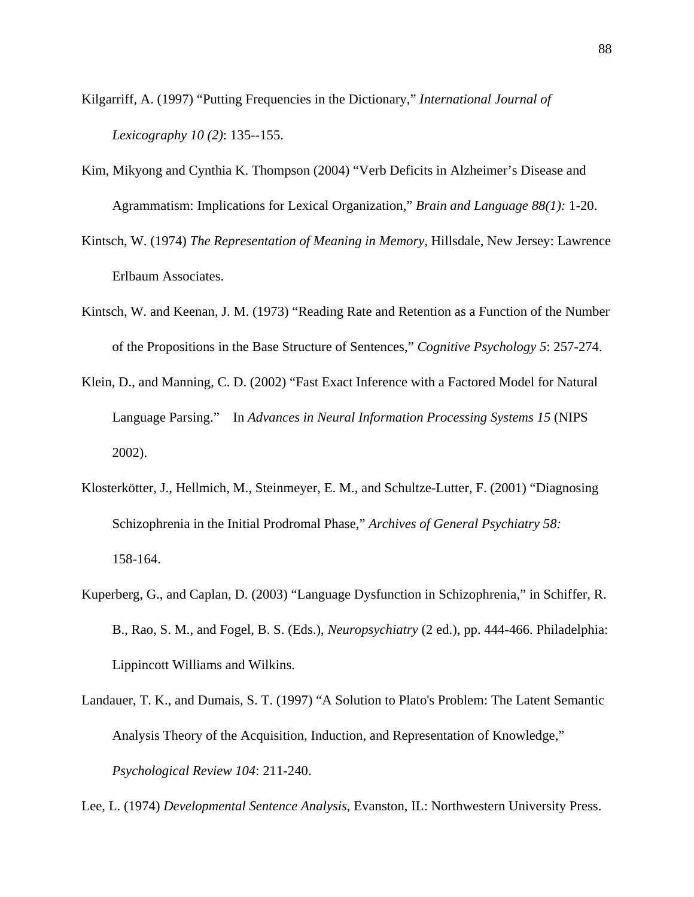Kilgarriff, A. (1997) "Putting Frequencies in the Dictionary," *International Journal of Lexicography 10 (2)*: 135--155.

Kim, Mikyong and Cynthia K. Thompson (2004) "Verb Deficits in Alzheimer's Disease and Agrammatism: Implications for Lexical Organization," *Brain and Language 88(1):* 1-20.

Kintsch, W. (1974) *The Representation of Meaning in Memory*, Hillsdale, New Jersey: Lawrence Erlbaum Associates.

Kintsch, W. and Keenan, J. M. (1973) "Reading Rate and Retention as a Function of the Number of the Propositions in the Base Structure of Sentences," *Cognitive Psychology 5*: 257-274.

Klein, D., and Manning, C. D. (2002) "Fast Exact Inference with a Factored Model for Natural Language Parsing." In *Advances in Neural Information Processing Systems 15* (NIPS 2002).

Klosterkötter, J., Hellmich, M., Steinmeyer, E. M., and Schultze-Lutter, F. (2001) "Diagnosing Schizophrenia in the Initial Prodromal Phase," *Archives of General Psychiatry 58:* 158-164.

Kuperberg, G., and Caplan, D. (2003) "Language Dysfunction in Schizophrenia," in Schiffer, R. B., Rao, S. M., and Fogel, B. S. (Eds.), *Neuropsychiatry* (2 ed.), pp. 444-466. Philadelphia: Lippincott Williams and Wilkins.

Landauer, T. K., and Dumais, S. T. (1997) "A Solution to Plato's Problem: The Latent Semantic Analysis Theory of the Acquisition, Induction, and Representation of Knowledge," *Psychological Review 104*: 211-240.

Lee, L. (1974) *Developmental Sentence Analysis*, Evanston, IL: Northwestern University Press.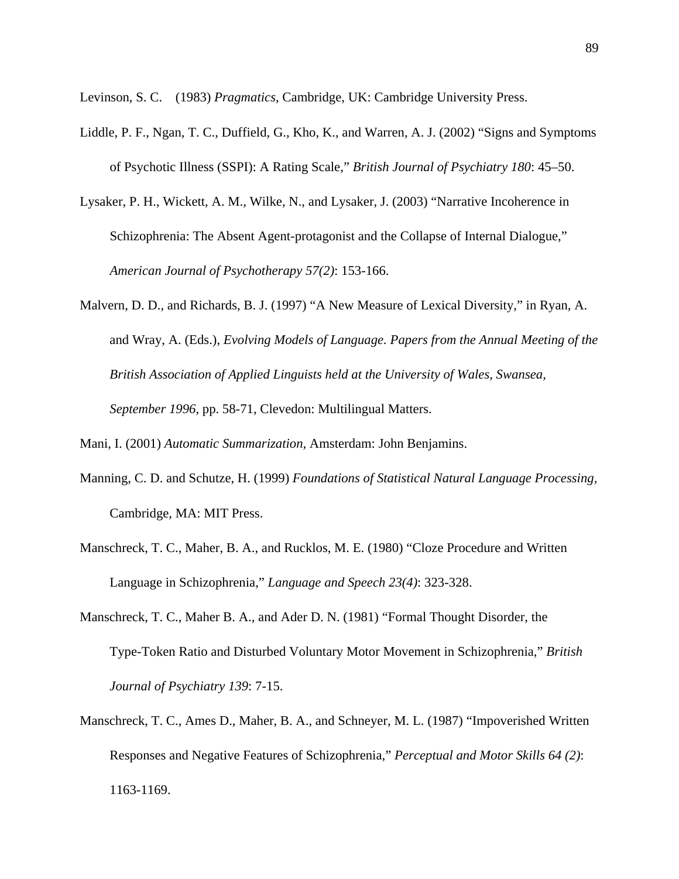Levinson, S. C. (1983) *Pragmatics*, Cambridge, UK: Cambridge University Press.

Liddle, P. F., Ngan, T. C., Duffield, G., Kho, K., and Warren, A. J. (2002) “Signs and Symptoms of Psychotic Illness (SSPI): A Rating Scale,” *British Journal of Psychiatry 180*: 45–50.

Lysaker, P. H., Wickett, A. M., Wilke, N., and Lysaker, J. (2003) “Narrative Incoherence in Schizophrenia: The Absent Agent-protagonist and the Collapse of Internal Dialogue,” *American Journal of Psychotherapy 57(2)*: 153-166.

Malvern, D. D., and Richards, B. J. (1997) “A New Measure of Lexical Diversity,” in Ryan, A. and Wray, A. (Eds.), *Evolving Models of Language. Papers from the Annual Meeting of the British Association of Applied Linguists held at the University of Wales, Swansea, September 1996*, pp. 58-71, Clevedon: Multilingual Matters.

Mani, I. (2001) *Automatic Summarization*, Amsterdam: John Benjamins.

Manning, C. D. and Schutze, H. (1999) *Foundations of Statistical Natural Language Processing,* Cambridge, MA: MIT Press.

Manschreck, T. C., Maher, B. A., and Rucklos, M. E. (1980) “Cloze Procedure and Written Language in Schizophrenia,” *Language and Speech 23(4)*: 323-328.

Manschreck, T. C., Maher B. A., and Ader D. N. (1981) “Formal Thought Disorder, the Type-Token Ratio and Disturbed Voluntary Motor Movement in Schizophrenia,” *British Journal of Psychiatry 139*: 7-15.

Manschreck, T. C., Ames D., Maher, B. A., and Schneyer, M. L. (1987) “Impoverished Written Responses and Negative Features of Schizophrenia,” *Perceptual and Motor Skills 64 (2)*: 1163-1169.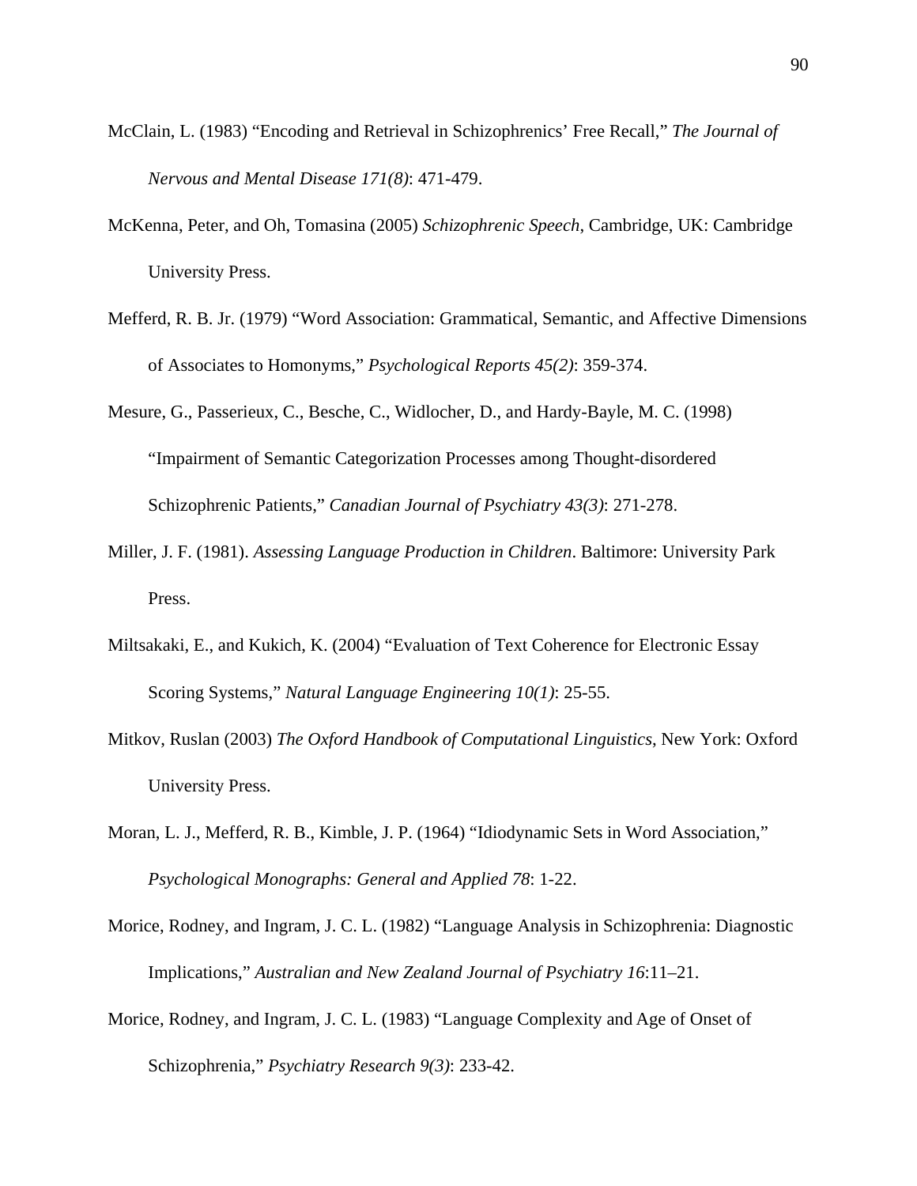McClain, L. (1983) “Encoding and Retrieval in Schizophrenics’ Free Recall,” *The Journal of Nervous and Mental Disease 171(8)*: 471-479.

McKenna, Peter, and Oh, Tomasina (2005) *Schizophrenic Speech*, Cambridge, UK: Cambridge University Press.

Mefferd, R. B. Jr. (1979) “Word Association: Grammatical, Semantic, and Affective Dimensions of Associates to Homonyms,” *Psychological Reports 45(2)*: 359-374.

Mesure, G., Passerieux, C., Besche, C., Widlocher, D., and Hardy-Bayle, M. C. (1998) “Impairment of Semantic Categorization Processes among Thought-disordered Schizophrenic Patients,” *Canadian Journal of Psychiatry 43(3)*: 271-278.

Miller, J. F. (1981). *Assessing Language Production in Children*. Baltimore: University Park Press.

Miltsakaki, E., and Kukich, K. (2004) “Evaluation of Text Coherence for Electronic Essay Scoring Systems,” *Natural Language Engineering 10(1)*: 25-55.

Mitkov, Ruslan (2003) *The Oxford Handbook of Computational Linguistics*, New York: Oxford University Press.

Moran, L. J., Mefferd, R. B., Kimble, J. P. (1964) “Idiodynamic Sets in Word Association,” *Psychological Monographs: General and Applied 78*: 1-22.

Morice, Rodney, and Ingram, J. C. L. (1982) “Language Analysis in Schizophrenia: Diagnostic Implications,” *Australian and New Zealand Journal of Psychiatry 16*:11–21.

Morice, Rodney, and Ingram, J. C. L. (1983) “Language Complexity and Age of Onset of Schizophrenia,” *Psychiatry Research 9(3)*: 233-42.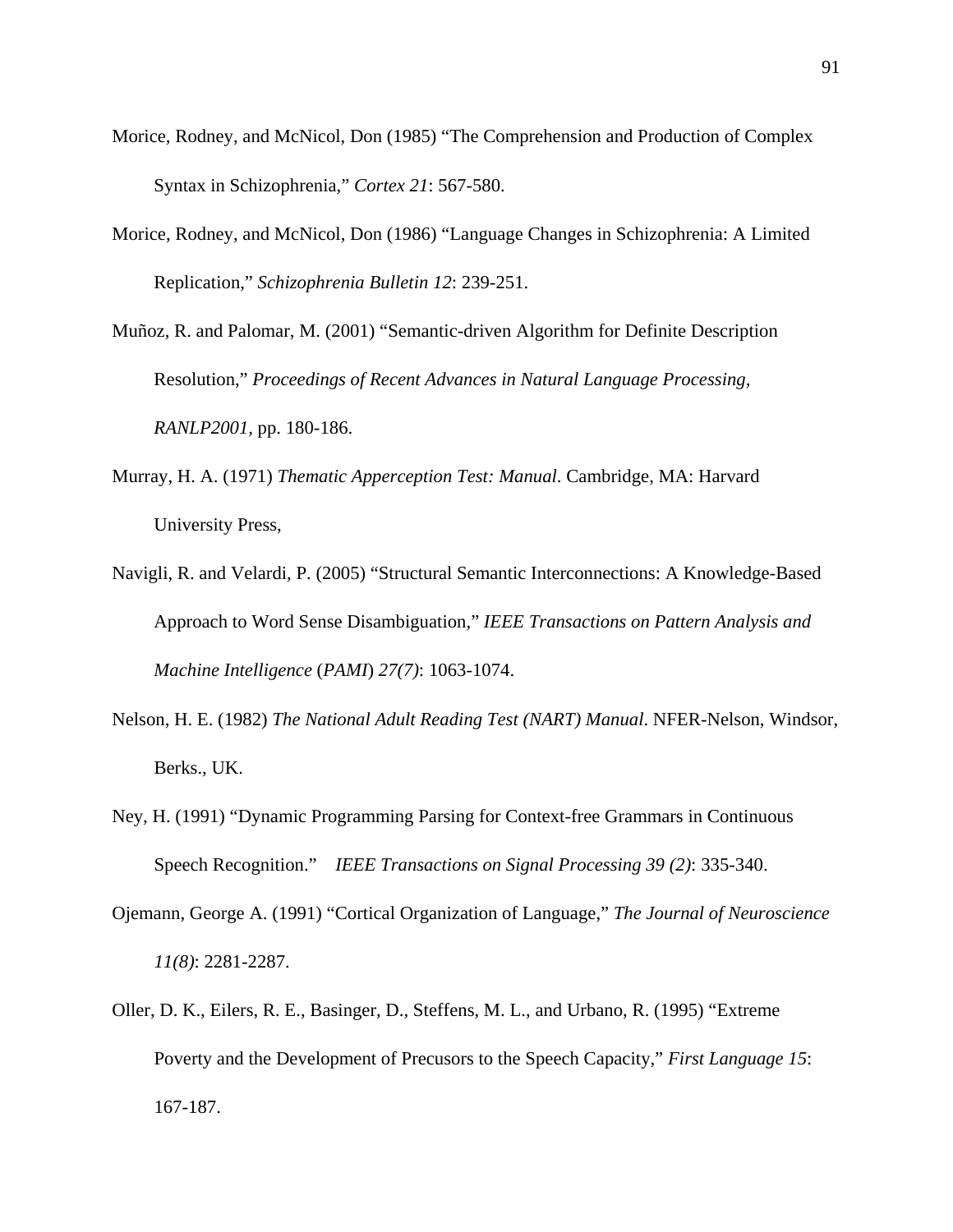Morice, Rodney, and McNicol, Don (1985) "The Comprehension and Production of Complex Syntax in Schizophrenia," *Cortex 21*: 567-580.

Morice, Rodney, and McNicol, Don (1986) "Language Changes in Schizophrenia: A Limited Replication," *Schizophrenia Bulletin 12*: 239-251.

Muñoz, R. and Palomar, M. (2001) "Semantic-driven Algorithm for Definite Description Resolution," *Proceedings of Recent Advances in Natural Language Processing, RANLP2001,* pp. 180-186.

Murray, H. A. (1971) *Thematic Apperception Test: Manual*. Cambridge, MA: Harvard University Press,

Navigli, R. and Velardi, P. (2005) "Structural Semantic Interconnections: A Knowledge-Based Approach to Word Sense Disambiguation," *IEEE Transactions on Pattern Analysis and Machine Intelligence* (*PAMI*) *27(7)*: 1063-1074.

Nelson, H. E. (1982) *The National Adult Reading Test (NART) Manual*. NFER-Nelson, Windsor, Berks., UK.

Ney, H. (1991) "Dynamic Programming Parsing for Context-free Grammars in Continuous Speech Recognition." *IEEE Transactions on Signal Processing 39 (2)*: 335-340.

Ojemann, George A. (1991) "Cortical Organization of Language," *The Journal of Neuroscience 11(8)*: 2281-2287.

Oller, D. K., Eilers, R. E., Basinger, D., Steffens, M. L., and Urbano, R. (1995) "Extreme Poverty and the Development of Precusors to the Speech Capacity," *First Language 15*: 167-187.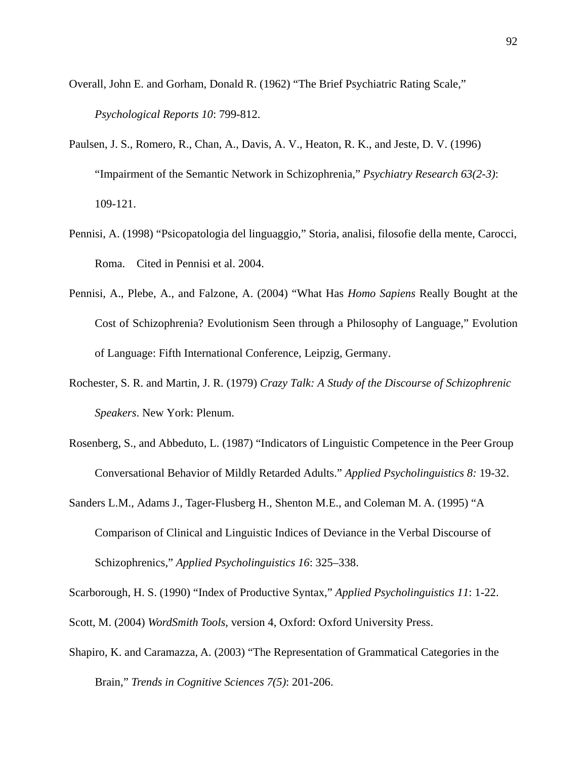Overall, John E. and Gorham, Donald R. (1962) "The Brief Psychiatric Rating Scale," *Psychological Reports 10*: 799-812.

Paulsen, J. S., Romero, R., Chan, A., Davis, A. V., Heaton, R. K., and Jeste, D. V. (1996) "Impairment of the Semantic Network in Schizophrenia," *Psychiatry Research 63(2-3)*: 109-121.

Pennisi, A. (1998) "Psicopatologia del linguaggio," Storia, analisi, filosofie della mente, Carocci, Roma.    Cited in Pennisi et al. 2004.

Pennisi, A., Plebe, A., and Falzone, A. (2004) "What Has *Homo Sapiens* Really Bought at the Cost of Schizophrenia? Evolutionism Seen through a Philosophy of Language," Evolution of Language: Fifth International Conference, Leipzig, Germany.

Rochester, S. R. and Martin, J. R. (1979) *Crazy Talk: A Study of the Discourse of Schizophrenic Speakers*. New York: Plenum.

Rosenberg, S., and Abbeduto, L. (1987) "Indicators of Linguistic Competence in the Peer Group Conversational Behavior of Mildly Retarded Adults." *Applied Psycholinguistics 8:* 19-32.

Sanders L.M., Adams J., Tager-Flusberg H., Shenton M.E., and Coleman M. A. (1995) "A Comparison of Clinical and Linguistic Indices of Deviance in the Verbal Discourse of Schizophrenics," *Applied Psycholinguistics 16*: 325–338.

Scarborough, H. S. (1990) "Index of Productive Syntax," *Applied Psycholinguistics 11*: 1-22.

Scott, M. (2004) *WordSmith Tools*, version 4, Oxford: Oxford University Press.

Shapiro, K. and Caramazza, A. (2003) "The Representation of Grammatical Categories in the Brain," *Trends in Cognitive Sciences 7(5)*: 201-206.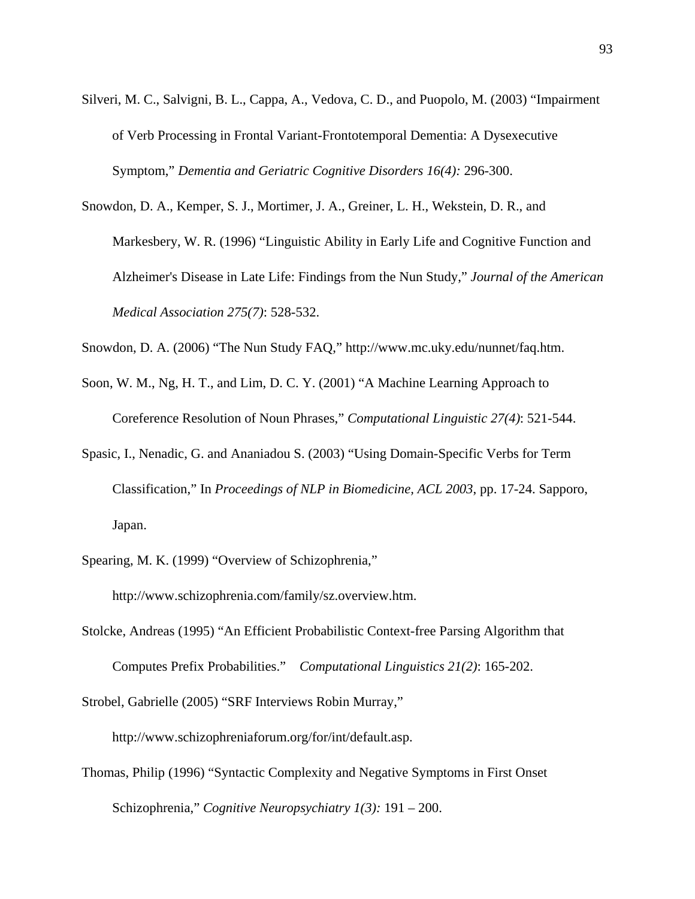Silveri, M. C., Salvigni, B. L., Cappa, A., Vedova, C. D., and Puopolo, M. (2003) "Impairment of Verb Processing in Frontal Variant-Frontotemporal Dementia: A Dysexecutive Symptom," *Dementia and Geriatric Cognitive Disorders 16(4):* 296-300.

Snowdon, D. A., Kemper, S. J., Mortimer, J. A., Greiner, L. H., Wekstein, D. R., and Markesbery, W. R. (1996) "Linguistic Ability in Early Life and Cognitive Function and Alzheimer's Disease in Late Life: Findings from the Nun Study," *Journal of the American Medical Association 275(7)*: 528-532.

Snowdon, D. A. (2006) "The Nun Study FAQ," http://www.mc.uky.edu/nunnet/faq.htm.

Soon, W. M., Ng, H. T., and Lim, D. C. Y. (2001) "A Machine Learning Approach to Coreference Resolution of Noun Phrases," *Computational Linguistic 27(4)*: 521-544.

Spasic, I., Nenadic, G. and Ananiadou S. (2003) "Using Domain-Specific Verbs for Term Classification," In *Proceedings of NLP in Biomedicine, ACL 2003*, pp. 17-24. Sapporo, Japan.

Spearing, M. K. (1999) "Overview of Schizophrenia," http://www.schizophrenia.com/family/sz.overview.htm.

Stolcke, Andreas (1995) "An Efficient Probabilistic Context-free Parsing Algorithm that Computes Prefix Probabilities." *Computational Linguistics 21(2)*: 165-202.

Strobel, Gabrielle (2005) "SRF Interviews Robin Murray," http://www.schizophreniaforum.org/for/int/default.asp.

Thomas, Philip (1996) "Syntactic Complexity and Negative Symptoms in First Onset Schizophrenia," *Cognitive Neuropsychiatry 1(3):* 191 – 200.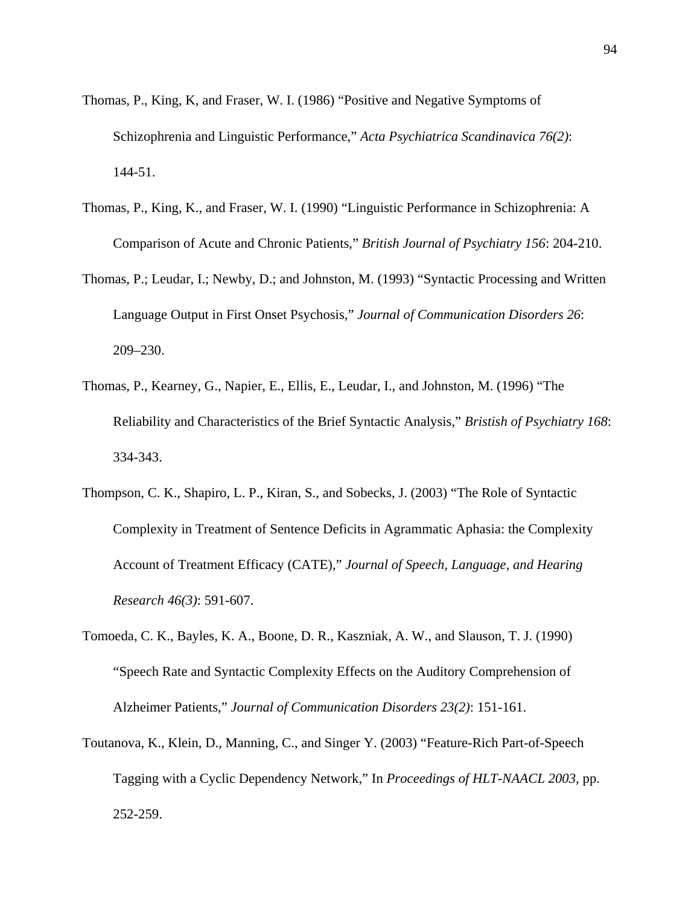Thomas, P., King, K, and Fraser, W. I. (1986) "Positive and Negative Symptoms of Schizophrenia and Linguistic Performance," *Acta Psychiatrica Scandinavica 76(2)*: 144-51.

Thomas, P., King, K., and Fraser, W. I. (1990) "Linguistic Performance in Schizophrenia: A Comparison of Acute and Chronic Patients," *British Journal of Psychiatry 156*: 204-210.

Thomas, P.; Leudar, I.; Newby, D.; and Johnston, M. (1993) "Syntactic Processing and Written Language Output in First Onset Psychosis," *Journal of Communication Disorders 26*: 209–230.

Thomas, P., Kearney, G., Napier, E., Ellis, E., Leudar, I., and Johnston, M. (1996) "The Reliability and Characteristics of the Brief Syntactic Analysis," *Bristish of Psychiatry 168*: 334-343.

Thompson, C. K., Shapiro, L. P., Kiran, S., and Sobecks, J. (2003) "The Role of Syntactic Complexity in Treatment of Sentence Deficits in Agrammatic Aphasia: the Complexity Account of Treatment Efficacy (CATE)," *Journal of Speech, Language, and Hearing Research 46(3)*: 591-607.

Tomoeda, C. K., Bayles, K. A., Boone, D. R., Kaszniak, A. W., and Slauson, T. J. (1990) "Speech Rate and Syntactic Complexity Effects on the Auditory Comprehension of Alzheimer Patients," *Journal of Communication Disorders 23(2)*: 151-161.

Toutanova, K., Klein, D., Manning, C., and Singer Y. (2003) "Feature-Rich Part-of-Speech Tagging with a Cyclic Dependency Network," In *Proceedings of HLT-NAACL 2003*, pp. 252-259.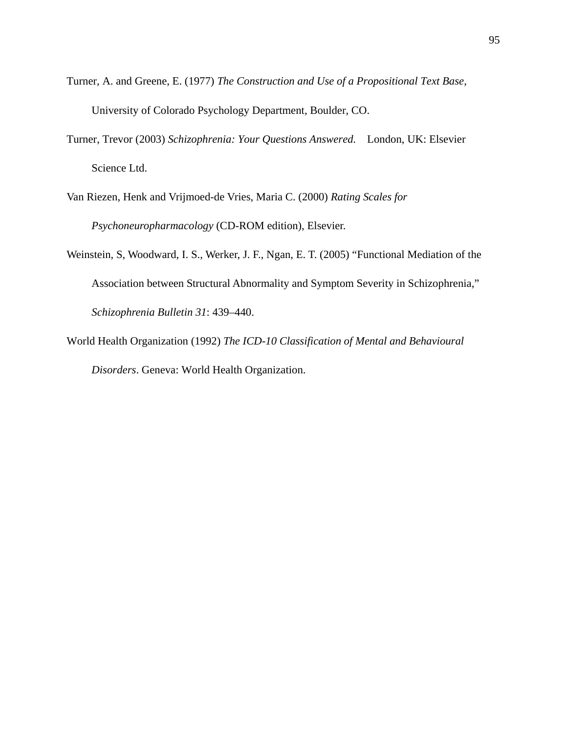Turner, A. and Greene, E. (1977) *The Construction and Use of a Propositional Text Base,* University of Colorado Psychology Department, Boulder, CO.

Turner, Trevor (2003) *Schizophrenia: Your Questions Answered.* London, UK: Elsevier Science Ltd.

Van Riezen, Henk and Vrijmoed-de Vries, Maria C. (2000) *Rating Scales for Psychoneuropharmacology* (CD-ROM edition), Elsevier.

Weinstein, S, Woodward, I. S., Werker, J. F., Ngan, E. T. (2005) "Functional Mediation of the Association between Structural Abnormality and Symptom Severity in Schizophrenia," *Schizophrenia Bulletin 31*: 439–440.

World Health Organization (1992) *The ICD-10 Classification of Mental and Behavioural Disorders*. Geneva: World Health Organization.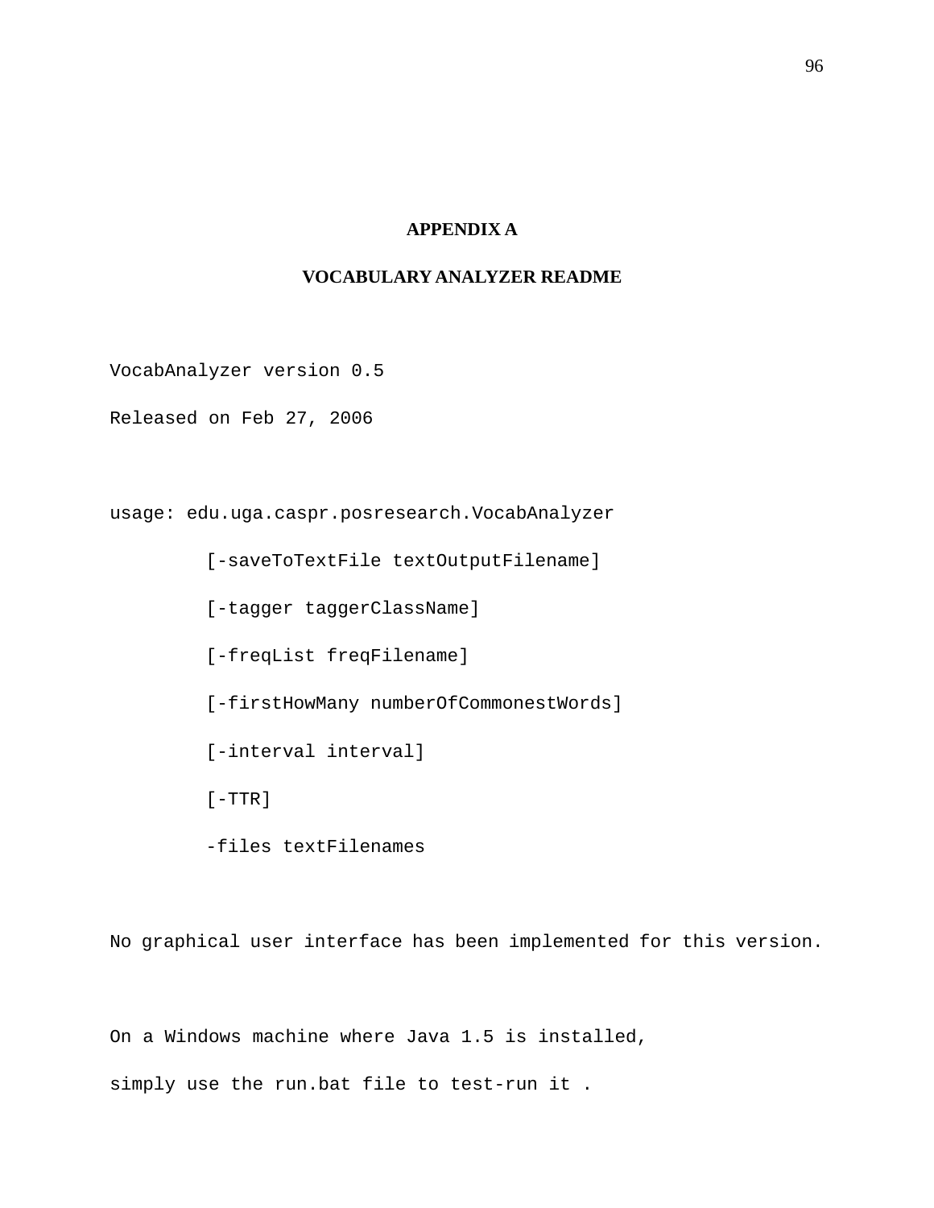# APPENDIX A

## VOCABULARY ANALYZER README

```
VocabAnalyzer version 0.5

Released on Feb 27, 2006


usage: edu.uga.caspr.posresearch.VocabAnalyzer

        [-saveToTextFile textOutputFilename]

        [-tagger taggerClassName]

        [-freqList freqFilename]

        [-firstHowMany numberOfCommonestWords]

        [-interval interval]

        [-TTR]

        -files textFilenames


No graphical user interface has been implemented for this version.


On a Windows machine where Java 1.5 is installed,

simply use the run.bat file to test-run it .
```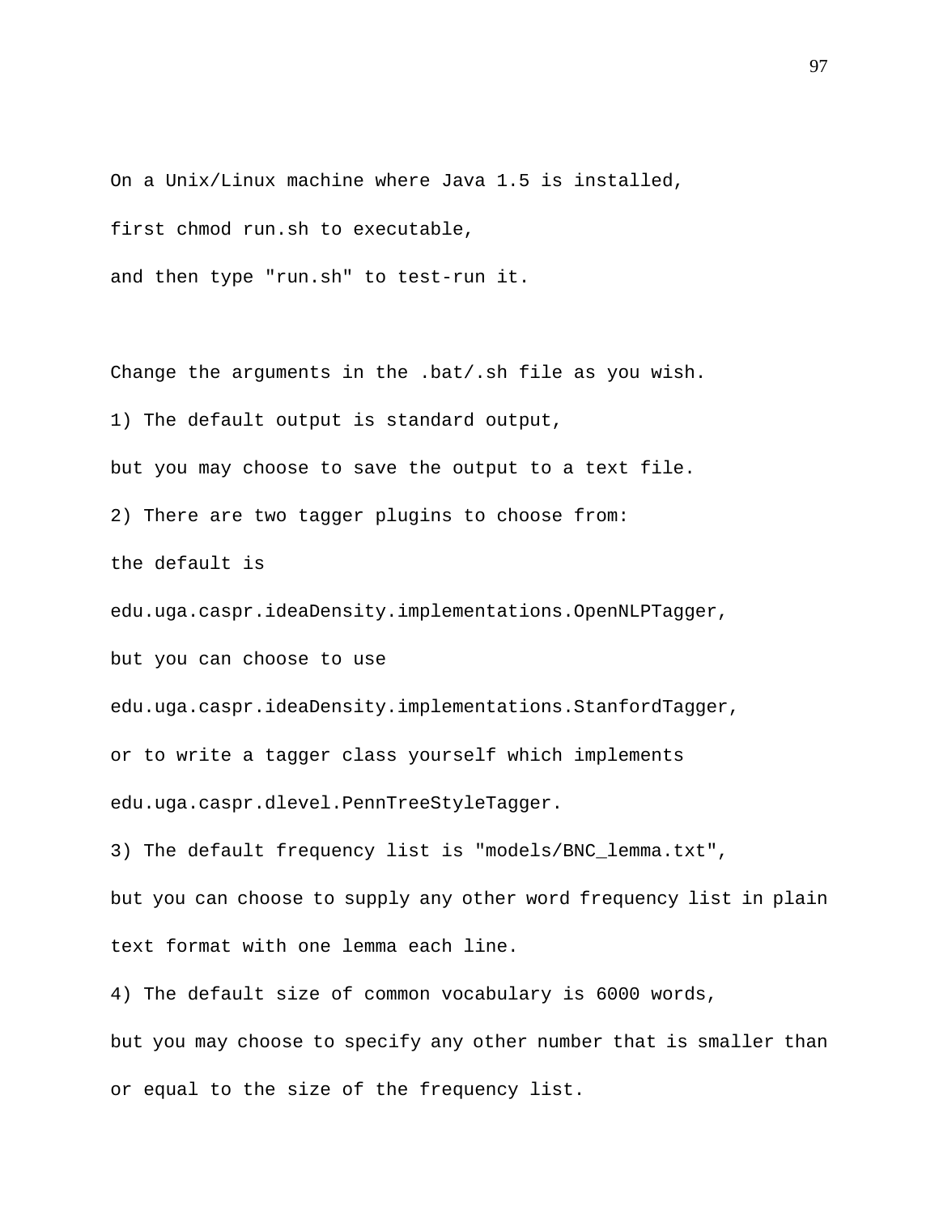```
On a Unix/Linux machine where Java 1.5 is installed,
first chmod run.sh to executable,
and then type "run.sh" to test-run it.


Change the arguments in the .bat/.sh file as you wish.
1) The default output is standard output,
but you may choose to save the output to a text file.
2) There are two tagger plugins to choose from:
the default is
edu.uga.caspr.ideaDensity.implementations.OpenNLPTagger,
but you can choose to use
edu.uga.caspr.ideaDensity.implementations.StanfordTagger,
or to write a tagger class yourself which implements
edu.uga.caspr.dlevel.PennTreeStyleTagger.
3) The default frequency list is "models/BNC_lemma.txt",
but you can choose to supply any other word frequency list in plain
text format with one lemma each line.
4) The default size of common vocabulary is 6000 words,
but you may choose to specify any other number that is smaller than
or equal to the size of the frequency list.
```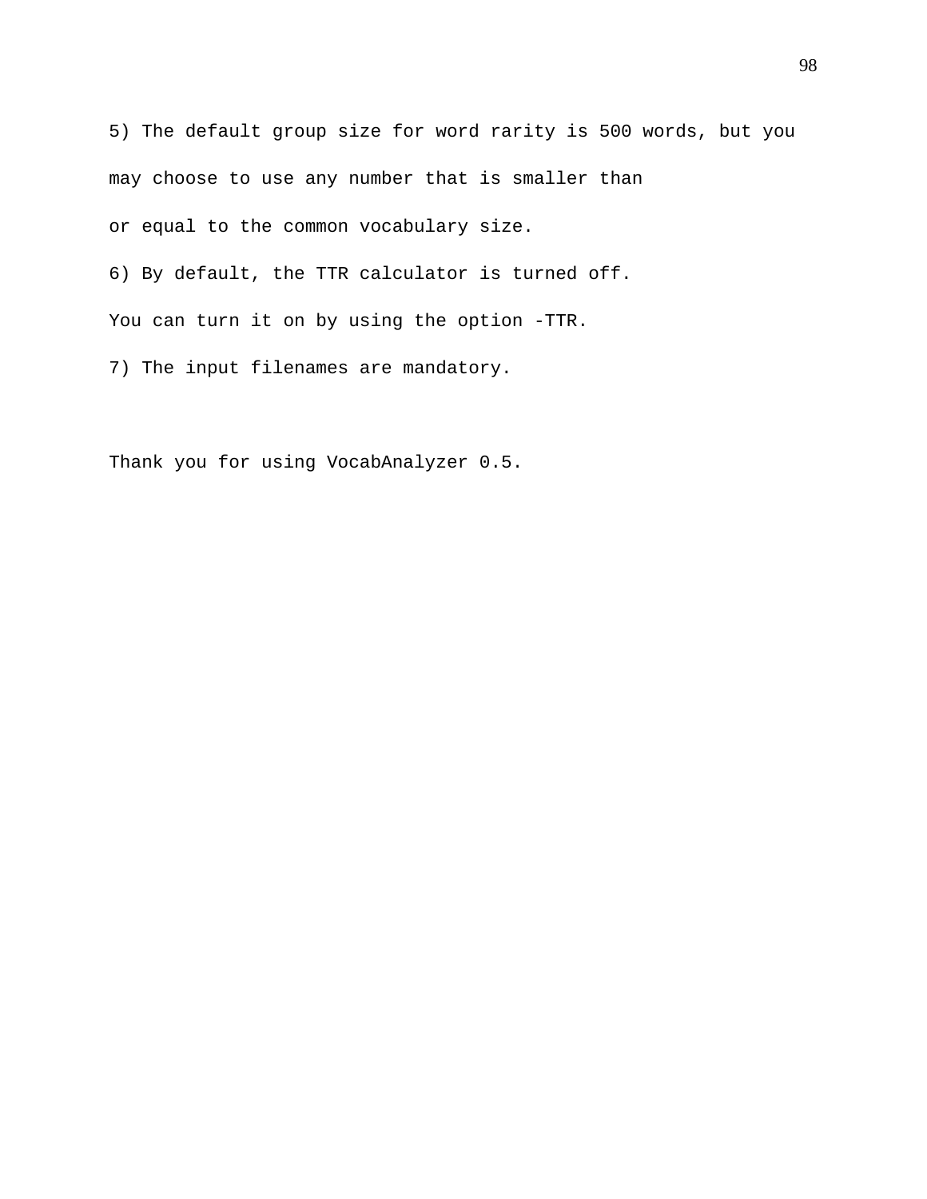5) The default group size for word rarity is 500 words, but you may choose to use any number that is smaller than or equal to the common vocabulary size.

6) By default, the TTR calculator is turned off. You can turn it on by using the option -TTR.

7) The input filenames are mandatory.

Thank you for using VocabAnalyzer 0.5.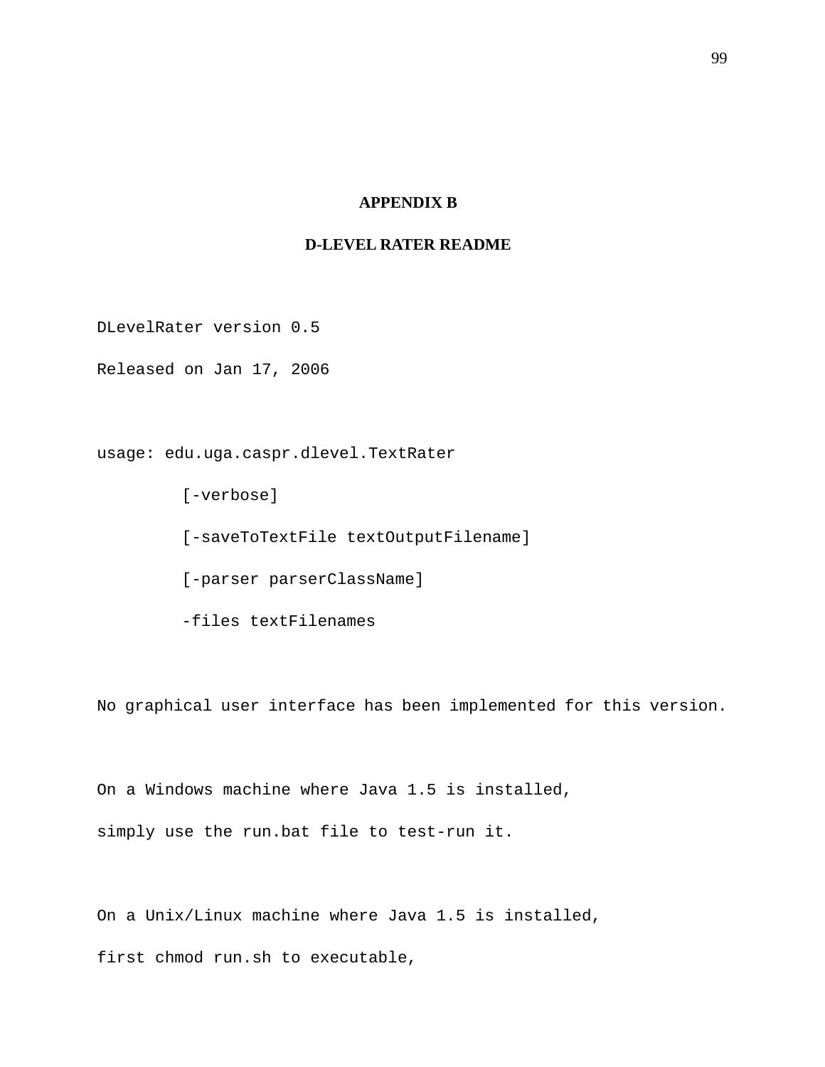# APPENDIX B

## D-LEVEL RATER README

```
DLevelRater version 0.5

Released on Jan 17, 2006


usage: edu.uga.caspr.dlevel.TextRater

         [-verbose]

         [-saveToTextFile textOutputFilename]

         [-parser parserClassName]

         -files textFilenames


No graphical user interface has been implemented for this version.


On a Windows machine where Java 1.5 is installed,

simply use the run.bat file to test-run it.


On a Unix/Linux machine where Java 1.5 is installed,

first chmod run.sh to executable,
```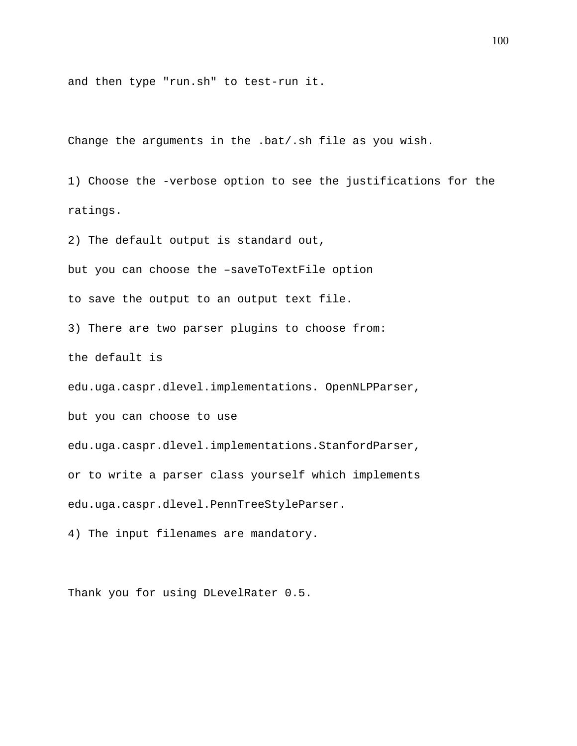and then type "run.sh" to test-run it.

Change the arguments in the .bat/.sh file as you wish.

1) Choose the -verbose option to see the justifications for the ratings.

2) The default output is standard out, but you can choose the –saveToTextFile option to save the output to an output text file.

3) There are two parser plugins to choose from: the default is edu.uga.caspr.dlevel.implementations. OpenNLPParser, but you can choose to use edu.uga.caspr.dlevel.implementations.StanfordParser, or to write a parser class yourself which implements edu.uga.caspr.dlevel.PennTreeStyleParser.

4) The input filenames are mandatory.

Thank you for using DLevelRater 0.5.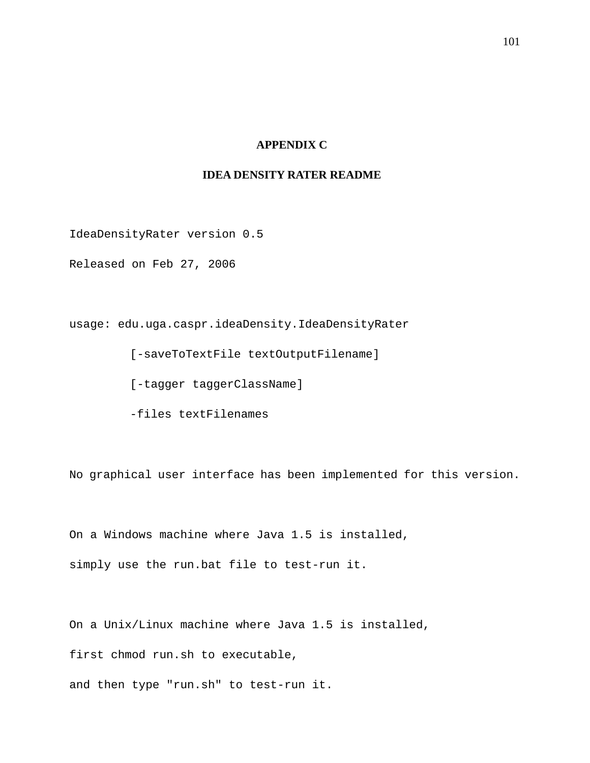# APPENDIX C

## IDEA DENSITY RATER README

```
IdeaDensityRater version 0.5

Released on Feb 27, 2006


usage: edu.uga.caspr.ideaDensity.IdeaDensityRater

         [-saveToTextFile textOutputFilename]

         [-tagger taggerClassName]

         -files textFilenames


No graphical user interface has been implemented for this version.


On a Windows machine where Java 1.5 is installed,

simply use the run.bat file to test-run it.


On a Unix/Linux machine where Java 1.5 is installed,

first chmod run.sh to executable,

and then type "run.sh" to test-run it.
```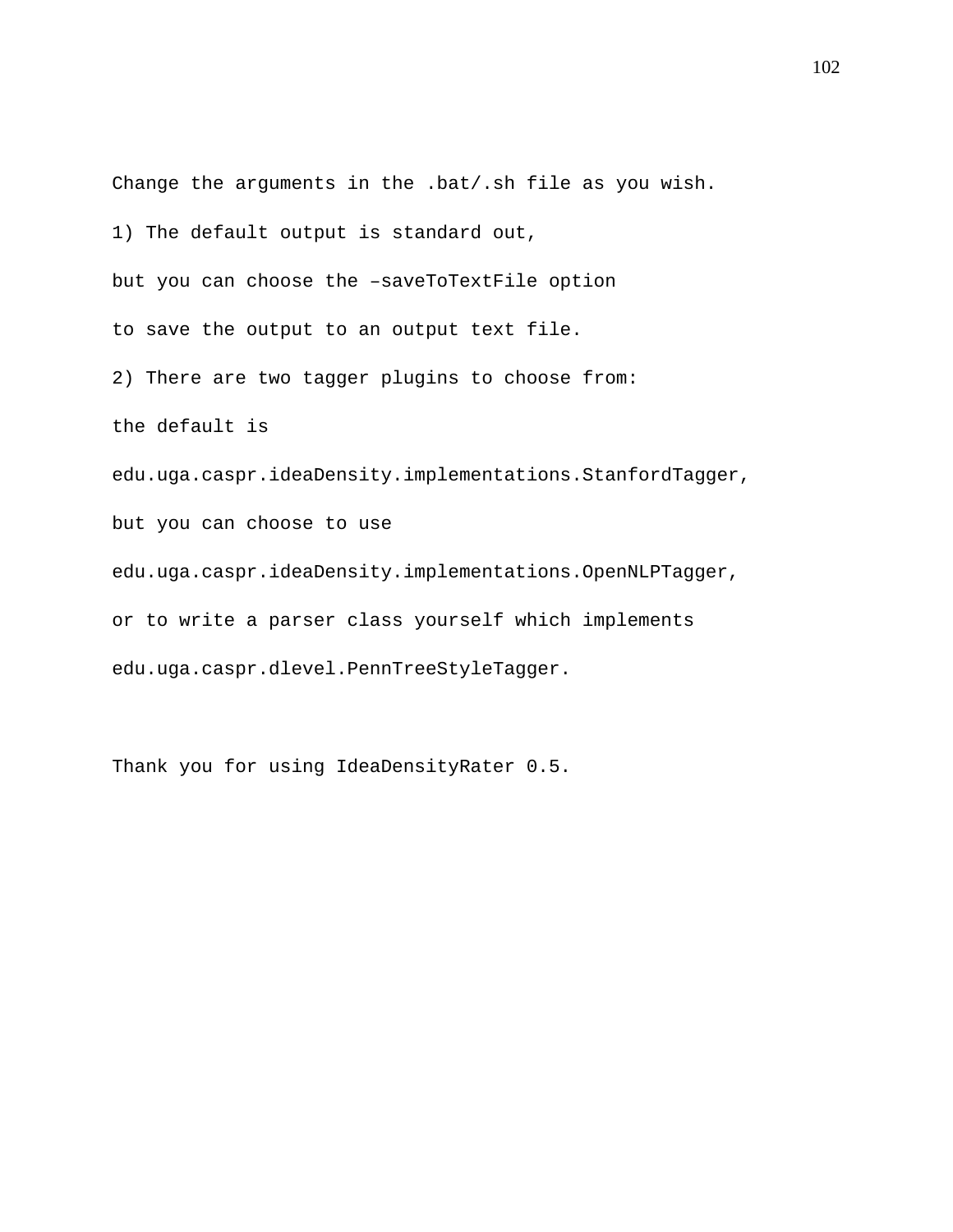Change the arguments in the .bat/.sh file as you wish.

1) The default output is standard out,

but you can choose the –saveToTextFile option

to save the output to an output text file.

2) There are two tagger plugins to choose from:

the default is

edu.uga.caspr.ideaDensity.implementations.StanfordTagger,

but you can choose to use

edu.uga.caspr.ideaDensity.implementations.OpenNLPTagger,

or to write a parser class yourself which implements

edu.uga.caspr.dlevel.PennTreeStyleTagger.

Thank you for using IdeaDensityRater 0.5.